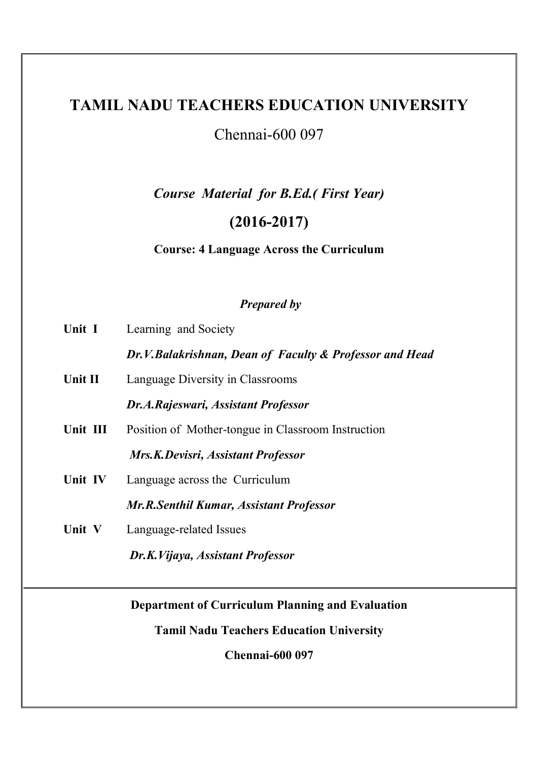# TAMIL NADU TEACHERS EDUCATION UNIVERSITY

Chennai-600 097

***Course Material for B.Ed.( First Year)***

## (2016-2017)

**Course: 4 Language Across the Curriculum**

***Prepared by***

**Unit I** Learning and Society

***Dr.V.Balakrishnan, Dean of Faculty & Professor and Head***

**Unit II** Language Diversity in Classrooms

***Dr.A.Rajeswari, Assistant Professor***

**Unit III** Position of Mother-tongue in Classroom Instruction

***Mrs.K.Devisri, Assistant Professor***

**Unit IV** Language across the Curriculum

***Mr.R.Senthil Kumar, Assistant Professor***

**Unit V** Language-related Issues

***Dr.K.Vijaya, Assistant Professor***

---

**Department of Curriculum Planning and Evaluation**

**Tamil Nadu Teachers Education University**

**Chennai-600 097**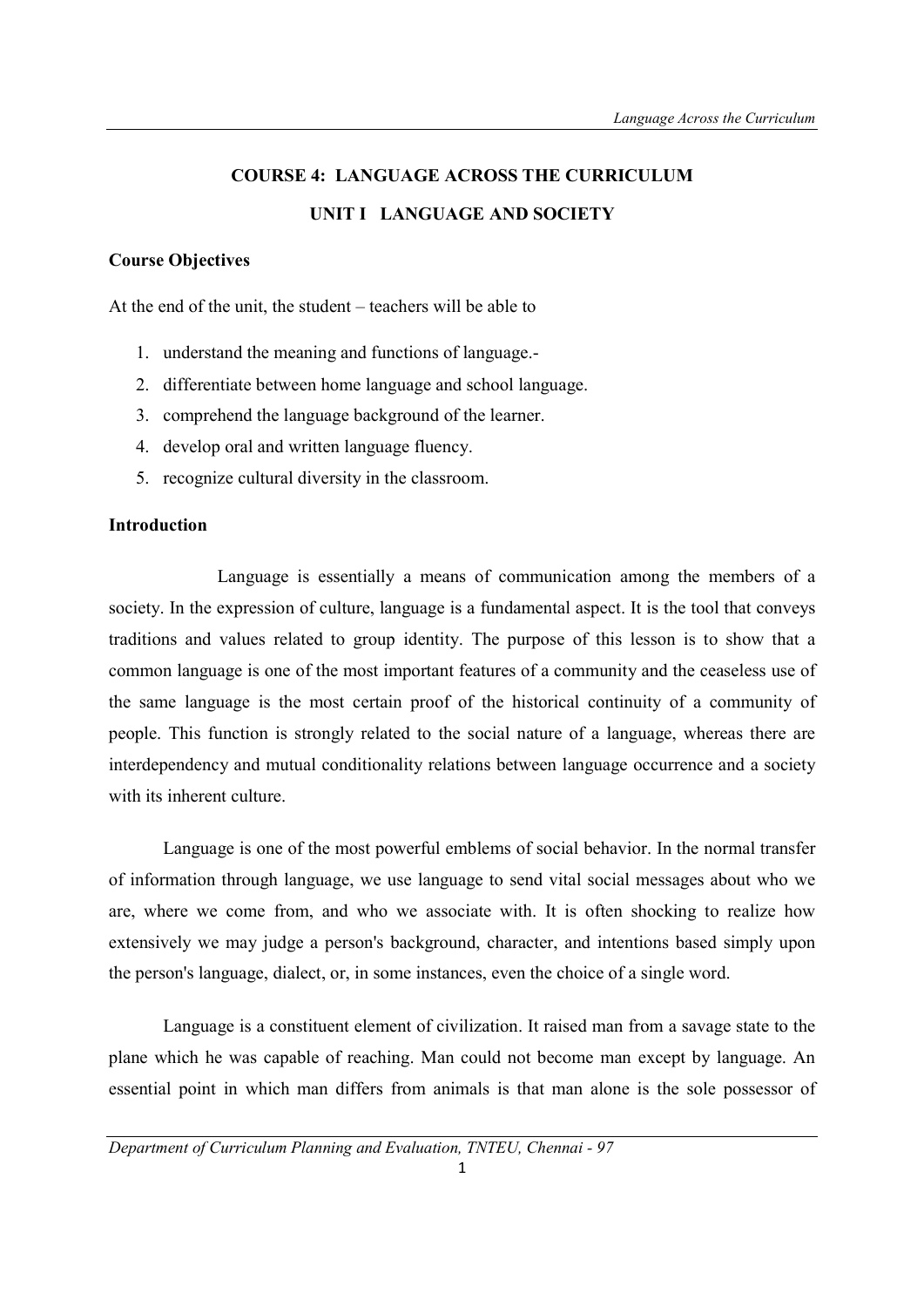# COURSE 4: LANGUAGE ACROSS THE CURRICULUM

## UNIT I LANGUAGE AND SOCIETY

### Course Objectives

At the end of the unit, the student – teachers will be able to

1. understand the meaning and functions of language.-
2. differentiate between home language and school language.
3. comprehend the language background of the learner.
4. develop oral and written language fluency.
5. recognize cultural diversity in the classroom.

### Introduction

Language is essentially a means of communication among the members of a society. In the expression of culture, language is a fundamental aspect. It is the tool that conveys traditions and values related to group identity. The purpose of this lesson is to show that a common language is one of the most important features of a community and the ceaseless use of the same language is the most certain proof of the historical continuity of a community of people. This function is strongly related to the social nature of a language, whereas there are interdependency and mutual conditionality relations between language occurrence and a society with its inherent culture.

Language is one of the most powerful emblems of social behavior. In the normal transfer of information through language, we use language to send vital social messages about who we are, where we come from, and who we associate with. It is often shocking to realize how extensively we may judge a person's background, character, and intentions based simply upon the person's language, dialect, or, in some instances, even the choice of a single word.

Language is a constituent element of civilization. It raised man from a savage state to the plane which he was capable of reaching. Man could not become man except by language. An essential point in which man differs from animals is that man alone is the sole possessor of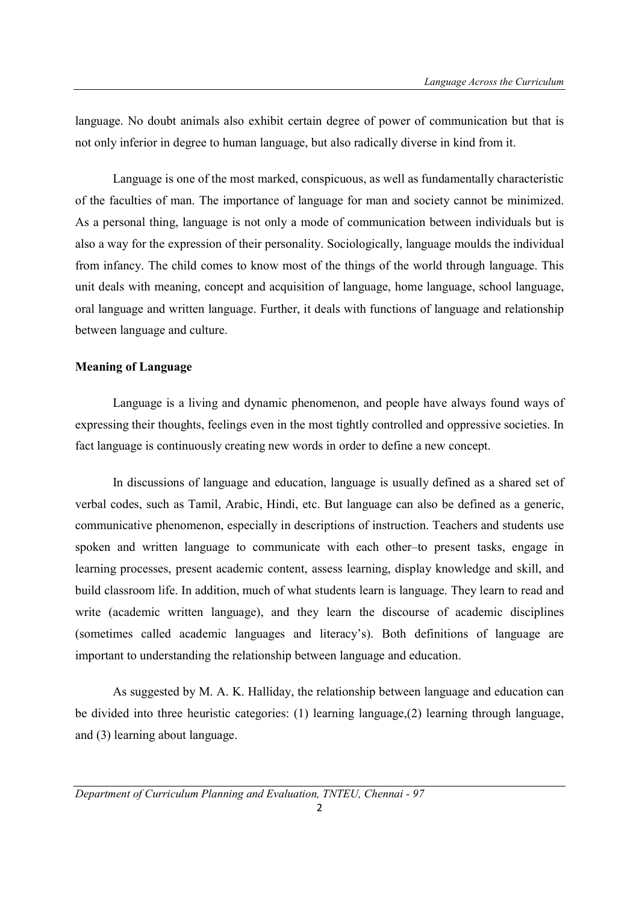language. No doubt animals also exhibit certain degree of power of communication but that is not only inferior in degree to human language, but also radically diverse in kind from it.

Language is one of the most marked, conspicuous, as well as fundamentally characteristic of the faculties of man. The importance of language for man and society cannot be minimized. As a personal thing, language is not only a mode of communication between individuals but is also a way for the expression of their personality. Sociologically, language moulds the individual from infancy. The child comes to know most of the things of the world through language. This unit deals with meaning, concept and acquisition of language, home language, school language, oral language and written language. Further, it deals with functions of language and relationship between language and culture.

**Meaning of Language**

Language is a living and dynamic phenomenon, and people have always found ways of expressing their thoughts, feelings even in the most tightly controlled and oppressive societies. In fact language is continuously creating new words in order to define a new concept.

In discussions of language and education, language is usually defined as a shared set of verbal codes, such as Tamil, Arabic, Hindi, etc. But language can also be defined as a generic, communicative phenomenon, especially in descriptions of instruction. Teachers and students use spoken and written language to communicate with each other–to present tasks, engage in learning processes, present academic content, assess learning, display knowledge and skill, and build classroom life. In addition, much of what students learn is language. They learn to read and write (academic written language), and they learn the discourse of academic disciplines (sometimes called academic languages and literacy's). Both definitions of language are important to understanding the relationship between language and education.

As suggested by M. A. K. Halliday, the relationship between language and education can be divided into three heuristic categories: (1) learning language,(2) learning through language, and (3) learning about language.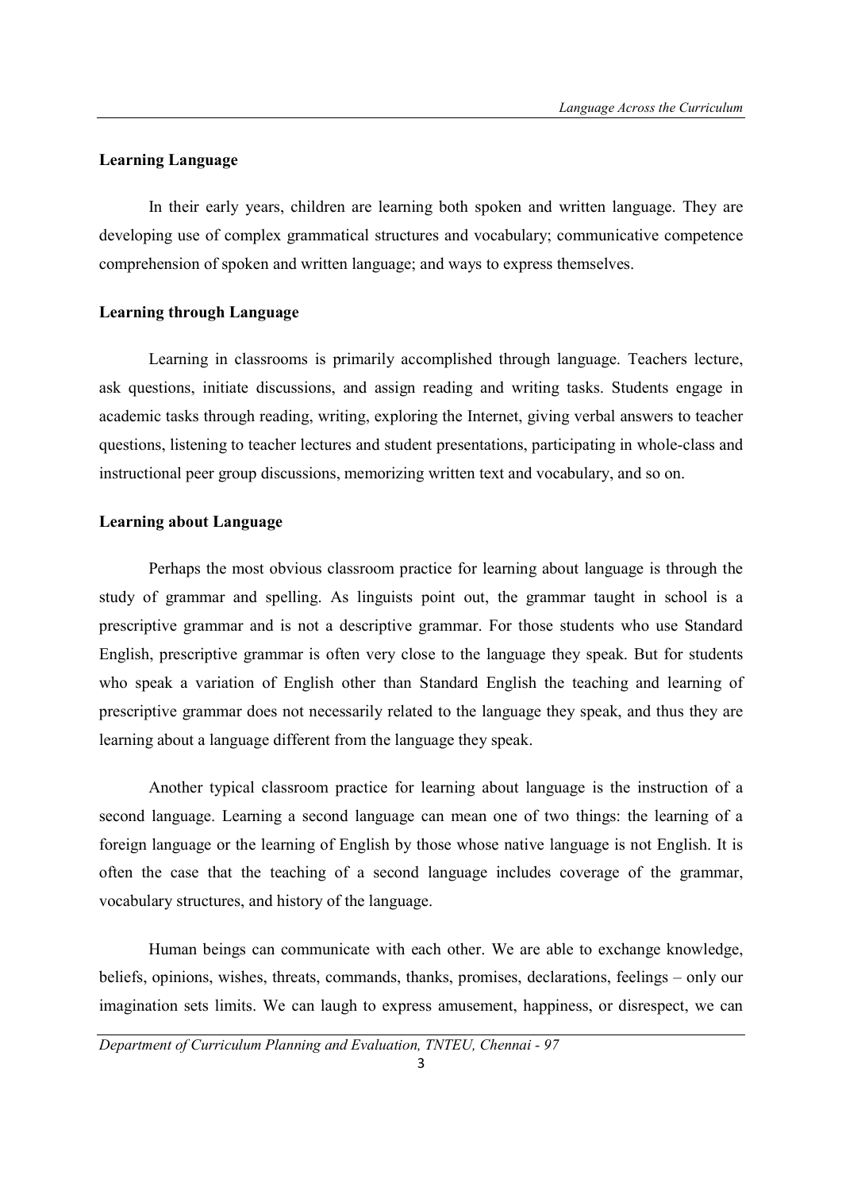**Learning Language**

In their early years, children are learning both spoken and written language. They are developing use of complex grammatical structures and vocabulary; communicative competence comprehension of spoken and written language; and ways to express themselves.

**Learning through Language**

Learning in classrooms is primarily accomplished through language. Teachers lecture, ask questions, initiate discussions, and assign reading and writing tasks. Students engage in academic tasks through reading, writing, exploring the Internet, giving verbal answers to teacher questions, listening to teacher lectures and student presentations, participating in whole-class and instructional peer group discussions, memorizing written text and vocabulary, and so on.

**Learning about Language**

Perhaps the most obvious classroom practice for learning about language is through the study of grammar and spelling. As linguists point out, the grammar taught in school is a prescriptive grammar and is not a descriptive grammar. For those students who use Standard English, prescriptive grammar is often very close to the language they speak. But for students who speak a variation of English other than Standard English the teaching and learning of prescriptive grammar does not necessarily related to the language they speak, and thus they are learning about a language different from the language they speak.

Another typical classroom practice for learning about language is the instruction of a second language. Learning a second language can mean one of two things: the learning of a foreign language or the learning of English by those whose native language is not English. It is often the case that the teaching of a second language includes coverage of the grammar, vocabulary structures, and history of the language.

Human beings can communicate with each other. We are able to exchange knowledge, beliefs, opinions, wishes, threats, commands, thanks, promises, declarations, feelings – only our imagination sets limits. We can laugh to express amusement, happiness, or disrespect, we can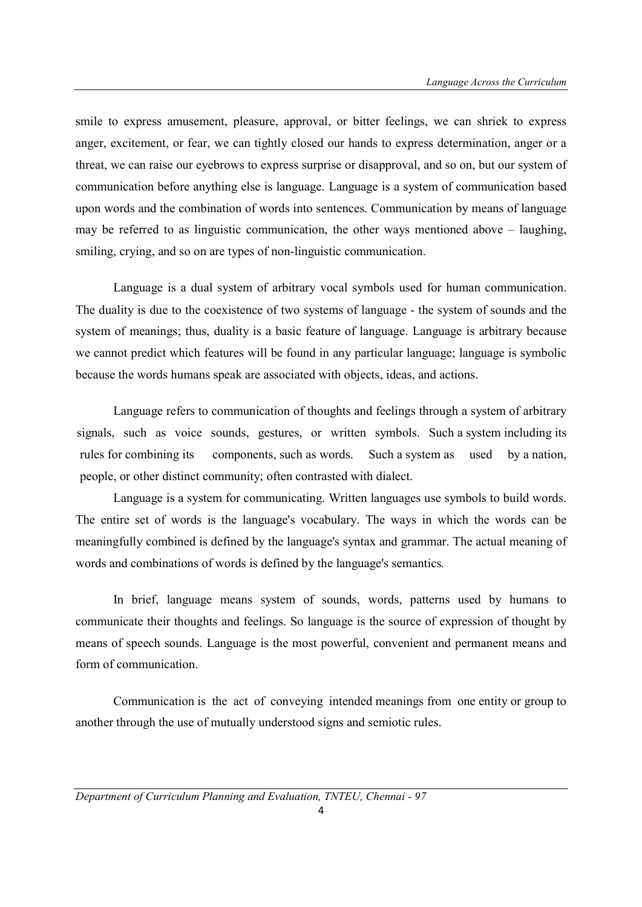smile to express amusement, pleasure, approval, or bitter feelings, we can shriek to express anger, excitement, or fear, we can tightly closed our hands to express determination, anger or a threat, we can raise our eyebrows to express surprise or disapproval, and so on, but our system of communication before anything else is language. Language is a system of communication based upon words and the combination of words into sentences. Communication by means of language may be referred to as linguistic communication, the other ways mentioned above – laughing, smiling, crying, and so on are types of non-linguistic communication.

Language is a dual system of arbitrary vocal symbols used for human communication. The duality is due to the coexistence of two systems of language - the system of sounds and the system of meanings; thus, duality is a basic feature of language. Language is arbitrary because we cannot predict which features will be found in any particular language; language is symbolic because the words humans speak are associated with objects, ideas, and actions.

Language refers to communication of thoughts and feelings through a system of arbitrary signals, such as voice sounds, gestures, or written symbols. Such a system including its rules for combining its components, such as words. Such a system as used by a nation, people, or other distinct community; often contrasted with dialect.

Language is a system for communicating. Written languages use symbols to build words. The entire set of words is the language's vocabulary. The ways in which the words can be meaningfully combined is defined by the language's syntax and grammar. The actual meaning of words and combinations of words is defined by the language's semantics.

In brief, language means system of sounds, words, patterns used by humans to communicate their thoughts and feelings. So language is the source of expression of thought by means of speech sounds. Language is the most powerful, convenient and permanent means and form of communication.

Communication is the act of conveying intended meanings from one entity or group to another through the use of mutually understood signs and semiotic rules.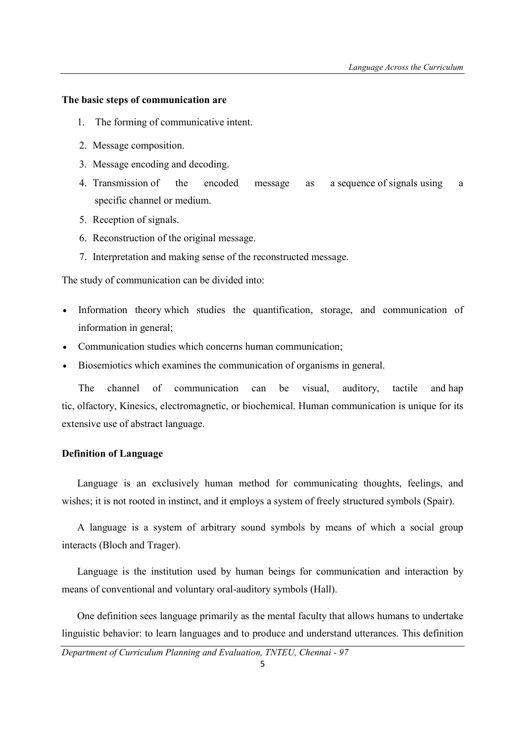**The basic steps of communication are**

1. The forming of communicative intent.
2. Message composition.
3. Message encoding and decoding.
4. Transmission of the encoded message as a sequence of signals using a specific channel or medium.
5. Reception of signals.
6. Reconstruction of the original message.
7. Interpretation and making sense of the reconstructed message.

The study of communication can be divided into:

- Information theory which studies the quantification, storage, and communication of information in general;
- Communication studies which concerns human communication;
- Biosemiotics which examines the communication of organisms in general.

The channel of communication can be visual, auditory, tactile and hap tic, olfactory, Kinesics, electromagnetic, or biochemical. Human communication is unique for its extensive use of abstract language.

**Definition of Language**

Language is an exclusively human method for communicating thoughts, feelings, and wishes; it is not rooted in instinct, and it employs a system of freely structured symbols (Spair).

A language is a system of arbitrary sound symbols by means of which a social group interacts (Bloch and Trager).

Language is the institution used by human beings for communication and interaction by means of conventional and voluntary oral-auditory symbols (Hall).

One definition sees language primarily as the mental faculty that allows humans to undertake linguistic behavior: to learn languages and to produce and understand utterances. This definition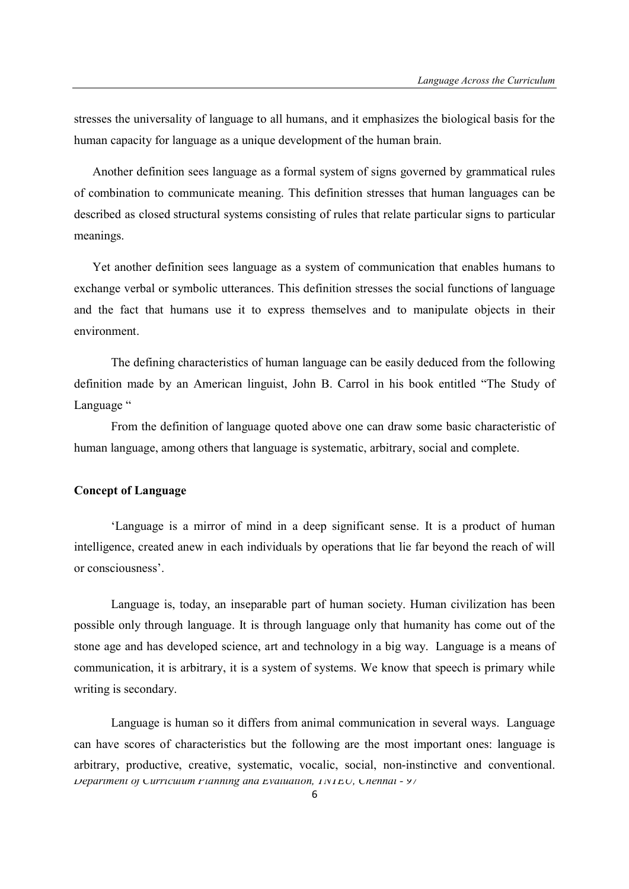stresses the universality of language to all humans, and it emphasizes the biological basis for the human capacity for language as a unique development of the human brain.

Another definition sees language as a formal system of signs governed by grammatical rules of combination to communicate meaning. This definition stresses that human languages can be described as closed structural systems consisting of rules that relate particular signs to particular meanings.

Yet another definition sees language as a system of communication that enables humans to exchange verbal or symbolic utterances. This definition stresses the social functions of language and the fact that humans use it to express themselves and to manipulate objects in their environment.

The defining characteristics of human language can be easily deduced from the following definition made by an American linguist, John B. Carrol in his book entitled "The Study of Language "

From the definition of language quoted above one can draw some basic characteristic of human language, among others that language is systematic, arbitrary, social and complete.

**Concept of Language**

'Language is a mirror of mind in a deep significant sense. It is a product of human intelligence, created anew in each individuals by operations that lie far beyond the reach of will or consciousness'.

Language is, today, an inseparable part of human society. Human civilization has been possible only through language. It is through language only that humanity has come out of the stone age and has developed science, art and technology in a big way. Language is a means of communication, it is arbitrary, it is a system of systems. We know that speech is primary while writing is secondary.

Language is human so it differs from animal communication in several ways. Language can have scores of characteristics but the following are the most important ones: language is arbitrary, productive, creative, systematic, vocalic, social, non-instinctive and conventional.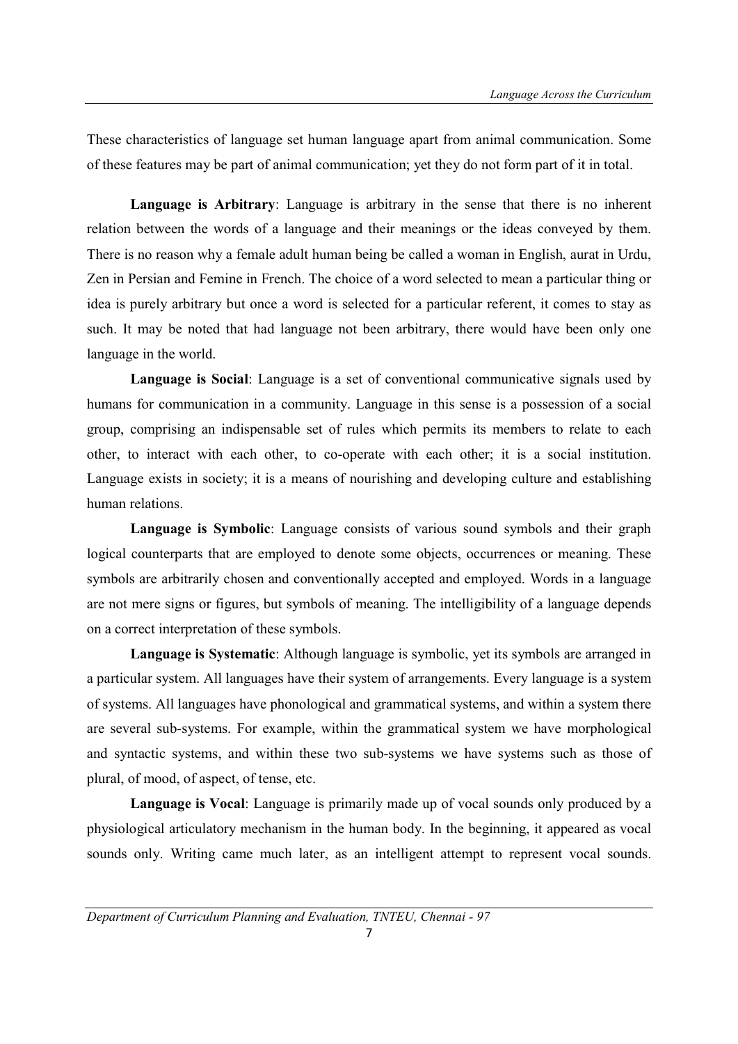These characteristics of language set human language apart from animal communication. Some of these features may be part of animal communication; yet they do not form part of it in total.

**Language is Arbitrary**: Language is arbitrary in the sense that there is no inherent relation between the words of a language and their meanings or the ideas conveyed by them. There is no reason why a female adult human being be called a woman in English, aurat in Urdu, Zen in Persian and Femine in French. The choice of a word selected to mean a particular thing or idea is purely arbitrary but once a word is selected for a particular referent, it comes to stay as such. It may be noted that had language not been arbitrary, there would have been only one language in the world.

**Language is Social**: Language is a set of conventional communicative signals used by humans for communication in a community. Language in this sense is a possession of a social group, comprising an indispensable set of rules which permits its members to relate to each other, to interact with each other, to co-operate with each other; it is a social institution. Language exists in society; it is a means of nourishing and developing culture and establishing human relations.

**Language is Symbolic**: Language consists of various sound symbols and their graph logical counterparts that are employed to denote some objects, occurrences or meaning. These symbols are arbitrarily chosen and conventionally accepted and employed. Words in a language are not mere signs or figures, but symbols of meaning. The intelligibility of a language depends on a correct interpretation of these symbols.

**Language is Systematic**: Although language is symbolic, yet its symbols are arranged in a particular system. All languages have their system of arrangements. Every language is a system of systems. All languages have phonological and grammatical systems, and within a system there are several sub-systems. For example, within the grammatical system we have morphological and syntactic systems, and within these two sub-systems we have systems such as those of plural, of mood, of aspect, of tense, etc.

**Language is Vocal**: Language is primarily made up of vocal sounds only produced by a physiological articulatory mechanism in the human body. In the beginning, it appeared as vocal sounds only. Writing came much later, as an intelligent attempt to represent vocal sounds.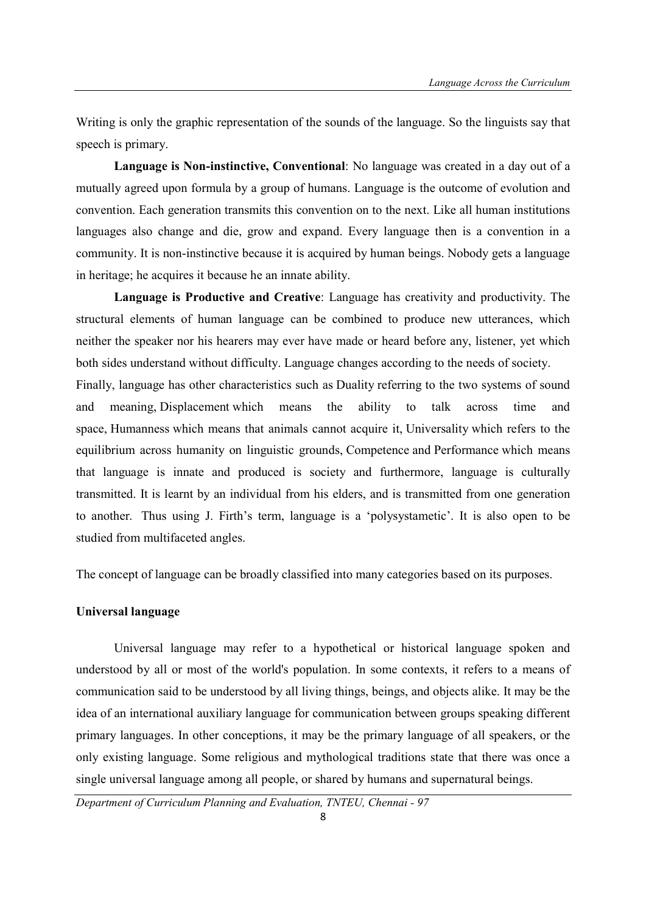Writing is only the graphic representation of the sounds of the language. So the linguists say that speech is primary.

**Language is Non-instinctive, Conventional**: No language was created in a day out of a mutually agreed upon formula by a group of humans. Language is the outcome of evolution and convention. Each generation transmits this convention on to the next. Like all human institutions languages also change and die, grow and expand. Every language then is a convention in a community. It is non-instinctive because it is acquired by human beings. Nobody gets a language in heritage; he acquires it because he an innate ability.

**Language is Productive and Creative**: Language has creativity and productivity. The structural elements of human language can be combined to produce new utterances, which neither the speaker nor his hearers may ever have made or heard before any, listener, yet which both sides understand without difficulty. Language changes according to the needs of society.

Finally, language has other characteristics such as Duality referring to the two systems of sound and meaning, Displacement which means the ability to talk across time and space, Humanness which means that animals cannot acquire it, Universality which refers to the equilibrium across humanity on linguistic grounds, Competence and Performance which means that language is innate and produced is society and furthermore, language is culturally transmitted. It is learnt by an individual from his elders, and is transmitted from one generation to another. Thus using J. Firth's term, language is a 'polysystametic'. It is also open to be studied from multifaceted angles.

The concept of language can be broadly classified into many categories based on its purposes.

**Universal language**

Universal language may refer to a hypothetical or historical language spoken and understood by all or most of the world's population. In some contexts, it refers to a means of communication said to be understood by all living things, beings, and objects alike. It may be the idea of an international auxiliary language for communication between groups speaking different primary languages. In other conceptions, it may be the primary language of all speakers, or the only existing language. Some religious and mythological traditions state that there was once a single universal language among all people, or shared by humans and supernatural beings.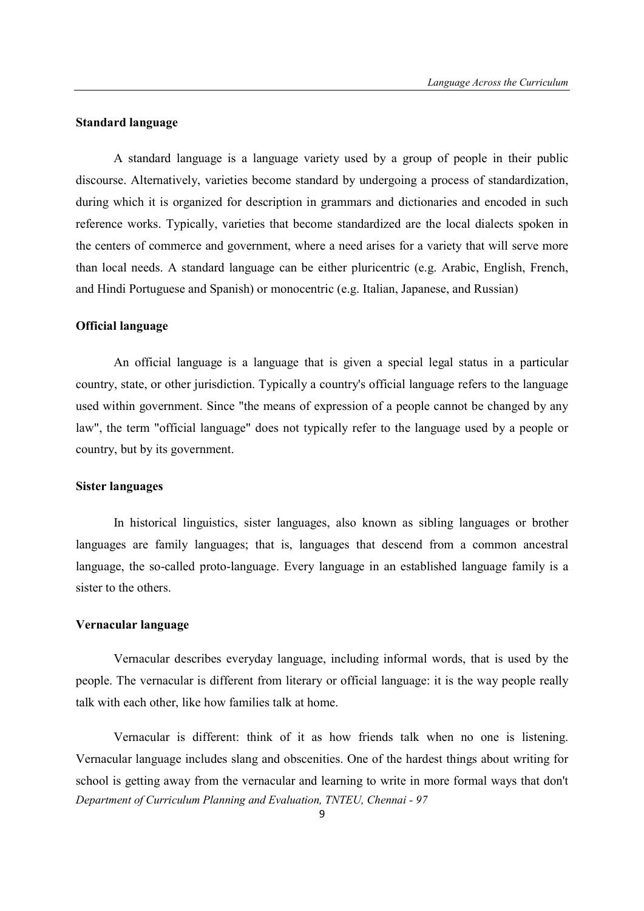### Standard language

A standard language is a language variety used by a group of people in their public discourse. Alternatively, varieties become standard by undergoing a process of standardization, during which it is organized for description in grammars and dictionaries and encoded in such reference works. Typically, varieties that become standardized are the local dialects spoken in the centers of commerce and government, where a need arises for a variety that will serve more than local needs. A standard language can be either pluricentric (e.g. Arabic, English, French, and Hindi Portuguese and Spanish) or monocentric (e.g. Italian, Japanese, and Russian)

### Official language

An official language is a language that is given a special legal status in a particular country, state, or other jurisdiction. Typically a country's official language refers to the language used within government. Since "the means of expression of a people cannot be changed by any law", the term "official language" does not typically refer to the language used by a people or country, but by its government.

### Sister languages

In historical linguistics, sister languages, also known as sibling languages or brother languages are family languages; that is, languages that descend from a common ancestral language, the so-called proto-language. Every language in an established language family is a sister to the others.

### Vernacular language

Vernacular describes everyday language, including informal words, that is used by the people. The vernacular is different from literary or official language: it is the way people really talk with each other, like how families talk at home.

Vernacular is different: think of it as how friends talk when no one is listening. Vernacular language includes slang and obscenities. One of the hardest things about writing for school is getting away from the vernacular and learning to write in more formal ways that don't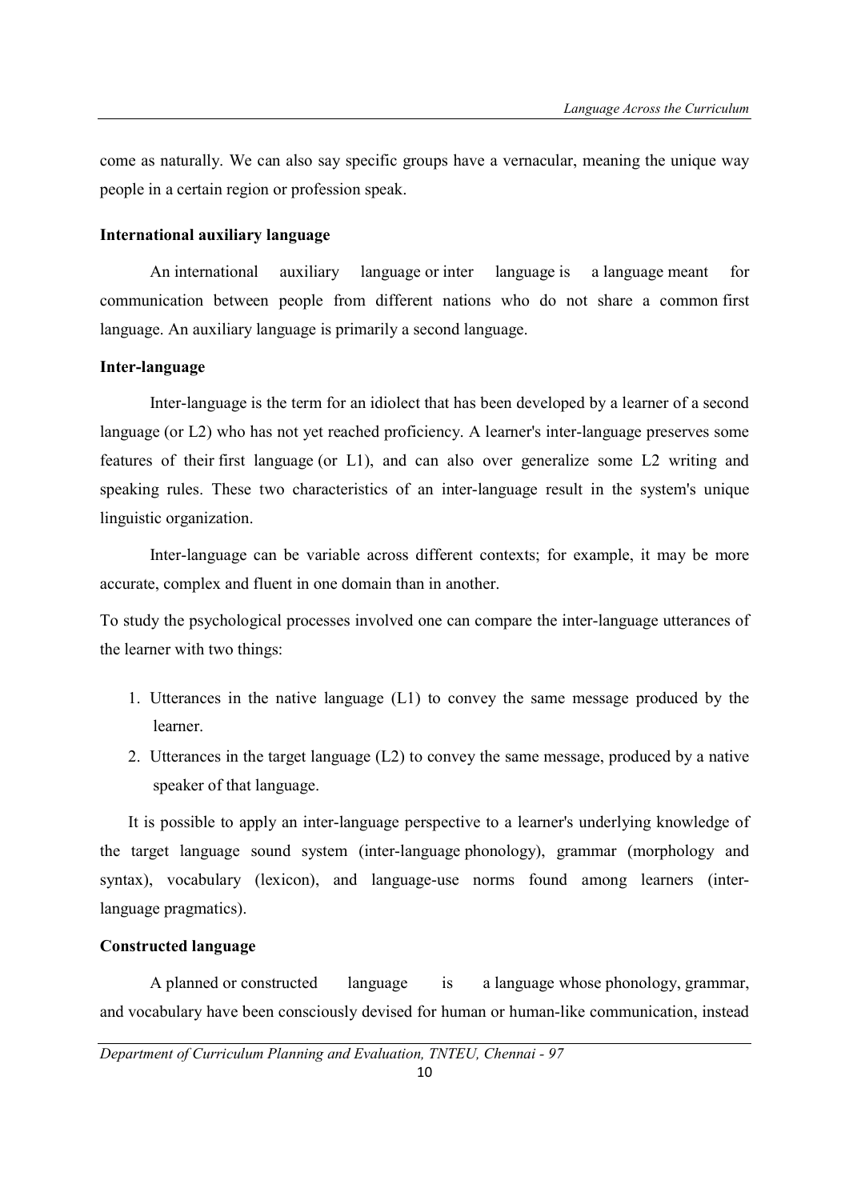come as naturally. We can also say specific groups have a vernacular, meaning the unique way people in a certain region or profession speak.

**International auxiliary language**

An international auxiliary language or inter language is a language meant for communication between people from different nations who do not share a common first language. An auxiliary language is primarily a second language.

**Inter-language**

Inter-language is the term for an idiolect that has been developed by a learner of a second language (or L2) who has not yet reached proficiency. A learner's inter-language preserves some features of their first language (or L1), and can also over generalize some L2 writing and speaking rules. These two characteristics of an inter-language result in the system's unique linguistic organization.

Inter-language can be variable across different contexts; for example, it may be more accurate, complex and fluent in one domain than in another.

To study the psychological processes involved one can compare the inter-language utterances of the learner with two things:

1. Utterances in the native language (L1) to convey the same message produced by the learner.
2. Utterances in the target language (L2) to convey the same message, produced by a native speaker of that language.

It is possible to apply an inter-language perspective to a learner's underlying knowledge of the target language sound system (inter-language phonology), grammar (morphology and syntax), vocabulary (lexicon), and language-use norms found among learners (inter-language pragmatics).

**Constructed language**

A planned or constructed language is a language whose phonology, grammar, and vocabulary have been consciously devised for human or human-like communication, instead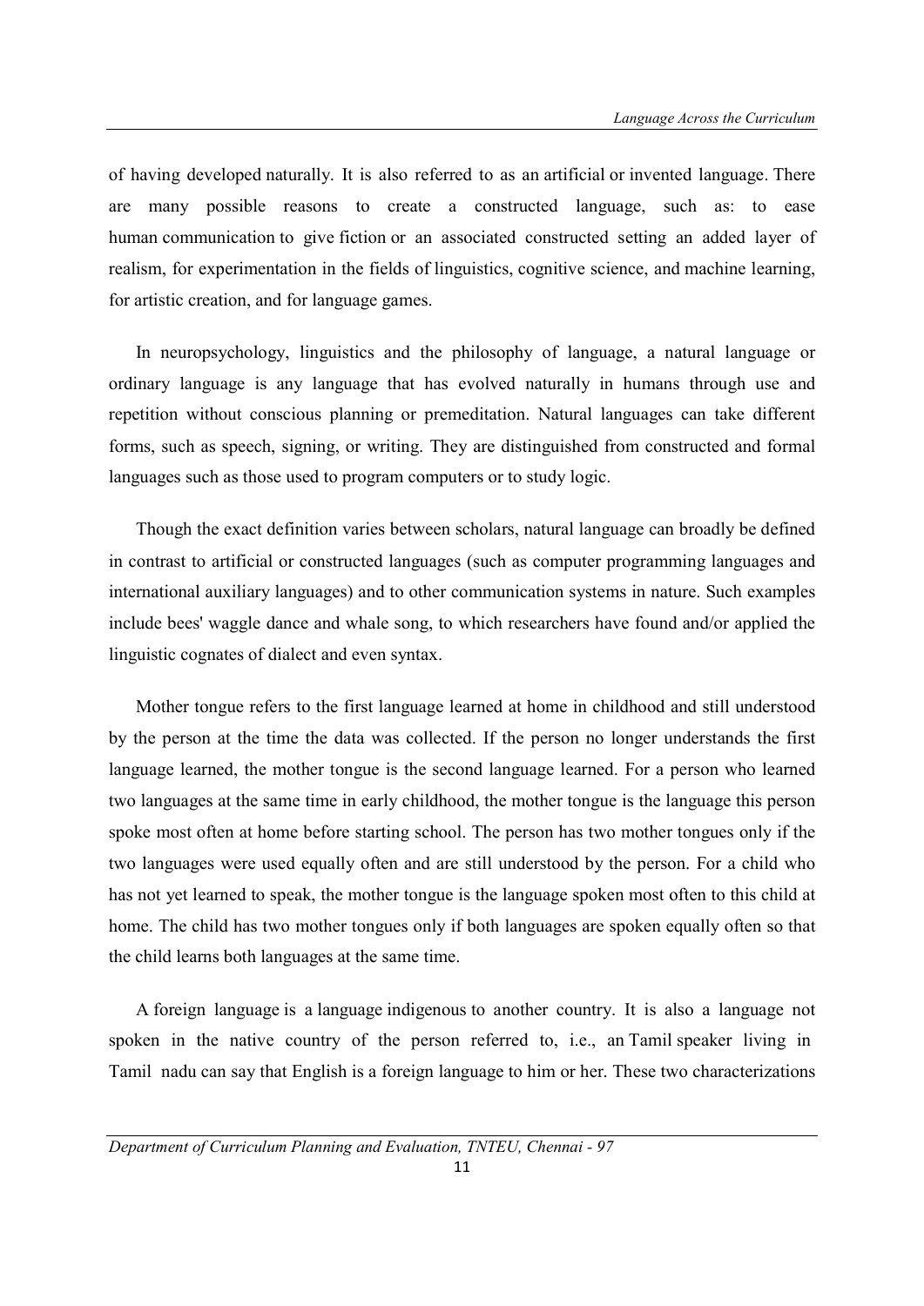of having developed naturally. It is also referred to as an artificial or invented language. There are many possible reasons to create a constructed language, such as: to ease human communication to give fiction or an associated constructed setting an added layer of realism, for experimentation in the fields of linguistics, cognitive science, and machine learning, for artistic creation, and for language games.

In neuropsychology, linguistics and the philosophy of language, a natural language or ordinary language is any language that has evolved naturally in humans through use and repetition without conscious planning or premeditation. Natural languages can take different forms, such as speech, signing, or writing. They are distinguished from constructed and formal languages such as those used to program computers or to study logic.

Though the exact definition varies between scholars, natural language can broadly be defined in contrast to artificial or constructed languages (such as computer programming languages and international auxiliary languages) and to other communication systems in nature. Such examples include bees' waggle dance and whale song, to which researchers have found and/or applied the linguistic cognates of dialect and even syntax.

Mother tongue refers to the first language learned at home in childhood and still understood by the person at the time the data was collected. If the person no longer understands the first language learned, the mother tongue is the second language learned. For a person who learned two languages at the same time in early childhood, the mother tongue is the language this person spoke most often at home before starting school. The person has two mother tongues only if the two languages were used equally often and are still understood by the person. For a child who has not yet learned to speak, the mother tongue is the language spoken most often to this child at home. The child has two mother tongues only if both languages are spoken equally often so that the child learns both languages at the same time.

A foreign language is a language indigenous to another country. It is also a language not spoken in the native country of the person referred to, i.e., an Tamil speaker living in Tamil nadu can say that English is a foreign language to him or her. These two characterizations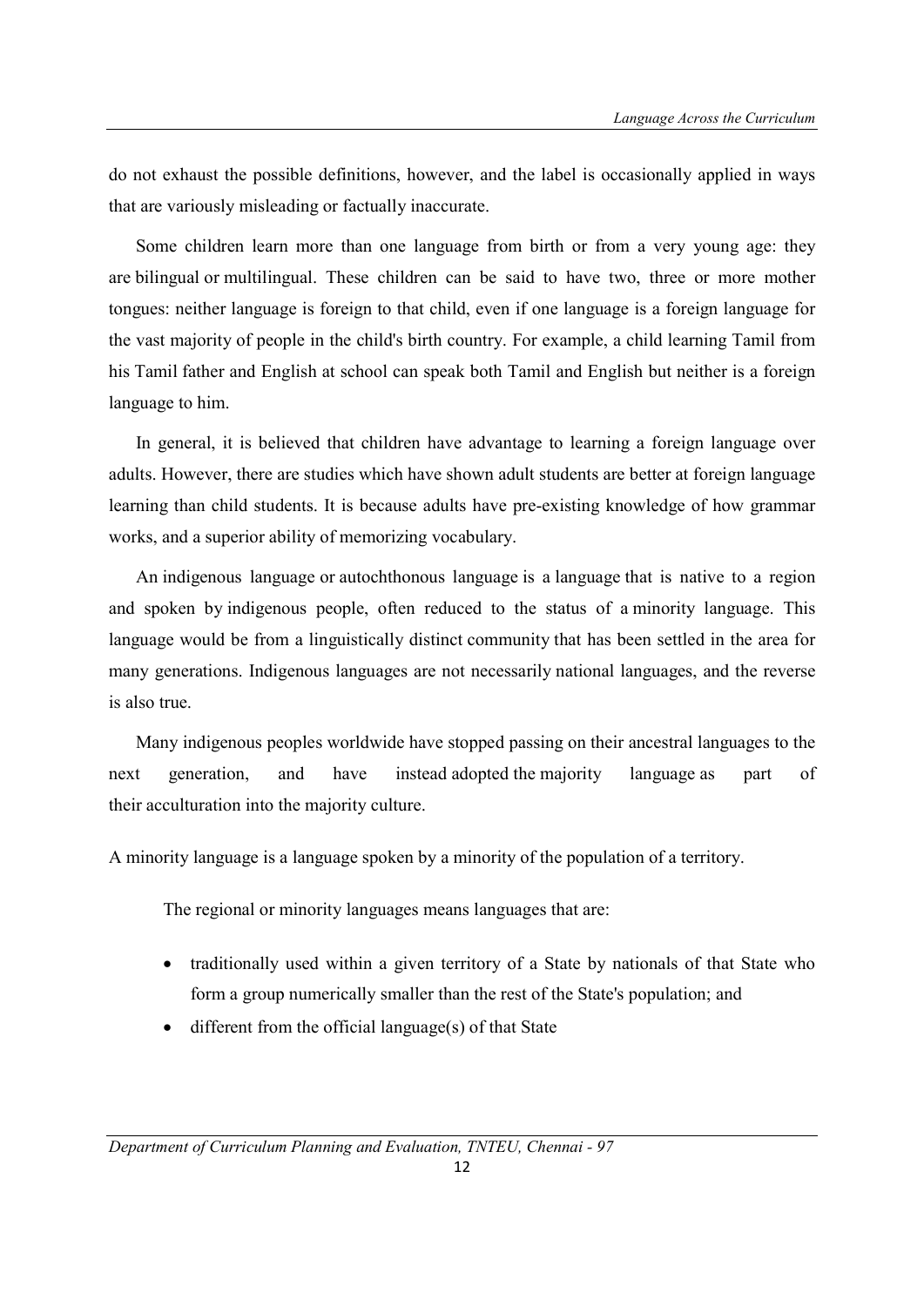do not exhaust the possible definitions, however, and the label is occasionally applied in ways that are variously misleading or factually inaccurate.

Some children learn more than one language from birth or from a very young age: they are bilingual or multilingual. These children can be said to have two, three or more mother tongues: neither language is foreign to that child, even if one language is a foreign language for the vast majority of people in the child's birth country. For example, a child learning Tamil from his Tamil father and English at school can speak both Tamil and English but neither is a foreign language to him.

In general, it is believed that children have advantage to learning a foreign language over adults. However, there are studies which have shown adult students are better at foreign language learning than child students. It is because adults have pre-existing knowledge of how grammar works, and a superior ability of memorizing vocabulary.

An indigenous language or autochthonous language is a language that is native to a region and spoken by indigenous people, often reduced to the status of a minority language. This language would be from a linguistically distinct community that has been settled in the area for many generations. Indigenous languages are not necessarily national languages, and the reverse is also true.

Many indigenous peoples worldwide have stopped passing on their ancestral languages to the next generation, and have instead adopted the majority language as part of their acculturation into the majority culture.

A minority language is a language spoken by a minority of the population of a territory.

The regional or minority languages means languages that are:

- traditionally used within a given territory of a State by nationals of that State who form a group numerically smaller than the rest of the State's population; and
- different from the official language(s) of that State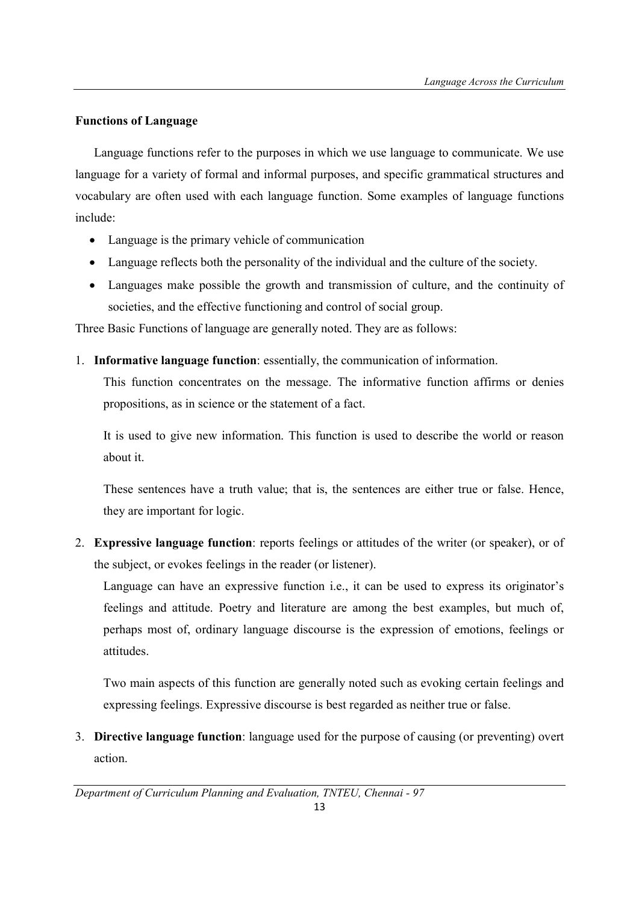**Functions of Language**

Language functions refer to the purposes in which we use language to communicate. We use language for a variety of formal and informal purposes, and specific grammatical structures and vocabulary are often used with each language function. Some examples of language functions include:

- Language is the primary vehicle of communication
- Language reflects both the personality of the individual and the culture of the society.
- Languages make possible the growth and transmission of culture, and the continuity of societies, and the effective functioning and control of social group.

Three Basic Functions of language are generally noted. They are as follows:

1. **Informative language function**: essentially, the communication of information.

   This function concentrates on the message. The informative function affirms or denies propositions, as in science or the statement of a fact.

   It is used to give new information. This function is used to describe the world or reason about it.

   These sentences have a truth value; that is, the sentences are either true or false. Hence, they are important for logic.

2. **Expressive language function**: reports feelings or attitudes of the writer (or speaker), or of the subject, or evokes feelings in the reader (or listener).

   Language can have an expressive function i.e., it can be used to express its originator's feelings and attitude. Poetry and literature are among the best examples, but much of, perhaps most of, ordinary language discourse is the expression of emotions, feelings or attitudes.

   Two main aspects of this function are generally noted such as evoking certain feelings and expressing feelings. Expressive discourse is best regarded as neither true or false.

3. **Directive language function**: language used for the purpose of causing (or preventing) overt action.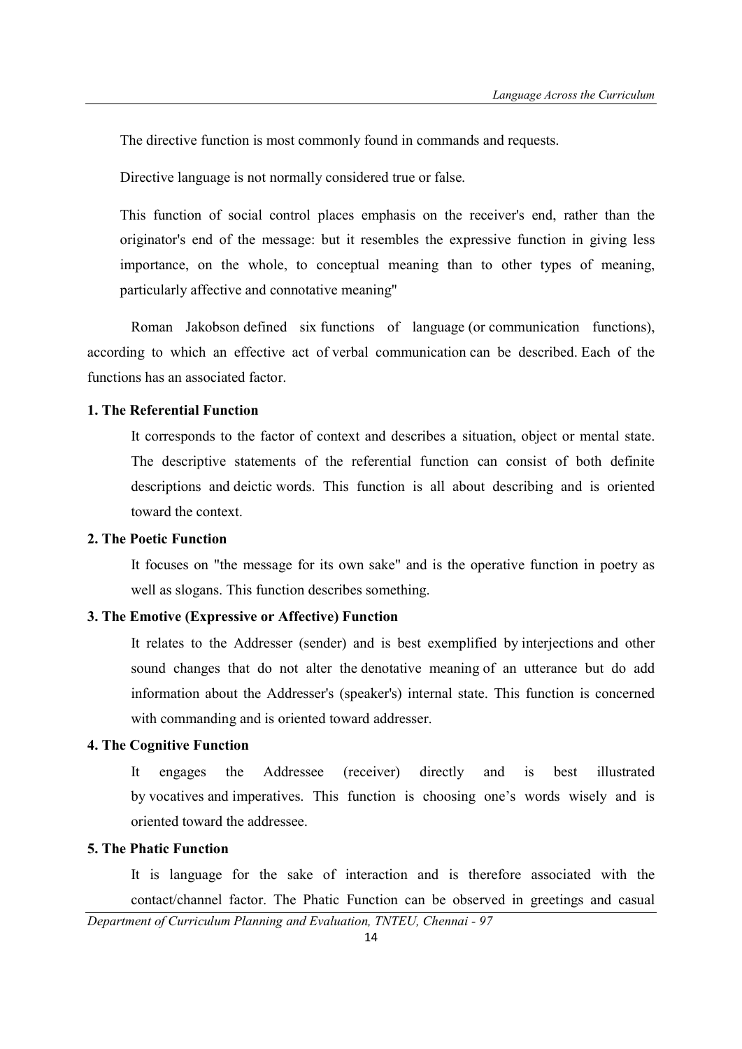The directive function is most commonly found in commands and requests.

Directive language is not normally considered true or false.

This function of social control places emphasis on the receiver's end, rather than the originator's end of the message: but it resembles the expressive function in giving less importance, on the whole, to conceptual meaning than to other types of meaning, particularly affective and connotative meaning"

Roman Jakobson defined six functions of language (or communication functions), according to which an effective act of verbal communication can be described. Each of the functions has an associated factor.

**1. The Referential Function**

It corresponds to the factor of context and describes a situation, object or mental state. The descriptive statements of the referential function can consist of both definite descriptions and deictic words. This function is all about describing and is oriented toward the context.

**2. The Poetic Function**

It focuses on "the message for its own sake" and is the operative function in poetry as well as slogans. This function describes something.

**3. The Emotive (Expressive or Affective) Function**

It relates to the Addresser (sender) and is best exemplified by interjections and other sound changes that do not alter the denotative meaning of an utterance but do add information about the Addresser's (speaker's) internal state. This function is concerned with commanding and is oriented toward addresser.

**4. The Cognitive Function**

It engages the Addressee (receiver) directly and is best illustrated by vocatives and imperatives. This function is choosing one's words wisely and is oriented toward the addressee.

**5. The Phatic Function**

It is language for the sake of interaction and is therefore associated with the contact/channel factor. The Phatic Function can be observed in greetings and casual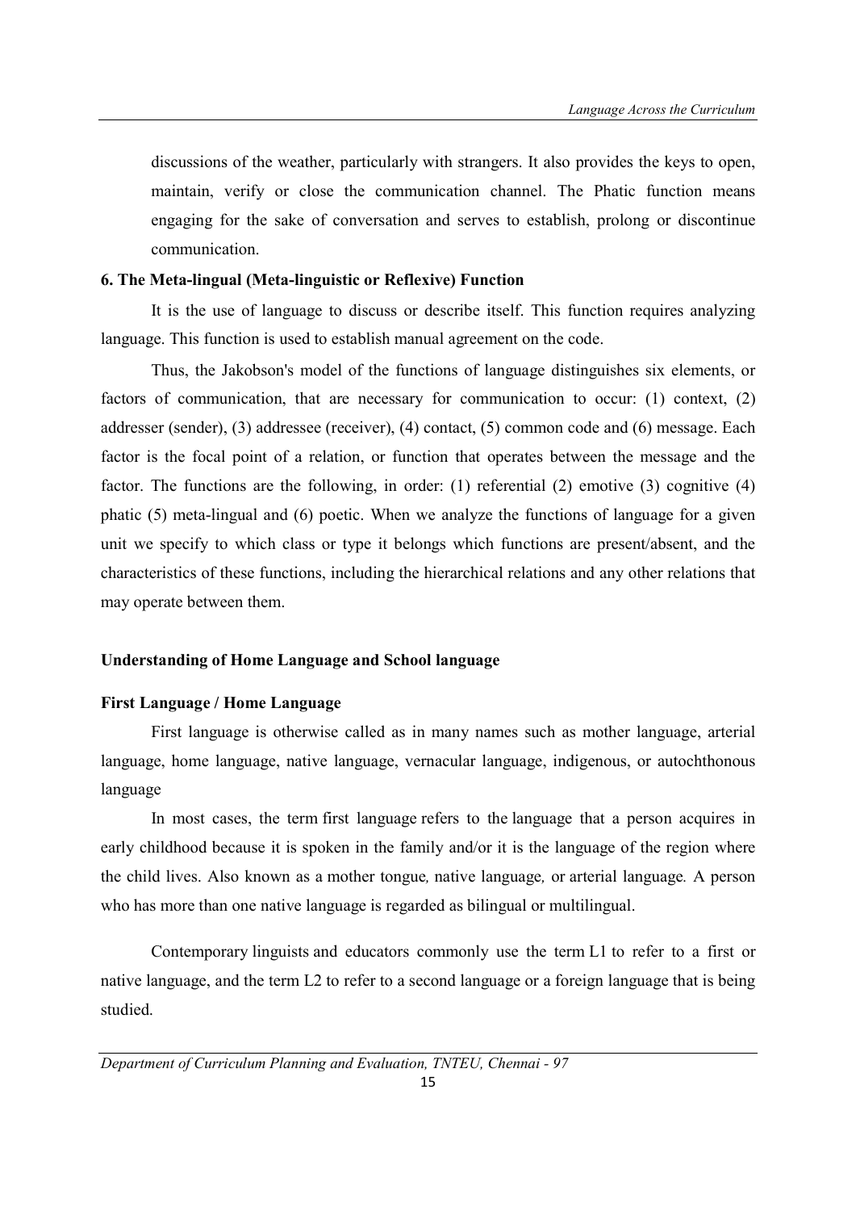discussions of the weather, particularly with strangers. It also provides the keys to open, maintain, verify or close the communication channel. The Phatic function means engaging for the sake of conversation and serves to establish, prolong or discontinue communication.

**6. The Meta-lingual (Meta-linguistic or Reflexive) Function**

It is the use of language to discuss or describe itself. This function requires analyzing language. This function is used to establish manual agreement on the code.

Thus, the Jakobson's model of the functions of language distinguishes six elements, or factors of communication, that are necessary for communication to occur: (1) context, (2) addresser (sender), (3) addressee (receiver), (4) contact, (5) common code and (6) message. Each factor is the focal point of a relation, or function that operates between the message and the factor. The functions are the following, in order: (1) referential (2) emotive (3) cognitive (4) phatic (5) meta-lingual and (6) poetic. When we analyze the functions of language for a given unit we specify to which class or type it belongs which functions are present/absent, and the characteristics of these functions, including the hierarchical relations and any other relations that may operate between them.

**Understanding of Home Language and School language**

**First Language / Home Language**

First language is otherwise called as in many names such as mother language, arterial language, home language, native language, vernacular language, indigenous, or autochthonous language

In most cases, the term first language refers to the language that a person acquires in early childhood because it is spoken in the family and/or it is the language of the region where the child lives. Also known as a mother tongue, native language, or arterial language. A person who has more than one native language is regarded as bilingual or multilingual.

Contemporary linguists and educators commonly use the term L1 to refer to a first or native language, and the term L2 to refer to a second language or a foreign language that is being studied.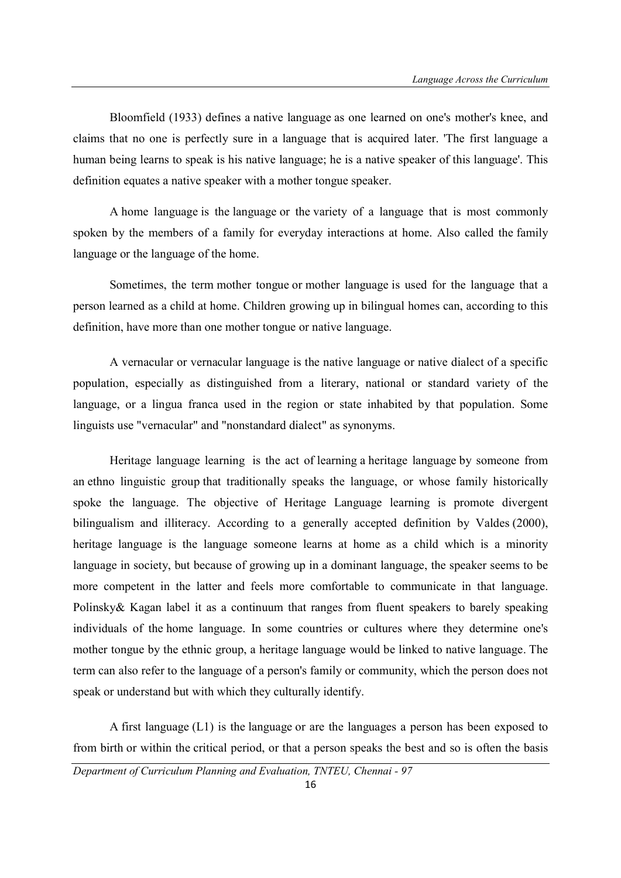Bloomfield (1933) defines a native language as one learned on one's mother's knee, and claims that no one is perfectly sure in a language that is acquired later. 'The first language a human being learns to speak is his native language; he is a native speaker of this language'. This definition equates a native speaker with a mother tongue speaker.

A home language is the language or the variety of a language that is most commonly spoken by the members of a family for everyday interactions at home. Also called the family language or the language of the home.

Sometimes, the term mother tongue or mother language is used for the language that a person learned as a child at home. Children growing up in bilingual homes can, according to this definition, have more than one mother tongue or native language.

A vernacular or vernacular language is the native language or native dialect of a specific population, especially as distinguished from a literary, national or standard variety of the language, or a lingua franca used in the region or state inhabited by that population. Some linguists use "vernacular" and "nonstandard dialect" as synonyms.

Heritage language learning is the act of learning a heritage language by someone from an ethno linguistic group that traditionally speaks the language, or whose family historically spoke the language. The objective of Heritage Language learning is promote divergent bilingualism and illiteracy. According to a generally accepted definition by Valdes (2000), heritage language is the language someone learns at home as a child which is a minority language in society, but because of growing up in a dominant language, the speaker seems to be more competent in the latter and feels more comfortable to communicate in that language. Polinsky& Kagan label it as a continuum that ranges from fluent speakers to barely speaking individuals of the home language. In some countries or cultures where they determine one's mother tongue by the ethnic group, a heritage language would be linked to native language. The term can also refer to the language of a person's family or community, which the person does not speak or understand but with which they culturally identify.

A first language (L1) is the language or are the languages a person has been exposed to from birth or within the critical period, or that a person speaks the best and so is often the basis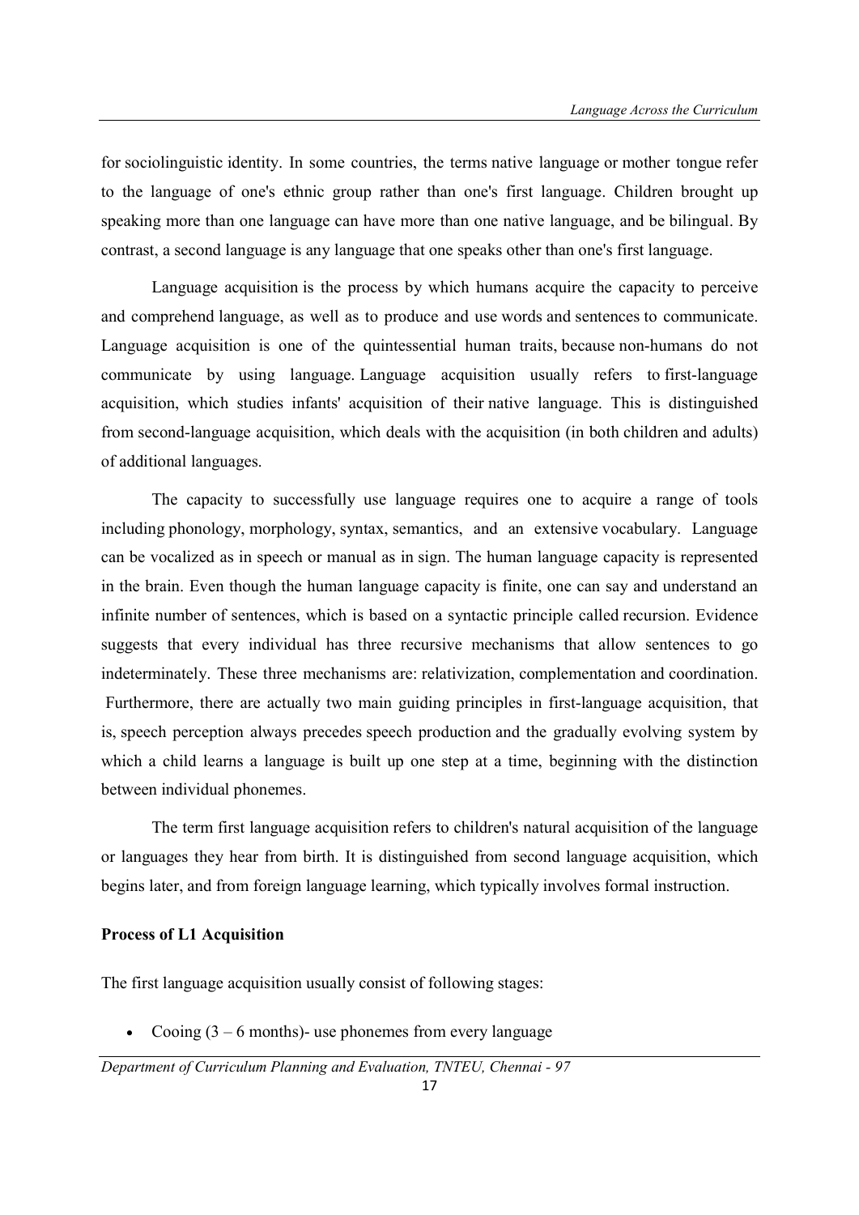for sociolinguistic identity. In some countries, the terms native language or mother tongue refer to the language of one's ethnic group rather than one's first language. Children brought up speaking more than one language can have more than one native language, and be bilingual. By contrast, a second language is any language that one speaks other than one's first language.

Language acquisition is the process by which humans acquire the capacity to perceive and comprehend language, as well as to produce and use words and sentences to communicate. Language acquisition is one of the quintessential human traits, because non-humans do not communicate by using language. Language acquisition usually refers to first-language acquisition, which studies infants' acquisition of their native language. This is distinguished from second-language acquisition, which deals with the acquisition (in both children and adults) of additional languages.

The capacity to successfully use language requires one to acquire a range of tools including phonology, morphology, syntax, semantics, and an extensive vocabulary. Language can be vocalized as in speech or manual as in sign. The human language capacity is represented in the brain. Even though the human language capacity is finite, one can say and understand an infinite number of sentences, which is based on a syntactic principle called recursion. Evidence suggests that every individual has three recursive mechanisms that allow sentences to go indeterminately. These three mechanisms are: relativization, complementation and coordination. Furthermore, there are actually two main guiding principles in first-language acquisition, that is, speech perception always precedes speech production and the gradually evolving system by which a child learns a language is built up one step at a time, beginning with the distinction between individual phonemes.

The term first language acquisition refers to children's natural acquisition of the language or languages they hear from birth. It is distinguished from second language acquisition, which begins later, and from foreign language learning, which typically involves formal instruction.

**Process of L1 Acquisition**

The first language acquisition usually consist of following stages:

- Cooing (3 – 6 months)- use phonemes from every language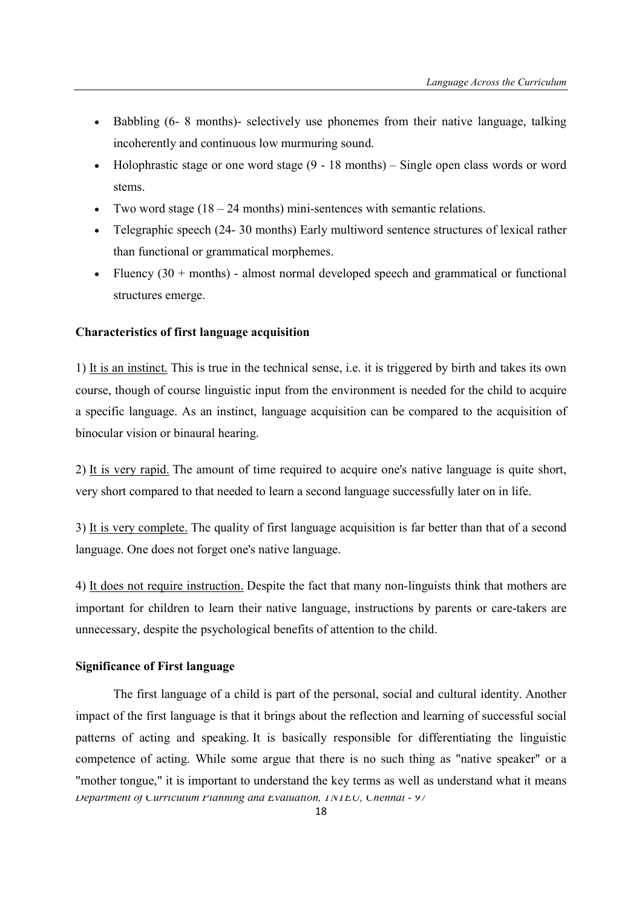- Babbling (6- 8 months)- selectively use phonemes from their native language, talking incoherently and continuous low murmuring sound.
- Holophrastic stage or one word stage (9 - 18 months) – Single open class words or word stems.
- Two word stage (18 – 24 months) mini-sentences with semantic relations.
- Telegraphic speech (24- 30 months) Early multiword sentence structures of lexical rather than functional or grammatical morphemes.
- Fluency (30 + months) - almost normal developed speech and grammatical or functional structures emerge.

**Characteristics of first language acquisition**

1) It is an instinct. This is true in the technical sense, i.e. it is triggered by birth and takes its own course, though of course linguistic input from the environment is needed for the child to acquire a specific language. As an instinct, language acquisition can be compared to the acquisition of binocular vision or binaural hearing.

2) It is very rapid. The amount of time required to acquire one's native language is quite short, very short compared to that needed to learn a second language successfully later on in life.

3) It is very complete. The quality of first language acquisition is far better than that of a second language. One does not forget one's native language.

4) It does not require instruction. Despite the fact that many non-linguists think that mothers are important for children to learn their native language, instructions by parents or care-takers are unnecessary, despite the psychological benefits of attention to the child.

**Significance of First language**

The first language of a child is part of the personal, social and cultural identity. Another impact of the first language is that it brings about the reflection and learning of successful social patterns of acting and speaking. It is basically responsible for differentiating the linguistic competence of acting. While some argue that there is no such thing as "native speaker" or a "mother tongue," it is important to understand the key terms as well as understand what it means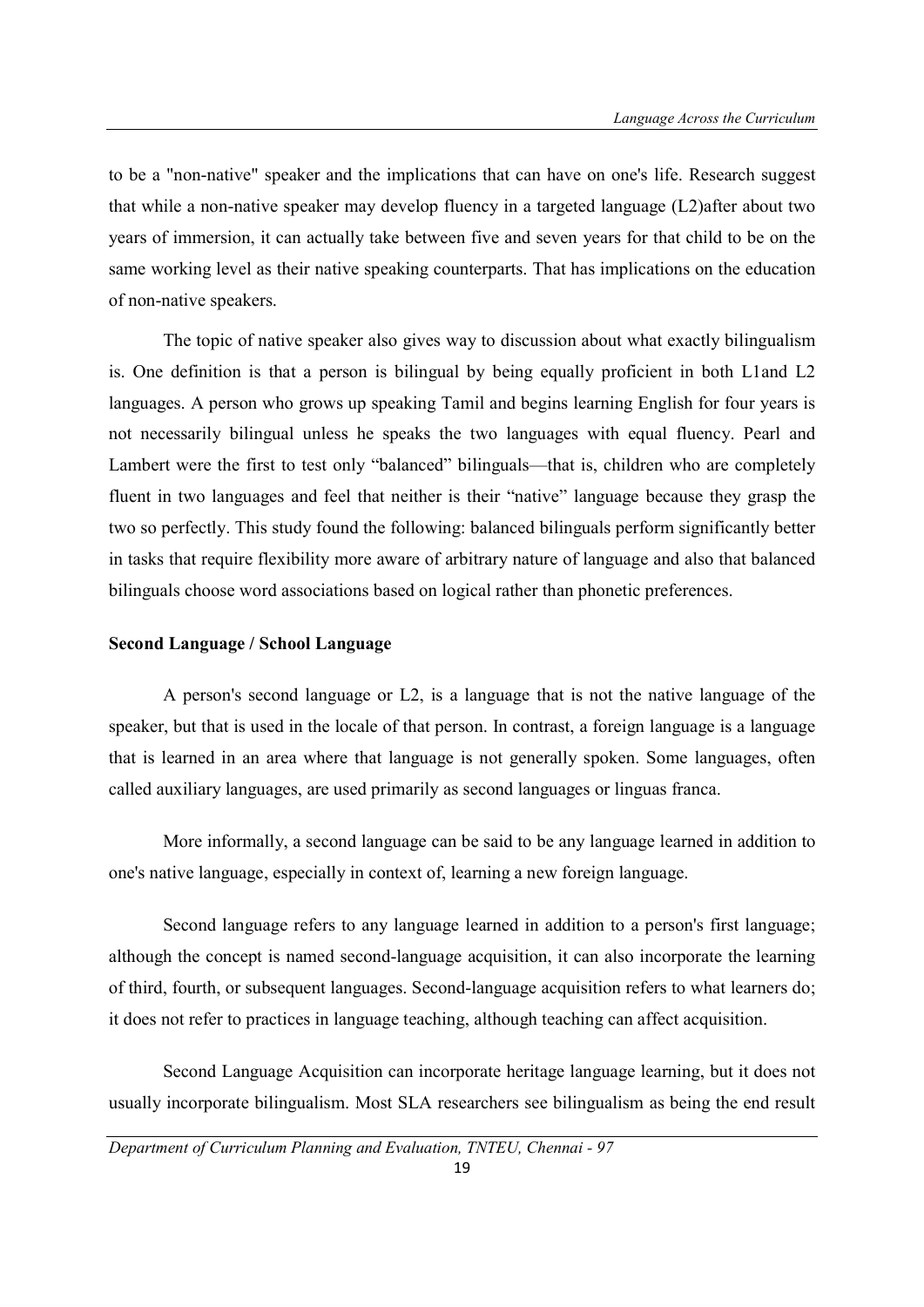to be a "non-native" speaker and the implications that can have on one's life. Research suggest that while a non-native speaker may develop fluency in a targeted language (L2)after about two years of immersion, it can actually take between five and seven years for that child to be on the same working level as their native speaking counterparts. That has implications on the education of non-native speakers.

The topic of native speaker also gives way to discussion about what exactly bilingualism is. One definition is that a person is bilingual by being equally proficient in both L1and L2 languages. A person who grows up speaking Tamil and begins learning English for four years is not necessarily bilingual unless he speaks the two languages with equal fluency. Pearl and Lambert were the first to test only "balanced" bilinguals—that is, children who are completely fluent in two languages and feel that neither is their "native" language because they grasp the two so perfectly. This study found the following: balanced bilinguals perform significantly better in tasks that require flexibility more aware of arbitrary nature of language and also that balanced bilinguals choose word associations based on logical rather than phonetic preferences.

**Second Language / School Language**

A person's second language or L2, is a language that is not the native language of the speaker, but that is used in the locale of that person. In contrast, a foreign language is a language that is learned in an area where that language is not generally spoken. Some languages, often called auxiliary languages, are used primarily as second languages or linguas franca.

More informally, a second language can be said to be any language learned in addition to one's native language, especially in context of, learning a new foreign language.

Second language refers to any language learned in addition to a person's first language; although the concept is named second-language acquisition, it can also incorporate the learning of third, fourth, or subsequent languages. Second-language acquisition refers to what learners do; it does not refer to practices in language teaching, although teaching can affect acquisition.

Second Language Acquisition can incorporate heritage language learning, but it does not usually incorporate bilingualism. Most SLA researchers see bilingualism as being the end result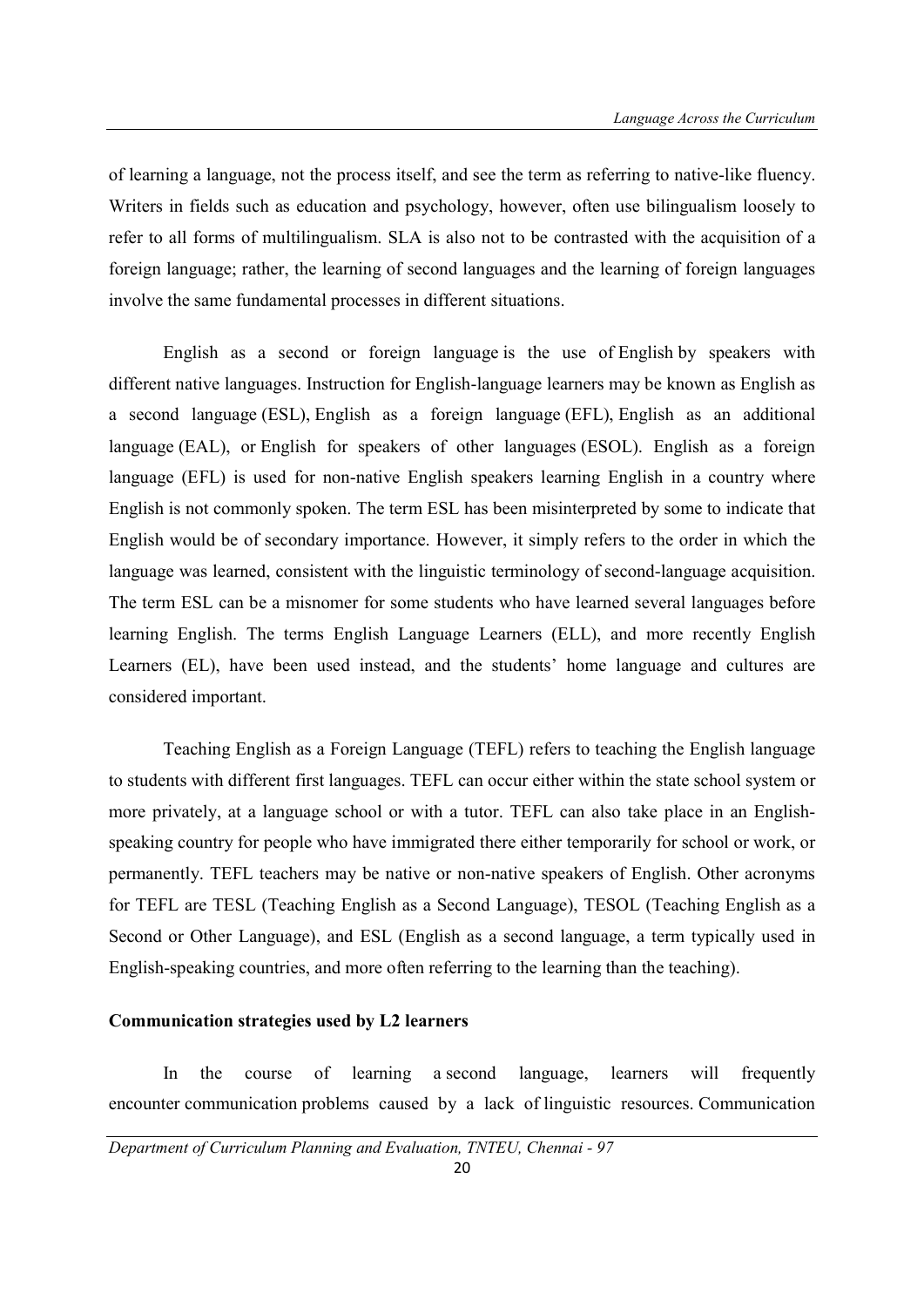of learning a language, not the process itself, and see the term as referring to native-like fluency. Writers in fields such as education and psychology, however, often use bilingualism loosely to refer to all forms of multilingualism. SLA is also not to be contrasted with the acquisition of a foreign language; rather, the learning of second languages and the learning of foreign languages involve the same fundamental processes in different situations.

English as a second or foreign language is the use of English by speakers with different native languages. Instruction for English-language learners may be known as English as a second language (ESL), English as a foreign language (EFL), English as an additional language (EAL), or English for speakers of other languages (ESOL). English as a foreign language (EFL) is used for non-native English speakers learning English in a country where English is not commonly spoken. The term ESL has been misinterpreted by some to indicate that English would be of secondary importance. However, it simply refers to the order in which the language was learned, consistent with the linguistic terminology of second-language acquisition. The term ESL can be a misnomer for some students who have learned several languages before learning English. The terms English Language Learners (ELL), and more recently English Learners (EL), have been used instead, and the students' home language and cultures are considered important.

Teaching English as a Foreign Language (TEFL) refers to teaching the English language to students with different first languages. TEFL can occur either within the state school system or more privately, at a language school or with a tutor. TEFL can also take place in an English-speaking country for people who have immigrated there either temporarily for school or work, or permanently. TEFL teachers may be native or non-native speakers of English. Other acronyms for TEFL are TESL (Teaching English as a Second Language), TESOL (Teaching English as a Second or Other Language), and ESL (English as a second language, a term typically used in English-speaking countries, and more often referring to the learning than the teaching).

**Communication strategies used by L2 learners**

In the course of learning a second language, learners will frequently encounter communication problems caused by a lack of linguistic resources. Communication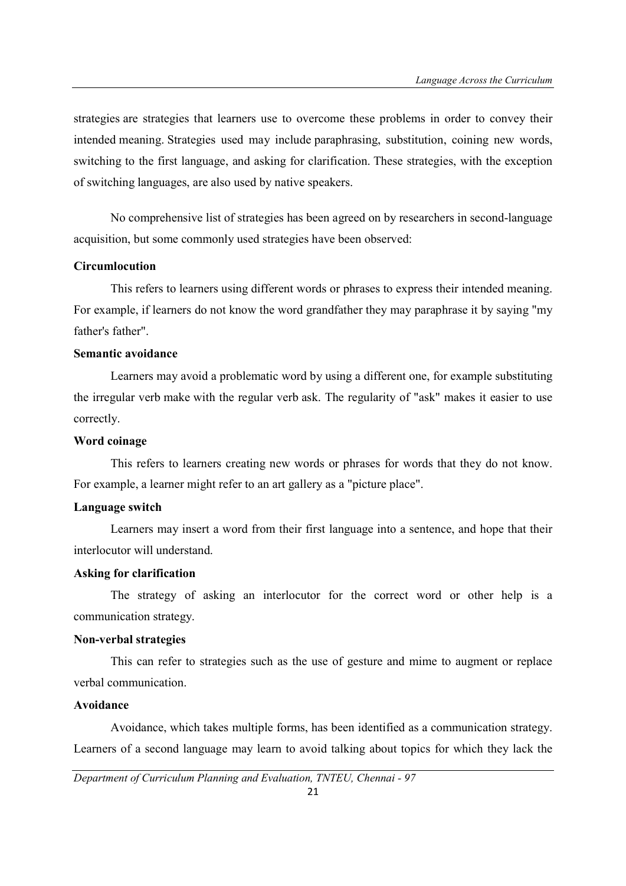strategies are strategies that learners use to overcome these problems in order to convey their intended meaning. Strategies used may include paraphrasing, substitution, coining new words, switching to the first language, and asking for clarification. These strategies, with the exception of switching languages, are also used by native speakers.

No comprehensive list of strategies has been agreed on by researchers in second-language acquisition, but some commonly used strategies have been observed:

**Circumlocution**

This refers to learners using different words or phrases to express their intended meaning. For example, if learners do not know the word grandfather they may paraphrase it by saying "my father's father".

**Semantic avoidance**

Learners may avoid a problematic word by using a different one, for example substituting the irregular verb make with the regular verb ask. The regularity of "ask" makes it easier to use correctly.

**Word coinage**

This refers to learners creating new words or phrases for words that they do not know. For example, a learner might refer to an art gallery as a "picture place".

**Language switch**

Learners may insert a word from their first language into a sentence, and hope that their interlocutor will understand.

**Asking for clarification**

The strategy of asking an interlocutor for the correct word or other help is a communication strategy.

**Non-verbal strategies**

This can refer to strategies such as the use of gesture and mime to augment or replace verbal communication.

**Avoidance**

Avoidance, which takes multiple forms, has been identified as a communication strategy. Learners of a second language may learn to avoid talking about topics for which they lack the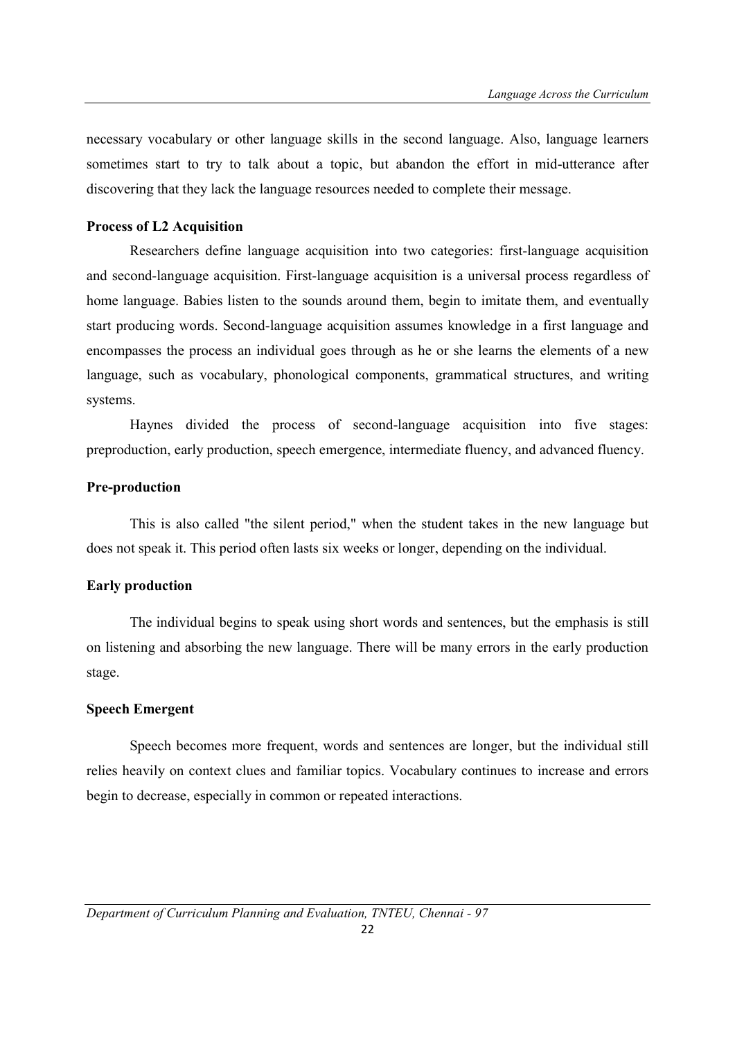necessary vocabulary or other language skills in the second language. Also, language learners sometimes start to try to talk about a topic, but abandon the effort in mid-utterance after discovering that they lack the language resources needed to complete their message.

### Process of L2 Acquisition

Researchers define language acquisition into two categories: first-language acquisition and second-language acquisition. First-language acquisition is a universal process regardless of home language. Babies listen to the sounds around them, begin to imitate them, and eventually start producing words. Second-language acquisition assumes knowledge in a first language and encompasses the process an individual goes through as he or she learns the elements of a new language, such as vocabulary, phonological components, grammatical structures, and writing systems.

Haynes divided the process of second-language acquisition into five stages: preproduction, early production, speech emergence, intermediate fluency, and advanced fluency.

### Pre-production

This is also called "the silent period," when the student takes in the new language but does not speak it. This period often lasts six weeks or longer, depending on the individual.

### Early production

The individual begins to speak using short words and sentences, but the emphasis is still on listening and absorbing the new language. There will be many errors in the early production stage.

### Speech Emergent

Speech becomes more frequent, words and sentences are longer, but the individual still relies heavily on context clues and familiar topics. Vocabulary continues to increase and errors begin to decrease, especially in common or repeated interactions.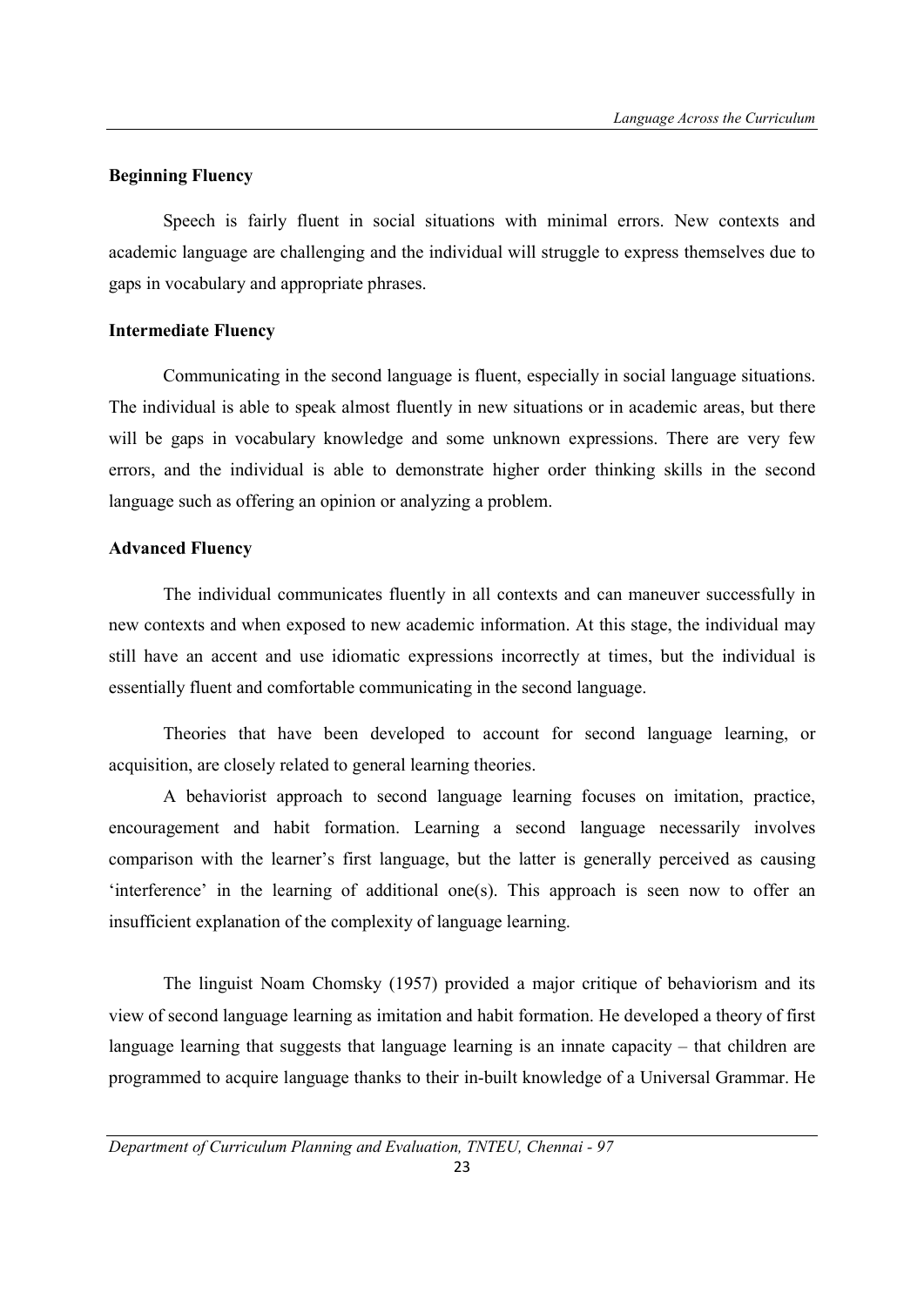### Beginning Fluency

Speech is fairly fluent in social situations with minimal errors. New contexts and academic language are challenging and the individual will struggle to express themselves due to gaps in vocabulary and appropriate phrases.

### Intermediate Fluency

Communicating in the second language is fluent, especially in social language situations. The individual is able to speak almost fluently in new situations or in academic areas, but there will be gaps in vocabulary knowledge and some unknown expressions. There are very few errors, and the individual is able to demonstrate higher order thinking skills in the second language such as offering an opinion or analyzing a problem.

### Advanced Fluency

The individual communicates fluently in all contexts and can maneuver successfully in new contexts and when exposed to new academic information. At this stage, the individual may still have an accent and use idiomatic expressions incorrectly at times, but the individual is essentially fluent and comfortable communicating in the second language.

Theories that have been developed to account for second language learning, or acquisition, are closely related to general learning theories.

A behaviorist approach to second language learning focuses on imitation, practice, encouragement and habit formation. Learning a second language necessarily involves comparison with the learner's first language, but the latter is generally perceived as causing 'interference' in the learning of additional one(s). This approach is seen now to offer an insufficient explanation of the complexity of language learning.

The linguist Noam Chomsky (1957) provided a major critique of behaviorism and its view of second language learning as imitation and habit formation. He developed a theory of first language learning that suggests that language learning is an innate capacity – that children are programmed to acquire language thanks to their in-built knowledge of a Universal Grammar. He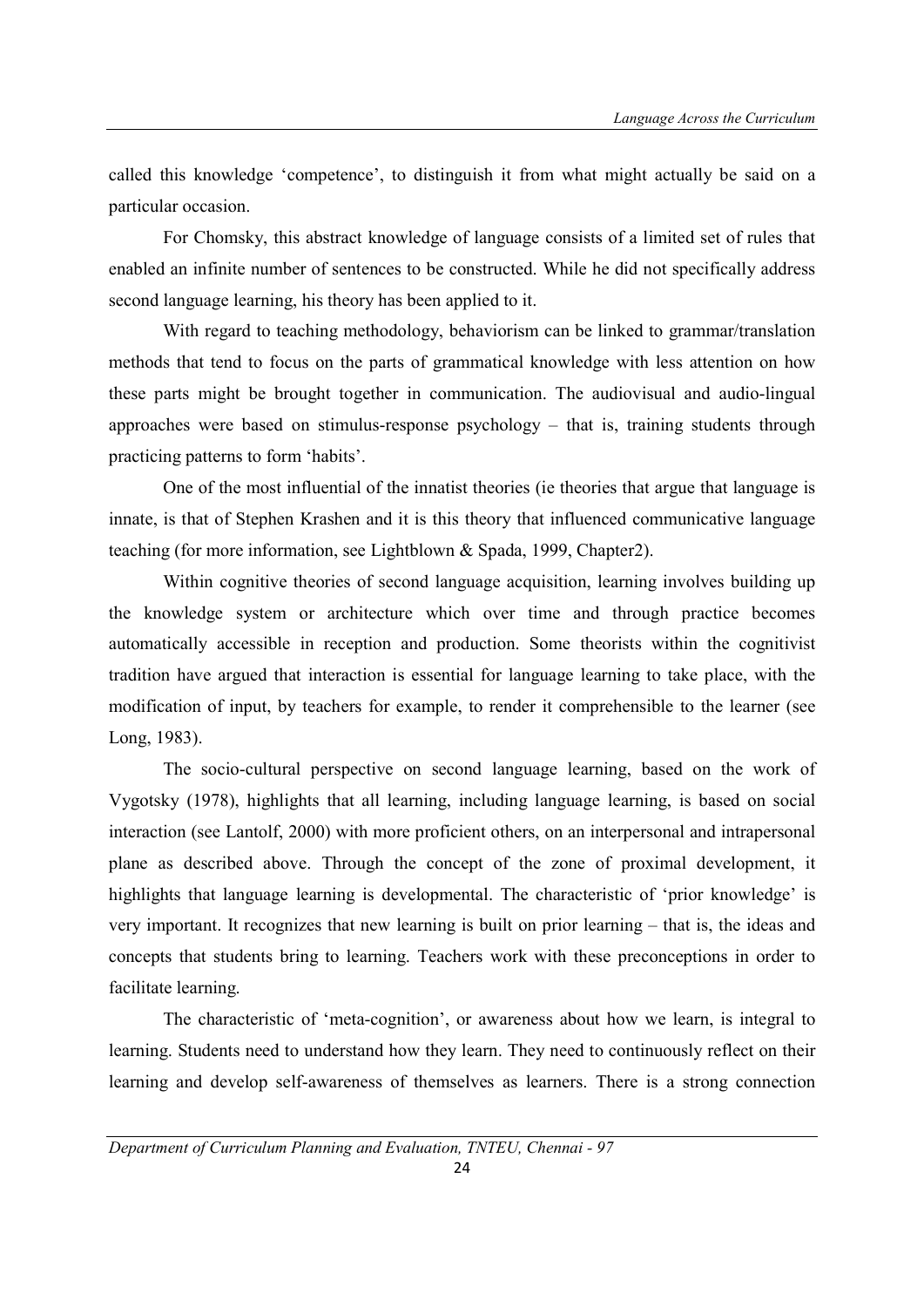called this knowledge 'competence', to distinguish it from what might actually be said on a particular occasion.

For Chomsky, this abstract knowledge of language consists of a limited set of rules that enabled an infinite number of sentences to be constructed. While he did not specifically address second language learning, his theory has been applied to it.

With regard to teaching methodology, behaviorism can be linked to grammar/translation methods that tend to focus on the parts of grammatical knowledge with less attention on how these parts might be brought together in communication. The audiovisual and audio-lingual approaches were based on stimulus-response psychology – that is, training students through practicing patterns to form 'habits'.

One of the most influential of the innatist theories (ie theories that argue that language is innate, is that of Stephen Krashen and it is this theory that influenced communicative language teaching (for more information, see Lightblown & Spada, 1999, Chapter2).

Within cognitive theories of second language acquisition, learning involves building up the knowledge system or architecture which over time and through practice becomes automatically accessible in reception and production. Some theorists within the cognitivist tradition have argued that interaction is essential for language learning to take place, with the modification of input, by teachers for example, to render it comprehensible to the learner (see Long, 1983).

The socio-cultural perspective on second language learning, based on the work of Vygotsky (1978), highlights that all learning, including language learning, is based on social interaction (see Lantolf, 2000) with more proficient others, on an interpersonal and intrapersonal plane as described above. Through the concept of the zone of proximal development, it highlights that language learning is developmental. The characteristic of 'prior knowledge' is very important. It recognizes that new learning is built on prior learning – that is, the ideas and concepts that students bring to learning. Teachers work with these preconceptions in order to facilitate learning.

The characteristic of 'meta-cognition', or awareness about how we learn, is integral to learning. Students need to understand how they learn. They need to continuously reflect on their learning and develop self-awareness of themselves as learners. There is a strong connection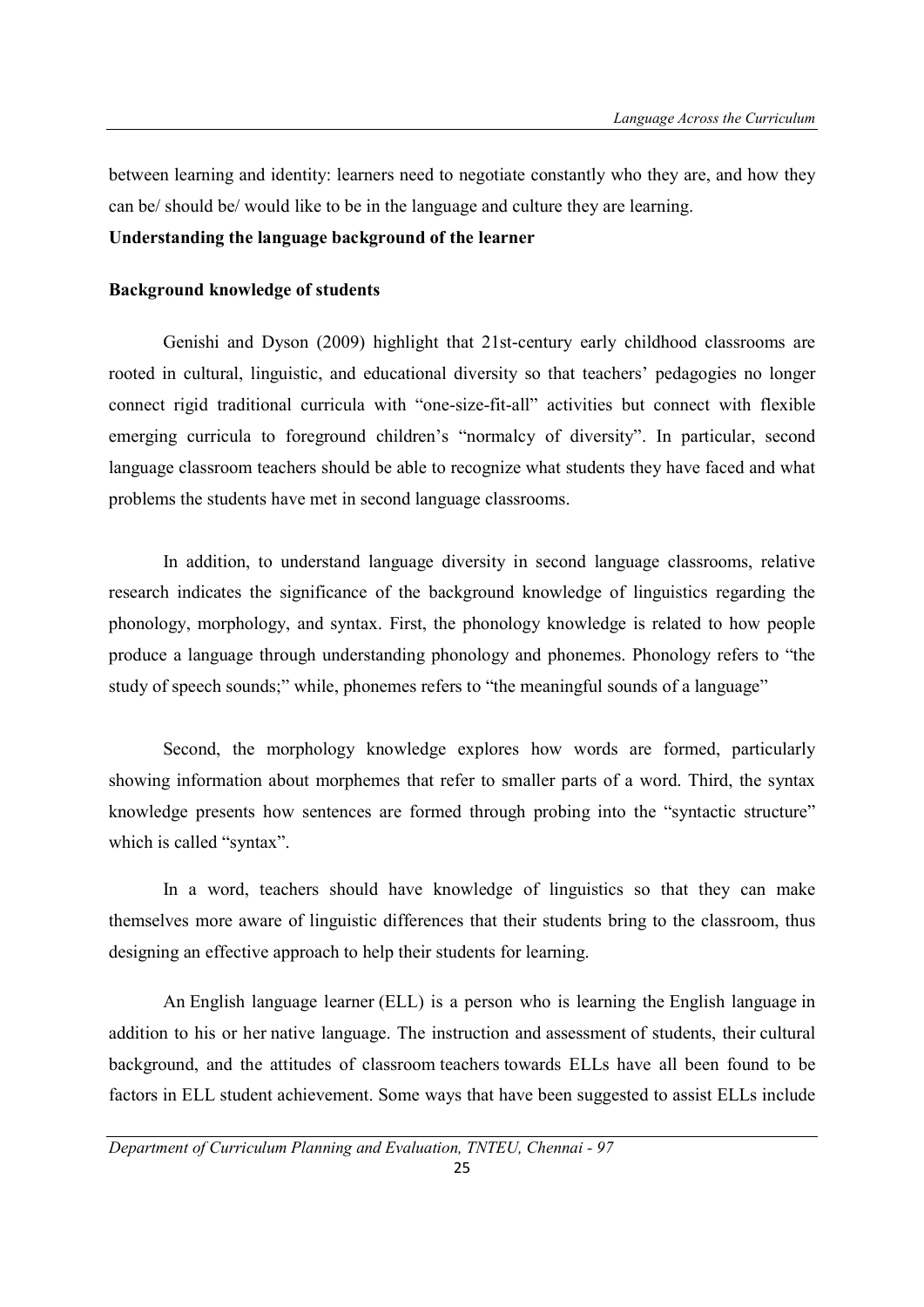between learning and identity: learners need to negotiate constantly who they are, and how they can be/ should be/ would like to be in the language and culture they are learning.

**Understanding the language background of the learner**

**Background knowledge of students**

Genishi and Dyson (2009) highlight that 21st-century early childhood classrooms are rooted in cultural, linguistic, and educational diversity so that teachers' pedagogies no longer connect rigid traditional curricula with "one-size-fit-all" activities but connect with flexible emerging curricula to foreground children's "normalcy of diversity". In particular, second language classroom teachers should be able to recognize what students they have faced and what problems the students have met in second language classrooms.

In addition, to understand language diversity in second language classrooms, relative research indicates the significance of the background knowledge of linguistics regarding the phonology, morphology, and syntax. First, the phonology knowledge is related to how people produce a language through understanding phonology and phonemes. Phonology refers to "the study of speech sounds;" while, phonemes refers to "the meaningful sounds of a language"

Second, the morphology knowledge explores how words are formed, particularly showing information about morphemes that refer to smaller parts of a word. Third, the syntax knowledge presents how sentences are formed through probing into the "syntactic structure" which is called "syntax".

In a word, teachers should have knowledge of linguistics so that they can make themselves more aware of linguistic differences that their students bring to the classroom, thus designing an effective approach to help their students for learning.

An English language learner (ELL) is a person who is learning the English language in addition to his or her native language. The instruction and assessment of students, their cultural background, and the attitudes of classroom teachers towards ELLs have all been found to be factors in ELL student achievement. Some ways that have been suggested to assist ELLs include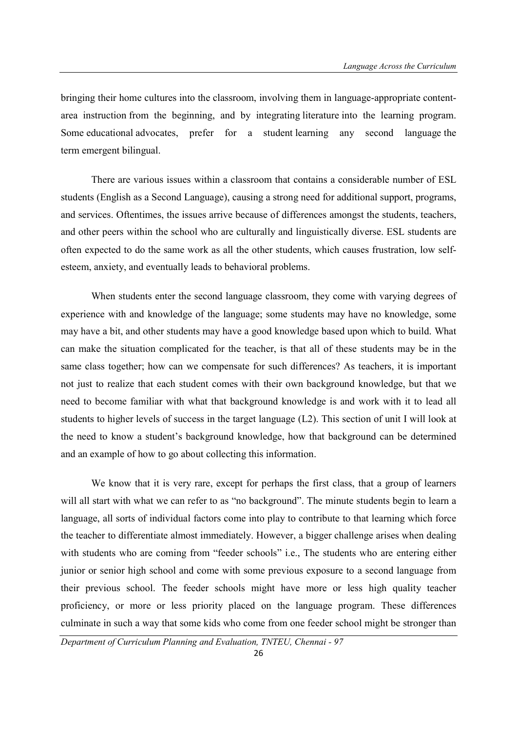bringing their home cultures into the classroom, involving them in language-appropriate content-area instruction from the beginning, and by integrating literature into the learning program. Some educational advocates, prefer for a student learning any second language the term emergent bilingual.

There are various issues within a classroom that contains a considerable number of ESL students (English as a Second Language), causing a strong need for additional support, programs, and services. Oftentimes, the issues arrive because of differences amongst the students, teachers, and other peers within the school who are culturally and linguistically diverse. ESL students are often expected to do the same work as all the other students, which causes frustration, low self-esteem, anxiety, and eventually leads to behavioral problems.

When students enter the second language classroom, they come with varying degrees of experience with and knowledge of the language; some students may have no knowledge, some may have a bit, and other students may have a good knowledge based upon which to build. What can make the situation complicated for the teacher, is that all of these students may be in the same class together; how can we compensate for such differences? As teachers, it is important not just to realize that each student comes with their own background knowledge, but that we need to become familiar with what that background knowledge is and work with it to lead all students to higher levels of success in the target language (L2). This section of unit I will look at the need to know a student's background knowledge, how that background can be determined and an example of how to go about collecting this information.

We know that it is very rare, except for perhaps the first class, that a group of learners will all start with what we can refer to as "no background". The minute students begin to learn a language, all sorts of individual factors come into play to contribute to that learning which force the teacher to differentiate almost immediately. However, a bigger challenge arises when dealing with students who are coming from "feeder schools" i.e., The students who are entering either junior or senior high school and come with some previous exposure to a second language from their previous school. The feeder schools might have more or less high quality teacher proficiency, or more or less priority placed on the language program. These differences culminate in such a way that some kids who come from one feeder school might be stronger than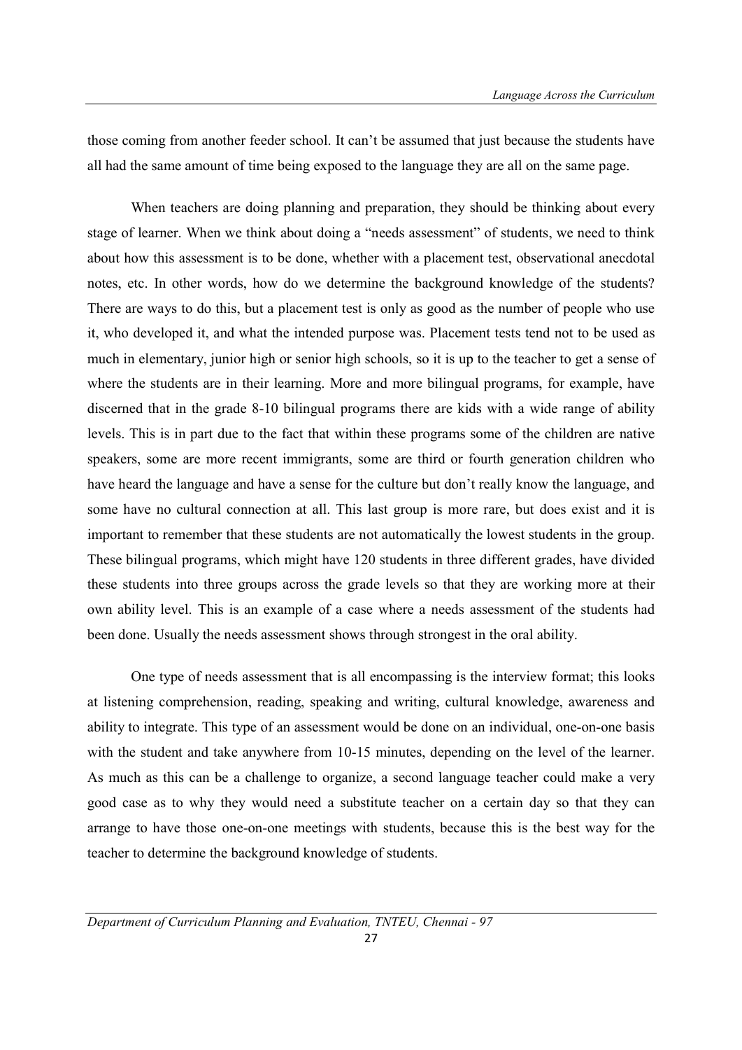those coming from another feeder school. It can't be assumed that just because the students have all had the same amount of time being exposed to the language they are all on the same page.

When teachers are doing planning and preparation, they should be thinking about every stage of learner. When we think about doing a "needs assessment" of students, we need to think about how this assessment is to be done, whether with a placement test, observational anecdotal notes, etc. In other words, how do we determine the background knowledge of the students? There are ways to do this, but a placement test is only as good as the number of people who use it, who developed it, and what the intended purpose was. Placement tests tend not to be used as much in elementary, junior high or senior high schools, so it is up to the teacher to get a sense of where the students are in their learning. More and more bilingual programs, for example, have discerned that in the grade 8-10 bilingual programs there are kids with a wide range of ability levels. This is in part due to the fact that within these programs some of the children are native speakers, some are more recent immigrants, some are third or fourth generation children who have heard the language and have a sense for the culture but don't really know the language, and some have no cultural connection at all. This last group is more rare, but does exist and it is important to remember that these students are not automatically the lowest students in the group. These bilingual programs, which might have 120 students in three different grades, have divided these students into three groups across the grade levels so that they are working more at their own ability level. This is an example of a case where a needs assessment of the students had been done. Usually the needs assessment shows through strongest in the oral ability.

One type of needs assessment that is all encompassing is the interview format; this looks at listening comprehension, reading, speaking and writing, cultural knowledge, awareness and ability to integrate. This type of an assessment would be done on an individual, one-on-one basis with the student and take anywhere from 10-15 minutes, depending on the level of the learner. As much as this can be a challenge to organize, a second language teacher could make a very good case as to why they would need a substitute teacher on a certain day so that they can arrange to have those one-on-one meetings with students, because this is the best way for the teacher to determine the background knowledge of students.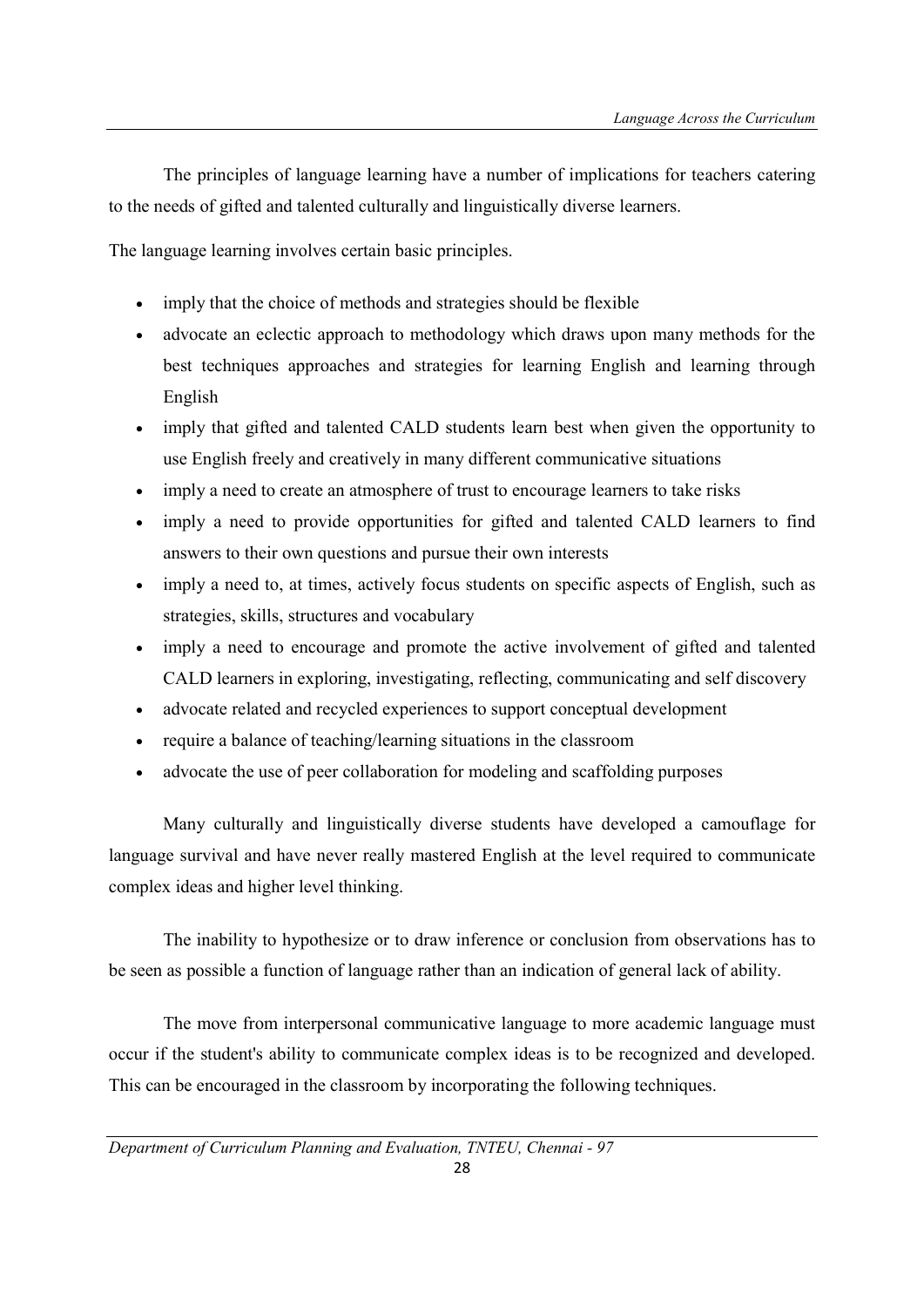The principles of language learning have a number of implications for teachers catering to the needs of gifted and talented culturally and linguistically diverse learners.

The language learning involves certain basic principles.

- imply that the choice of methods and strategies should be flexible
- advocate an eclectic approach to methodology which draws upon many methods for the best techniques approaches and strategies for learning English and learning through English
- imply that gifted and talented CALD students learn best when given the opportunity to use English freely and creatively in many different communicative situations
- imply a need to create an atmosphere of trust to encourage learners to take risks
- imply a need to provide opportunities for gifted and talented CALD learners to find answers to their own questions and pursue their own interests
- imply a need to, at times, actively focus students on specific aspects of English, such as strategies, skills, structures and vocabulary
- imply a need to encourage and promote the active involvement of gifted and talented CALD learners in exploring, investigating, reflecting, communicating and self discovery
- advocate related and recycled experiences to support conceptual development
- require a balance of teaching/learning situations in the classroom
- advocate the use of peer collaboration for modeling and scaffolding purposes

Many culturally and linguistically diverse students have developed a camouflage for language survival and have never really mastered English at the level required to communicate complex ideas and higher level thinking.

The inability to hypothesize or to draw inference or conclusion from observations has to be seen as possible a function of language rather than an indication of general lack of ability.

The move from interpersonal communicative language to more academic language must occur if the student's ability to communicate complex ideas is to be recognized and developed. This can be encouraged in the classroom by incorporating the following techniques.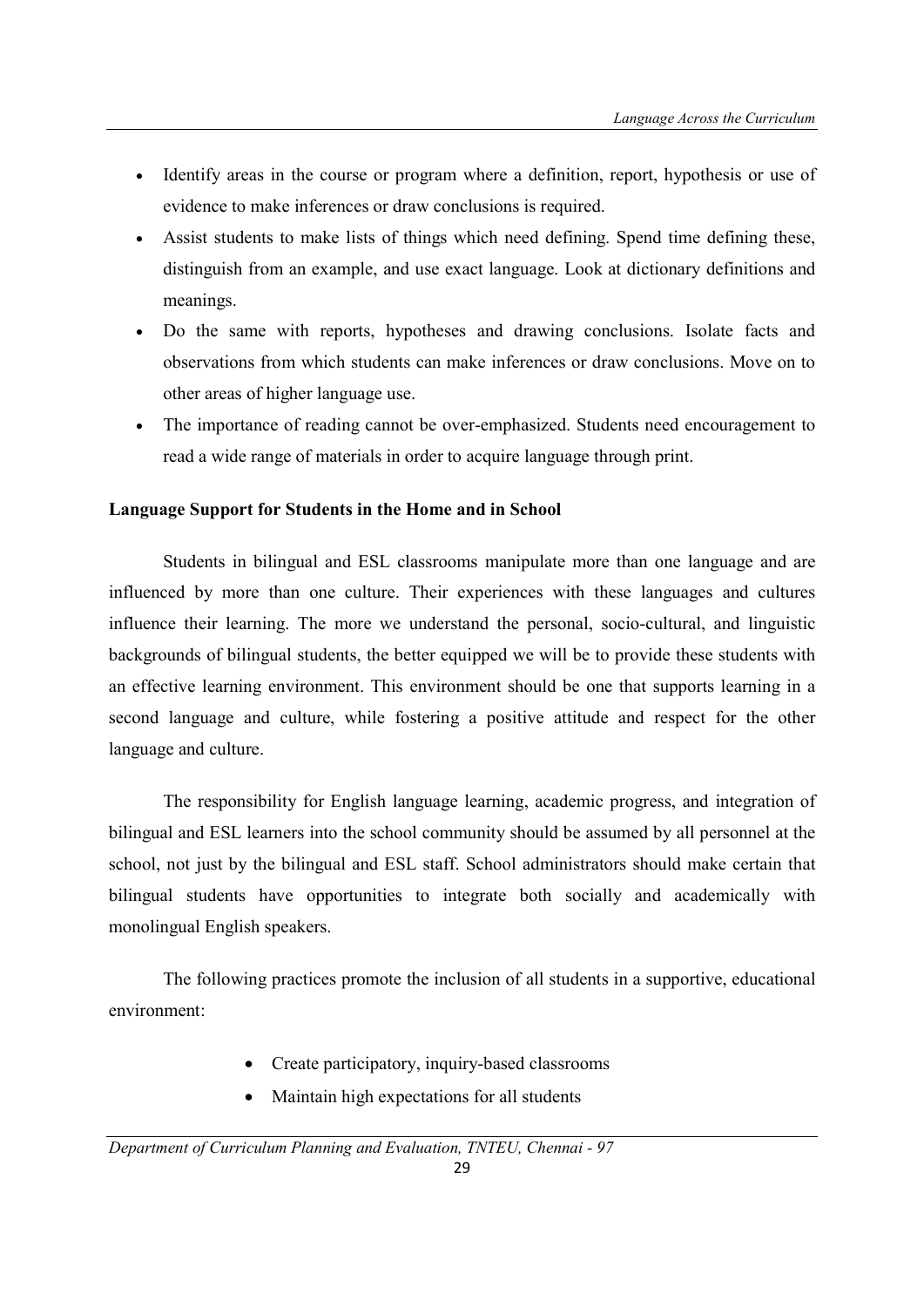- Identify areas in the course or program where a definition, report, hypothesis or use of evidence to make inferences or draw conclusions is required.
- Assist students to make lists of things which need defining. Spend time defining these, distinguish from an example, and use exact language. Look at dictionary definitions and meanings.
- Do the same with reports, hypotheses and drawing conclusions. Isolate facts and observations from which students can make inferences or draw conclusions. Move on to other areas of higher language use.
- The importance of reading cannot be over-emphasized. Students need encouragement to read a wide range of materials in order to acquire language through print.

**Language Support for Students in the Home and in School**

Students in bilingual and ESL classrooms manipulate more than one language and are influenced by more than one culture. Their experiences with these languages and cultures influence their learning. The more we understand the personal, socio-cultural, and linguistic backgrounds of bilingual students, the better equipped we will be to provide these students with an effective learning environment. This environment should be one that supports learning in a second language and culture, while fostering a positive attitude and respect for the other language and culture.

The responsibility for English language learning, academic progress, and integration of bilingual and ESL learners into the school community should be assumed by all personnel at the school, not just by the bilingual and ESL staff. School administrators should make certain that bilingual students have opportunities to integrate both socially and academically with monolingual English speakers.

The following practices promote the inclusion of all students in a supportive, educational environment:

- Create participatory, inquiry-based classrooms
- Maintain high expectations for all students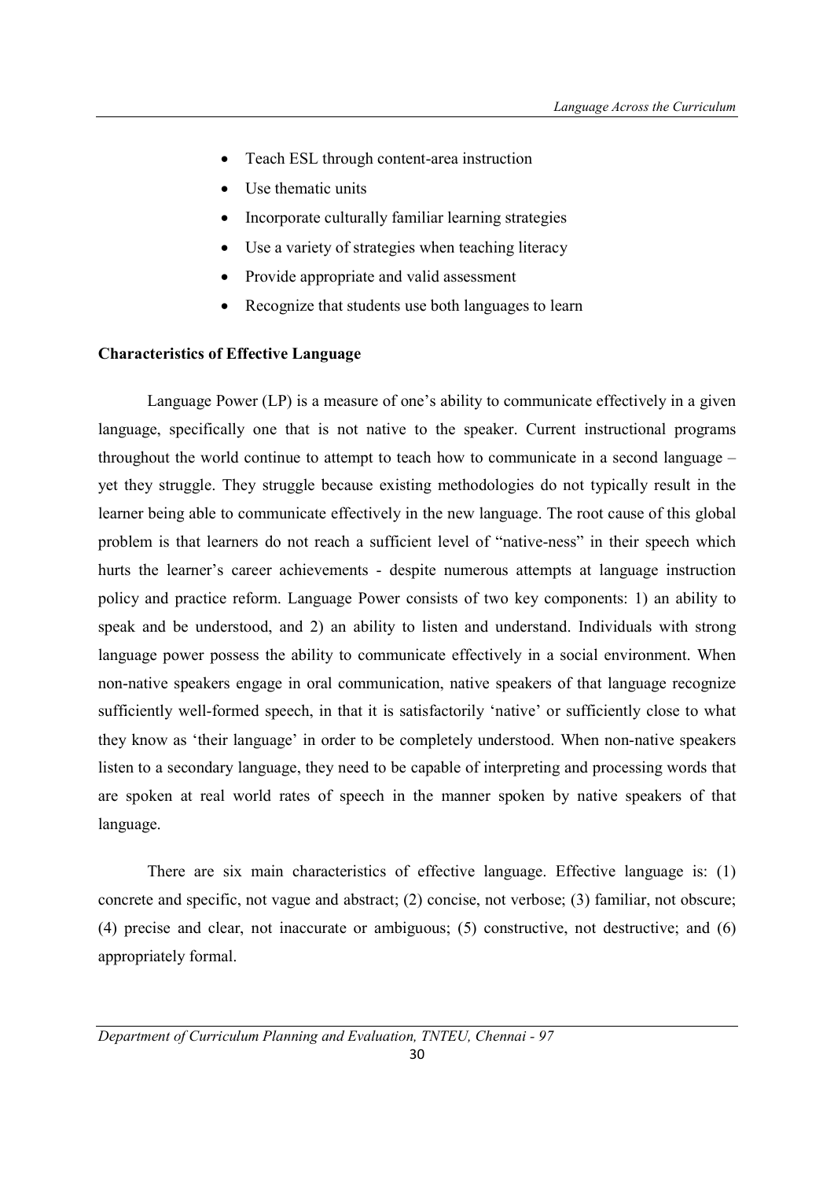- Teach ESL through content-area instruction
- Use thematic units
- Incorporate culturally familiar learning strategies
- Use a variety of strategies when teaching literacy
- Provide appropriate and valid assessment
- Recognize that students use both languages to learn

**Characteristics of Effective Language**

Language Power (LP) is a measure of one's ability to communicate effectively in a given language, specifically one that is not native to the speaker. Current instructional programs throughout the world continue to attempt to teach how to communicate in a second language – yet they struggle. They struggle because existing methodologies do not typically result in the learner being able to communicate effectively in the new language. The root cause of this global problem is that learners do not reach a sufficient level of "native-ness" in their speech which hurts the learner's career achievements - despite numerous attempts at language instruction policy and practice reform. Language Power consists of two key components: 1) an ability to speak and be understood, and 2) an ability to listen and understand. Individuals with strong language power possess the ability to communicate effectively in a social environment. When non-native speakers engage in oral communication, native speakers of that language recognize sufficiently well-formed speech, in that it is satisfactorily 'native' or sufficiently close to what they know as 'their language' in order to be completely understood. When non-native speakers listen to a secondary language, they need to be capable of interpreting and processing words that are spoken at real world rates of speech in the manner spoken by native speakers of that language.

There are six main characteristics of effective language. Effective language is: (1) concrete and specific, not vague and abstract; (2) concise, not verbose; (3) familiar, not obscure; (4) precise and clear, not inaccurate or ambiguous; (5) constructive, not destructive; and (6) appropriately formal.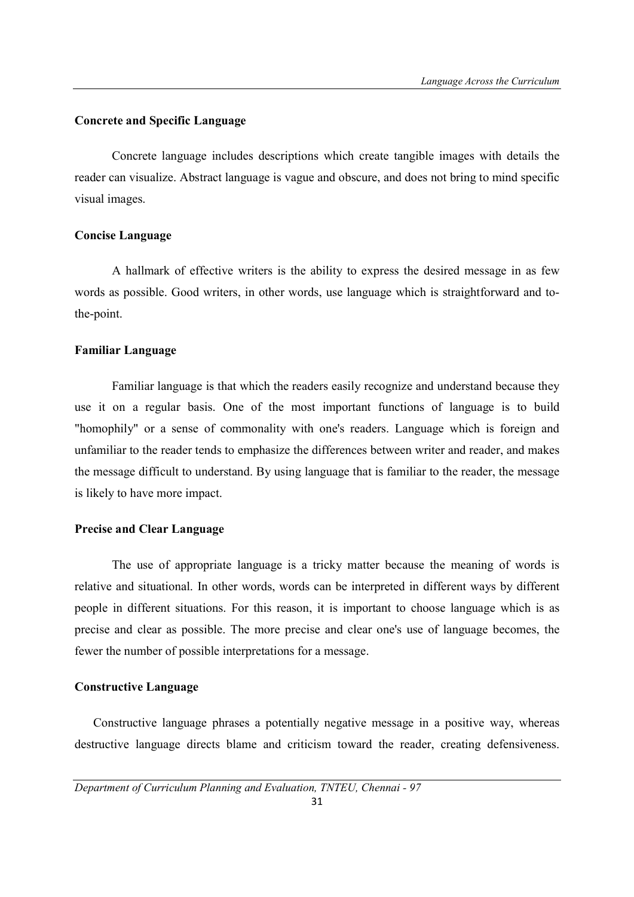### Concrete and Specific Language

Concrete language includes descriptions which create tangible images with details the reader can visualize. Abstract language is vague and obscure, and does not bring to mind specific visual images.

### Concise Language

A hallmark of effective writers is the ability to express the desired message in as few words as possible. Good writers, in other words, use language which is straightforward and to-the-point.

### Familiar Language

Familiar language is that which the readers easily recognize and understand because they use it on a regular basis. One of the most important functions of language is to build "homophily" or a sense of commonality with one's readers. Language which is foreign and unfamiliar to the reader tends to emphasize the differences between writer and reader, and makes the message difficult to understand. By using language that is familiar to the reader, the message is likely to have more impact.

### Precise and Clear Language

The use of appropriate language is a tricky matter because the meaning of words is relative and situational. In other words, words can be interpreted in different ways by different people in different situations. For this reason, it is important to choose language which is as precise and clear as possible. The more precise and clear one's use of language becomes, the fewer the number of possible interpretations for a message.

### Constructive Language

Constructive language phrases a potentially negative message in a positive way, whereas destructive language directs blame and criticism toward the reader, creating defensiveness.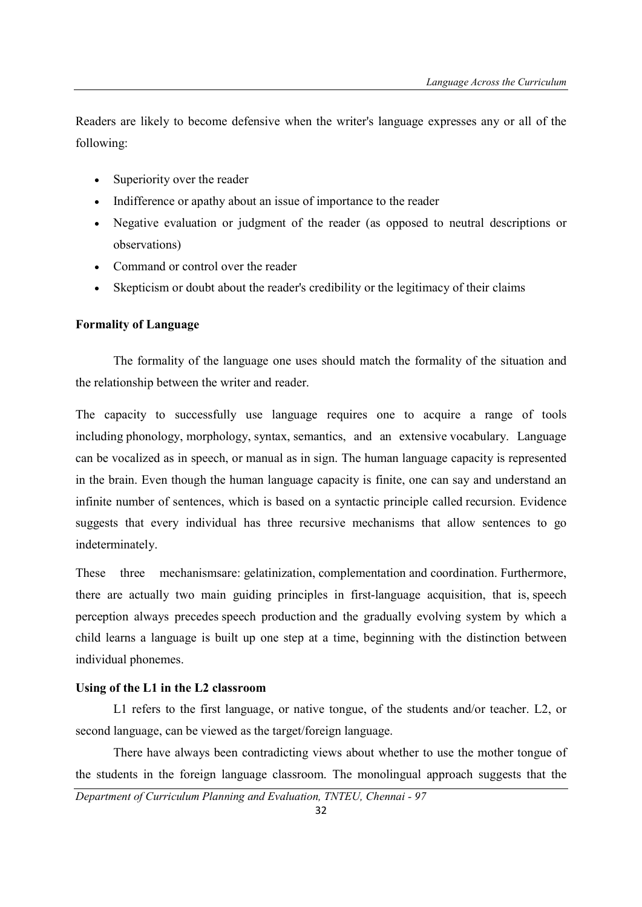Readers are likely to become defensive when the writer's language expresses any or all of the following:

- Superiority over the reader
- Indifference or apathy about an issue of importance to the reader
- Negative evaluation or judgment of the reader (as opposed to neutral descriptions or observations)
- Command or control over the reader
- Skepticism or doubt about the reader's credibility or the legitimacy of their claims

**Formality of Language**

The formality of the language one uses should match the formality of the situation and the relationship between the writer and reader.

The capacity to successfully use language requires one to acquire a range of tools including phonology, morphology, syntax, semantics, and an extensive vocabulary. Language can be vocalized as in speech, or manual as in sign. The human language capacity is represented in the brain. Even though the human language capacity is finite, one can say and understand an infinite number of sentences, which is based on a syntactic principle called recursion. Evidence suggests that every individual has three recursive mechanisms that allow sentences to go indeterminately.

These three mechanismsare: gelatinization, complementation and coordination. Furthermore, there are actually two main guiding principles in first-language acquisition, that is, speech perception always precedes speech production and the gradually evolving system by which a child learns a language is built up one step at a time, beginning with the distinction between individual phonemes.

**Using of the L1 in the L2 classroom**

L1 refers to the first language, or native tongue, of the students and/or teacher. L2, or second language, can be viewed as the target/foreign language.

There have always been contradicting views about whether to use the mother tongue of the students in the foreign language classroom. The monolingual approach suggests that the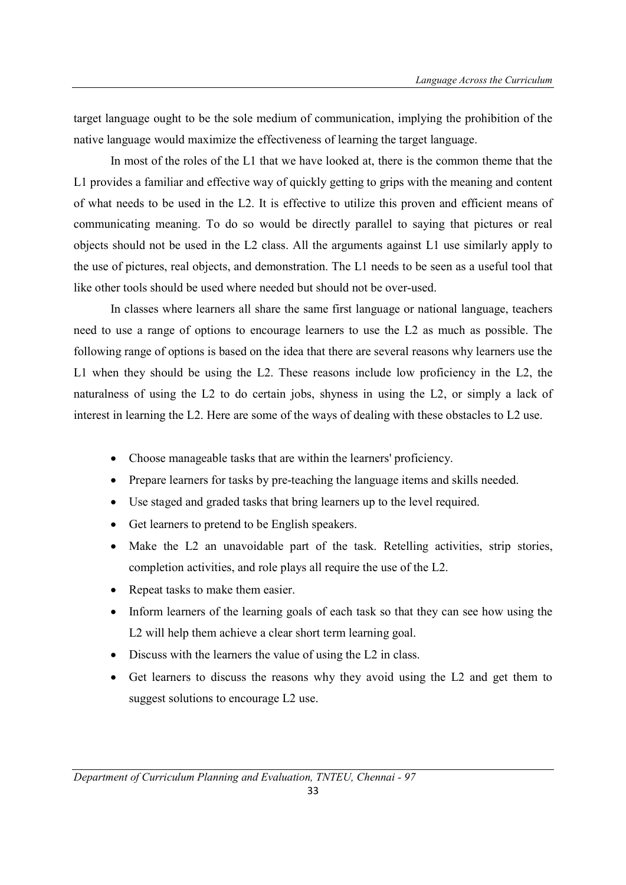target language ought to be the sole medium of communication, implying the prohibition of the native language would maximize the effectiveness of learning the target language.

In most of the roles of the L1 that we have looked at, there is the common theme that the L1 provides a familiar and effective way of quickly getting to grips with the meaning and content of what needs to be used in the L2. It is effective to utilize this proven and efficient means of communicating meaning. To do so would be directly parallel to saying that pictures or real objects should not be used in the L2 class. All the arguments against L1 use similarly apply to the use of pictures, real objects, and demonstration. The L1 needs to be seen as a useful tool that like other tools should be used where needed but should not be over-used.

In classes where learners all share the same first language or national language, teachers need to use a range of options to encourage learners to use the L2 as much as possible. The following range of options is based on the idea that there are several reasons why learners use the L1 when they should be using the L2. These reasons include low proficiency in the L2, the naturalness of using the L2 to do certain jobs, shyness in using the L2, or simply a lack of interest in learning the L2. Here are some of the ways of dealing with these obstacles to L2 use.

- Choose manageable tasks that are within the learners' proficiency.
- Prepare learners for tasks by pre-teaching the language items and skills needed.
- Use staged and graded tasks that bring learners up to the level required.
- Get learners to pretend to be English speakers.
- Make the L2 an unavoidable part of the task. Retelling activities, strip stories, completion activities, and role plays all require the use of the L2.
- Repeat tasks to make them easier.
- Inform learners of the learning goals of each task so that they can see how using the L2 will help them achieve a clear short term learning goal.
- Discuss with the learners the value of using the L2 in class.
- Get learners to discuss the reasons why they avoid using the L2 and get them to suggest solutions to encourage L2 use.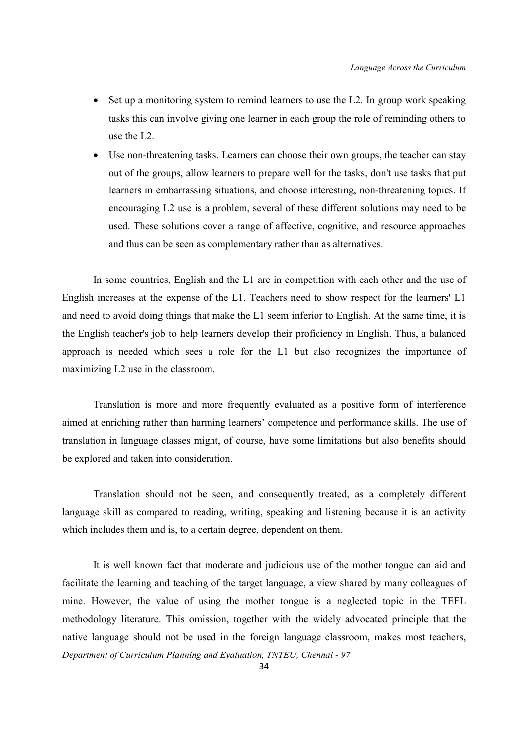- Set up a monitoring system to remind learners to use the L2. In group work speaking tasks this can involve giving one learner in each group the role of reminding others to use the L2.
- Use non-threatening tasks. Learners can choose their own groups, the teacher can stay out of the groups, allow learners to prepare well for the tasks, don't use tasks that put learners in embarrassing situations, and choose interesting, non-threatening topics. If encouraging L2 use is a problem, several of these different solutions may need to be used. These solutions cover a range of affective, cognitive, and resource approaches and thus can be seen as complementary rather than as alternatives.

In some countries, English and the L1 are in competition with each other and the use of English increases at the expense of the L1. Teachers need to show respect for the learners' L1 and need to avoid doing things that make the L1 seem inferior to English. At the same time, it is the English teacher's job to help learners develop their proficiency in English. Thus, a balanced approach is needed which sees a role for the L1 but also recognizes the importance of maximizing L2 use in the classroom.

Translation is more and more frequently evaluated as a positive form of interference aimed at enriching rather than harming learners' competence and performance skills. The use of translation in language classes might, of course, have some limitations but also benefits should be explored and taken into consideration.

Translation should not be seen, and consequently treated, as a completely different language skill as compared to reading, writing, speaking and listening because it is an activity which includes them and is, to a certain degree, dependent on them.

It is well known fact that moderate and judicious use of the mother tongue can aid and facilitate the learning and teaching of the target language, a view shared by many colleagues of mine. However, the value of using the mother tongue is a neglected topic in the TEFL methodology literature. This omission, together with the widely advocated principle that the native language should not be used in the foreign language classroom, makes most teachers,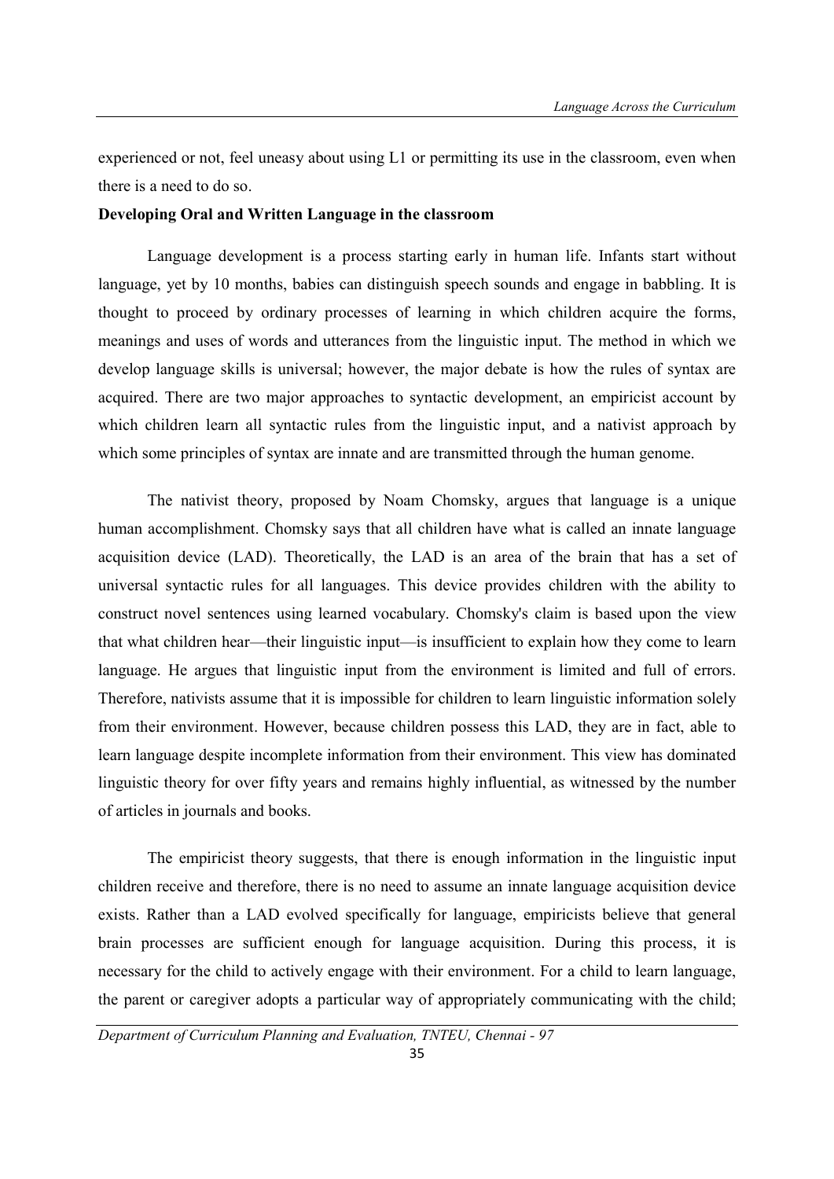experienced or not, feel uneasy about using L1 or permitting its use in the classroom, even when there is a need to do so.

**Developing Oral and Written Language in the classroom**

Language development is a process starting early in human life. Infants start without language, yet by 10 months, babies can distinguish speech sounds and engage in babbling. It is thought to proceed by ordinary processes of learning in which children acquire the forms, meanings and uses of words and utterances from the linguistic input. The method in which we develop language skills is universal; however, the major debate is how the rules of syntax are acquired. There are two major approaches to syntactic development, an empiricist account by which children learn all syntactic rules from the linguistic input, and a nativist approach by which some principles of syntax are innate and are transmitted through the human genome.

The nativist theory, proposed by Noam Chomsky, argues that language is a unique human accomplishment. Chomsky says that all children have what is called an innate language acquisition device (LAD). Theoretically, the LAD is an area of the brain that has a set of universal syntactic rules for all languages. This device provides children with the ability to construct novel sentences using learned vocabulary. Chomsky's claim is based upon the view that what children hear—their linguistic input—is insufficient to explain how they come to learn language. He argues that linguistic input from the environment is limited and full of errors. Therefore, nativists assume that it is impossible for children to learn linguistic information solely from their environment. However, because children possess this LAD, they are in fact, able to learn language despite incomplete information from their environment. This view has dominated linguistic theory for over fifty years and remains highly influential, as witnessed by the number of articles in journals and books.

The empiricist theory suggests, that there is enough information in the linguistic input children receive and therefore, there is no need to assume an innate language acquisition device exists. Rather than a LAD evolved specifically for language, empiricists believe that general brain processes are sufficient enough for language acquisition. During this process, it is necessary for the child to actively engage with their environment. For a child to learn language, the parent or caregiver adopts a particular way of appropriately communicating with the child;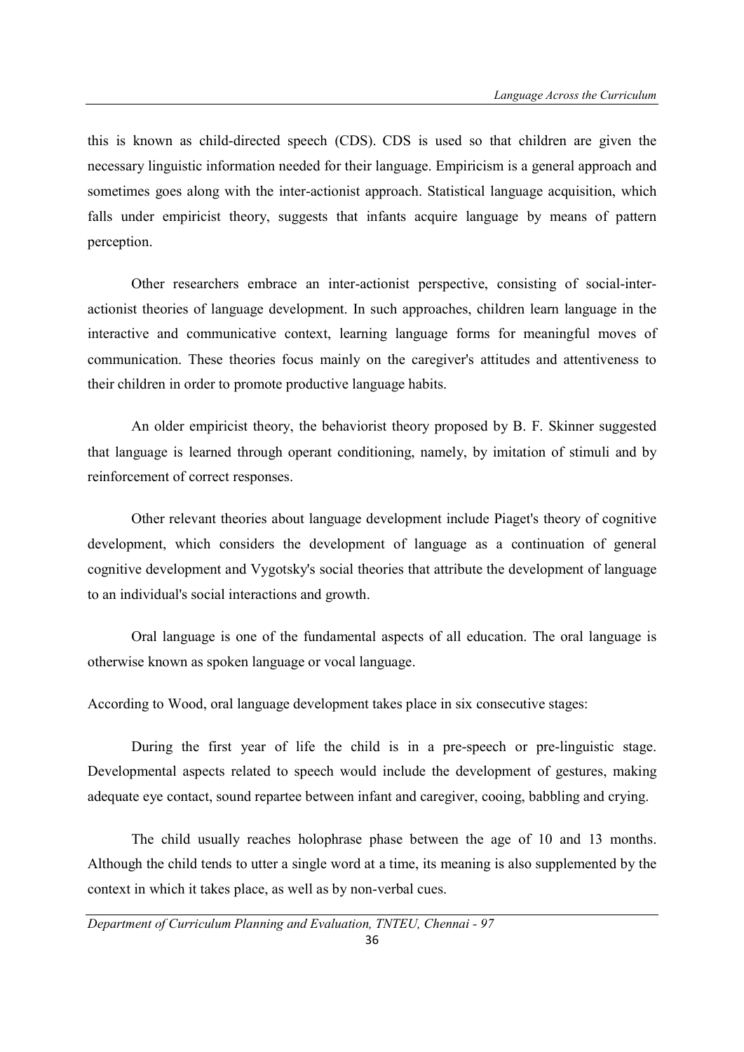this is known as child-directed speech (CDS). CDS is used so that children are given the necessary linguistic information needed for their language. Empiricism is a general approach and sometimes goes along with the inter-actionist approach. Statistical language acquisition, which falls under empiricist theory, suggests that infants acquire language by means of pattern perception.

Other researchers embrace an inter-actionist perspective, consisting of social-inter-actionist theories of language development. In such approaches, children learn language in the interactive and communicative context, learning language forms for meaningful moves of communication. These theories focus mainly on the caregiver's attitudes and attentiveness to their children in order to promote productive language habits.

An older empiricist theory, the behaviorist theory proposed by B. F. Skinner suggested that language is learned through operant conditioning, namely, by imitation of stimuli and by reinforcement of correct responses.

Other relevant theories about language development include Piaget's theory of cognitive development, which considers the development of language as a continuation of general cognitive development and Vygotsky's social theories that attribute the development of language to an individual's social interactions and growth.

Oral language is one of the fundamental aspects of all education. The oral language is otherwise known as spoken language or vocal language.

According to Wood, oral language development takes place in six consecutive stages:

During the first year of life the child is in a pre-speech or pre-linguistic stage. Developmental aspects related to speech would include the development of gestures, making adequate eye contact, sound repartee between infant and caregiver, cooing, babbling and crying.

The child usually reaches holophrase phase between the age of 10 and 13 months. Although the child tends to utter a single word at a time, its meaning is also supplemented by the context in which it takes place, as well as by non-verbal cues.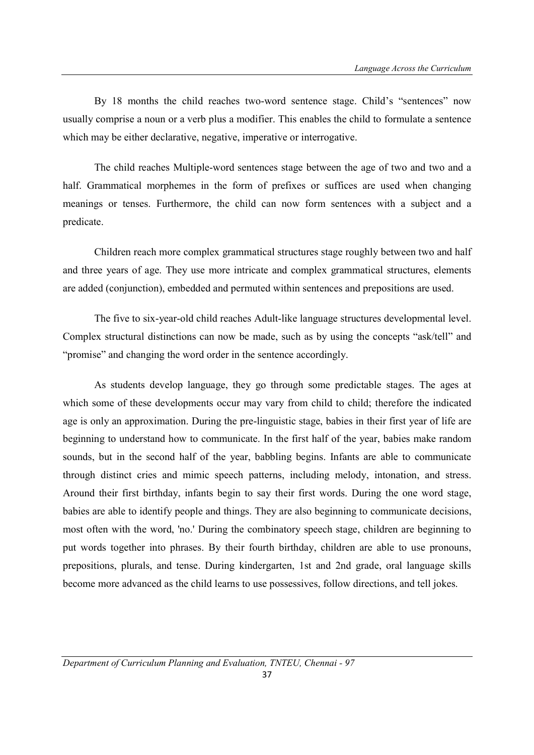By 18 months the child reaches two-word sentence stage. Child's "sentences" now usually comprise a noun or a verb plus a modifier. This enables the child to formulate a sentence which may be either declarative, negative, imperative or interrogative.

The child reaches Multiple-word sentences stage between the age of two and two and a half. Grammatical morphemes in the form of prefixes or suffices are used when changing meanings or tenses. Furthermore, the child can now form sentences with a subject and a predicate.

Children reach more complex grammatical structures stage roughly between two and half and three years of age. They use more intricate and complex grammatical structures, elements are added (conjunction), embedded and permuted within sentences and prepositions are used.

The five to six-year-old child reaches Adult-like language structures developmental level. Complex structural distinctions can now be made, such as by using the concepts "ask/tell" and "promise" and changing the word order in the sentence accordingly.

As students develop language, they go through some predictable stages. The ages at which some of these developments occur may vary from child to child; therefore the indicated age is only an approximation. During the pre-linguistic stage, babies in their first year of life are beginning to understand how to communicate. In the first half of the year, babies make random sounds, but in the second half of the year, babbling begins. Infants are able to communicate through distinct cries and mimic speech patterns, including melody, intonation, and stress. Around their first birthday, infants begin to say their first words. During the one word stage, babies are able to identify people and things. They are also beginning to communicate decisions, most often with the word, 'no.' During the combinatory speech stage, children are beginning to put words together into phrases. By their fourth birthday, children are able to use pronouns, prepositions, plurals, and tense. During kindergarten, 1st and 2nd grade, oral language skills become more advanced as the child learns to use possessives, follow directions, and tell jokes.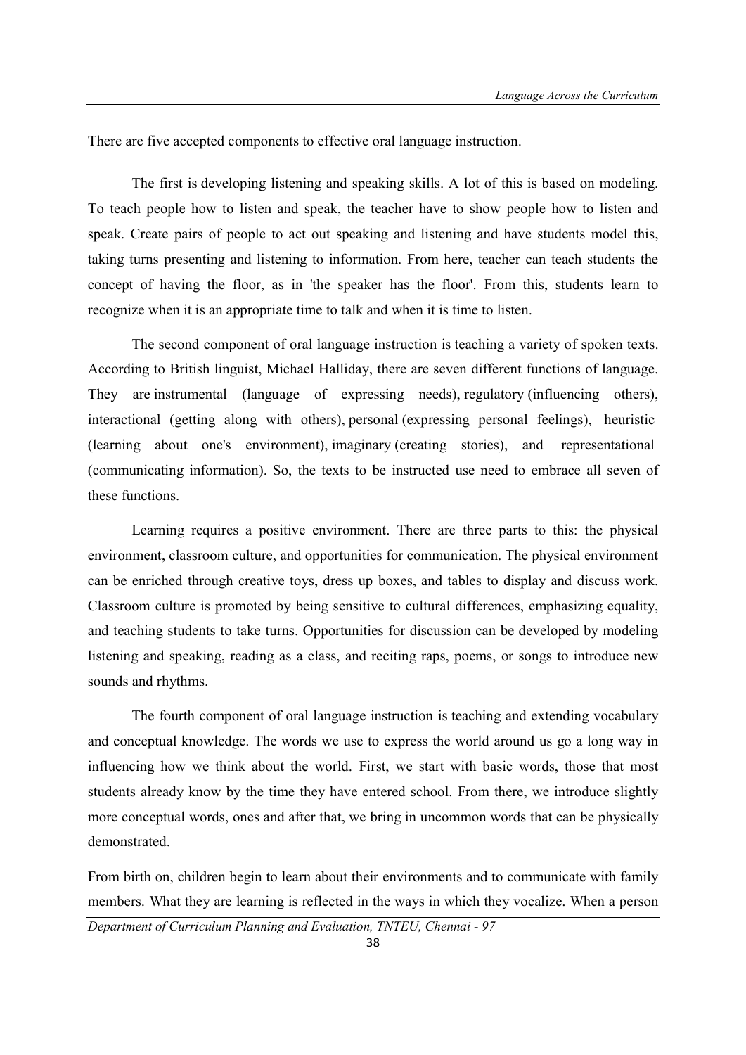There are five accepted components to effective oral language instruction.

The first is developing listening and speaking skills. A lot of this is based on modeling. To teach people how to listen and speak, the teacher have to show people how to listen and speak. Create pairs of people to act out speaking and listening and have students model this, taking turns presenting and listening to information. From here, teacher can teach students the concept of having the floor, as in 'the speaker has the floor'. From this, students learn to recognize when it is an appropriate time to talk and when it is time to listen.

The second component of oral language instruction is teaching a variety of spoken texts. According to British linguist, Michael Halliday, there are seven different functions of language. They are instrumental (language of expressing needs), regulatory (influencing others), interactional (getting along with others), personal (expressing personal feelings), heuristic (learning about one's environment), imaginary (creating stories), and representational (communicating information). So, the texts to be instructed use need to embrace all seven of these functions.

Learning requires a positive environment. There are three parts to this: the physical environment, classroom culture, and opportunities for communication. The physical environment can be enriched through creative toys, dress up boxes, and tables to display and discuss work. Classroom culture is promoted by being sensitive to cultural differences, emphasizing equality, and teaching students to take turns. Opportunities for discussion can be developed by modeling listening and speaking, reading as a class, and reciting raps, poems, or songs to introduce new sounds and rhythms.

The fourth component of oral language instruction is teaching and extending vocabulary and conceptual knowledge. The words we use to express the world around us go a long way in influencing how we think about the world. First, we start with basic words, those that most students already know by the time they have entered school. From there, we introduce slightly more conceptual words, ones and after that, we bring in uncommon words that can be physically demonstrated.

From birth on, children begin to learn about their environments and to communicate with family members. What they are learning is reflected in the ways in which they vocalize. When a person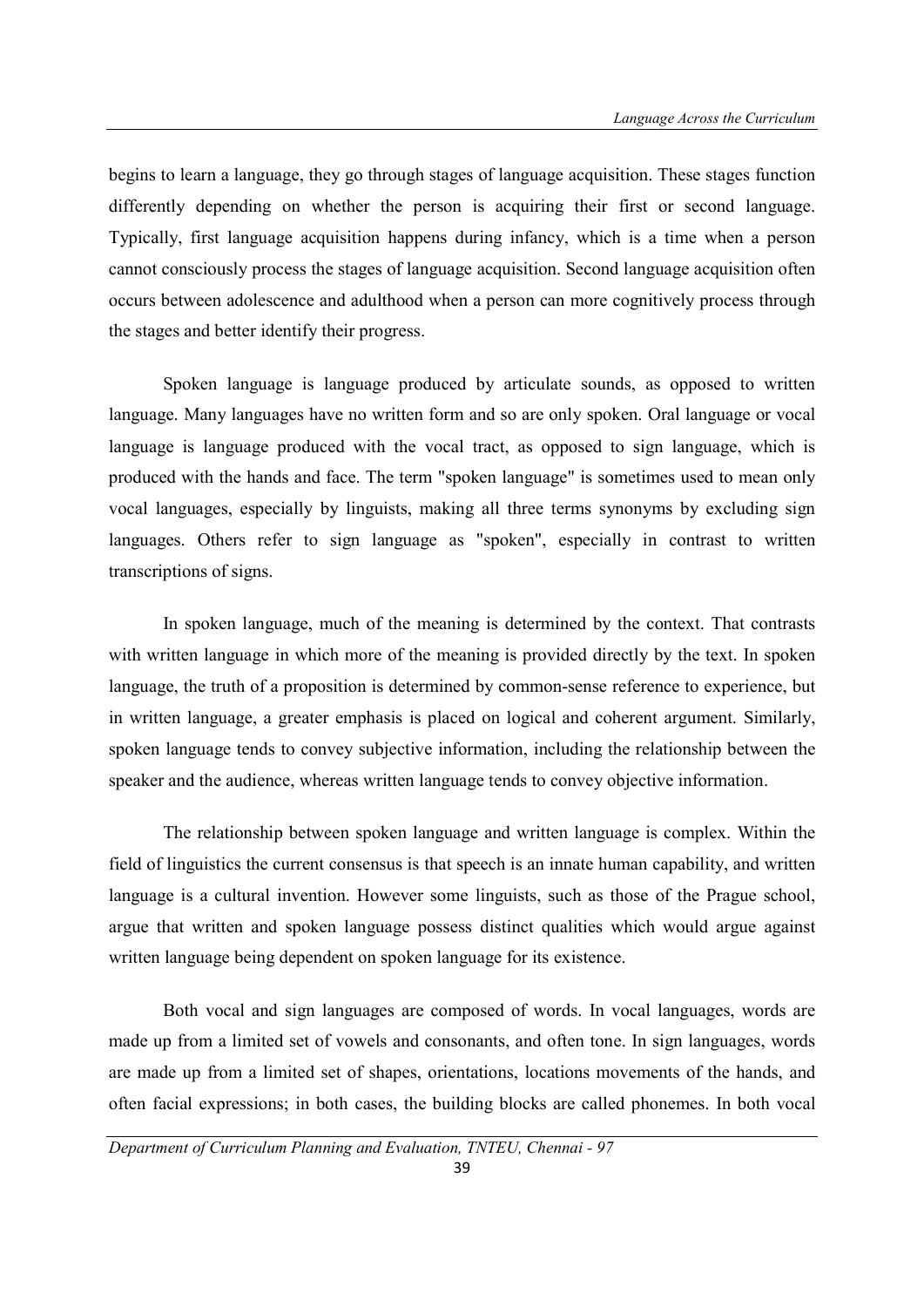begins to learn a language, they go through stages of language acquisition. These stages function differently depending on whether the person is acquiring their first or second language. Typically, first language acquisition happens during infancy, which is a time when a person cannot consciously process the stages of language acquisition. Second language acquisition often occurs between adolescence and adulthood when a person can more cognitively process through the stages and better identify their progress.

Spoken language is language produced by articulate sounds, as opposed to written language. Many languages have no written form and so are only spoken. Oral language or vocal language is language produced with the vocal tract, as opposed to sign language, which is produced with the hands and face. The term "spoken language" is sometimes used to mean only vocal languages, especially by linguists, making all three terms synonyms by excluding sign languages. Others refer to sign language as "spoken", especially in contrast to written transcriptions of signs.

In spoken language, much of the meaning is determined by the context. That contrasts with written language in which more of the meaning is provided directly by the text. In spoken language, the truth of a proposition is determined by common-sense reference to experience, but in written language, a greater emphasis is placed on logical and coherent argument. Similarly, spoken language tends to convey subjective information, including the relationship between the speaker and the audience, whereas written language tends to convey objective information.

The relationship between spoken language and written language is complex. Within the field of linguistics the current consensus is that speech is an innate human capability, and written language is a cultural invention. However some linguists, such as those of the Prague school, argue that written and spoken language possess distinct qualities which would argue against written language being dependent on spoken language for its existence.

Both vocal and sign languages are composed of words. In vocal languages, words are made up from a limited set of vowels and consonants, and often tone. In sign languages, words are made up from a limited set of shapes, orientations, locations movements of the hands, and often facial expressions; in both cases, the building blocks are called phonemes. In both vocal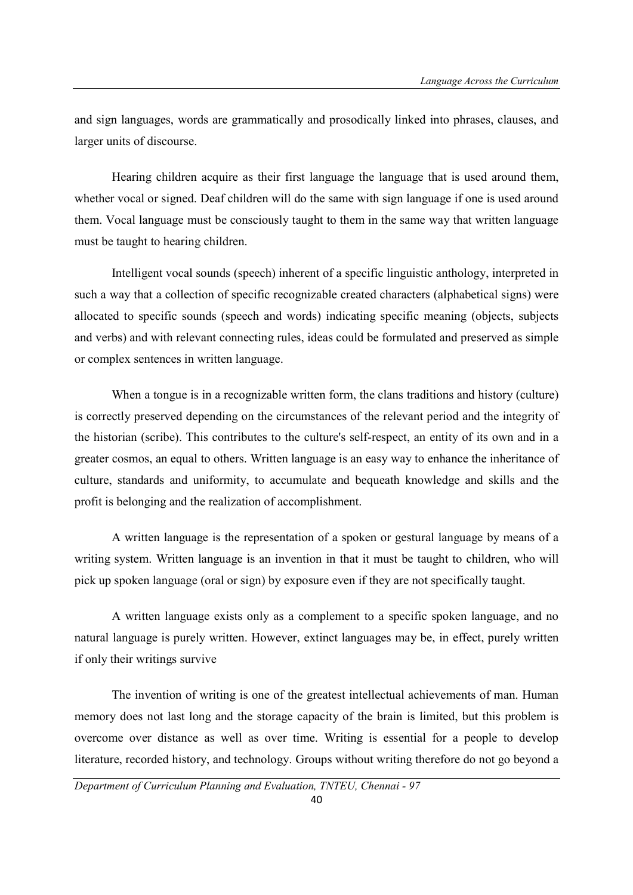and sign languages, words are grammatically and prosodically linked into phrases, clauses, and larger units of discourse.

Hearing children acquire as their first language the language that is used around them, whether vocal or signed. Deaf children will do the same with sign language if one is used around them. Vocal language must be consciously taught to them in the same way that written language must be taught to hearing children.

Intelligent vocal sounds (speech) inherent of a specific linguistic anthology, interpreted in such a way that a collection of specific recognizable created characters (alphabetical signs) were allocated to specific sounds (speech and words) indicating specific meaning (objects, subjects and verbs) and with relevant connecting rules, ideas could be formulated and preserved as simple or complex sentences in written language.

When a tongue is in a recognizable written form, the clans traditions and history (culture) is correctly preserved depending on the circumstances of the relevant period and the integrity of the historian (scribe). This contributes to the culture's self-respect, an entity of its own and in a greater cosmos, an equal to others. Written language is an easy way to enhance the inheritance of culture, standards and uniformity, to accumulate and bequeath knowledge and skills and the profit is belonging and the realization of accomplishment.

A written language is the representation of a spoken or gestural language by means of a writing system. Written language is an invention in that it must be taught to children, who will pick up spoken language (oral or sign) by exposure even if they are not specifically taught.

A written language exists only as a complement to a specific spoken language, and no natural language is purely written. However, extinct languages may be, in effect, purely written if only their writings survive

The invention of writing is one of the greatest intellectual achievements of man. Human memory does not last long and the storage capacity of the brain is limited, but this problem is overcome over distance as well as over time. Writing is essential for a people to develop literature, recorded history, and technology. Groups without writing therefore do not go beyond a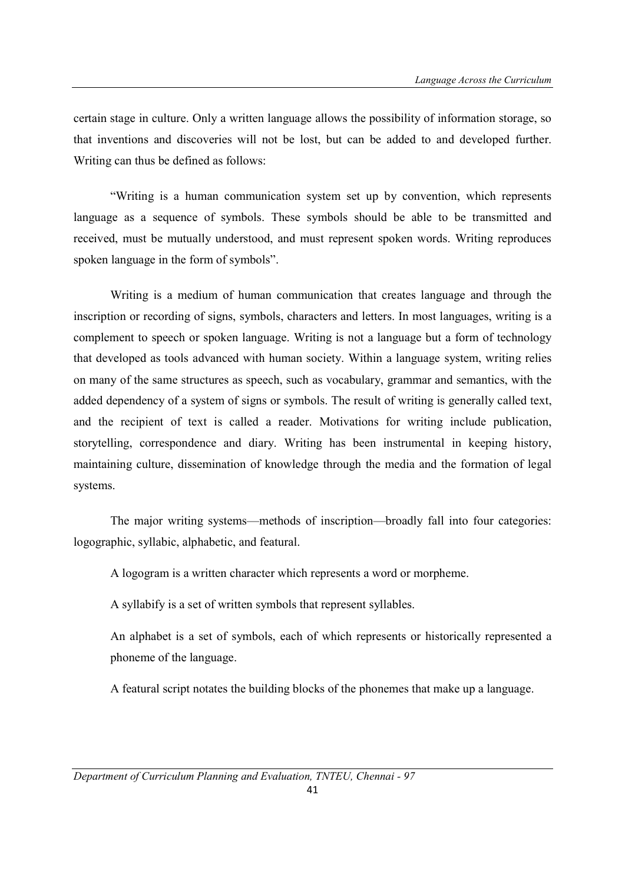certain stage in culture. Only a written language allows the possibility of information storage, so that inventions and discoveries will not be lost, but can be added to and developed further. Writing can thus be defined as follows:

"Writing is a human communication system set up by convention, which represents language as a sequence of symbols. These symbols should be able to be transmitted and received, must be mutually understood, and must represent spoken words. Writing reproduces spoken language in the form of symbols".

Writing is a medium of human communication that creates language and through the inscription or recording of signs, symbols, characters and letters. In most languages, writing is a complement to speech or spoken language. Writing is not a language but a form of technology that developed as tools advanced with human society. Within a language system, writing relies on many of the same structures as speech, such as vocabulary, grammar and semantics, with the added dependency of a system of signs or symbols. The result of writing is generally called text, and the recipient of text is called a reader. Motivations for writing include publication, storytelling, correspondence and diary. Writing has been instrumental in keeping history, maintaining culture, dissemination of knowledge through the media and the formation of legal systems.

The major writing systems—methods of inscription—broadly fall into four categories: logographic, syllabic, alphabetic, and featural.

A logogram is a written character which represents a word or morpheme.

A syllabify is a set of written symbols that represent syllables.

An alphabet is a set of symbols, each of which represents or historically represented a phoneme of the language.

A featural script notates the building blocks of the phonemes that make up a language.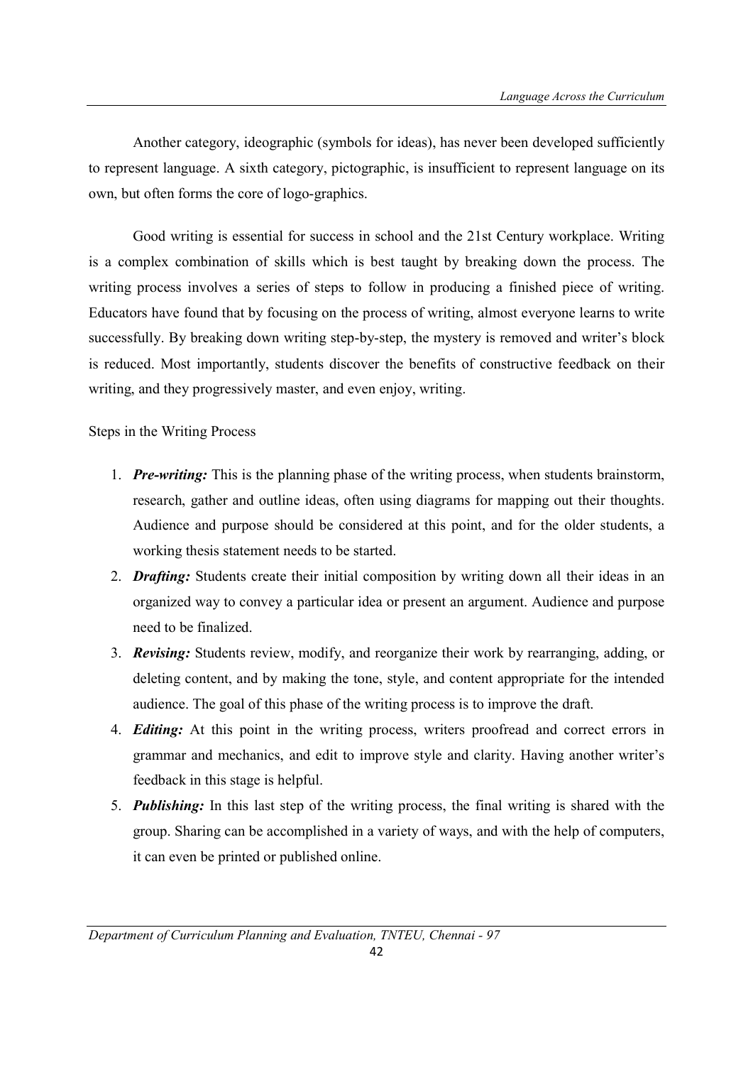Another category, ideographic (symbols for ideas), has never been developed sufficiently to represent language. A sixth category, pictographic, is insufficient to represent language on its own, but often forms the core of logo-graphics.

Good writing is essential for success in school and the 21st Century workplace. Writing is a complex combination of skills which is best taught by breaking down the process. The writing process involves a series of steps to follow in producing a finished piece of writing. Educators have found that by focusing on the process of writing, almost everyone learns to write successfully. By breaking down writing step-by-step, the mystery is removed and writer's block is reduced. Most importantly, students discover the benefits of constructive feedback on their writing, and they progressively master, and even enjoy, writing.

Steps in the Writing Process

1. ***Pre-writing:*** This is the planning phase of the writing process, when students brainstorm, research, gather and outline ideas, often using diagrams for mapping out their thoughts. Audience and purpose should be considered at this point, and for the older students, a working thesis statement needs to be started.
2. ***Drafting:*** Students create their initial composition by writing down all their ideas in an organized way to convey a particular idea or present an argument. Audience and purpose need to be finalized.
3. ***Revising:*** Students review, modify, and reorganize their work by rearranging, adding, or deleting content, and by making the tone, style, and content appropriate for the intended audience. The goal of this phase of the writing process is to improve the draft.
4. ***Editing:*** At this point in the writing process, writers proofread and correct errors in grammar and mechanics, and edit to improve style and clarity. Having another writer's feedback in this stage is helpful.
5. ***Publishing:*** In this last step of the writing process, the final writing is shared with the group. Sharing can be accomplished in a variety of ways, and with the help of computers, it can even be printed or published online.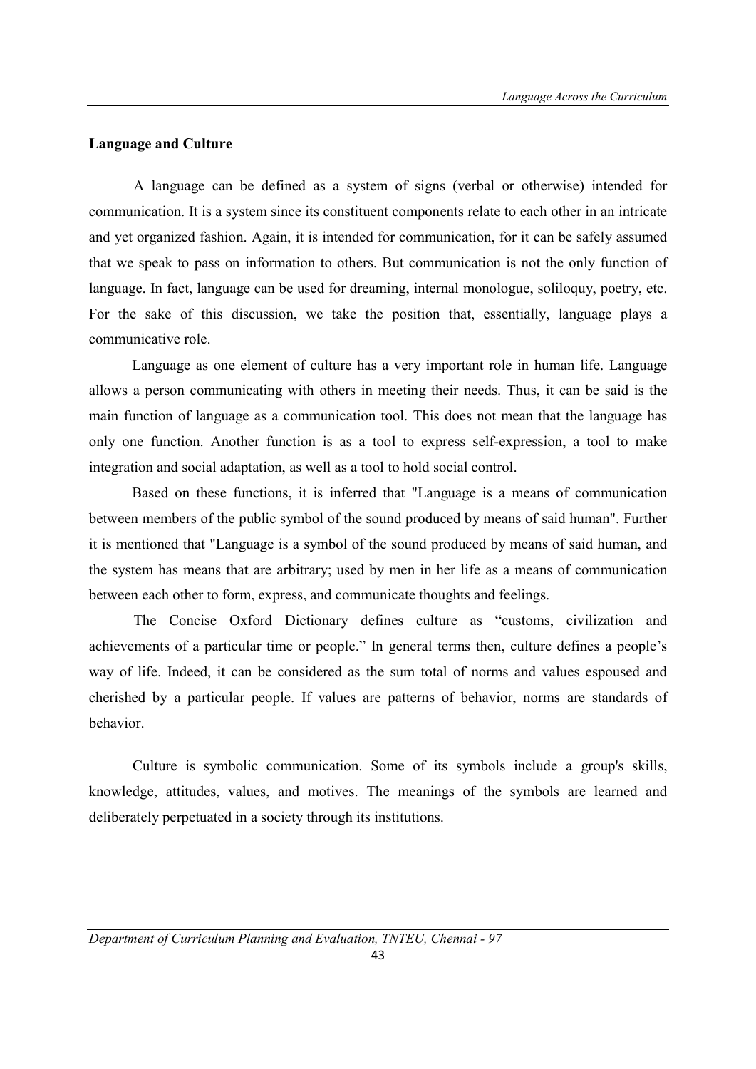**Language and Culture**

A language can be defined as a system of signs (verbal or otherwise) intended for communication. It is a system since its constituent components relate to each other in an intricate and yet organized fashion. Again, it is intended for communication, for it can be safely assumed that we speak to pass on information to others. But communication is not the only function of language. In fact, language can be used for dreaming, internal monologue, soliloquy, poetry, etc. For the sake of this discussion, we take the position that, essentially, language plays a communicative role.

Language as one element of culture has a very important role in human life. Language allows a person communicating with others in meeting their needs. Thus, it can be said is the main function of language as a communication tool. This does not mean that the language has only one function. Another function is as a tool to express self-expression, a tool to make integration and social adaptation, as well as a tool to hold social control.

Based on these functions, it is inferred that "Language is a means of communication between members of the public symbol of the sound produced by means of said human". Further it is mentioned that "Language is a symbol of the sound produced by means of said human, and the system has means that are arbitrary; used by men in her life as a means of communication between each other to form, express, and communicate thoughts and feelings.

The Concise Oxford Dictionary defines culture as "customs, civilization and achievements of a particular time or people." In general terms then, culture defines a people's way of life. Indeed, it can be considered as the sum total of norms and values espoused and cherished by a particular people. If values are patterns of behavior, norms are standards of behavior.

Culture is symbolic communication. Some of its symbols include a group's skills, knowledge, attitudes, values, and motives. The meanings of the symbols are learned and deliberately perpetuated in a society through its institutions.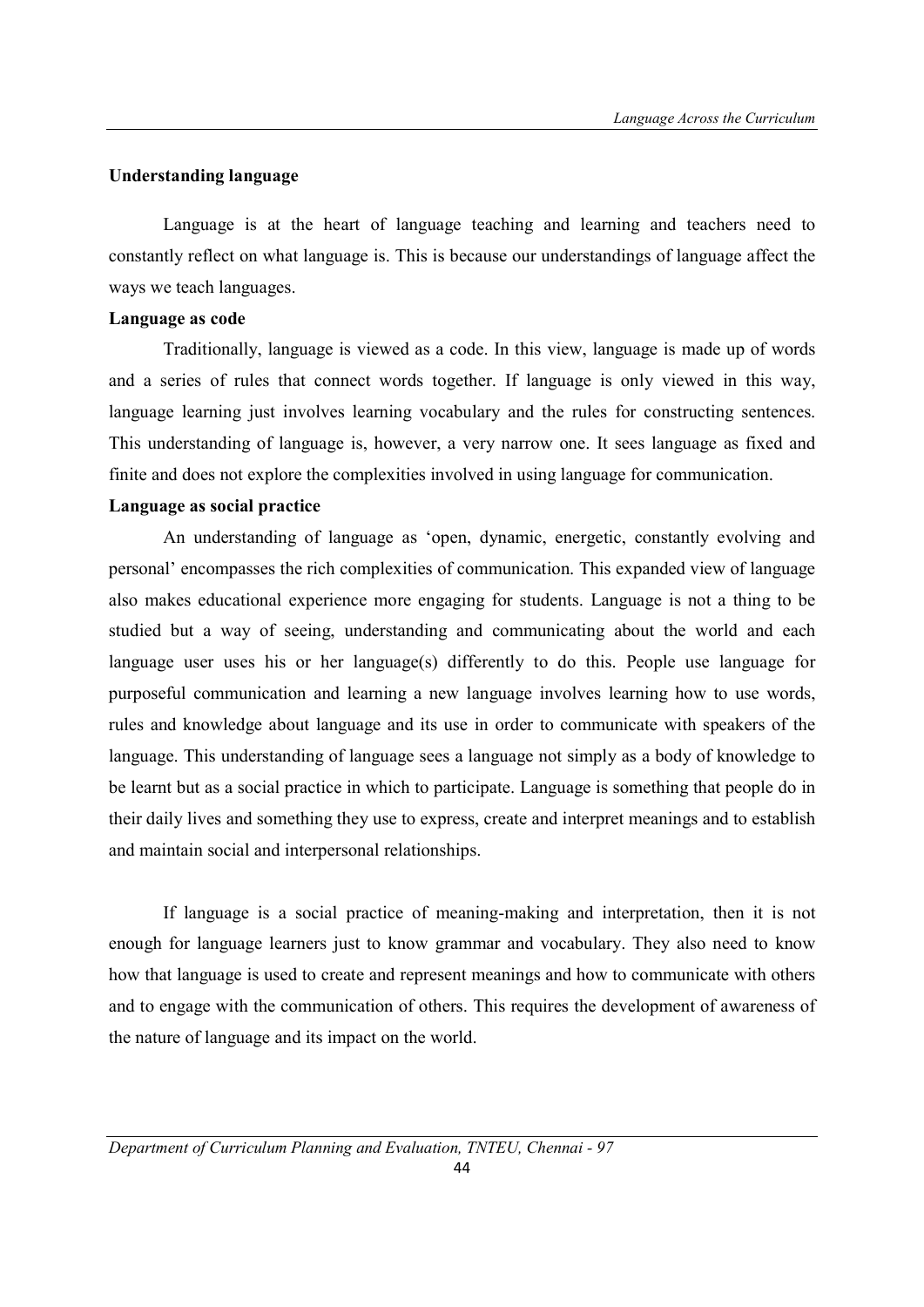## Understanding language

Language is at the heart of language teaching and learning and teachers need to constantly reflect on what language is. This is because our understandings of language affect the ways we teach languages.

### Language as code

Traditionally, language is viewed as a code. In this view, language is made up of words and a series of rules that connect words together. If language is only viewed in this way, language learning just involves learning vocabulary and the rules for constructing sentences. This understanding of language is, however, a very narrow one. It sees language as fixed and finite and does not explore the complexities involved in using language for communication.

### Language as social practice

An understanding of language as 'open, dynamic, energetic, constantly evolving and personal' encompasses the rich complexities of communication. This expanded view of language also makes educational experience more engaging for students. Language is not a thing to be studied but a way of seeing, understanding and communicating about the world and each language user uses his or her language(s) differently to do this. People use language for purposeful communication and learning a new language involves learning how to use words, rules and knowledge about language and its use in order to communicate with speakers of the language. This understanding of language sees a language not simply as a body of knowledge to be learnt but as a social practice in which to participate. Language is something that people do in their daily lives and something they use to express, create and interpret meanings and to establish and maintain social and interpersonal relationships.

If language is a social practice of meaning-making and interpretation, then it is not enough for language learners just to know grammar and vocabulary. They also need to know how that language is used to create and represent meanings and how to communicate with others and to engage with the communication of others. This requires the development of awareness of the nature of language and its impact on the world.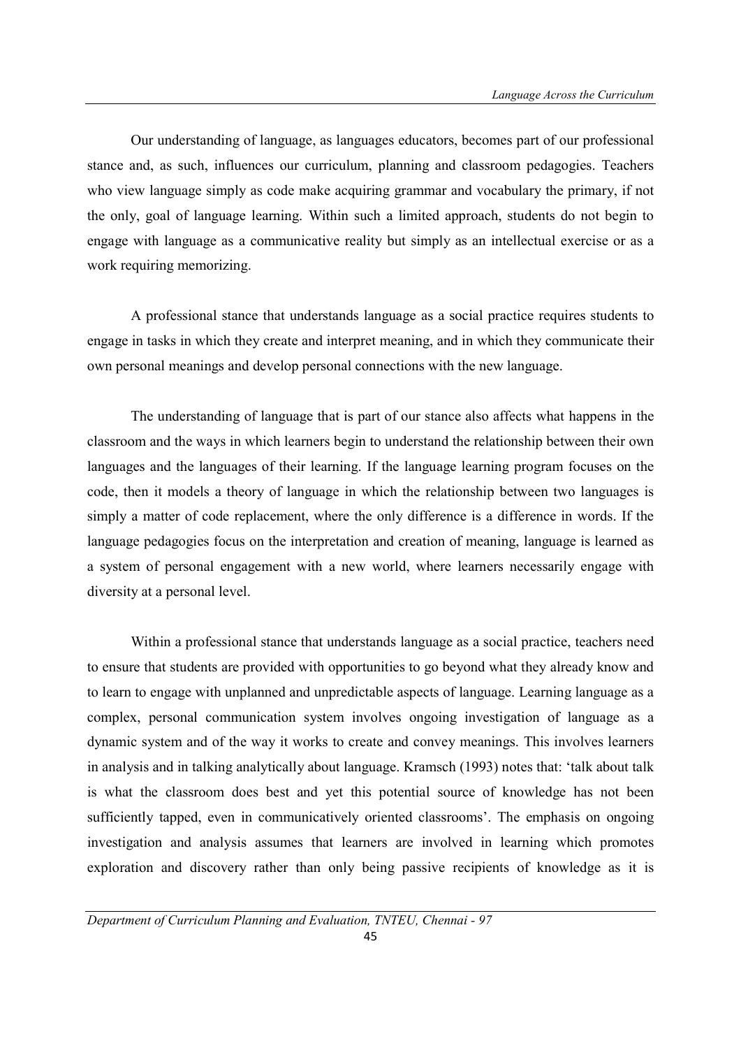Our understanding of language, as languages educators, becomes part of our professional stance and, as such, influences our curriculum, planning and classroom pedagogies. Teachers who view language simply as code make acquiring grammar and vocabulary the primary, if not the only, goal of language learning. Within such a limited approach, students do not begin to engage with language as a communicative reality but simply as an intellectual exercise or as a work requiring memorizing.

A professional stance that understands language as a social practice requires students to engage in tasks in which they create and interpret meaning, and in which they communicate their own personal meanings and develop personal connections with the new language.

The understanding of language that is part of our stance also affects what happens in the classroom and the ways in which learners begin to understand the relationship between their own languages and the languages of their learning. If the language learning program focuses on the code, then it models a theory of language in which the relationship between two languages is simply a matter of code replacement, where the only difference is a difference in words. If the language pedagogies focus on the interpretation and creation of meaning, language is learned as a system of personal engagement with a new world, where learners necessarily engage with diversity at a personal level.

Within a professional stance that understands language as a social practice, teachers need to ensure that students are provided with opportunities to go beyond what they already know and to learn to engage with unplanned and unpredictable aspects of language. Learning language as a complex, personal communication system involves ongoing investigation of language as a dynamic system and of the way it works to create and convey meanings. This involves learners in analysis and in talking analytically about language. Kramsch (1993) notes that: 'talk about talk is what the classroom does best and yet this potential source of knowledge has not been sufficiently tapped, even in communicatively oriented classrooms'. The emphasis on ongoing investigation and analysis assumes that learners are involved in learning which promotes exploration and discovery rather than only being passive recipients of knowledge as it is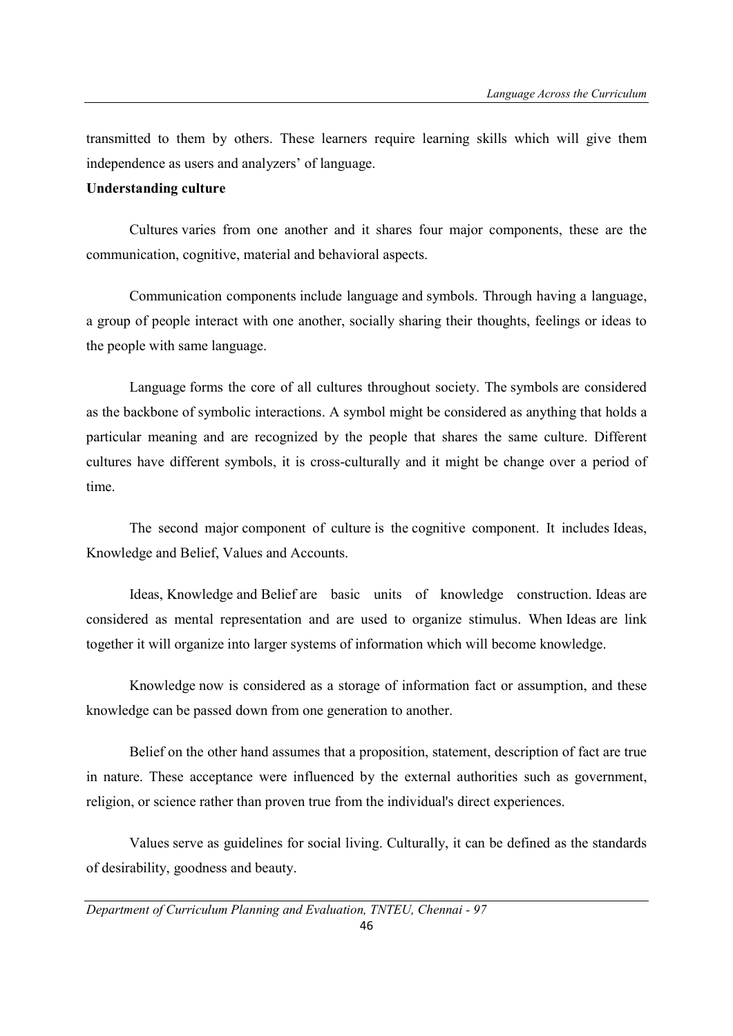transmitted to them by others. These learners require learning skills which will give them independence as users and analyzers' of language.

**Understanding culture**

Cultures varies from one another and it shares four major components, these are the communication, cognitive, material and behavioral aspects.

Communication components include language and symbols. Through having a language, a group of people interact with one another, socially sharing their thoughts, feelings or ideas to the people with same language.

Language forms the core of all cultures throughout society. The symbols are considered as the backbone of symbolic interactions. A symbol might be considered as anything that holds a particular meaning and are recognized by the people that shares the same culture. Different cultures have different symbols, it is cross-culturally and it might be change over a period of time.

The second major component of culture is the cognitive component. It includes Ideas, Knowledge and Belief, Values and Accounts.

Ideas, Knowledge and Belief are basic units of knowledge construction. Ideas are considered as mental representation and are used to organize stimulus. When Ideas are link together it will organize into larger systems of information which will become knowledge.

Knowledge now is considered as a storage of information fact or assumption, and these knowledge can be passed down from one generation to another.

Belief on the other hand assumes that a proposition, statement, description of fact are true in nature. These acceptance were influenced by the external authorities such as government, religion, or science rather than proven true from the individual's direct experiences.

Values serve as guidelines for social living. Culturally, it can be defined as the standards of desirability, goodness and beauty.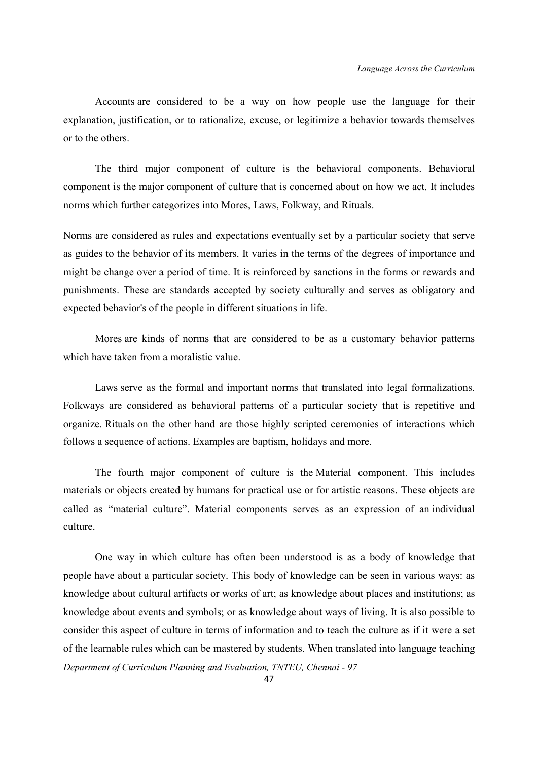Accounts are considered to be a way on how people use the language for their explanation, justification, or to rationalize, excuse, or legitimize a behavior towards themselves or to the others.

The third major component of culture is the behavioral components. Behavioral component is the major component of culture that is concerned about on how we act. It includes norms which further categorizes into Mores, Laws, Folkway, and Rituals.

Norms are considered as rules and expectations eventually set by a particular society that serve as guides to the behavior of its members. It varies in the terms of the degrees of importance and might be change over a period of time. It is reinforced by sanctions in the forms or rewards and punishments. These are standards accepted by society culturally and serves as obligatory and expected behavior's of the people in different situations in life.

Mores are kinds of norms that are considered to be as a customary behavior patterns which have taken from a moralistic value.

Laws serve as the formal and important norms that translated into legal formalizations. Folkways are considered as behavioral patterns of a particular society that is repetitive and organize. Rituals on the other hand are those highly scripted ceremonies of interactions which follows a sequence of actions. Examples are baptism, holidays and more.

The fourth major component of culture is the Material component. This includes materials or objects created by humans for practical use or for artistic reasons. These objects are called as "material culture". Material components serves as an expression of an individual culture.

One way in which culture has often been understood is as a body of knowledge that people have about a particular society. This body of knowledge can be seen in various ways: as knowledge about cultural artifacts or works of art; as knowledge about places and institutions; as knowledge about events and symbols; or as knowledge about ways of living. It is also possible to consider this aspect of culture in terms of information and to teach the culture as if it were a set of the learnable rules which can be mastered by students. When translated into language teaching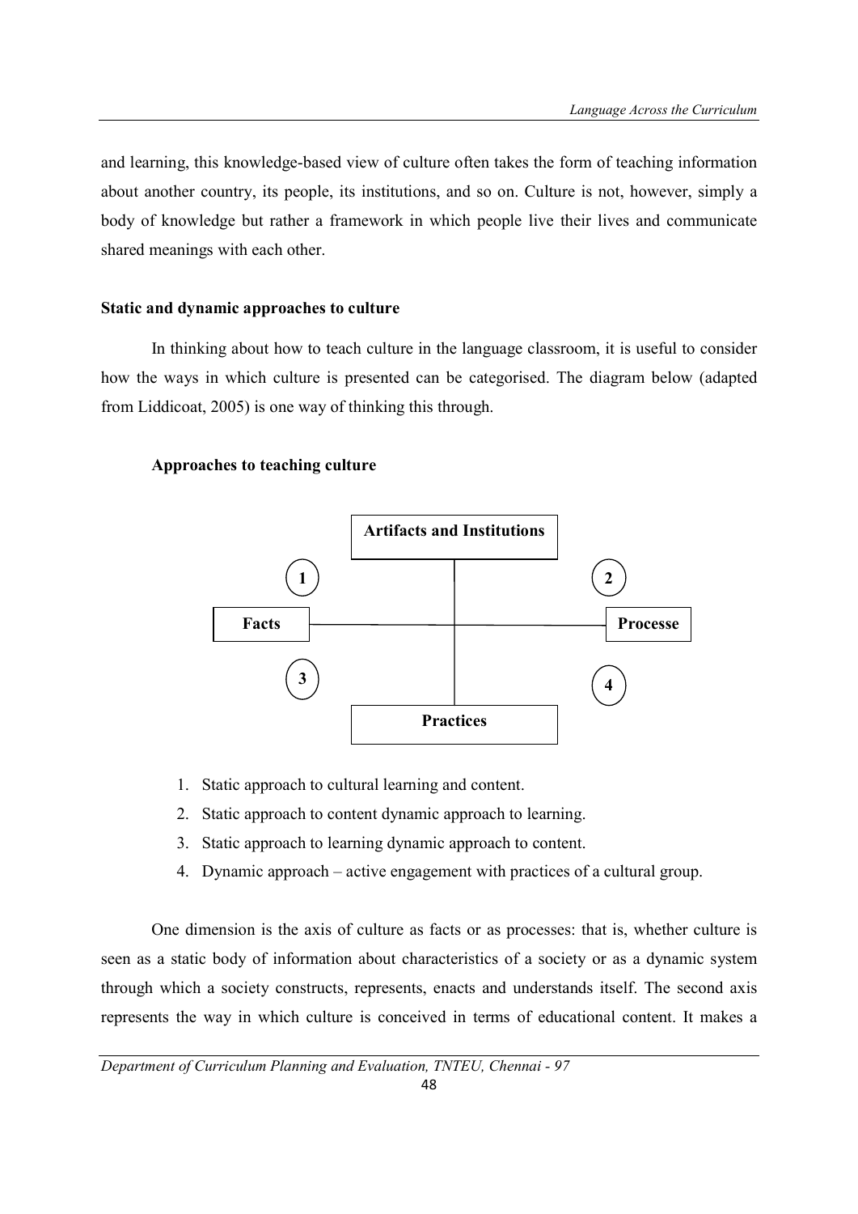and learning, this knowledge-based view of culture often takes the form of teaching information about another country, its people, its institutions, and so on. Culture is not, however, simply a body of knowledge but rather a framework in which people live their lives and communicate shared meanings with each other.

**Static and dynamic approaches to culture**

In thinking about how to teach culture in the language classroom, it is useful to consider how the ways in which culture is presented can be categorised. The diagram below (adapted from Liddicoat, 2005) is one way of thinking this through.

**Approaches to teaching culture**

**Artifacts and Institutions**

(1) (2)

**Facts** ——— **Processe**

(3) (4)

**Practices**

1. Static approach to cultural learning and content.
2. Static approach to content dynamic approach to learning.
3. Static approach to learning dynamic approach to content.
4. Dynamic approach – active engagement with practices of a cultural group.

One dimension is the axis of culture as facts or as processes: that is, whether culture is seen as a static body of information about characteristics of a society or as a dynamic system through which a society constructs, represents, enacts and understands itself. The second axis represents the way in which culture is conceived in terms of educational content. It makes a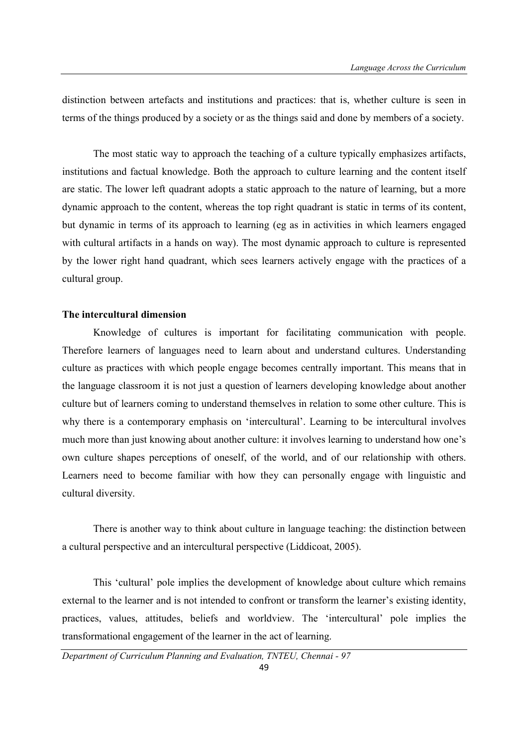distinction between artefacts and institutions and practices: that is, whether culture is seen in terms of the things produced by a society or as the things said and done by members of a society.

The most static way to approach the teaching of a culture typically emphasizes artifacts, institutions and factual knowledge. Both the approach to culture learning and the content itself are static. The lower left quadrant adopts a static approach to the nature of learning, but a more dynamic approach to the content, whereas the top right quadrant is static in terms of its content, but dynamic in terms of its approach to learning (eg as in activities in which learners engaged with cultural artifacts in a hands on way). The most dynamic approach to culture is represented by the lower right hand quadrant, which sees learners actively engage with the practices of a cultural group.

**The intercultural dimension**

Knowledge of cultures is important for facilitating communication with people. Therefore learners of languages need to learn about and understand cultures. Understanding culture as practices with which people engage becomes centrally important. This means that in the language classroom it is not just a question of learners developing knowledge about another culture but of learners coming to understand themselves in relation to some other culture. This is why there is a contemporary emphasis on 'intercultural'. Learning to be intercultural involves much more than just knowing about another culture: it involves learning to understand how one's own culture shapes perceptions of oneself, of the world, and of our relationship with others. Learners need to become familiar with how they can personally engage with linguistic and cultural diversity.

There is another way to think about culture in language teaching: the distinction between a cultural perspective and an intercultural perspective (Liddicoat, 2005).

This 'cultural' pole implies the development of knowledge about culture which remains external to the learner and is not intended to confront or transform the learner's existing identity, practices, values, attitudes, beliefs and worldview. The 'intercultural' pole implies the transformational engagement of the learner in the act of learning.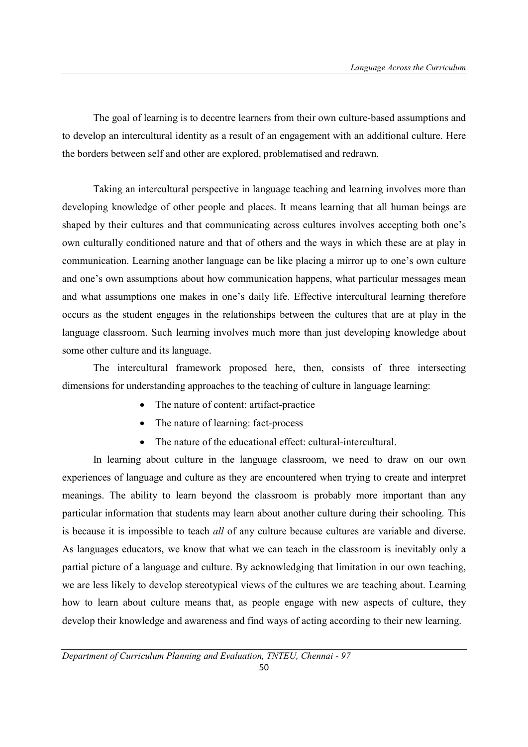The goal of learning is to decentre learners from their own culture-based assumptions and to develop an intercultural identity as a result of an engagement with an additional culture. Here the borders between self and other are explored, problematised and redrawn.

Taking an intercultural perspective in language teaching and learning involves more than developing knowledge of other people and places. It means learning that all human beings are shaped by their cultures and that communicating across cultures involves accepting both one's own culturally conditioned nature and that of others and the ways in which these are at play in communication. Learning another language can be like placing a mirror up to one's own culture and one's own assumptions about how communication happens, what particular messages mean and what assumptions one makes in one's daily life. Effective intercultural learning therefore occurs as the student engages in the relationships between the cultures that are at play in the language classroom. Such learning involves much more than just developing knowledge about some other culture and its language.

The intercultural framework proposed here, then, consists of three intersecting dimensions for understanding approaches to the teaching of culture in language learning:

- The nature of content: artifact-practice
- The nature of learning: fact-process
- The nature of the educational effect: cultural-intercultural.

In learning about culture in the language classroom, we need to draw on our own experiences of language and culture as they are encountered when trying to create and interpret meanings. The ability to learn beyond the classroom is probably more important than any particular information that students may learn about another culture during their schooling. This is because it is impossible to teach *all* of any culture because cultures are variable and diverse. As languages educators, we know that what we can teach in the classroom is inevitably only a partial picture of a language and culture. By acknowledging that limitation in our own teaching, we are less likely to develop stereotypical views of the cultures we are teaching about. Learning how to learn about culture means that, as people engage with new aspects of culture, they develop their knowledge and awareness and find ways of acting according to their new learning.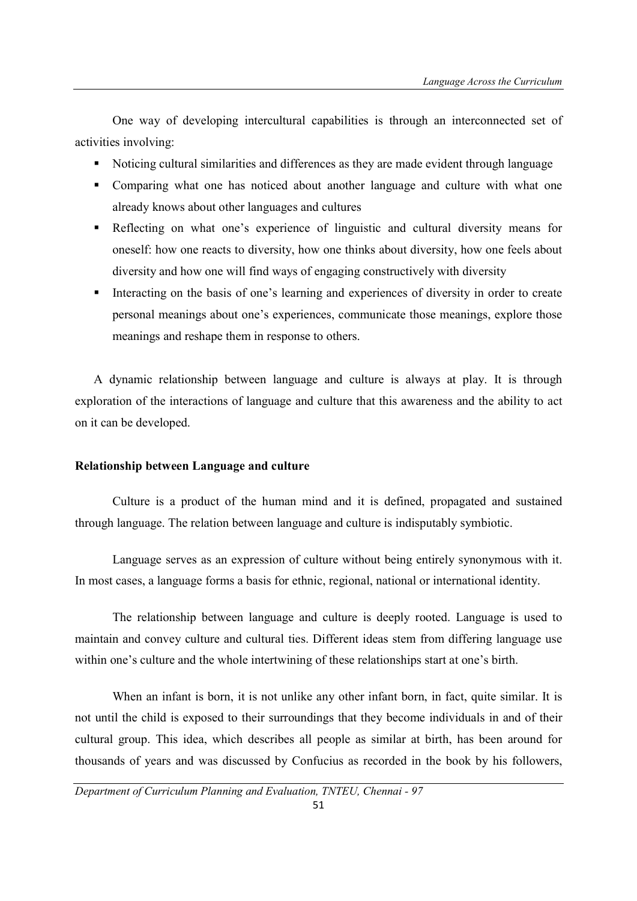One way of developing intercultural capabilities is through an interconnected set of activities involving:

- Noticing cultural similarities and differences as they are made evident through language
- Comparing what one has noticed about another language and culture with what one already knows about other languages and cultures
- Reflecting on what one's experience of linguistic and cultural diversity means for oneself: how one reacts to diversity, how one thinks about diversity, how one feels about diversity and how one will find ways of engaging constructively with diversity
- Interacting on the basis of one's learning and experiences of diversity in order to create personal meanings about one's experiences, communicate those meanings, explore those meanings and reshape them in response to others.

A dynamic relationship between language and culture is always at play. It is through exploration of the interactions of language and culture that this awareness and the ability to act on it can be developed.

**Relationship between Language and culture**

Culture is a product of the human mind and it is defined, propagated and sustained through language. The relation between language and culture is indisputably symbiotic.

Language serves as an expression of culture without being entirely synonymous with it. In most cases, a language forms a basis for ethnic, regional, national or international identity.

The relationship between language and culture is deeply rooted. Language is used to maintain and convey culture and cultural ties. Different ideas stem from differing language use within one's culture and the whole intertwining of these relationships start at one's birth.

When an infant is born, it is not unlike any other infant born, in fact, quite similar. It is not until the child is exposed to their surroundings that they become individuals in and of their cultural group. This idea, which describes all people as similar at birth, has been around for thousands of years and was discussed by Confucius as recorded in the book by his followers,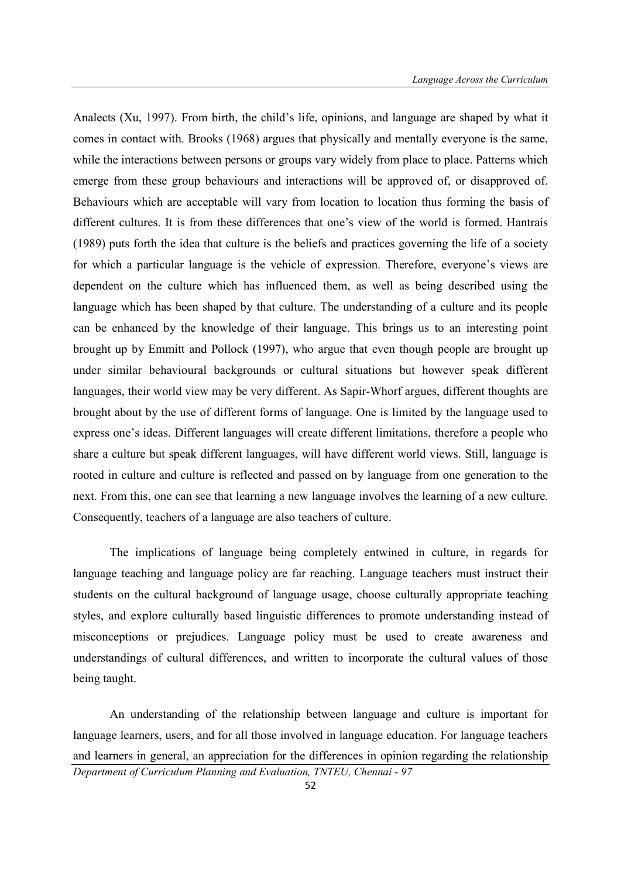Analects (Xu, 1997). From birth, the child's life, opinions, and language are shaped by what it comes in contact with. Brooks (1968) argues that physically and mentally everyone is the same, while the interactions between persons or groups vary widely from place to place. Patterns which emerge from these group behaviours and interactions will be approved of, or disapproved of. Behaviours which are acceptable will vary from location to location thus forming the basis of different cultures. It is from these differences that one's view of the world is formed. Hantrais (1989) puts forth the idea that culture is the beliefs and practices governing the life of a society for which a particular language is the vehicle of expression. Therefore, everyone's views are dependent on the culture which has influenced them, as well as being described using the language which has been shaped by that culture. The understanding of a culture and its people can be enhanced by the knowledge of their language. This brings us to an interesting point brought up by Emmitt and Pollock (1997), who argue that even though people are brought up under similar behavioural backgrounds or cultural situations but however speak different languages, their world view may be very different. As Sapir-Whorf argues, different thoughts are brought about by the use of different forms of language. One is limited by the language used to express one's ideas. Different languages will create different limitations, therefore a people who share a culture but speak different languages, will have different world views. Still, language is rooted in culture and culture is reflected and passed on by language from one generation to the next. From this, one can see that learning a new language involves the learning of a new culture. Consequently, teachers of a language are also teachers of culture.

The implications of language being completely entwined in culture, in regards for language teaching and language policy are far reaching. Language teachers must instruct their students on the cultural background of language usage, choose culturally appropriate teaching styles, and explore culturally based linguistic differences to promote understanding instead of misconceptions or prejudices. Language policy must be used to create awareness and understandings of cultural differences, and written to incorporate the cultural values of those being taught.

An understanding of the relationship between language and culture is important for language learners, users, and for all those involved in language education. For language teachers and learners in general, an appreciation for the differences in opinion regarding the relationship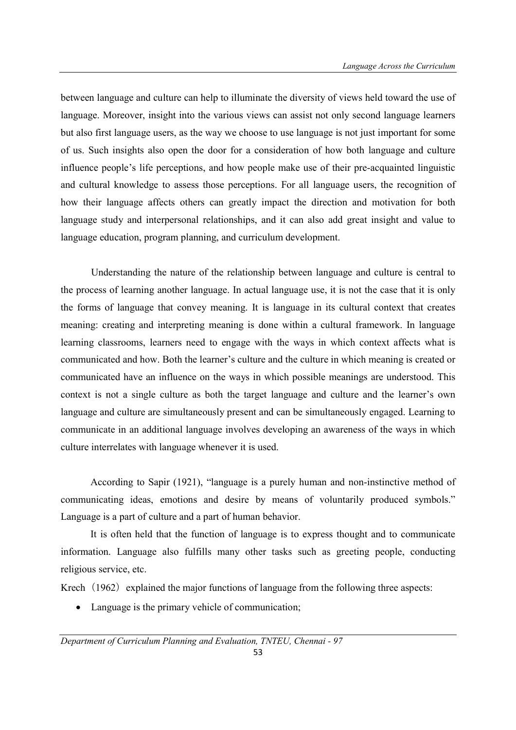between language and culture can help to illuminate the diversity of views held toward the use of language. Moreover, insight into the various views can assist not only second language learners but also first language users, as the way we choose to use language is not just important for some of us. Such insights also open the door for a consideration of how both language and culture influence people's life perceptions, and how people make use of their pre-acquainted linguistic and cultural knowledge to assess those perceptions. For all language users, the recognition of how their language affects others can greatly impact the direction and motivation for both language study and interpersonal relationships, and it can also add great insight and value to language education, program planning, and curriculum development.

Understanding the nature of the relationship between language and culture is central to the process of learning another language. In actual language use, it is not the case that it is only the forms of language that convey meaning. It is language in its cultural context that creates meaning: creating and interpreting meaning is done within a cultural framework. In language learning classrooms, learners need to engage with the ways in which context affects what is communicated and how. Both the learner's culture and the culture in which meaning is created or communicated have an influence on the ways in which possible meanings are understood. This context is not a single culture as both the target language and culture and the learner's own language and culture are simultaneously present and can be simultaneously engaged. Learning to communicate in an additional language involves developing an awareness of the ways in which culture interrelates with language whenever it is used.

According to Sapir (1921), "language is a purely human and non-instinctive method of communicating ideas, emotions and desire by means of voluntarily produced symbols." Language is a part of culture and a part of human behavior.

It is often held that the function of language is to express thought and to communicate information. Language also fulfills many other tasks such as greeting people, conducting religious service, etc.

Krech（1962）explained the major functions of language from the following three aspects:

- Language is the primary vehicle of communication;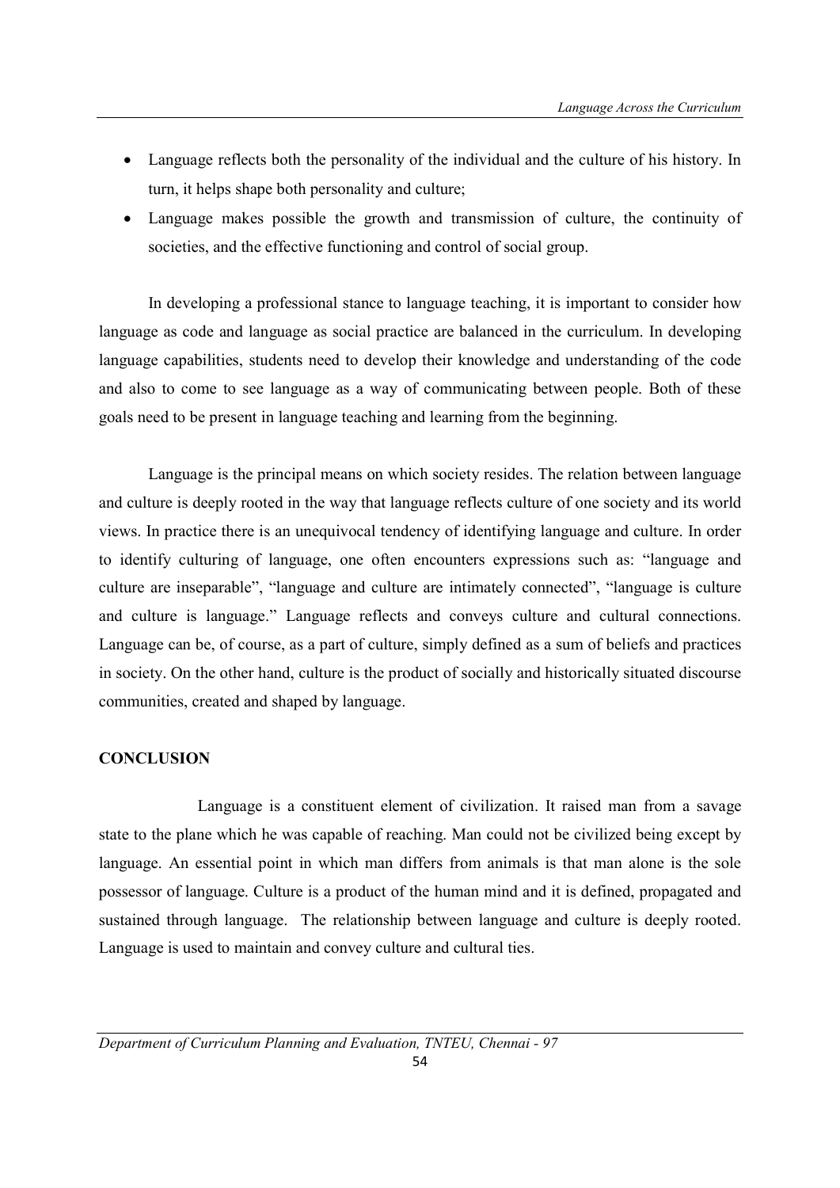- Language reflects both the personality of the individual and the culture of his history. In turn, it helps shape both personality and culture;
- Language makes possible the growth and transmission of culture, the continuity of societies, and the effective functioning and control of social group.

In developing a professional stance to language teaching, it is important to consider how language as code and language as social practice are balanced in the curriculum. In developing language capabilities, students need to develop their knowledge and understanding of the code and also to come to see language as a way of communicating between people. Both of these goals need to be present in language teaching and learning from the beginning.

Language is the principal means on which society resides. The relation between language and culture is deeply rooted in the way that language reflects culture of one society and its world views. In practice there is an unequivocal tendency of identifying language and culture. In order to identify culturing of language, one often encounters expressions such as: "language and culture are inseparable", "language and culture are intimately connected", "language is culture and culture is language." Language reflects and conveys culture and cultural connections. Language can be, of course, as a part of culture, simply defined as a sum of beliefs and practices in society. On the other hand, culture is the product of socially and historically situated discourse communities, created and shaped by language.

**CONCLUSION**

Language is a constituent element of civilization. It raised man from a savage state to the plane which he was capable of reaching. Man could not be civilized being except by language. An essential point in which man differs from animals is that man alone is the sole possessor of language. Culture is a product of the human mind and it is defined, propagated and sustained through language. The relationship between language and culture is deeply rooted. Language is used to maintain and convey culture and cultural ties.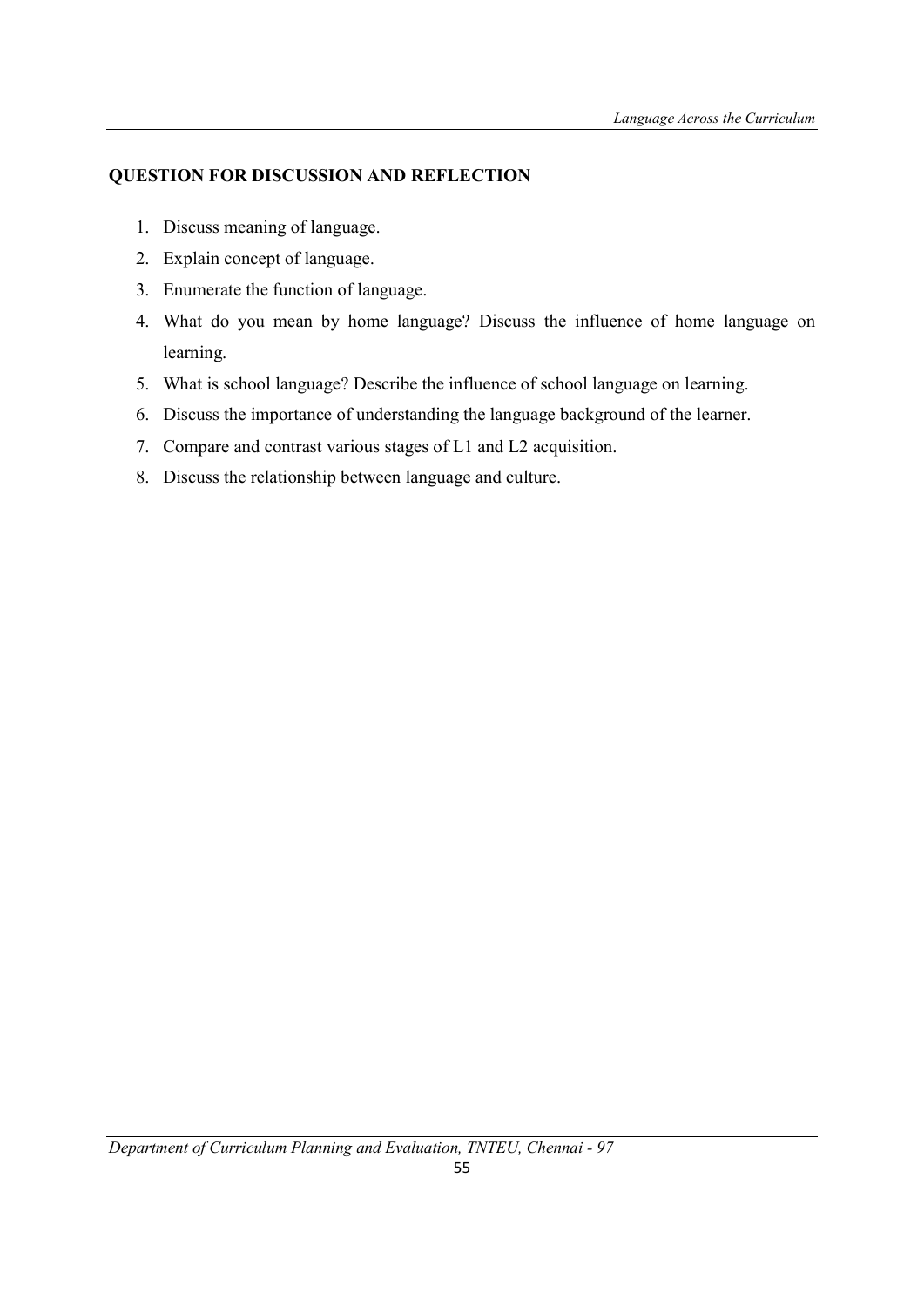## QUESTION FOR DISCUSSION AND REFLECTION

1. Discuss meaning of language.
2. Explain concept of language.
3. Enumerate the function of language.
4. What do you mean by home language? Discuss the influence of home language on learning.
5. What is school language? Describe the influence of school language on learning.
6. Discuss the importance of understanding the language background of the learner.
7. Compare and contrast various stages of L1 and L2 acquisition.
8. Discuss the relationship between language and culture.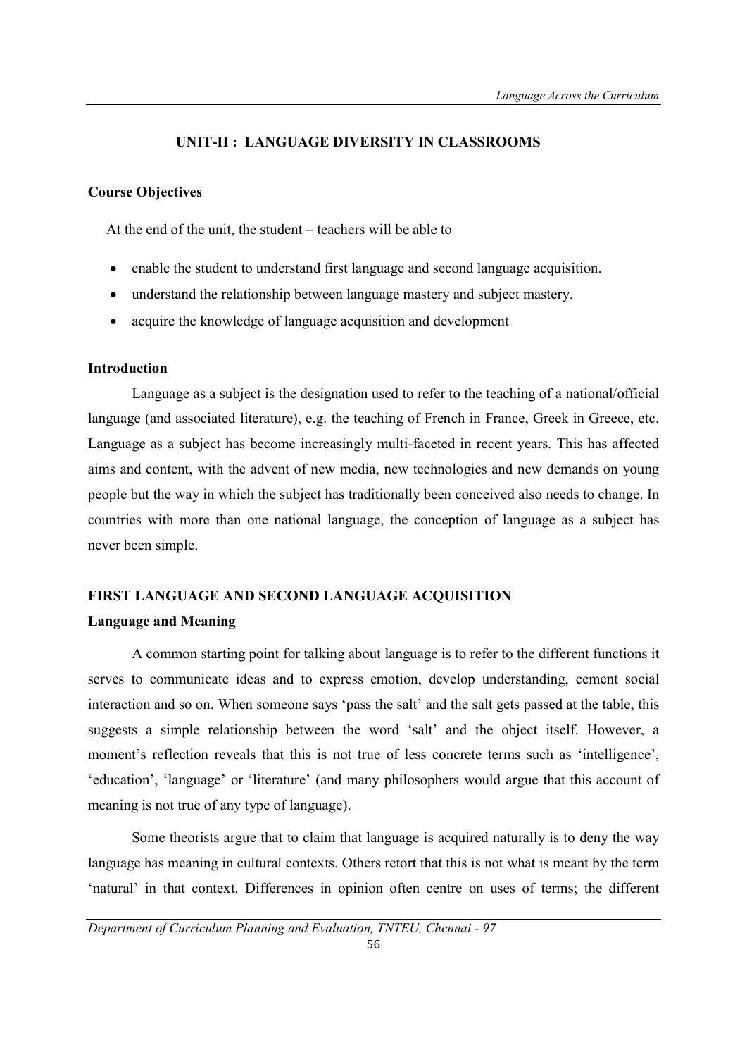## UNIT-II : LANGUAGE DIVERSITY IN CLASSROOMS

**Course Objectives**

At the end of the unit, the student – teachers will be able to

- enable the student to understand first language and second language acquisition.
- understand the relationship between language mastery and subject mastery.
- acquire the knowledge of language acquisition and development

**Introduction**

Language as a subject is the designation used to refer to the teaching of a national/official language (and associated literature), e.g. the teaching of French in France, Greek in Greece, etc. Language as a subject has become increasingly multi-faceted in recent years. This has affected aims and content, with the advent of new media, new technologies and new demands on young people but the way in which the subject has traditionally been conceived also needs to change. In countries with more than one national language, the conception of language as a subject has never been simple.

### FIRST LANGUAGE AND SECOND LANGUAGE ACQUISITION

**Language and Meaning**

A common starting point for talking about language is to refer to the different functions it serves to communicate ideas and to express emotion, develop understanding, cement social interaction and so on. When someone says 'pass the salt' and the salt gets passed at the table, this suggests a simple relationship between the word 'salt' and the object itself. However, a moment's reflection reveals that this is not true of less concrete terms such as 'intelligence', 'education', 'language' or 'literature' (and many philosophers would argue that this account of meaning is not true of any type of language).

Some theorists argue that to claim that language is acquired naturally is to deny the way language has meaning in cultural contexts. Others retort that this is not what is meant by the term 'natural' in that context. Differences in opinion often centre on uses of terms; the different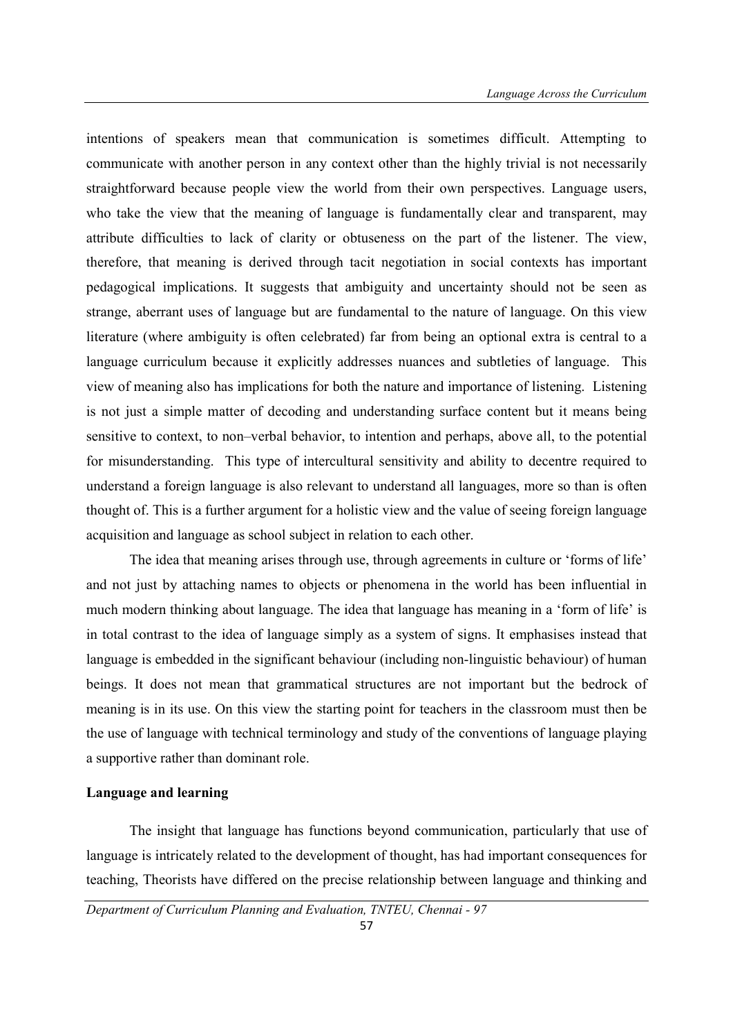intentions of speakers mean that communication is sometimes difficult. Attempting to communicate with another person in any context other than the highly trivial is not necessarily straightforward because people view the world from their own perspectives. Language users, who take the view that the meaning of language is fundamentally clear and transparent, may attribute difficulties to lack of clarity or obtuseness on the part of the listener. The view, therefore, that meaning is derived through tacit negotiation in social contexts has important pedagogical implications. It suggests that ambiguity and uncertainty should not be seen as strange, aberrant uses of language but are fundamental to the nature of language. On this view literature (where ambiguity is often celebrated) far from being an optional extra is central to a language curriculum because it explicitly addresses nuances and subtleties of language. This view of meaning also has implications for both the nature and importance of listening. Listening is not just a simple matter of decoding and understanding surface content but it means being sensitive to context, to non–verbal behavior, to intention and perhaps, above all, to the potential for misunderstanding. This type of intercultural sensitivity and ability to decentre required to understand a foreign language is also relevant to understand all languages, more so than is often thought of. This is a further argument for a holistic view and the value of seeing foreign language acquisition and language as school subject in relation to each other.

The idea that meaning arises through use, through agreements in culture or 'forms of life' and not just by attaching names to objects or phenomena in the world has been influential in much modern thinking about language. The idea that language has meaning in a 'form of life' is in total contrast to the idea of language simply as a system of signs. It emphasises instead that language is embedded in the significant behaviour (including non-linguistic behaviour) of human beings. It does not mean that grammatical structures are not important but the bedrock of meaning is in its use. On this view the starting point for teachers in the classroom must then be the use of language with technical terminology and study of the conventions of language playing a supportive rather than dominant role.

**Language and learning**

The insight that language has functions beyond communication, particularly that use of language is intricately related to the development of thought, has had important consequences for teaching, Theorists have differed on the precise relationship between language and thinking and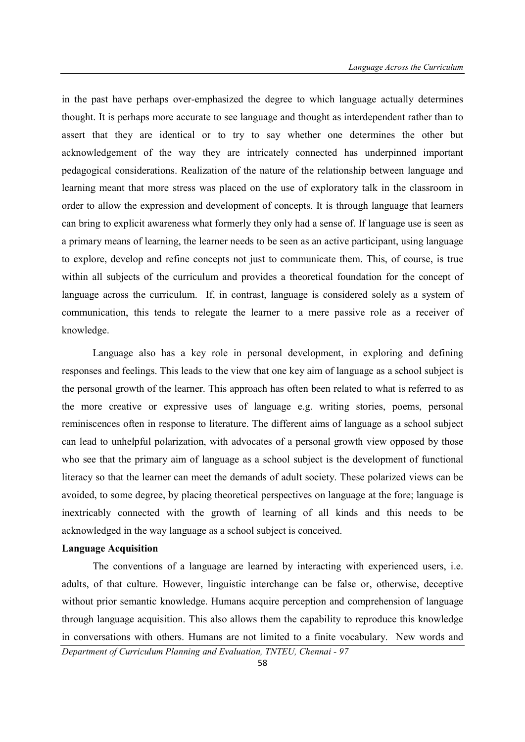in the past have perhaps over-emphasized the degree to which language actually determines thought. It is perhaps more accurate to see language and thought as interdependent rather than to assert that they are identical or to try to say whether one determines the other but acknowledgement of the way they are intricately connected has underpinned important pedagogical considerations. Realization of the nature of the relationship between language and learning meant that more stress was placed on the use of exploratory talk in the classroom in order to allow the expression and development of concepts. It is through language that learners can bring to explicit awareness what formerly they only had a sense of. If language use is seen as a primary means of learning, the learner needs to be seen as an active participant, using language to explore, develop and refine concepts not just to communicate them. This, of course, is true within all subjects of the curriculum and provides a theoretical foundation for the concept of language across the curriculum. If, in contrast, language is considered solely as a system of communication, this tends to relegate the learner to a mere passive role as a receiver of knowledge.

Language also has a key role in personal development, in exploring and defining responses and feelings. This leads to the view that one key aim of language as a school subject is the personal growth of the learner. This approach has often been related to what is referred to as the more creative or expressive uses of language e.g. writing stories, poems, personal reminiscences often in response to literature. The different aims of language as a school subject can lead to unhelpful polarization, with advocates of a personal growth view opposed by those who see that the primary aim of language as a school subject is the development of functional literacy so that the learner can meet the demands of adult society. These polarized views can be avoided, to some degree, by placing theoretical perspectives on language at the fore; language is inextricably connected with the growth of learning of all kinds and this needs to be acknowledged in the way language as a school subject is conceived.

**Language Acquisition**

The conventions of a language are learned by interacting with experienced users, i.e. adults, of that culture. However, linguistic interchange can be false or, otherwise, deceptive without prior semantic knowledge. Humans acquire perception and comprehension of language through language acquisition. This also allows them the capability to reproduce this knowledge in conversations with others. Humans are not limited to a finite vocabulary. New words and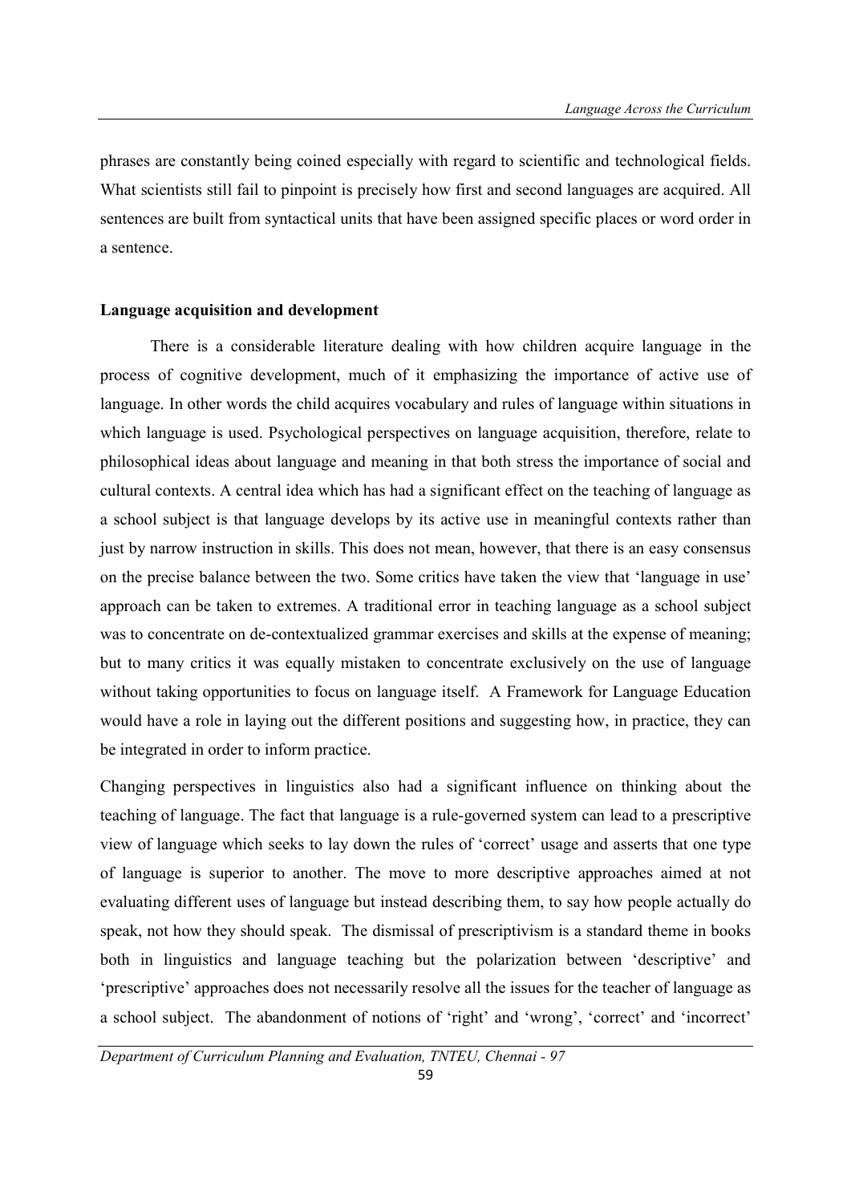phrases are constantly being coined especially with regard to scientific and technological fields. What scientists still fail to pinpoint is precisely how first and second languages are acquired. All sentences are built from syntactical units that have been assigned specific places or word order in a sentence.

**Language acquisition and development**

There is a considerable literature dealing with how children acquire language in the process of cognitive development, much of it emphasizing the importance of active use of language. In other words the child acquires vocabulary and rules of language within situations in which language is used. Psychological perspectives on language acquisition, therefore, relate to philosophical ideas about language and meaning in that both stress the importance of social and cultural contexts. A central idea which has had a significant effect on the teaching of language as a school subject is that language develops by its active use in meaningful contexts rather than just by narrow instruction in skills. This does not mean, however, that there is an easy consensus on the precise balance between the two. Some critics have taken the view that 'language in use' approach can be taken to extremes. A traditional error in teaching language as a school subject was to concentrate on de-contextualized grammar exercises and skills at the expense of meaning; but to many critics it was equally mistaken to concentrate exclusively on the use of language without taking opportunities to focus on language itself. A Framework for Language Education would have a role in laying out the different positions and suggesting how, in practice, they can be integrated in order to inform practice.

Changing perspectives in linguistics also had a significant influence on thinking about the teaching of language. The fact that language is a rule-governed system can lead to a prescriptive view of language which seeks to lay down the rules of 'correct' usage and asserts that one type of language is superior to another. The move to more descriptive approaches aimed at not evaluating different uses of language but instead describing them, to say how people actually do speak, not how they should speak. The dismissal of prescriptivism is a standard theme in books both in linguistics and language teaching but the polarization between 'descriptive' and 'prescriptive' approaches does not necessarily resolve all the issues for the teacher of language as a school subject. The abandonment of notions of 'right' and 'wrong', 'correct' and 'incorrect'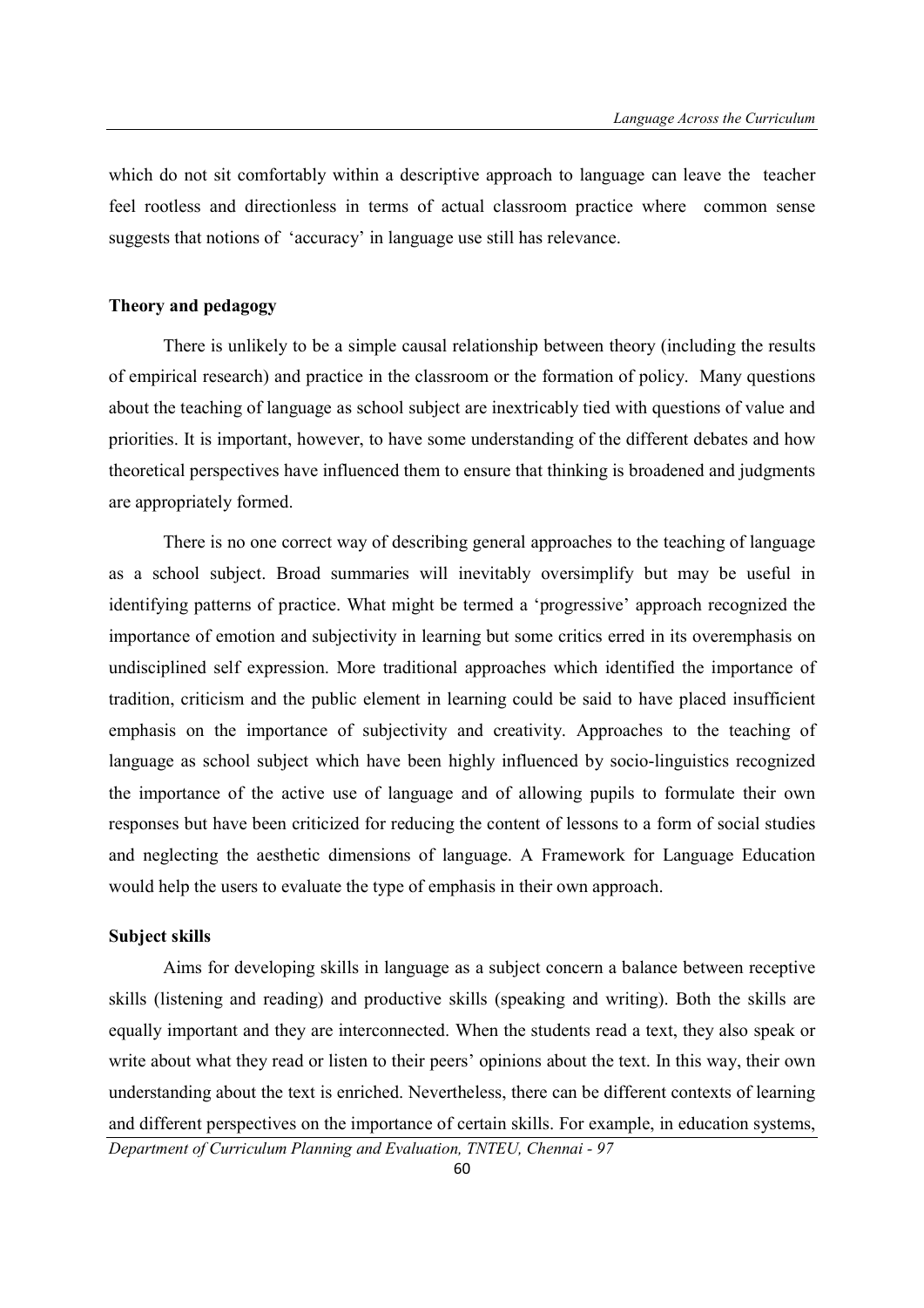which do not sit comfortably within a descriptive approach to language can leave the teacher feel rootless and directionless in terms of actual classroom practice where common sense suggests that notions of 'accuracy' in language use still has relevance.

**Theory and pedagogy**

There is unlikely to be a simple causal relationship between theory (including the results of empirical research) and practice in the classroom or the formation of policy. Many questions about the teaching of language as school subject are inextricably tied with questions of value and priorities. It is important, however, to have some understanding of the different debates and how theoretical perspectives have influenced them to ensure that thinking is broadened and judgments are appropriately formed.

There is no one correct way of describing general approaches to the teaching of language as a school subject. Broad summaries will inevitably oversimplify but may be useful in identifying patterns of practice. What might be termed a 'progressive' approach recognized the importance of emotion and subjectivity in learning but some critics erred in its overemphasis on undisciplined self expression. More traditional approaches which identified the importance of tradition, criticism and the public element in learning could be said to have placed insufficient emphasis on the importance of subjectivity and creativity. Approaches to the teaching of language as school subject which have been highly influenced by socio-linguistics recognized the importance of the active use of language and of allowing pupils to formulate their own responses but have been criticized for reducing the content of lessons to a form of social studies and neglecting the aesthetic dimensions of language. A Framework for Language Education would help the users to evaluate the type of emphasis in their own approach.

**Subject skills**

Aims for developing skills in language as a subject concern a balance between receptive skills (listening and reading) and productive skills (speaking and writing). Both the skills are equally important and they are interconnected. When the students read a text, they also speak or write about what they read or listen to their peers' opinions about the text. In this way, their own understanding about the text is enriched. Nevertheless, there can be different contexts of learning and different perspectives on the importance of certain skills. For example, in education systems,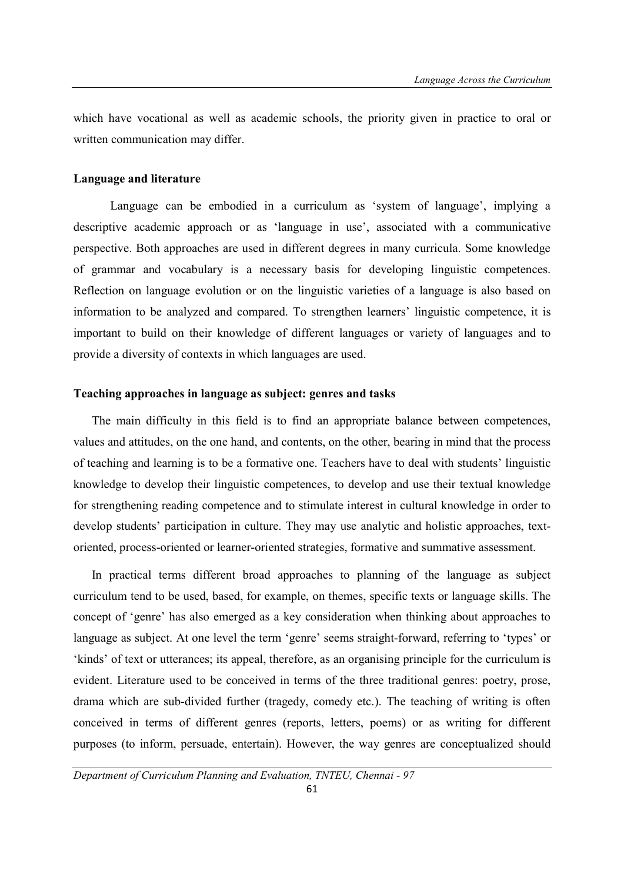which have vocational as well as academic schools, the priority given in practice to oral or written communication may differ.

**Language and literature**

Language can be embodied in a curriculum as 'system of language', implying a descriptive academic approach or as 'language in use', associated with a communicative perspective. Both approaches are used in different degrees in many curricula. Some knowledge of grammar and vocabulary is a necessary basis for developing linguistic competences. Reflection on language evolution or on the linguistic varieties of a language is also based on information to be analyzed and compared. To strengthen learners' linguistic competence, it is important to build on their knowledge of different languages or variety of languages and to provide a diversity of contexts in which languages are used.

**Teaching approaches in language as subject: genres and tasks**

The main difficulty in this field is to find an appropriate balance between competences, values and attitudes, on the one hand, and contents, on the other, bearing in mind that the process of teaching and learning is to be a formative one. Teachers have to deal with students' linguistic knowledge to develop their linguistic competences, to develop and use their textual knowledge for strengthening reading competence and to stimulate interest in cultural knowledge in order to develop students' participation in culture. They may use analytic and holistic approaches, text-oriented, process-oriented or learner-oriented strategies, formative and summative assessment.

In practical terms different broad approaches to planning of the language as subject curriculum tend to be used, based, for example, on themes, specific texts or language skills. The concept of 'genre' has also emerged as a key consideration when thinking about approaches to language as subject. At one level the term 'genre' seems straight-forward, referring to 'types' or 'kinds' of text or utterances; its appeal, therefore, as an organising principle for the curriculum is evident. Literature used to be conceived in terms of the three traditional genres: poetry, prose, drama which are sub-divided further (tragedy, comedy etc.). The teaching of writing is often conceived in terms of different genres (reports, letters, poems) or as writing for different purposes (to inform, persuade, entertain). However, the way genres are conceptualized should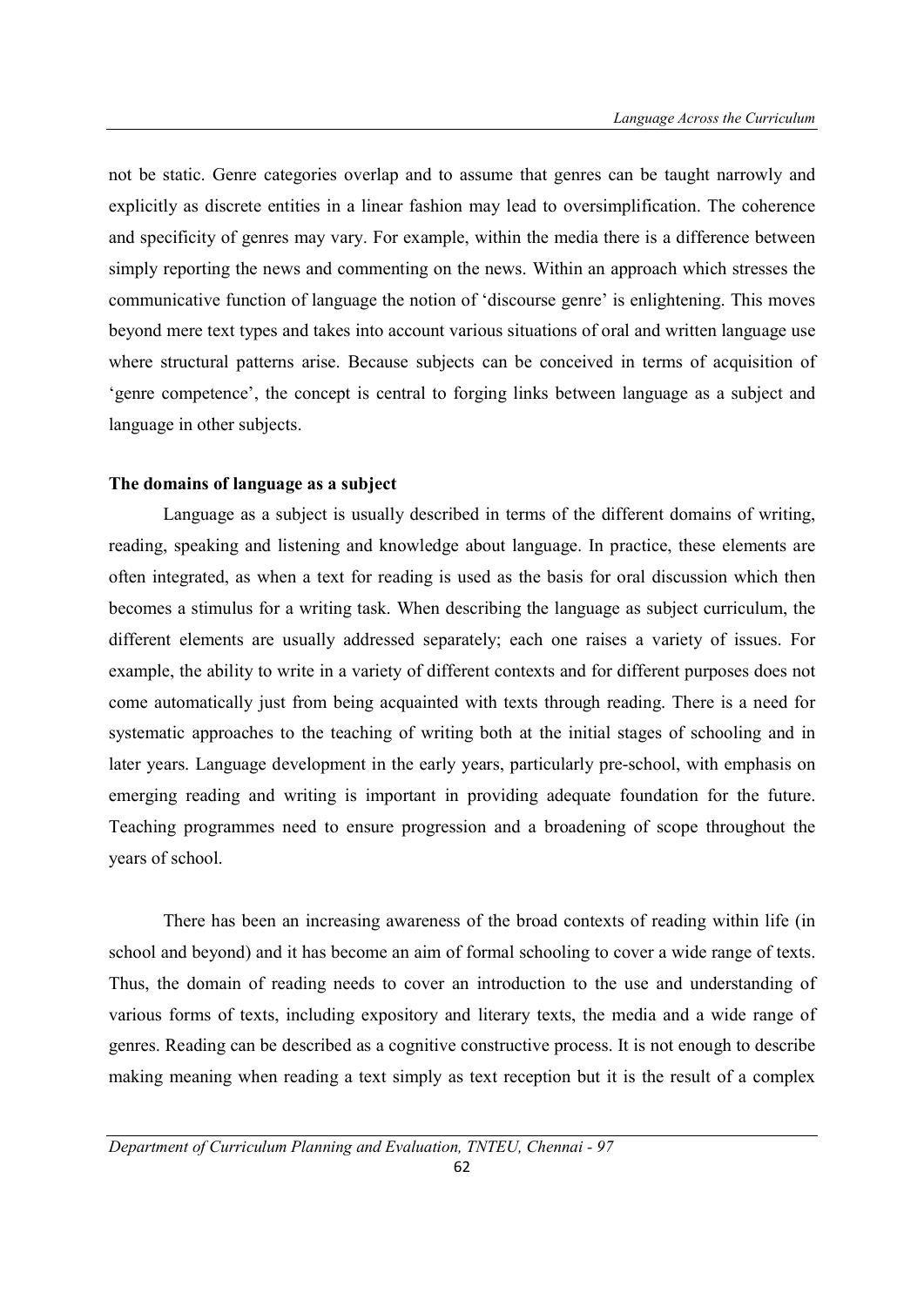not be static. Genre categories overlap and to assume that genres can be taught narrowly and explicitly as discrete entities in a linear fashion may lead to oversimplification. The coherence and specificity of genres may vary. For example, within the media there is a difference between simply reporting the news and commenting on the news. Within an approach which stresses the communicative function of language the notion of 'discourse genre' is enlightening. This moves beyond mere text types and takes into account various situations of oral and written language use where structural patterns arise. Because subjects can be conceived in terms of acquisition of 'genre competence', the concept is central to forging links between language as a subject and language in other subjects.

**The domains of language as a subject**

Language as a subject is usually described in terms of the different domains of writing, reading, speaking and listening and knowledge about language. In practice, these elements are often integrated, as when a text for reading is used as the basis for oral discussion which then becomes a stimulus for a writing task. When describing the language as subject curriculum, the different elements are usually addressed separately; each one raises a variety of issues. For example, the ability to write in a variety of different contexts and for different purposes does not come automatically just from being acquainted with texts through reading. There is a need for systematic approaches to the teaching of writing both at the initial stages of schooling and in later years. Language development in the early years, particularly pre-school, with emphasis on emerging reading and writing is important in providing adequate foundation for the future. Teaching programmes need to ensure progression and a broadening of scope throughout the years of school.

There has been an increasing awareness of the broad contexts of reading within life (in school and beyond) and it has become an aim of formal schooling to cover a wide range of texts. Thus, the domain of reading needs to cover an introduction to the use and understanding of various forms of texts, including expository and literary texts, the media and a wide range of genres. Reading can be described as a cognitive constructive process. It is not enough to describe making meaning when reading a text simply as text reception but it is the result of a complex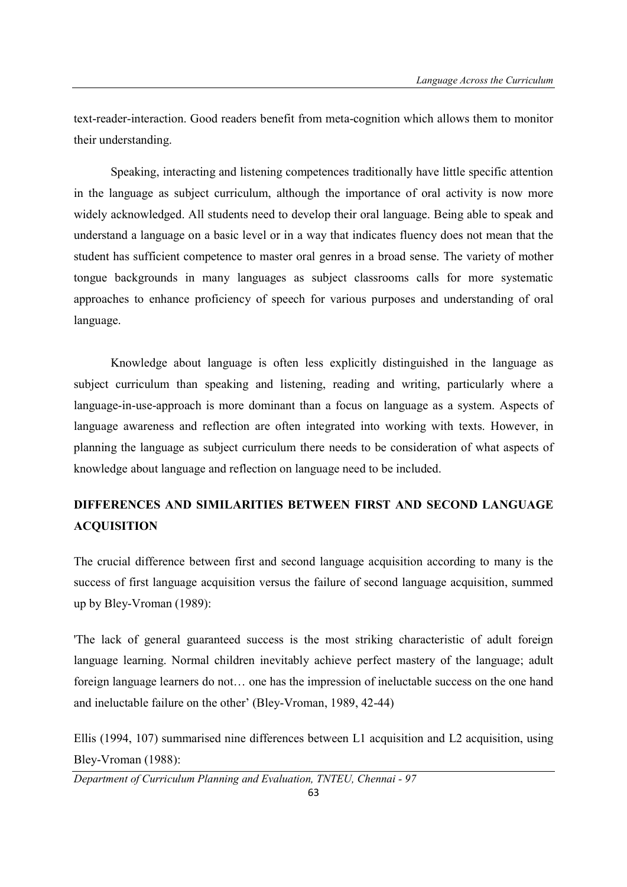text-reader-interaction. Good readers benefit from meta-cognition which allows them to monitor their understanding.

Speaking, interacting and listening competences traditionally have little specific attention in the language as subject curriculum, although the importance of oral activity is now more widely acknowledged. All students need to develop their oral language. Being able to speak and understand a language on a basic level or in a way that indicates fluency does not mean that the student has sufficient competence to master oral genres in a broad sense. The variety of mother tongue backgrounds in many languages as subject classrooms calls for more systematic approaches to enhance proficiency of speech for various purposes and understanding of oral language.

Knowledge about language is often less explicitly distinguished in the language as subject curriculum than speaking and listening, reading and writing, particularly where a language-in-use-approach is more dominant than a focus on language as a system. Aspects of language awareness and reflection are often integrated into working with texts. However, in planning the language as subject curriculum there needs to be consideration of what aspects of knowledge about language and reflection on language need to be included.

## DIFFERENCES AND SIMILARITIES BETWEEN FIRST AND SECOND LANGUAGE ACQUISITION

The crucial difference between first and second language acquisition according to many is the success of first language acquisition versus the failure of second language acquisition, summed up by Bley-Vroman (1989):

'The lack of general guaranteed success is the most striking characteristic of adult foreign language learning. Normal children inevitably achieve perfect mastery of the language; adult foreign language learners do not… one has the impression of ineluctable success on the one hand and ineluctable failure on the other' (Bley-Vroman, 1989, 42-44)

Ellis (1994, 107) summarised nine differences between L1 acquisition and L2 acquisition, using Bley-Vroman (1988):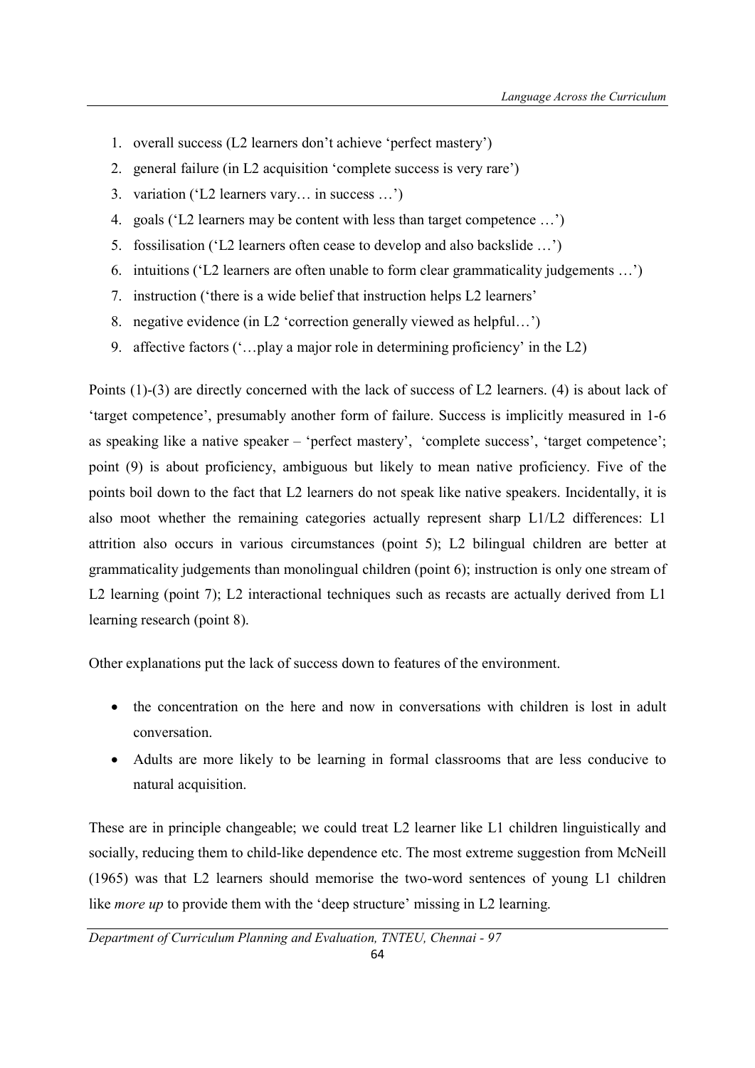1. overall success (L2 learners don't achieve 'perfect mastery')
2. general failure (in L2 acquisition 'complete success is very rare')
3. variation ('L2 learners vary… in success …')
4. goals ('L2 learners may be content with less than target competence …')
5. fossilisation ('L2 learners often cease to develop and also backslide …')
6. intuitions ('L2 learners are often unable to form clear grammaticality judgements …')
7. instruction ('there is a wide belief that instruction helps L2 learners'
8. negative evidence (in L2 'correction generally viewed as helpful…')
9. affective factors ('…play a major role in determining proficiency' in the L2)

Points (1)-(3) are directly concerned with the lack of success of L2 learners. (4) is about lack of 'target competence', presumably another form of failure. Success is implicitly measured in 1-6 as speaking like a native speaker – 'perfect mastery', 'complete success', 'target competence'; point (9) is about proficiency, ambiguous but likely to mean native proficiency. Five of the points boil down to the fact that L2 learners do not speak like native speakers. Incidentally, it is also moot whether the remaining categories actually represent sharp L1/L2 differences: L1 attrition also occurs in various circumstances (point 5); L2 bilingual children are better at grammaticality judgements than monolingual children (point 6); instruction is only one stream of L2 learning (point 7); L2 interactional techniques such as recasts are actually derived from L1 learning research (point 8).

Other explanations put the lack of success down to features of the environment.

- the concentration on the here and now in conversations with children is lost in adult conversation.
- Adults are more likely to be learning in formal classrooms that are less conducive to natural acquisition.

These are in principle changeable; we could treat L2 learner like L1 children linguistically and socially, reducing them to child-like dependence etc. The most extreme suggestion from McNeill (1965) was that L2 learners should memorise the two-word sentences of young L1 children like *more up* to provide them with the 'deep structure' missing in L2 learning.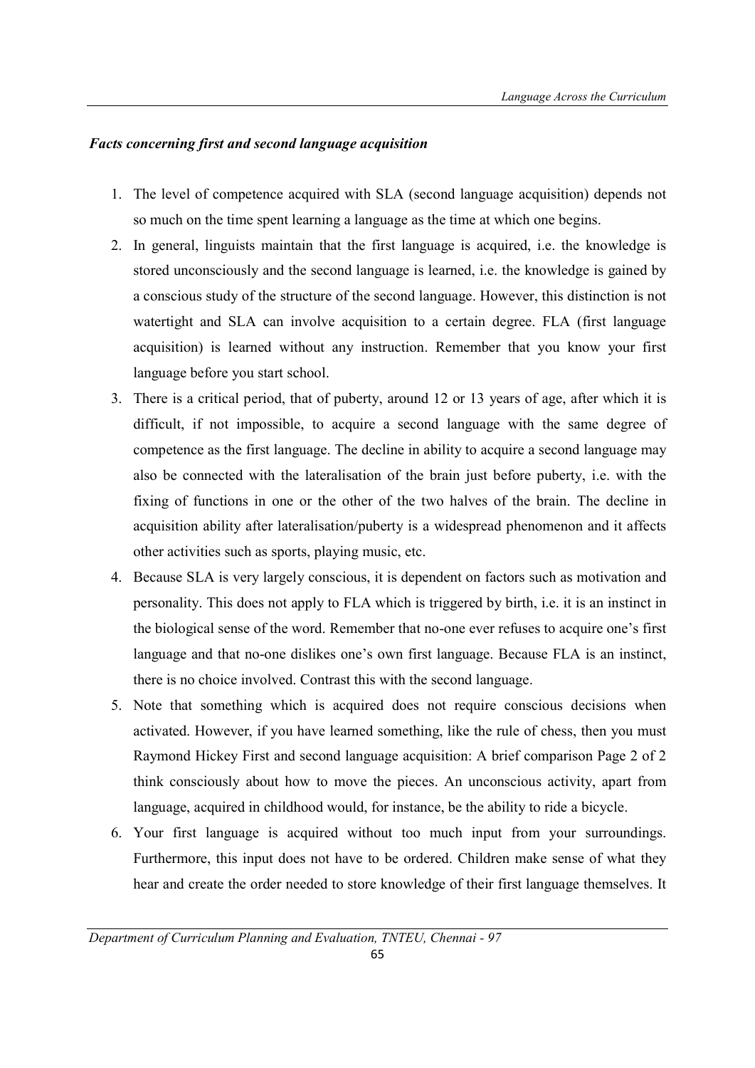*Facts concerning first and second language acquisition*

1. The level of competence acquired with SLA (second language acquisition) depends not so much on the time spent learning a language as the time at which one begins.
2. In general, linguists maintain that the first language is acquired, i.e. the knowledge is stored unconsciously and the second language is learned, i.e. the knowledge is gained by a conscious study of the structure of the second language. However, this distinction is not watertight and SLA can involve acquisition to a certain degree. FLA (first language acquisition) is learned without any instruction. Remember that you know your first language before you start school.
3. There is a critical period, that of puberty, around 12 or 13 years of age, after which it is difficult, if not impossible, to acquire a second language with the same degree of competence as the first language. The decline in ability to acquire a second language may also be connected with the lateralisation of the brain just before puberty, i.e. with the fixing of functions in one or the other of the two halves of the brain. The decline in acquisition ability after lateralisation/puberty is a widespread phenomenon and it affects other activities such as sports, playing music, etc.
4. Because SLA is very largely conscious, it is dependent on factors such as motivation and personality. This does not apply to FLA which is triggered by birth, i.e. it is an instinct in the biological sense of the word. Remember that no-one ever refuses to acquire one's first language and that no-one dislikes one's own first language. Because FLA is an instinct, there is no choice involved. Contrast this with the second language.
5. Note that something which is acquired does not require conscious decisions when activated. However, if you have learned something, like the rule of chess, then you must Raymond Hickey First and second language acquisition: A brief comparison Page 2 of 2 think consciously about how to move the pieces. An unconscious activity, apart from language, acquired in childhood would, for instance, be the ability to ride a bicycle.
6. Your first language is acquired without too much input from your surroundings. Furthermore, this input does not have to be ordered. Children make sense of what they hear and create the order needed to store knowledge of their first language themselves. It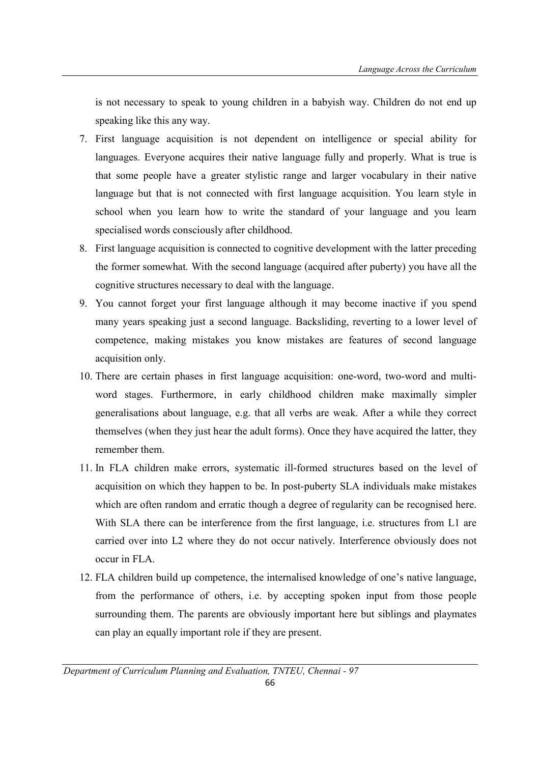is not necessary to speak to young children in a babyish way. Children do not end up speaking like this any way.

7. First language acquisition is not dependent on intelligence or special ability for languages. Everyone acquires their native language fully and properly. What is true is that some people have a greater stylistic range and larger vocabulary in their native language but that is not connected with first language acquisition. You learn style in school when you learn how to write the standard of your language and you learn specialised words consciously after childhood.
8. First language acquisition is connected to cognitive development with the latter preceding the former somewhat. With the second language (acquired after puberty) you have all the cognitive structures necessary to deal with the language.
9. You cannot forget your first language although it may become inactive if you spend many years speaking just a second language. Backsliding, reverting to a lower level of competence, making mistakes you know mistakes are features of second language acquisition only.
10. There are certain phases in first language acquisition: one-word, two-word and multi-word stages. Furthermore, in early childhood children make maximally simpler generalisations about language, e.g. that all verbs are weak. After a while they correct themselves (when they just hear the adult forms). Once they have acquired the latter, they remember them.
11. In FLA children make errors, systematic ill-formed structures based on the level of acquisition on which they happen to be. In post-puberty SLA individuals make mistakes which are often random and erratic though a degree of regularity can be recognised here. With SLA there can be interference from the first language, i.e. structures from L1 are carried over into L2 where they do not occur natively. Interference obviously does not occur in FLA.
12. FLA children build up competence, the internalised knowledge of one's native language, from the performance of others, i.e. by accepting spoken input from those people surrounding them. The parents are obviously important here but siblings and playmates can play an equally important role if they are present.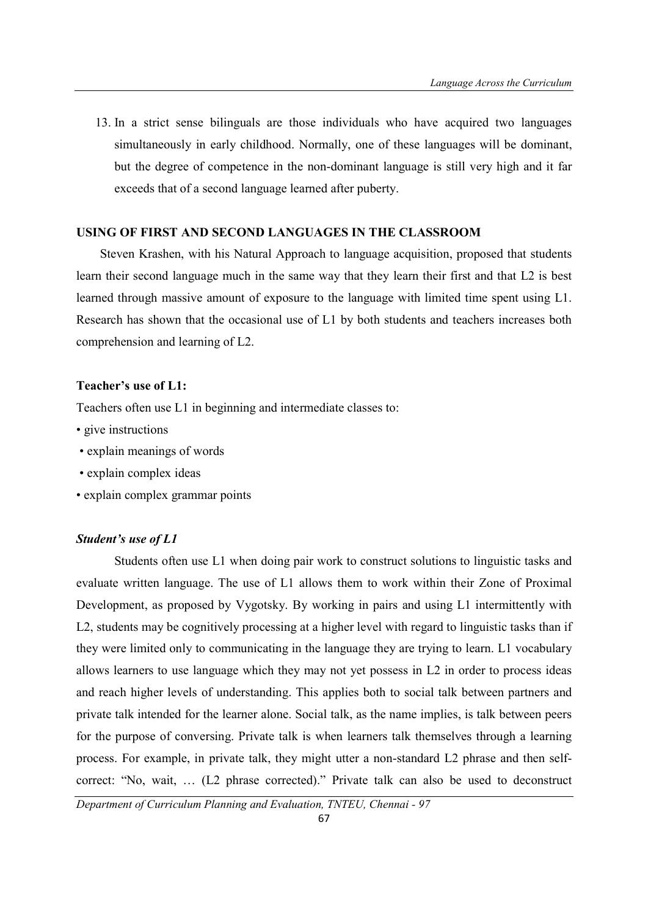13. In a strict sense bilinguals are those individuals who have acquired two languages simultaneously in early childhood. Normally, one of these languages will be dominant, but the degree of competence in the non-dominant language is still very high and it far exceeds that of a second language learned after puberty.

## USING OF FIRST AND SECOND LANGUAGES IN THE CLASSROOM

Steven Krashen, with his Natural Approach to language acquisition, proposed that students learn their second language much in the same way that they learn their first and that L2 is best learned through massive amount of exposure to the language with limited time spent using L1. Research has shown that the occasional use of L1 by both students and teachers increases both comprehension and learning of L2.

### Teacher's use of L1:

Teachers often use L1 in beginning and intermediate classes to:

- give instructions
- explain meanings of words
- explain complex ideas
- explain complex grammar points

### *Student's use of L1*

Students often use L1 when doing pair work to construct solutions to linguistic tasks and evaluate written language. The use of L1 allows them to work within their Zone of Proximal Development, as proposed by Vygotsky. By working in pairs and using L1 intermittently with L2, students may be cognitively processing at a higher level with regard to linguistic tasks than if they were limited only to communicating in the language they are trying to learn. L1 vocabulary allows learners to use language which they may not yet possess in L2 in order to process ideas and reach higher levels of understanding. This applies both to social talk between partners and private talk intended for the learner alone. Social talk, as the name implies, is talk between peers for the purpose of conversing. Private talk is when learners talk themselves through a learning process. For example, in private talk, they might utter a non-standard L2 phrase and then self-correct: "No, wait, … (L2 phrase corrected)." Private talk can also be used to deconstruct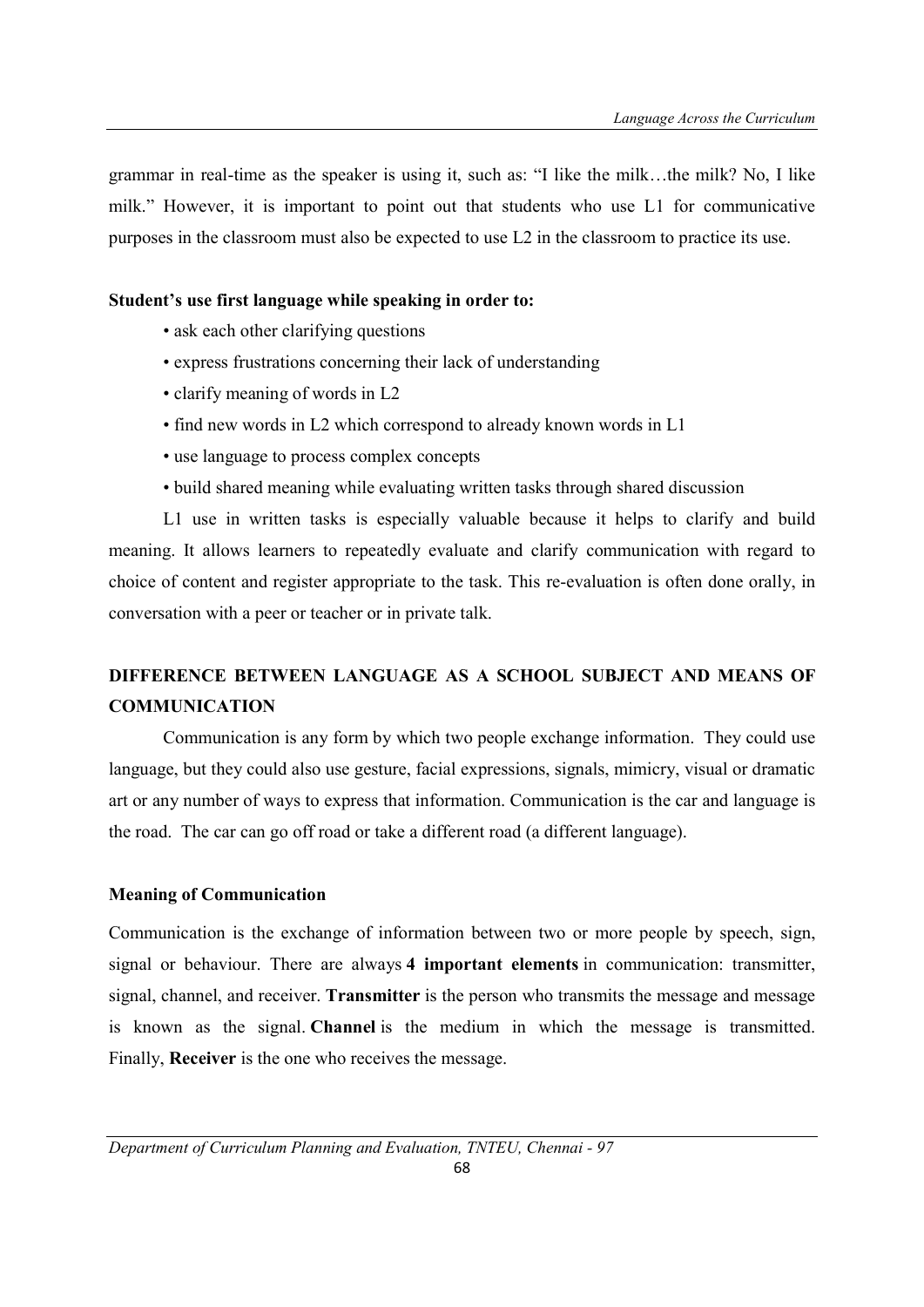grammar in real-time as the speaker is using it, such as: "I like the milk…the milk? No, I like milk." However, it is important to point out that students who use L1 for communicative purposes in the classroom must also be expected to use L2 in the classroom to practice its use.

**Student's use first language while speaking in order to:**

- ask each other clarifying questions
- express frustrations concerning their lack of understanding
- clarify meaning of words in L2
- find new words in L2 which correspond to already known words in L1
- use language to process complex concepts
- build shared meaning while evaluating written tasks through shared discussion

L1 use in written tasks is especially valuable because it helps to clarify and build meaning. It allows learners to repeatedly evaluate and clarify communication with regard to choice of content and register appropriate to the task. This re-evaluation is often done orally, in conversation with a peer or teacher or in private talk.

## DIFFERENCE BETWEEN LANGUAGE AS A SCHOOL SUBJECT AND MEANS OF COMMUNICATION

Communication is any form by which two people exchange information. They could use language, but they could also use gesture, facial expressions, signals, mimicry, visual or dramatic art or any number of ways to express that information. Communication is the car and language is the road. The car can go off road or take a different road (a different language).

### Meaning of Communication

Communication is the exchange of information between two or more people by speech, sign, signal or behaviour. There are always **4 important elements** in communication: transmitter, signal, channel, and receiver. **Transmitter** is the person who transmits the message and message is known as the signal. **Channel** is the medium in which the message is transmitted. Finally, **Receiver** is the one who receives the message.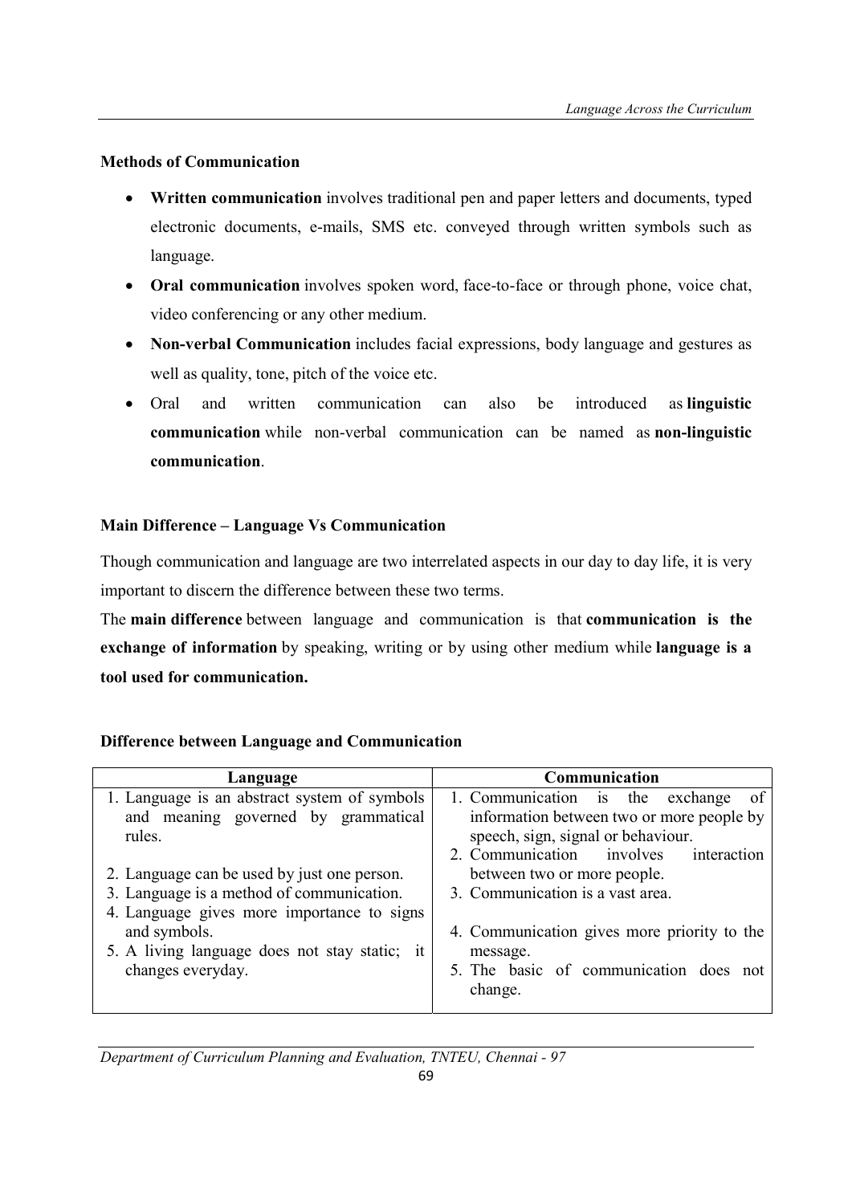**Methods of Communication**

- **Written communication** involves traditional pen and paper letters and documents, typed electronic documents, e-mails, SMS etc. conveyed through written symbols such as language.
- **Oral communication** involves spoken word, face-to-face or through phone, voice chat, video conferencing or any other medium.
- **Non-verbal Communication** includes facial expressions, body language and gestures as well as quality, tone, pitch of the voice etc.
- Oral and written communication can also be introduced as **linguistic communication** while non-verbal communication can be named as **non-linguistic communication**.

**Main Difference – Language Vs Communication**

Though communication and language are two interrelated aspects in our day to day life, it is very important to discern the difference between these two terms.

The **main difference** between language and communication is that **communication is the exchange of information** by speaking, writing or by using other medium while **language is a tool used for communication.**

**Difference between Language and Communication**

| Language | Communication |
|---|---|
| 1. Language is an abstract system of symbols and meaning governed by grammatical rules. | 1. Communication is the exchange of information between two or more people by speech, sign, signal or behaviour. |
| 2. Language can be used by just one person. | 2. Communication involves interaction between two or more people. |
| 3. Language is a method of communication. | 3. Communication is a vast area. |
| 4. Language gives more importance to signs and symbols. | 4. Communication gives more priority to the message. |
| 5. A living language does not stay static; it changes everyday. | 5. The basic of communication does not change. |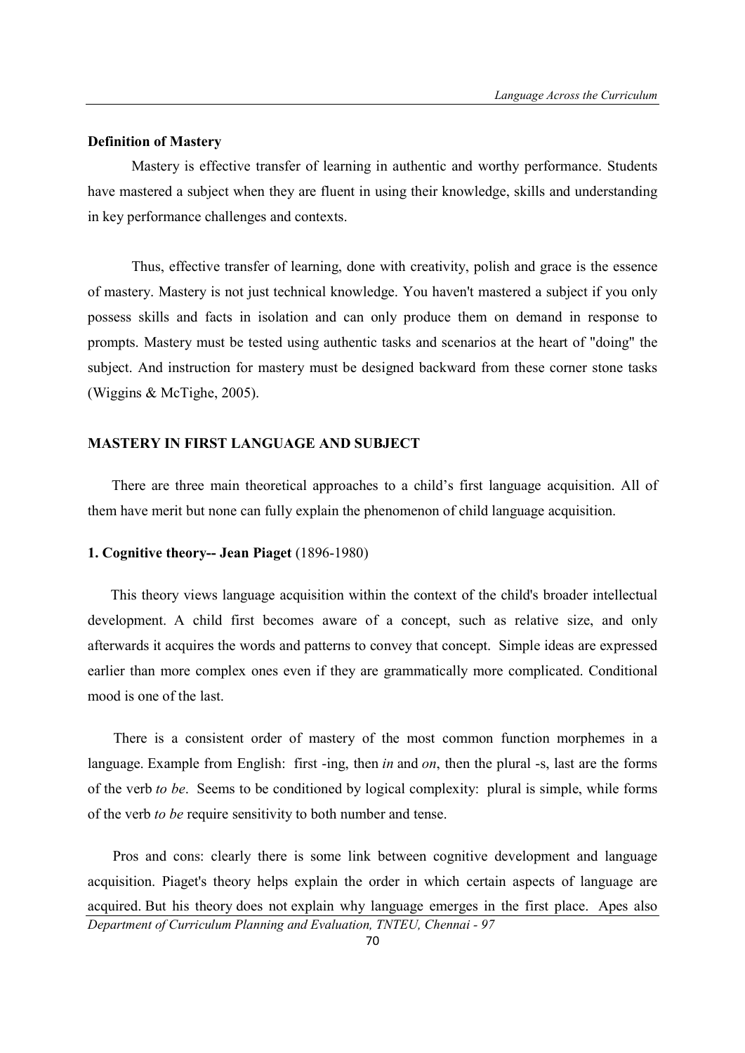**Definition of Mastery**

Mastery is effective transfer of learning in authentic and worthy performance. Students have mastered a subject when they are fluent in using their knowledge, skills and understanding in key performance challenges and contexts.

Thus, effective transfer of learning, done with creativity, polish and grace is the essence of mastery. Mastery is not just technical knowledge. You haven't mastered a subject if you only possess skills and facts in isolation and can only produce them on demand in response to prompts. Mastery must be tested using authentic tasks and scenarios at the heart of "doing" the subject. And instruction for mastery must be designed backward from these corner stone tasks (Wiggins & McTighe, 2005).

**MASTERY IN FIRST LANGUAGE AND SUBJECT**

There are three main theoretical approaches to a child's first language acquisition. All of them have merit but none can fully explain the phenomenon of child language acquisition.

**1. Cognitive theory-- Jean Piaget** (1896-1980)

This theory views language acquisition within the context of the child's broader intellectual development. A child first becomes aware of a concept, such as relative size, and only afterwards it acquires the words and patterns to convey that concept. Simple ideas are expressed earlier than more complex ones even if they are grammatically more complicated. Conditional mood is one of the last.

There is a consistent order of mastery of the most common function morphemes in a language. Example from English: first -ing, then *in* and *on*, then the plural -s, last are the forms of the verb *to be*. Seems to be conditioned by logical complexity: plural is simple, while forms of the verb *to be* require sensitivity to both number and tense.

Pros and cons: clearly there is some link between cognitive development and language acquisition. Piaget's theory helps explain the order in which certain aspects of language are acquired. But his theory does not explain why language emerges in the first place. Apes also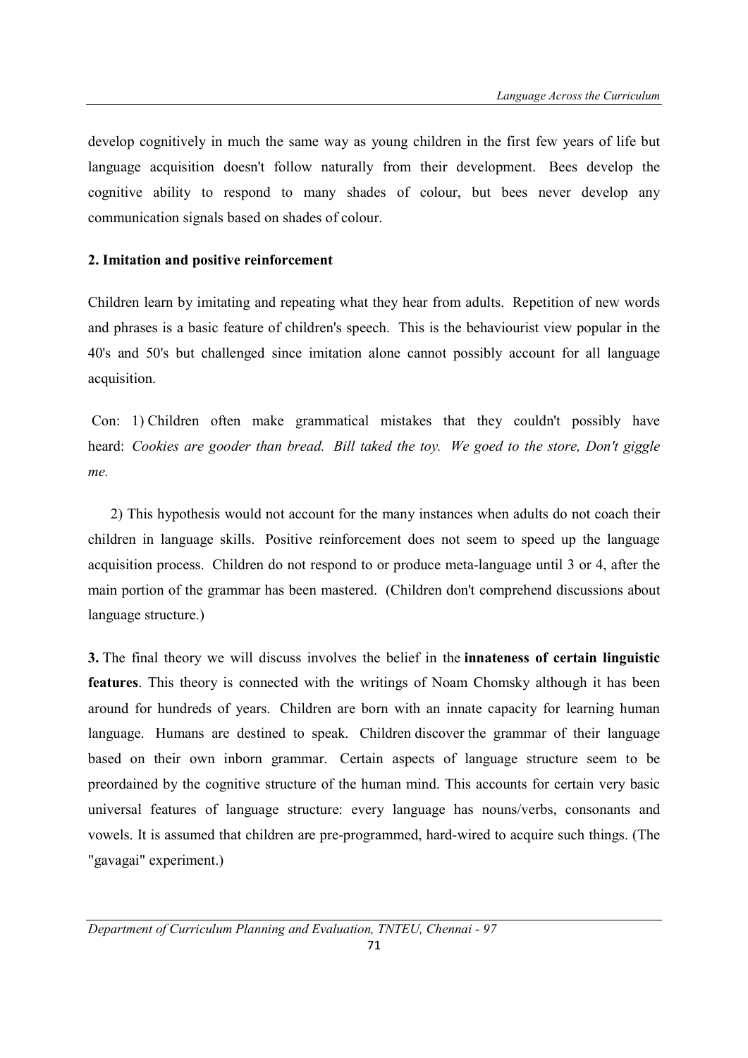develop cognitively in much the same way as young children in the first few years of life but language acquisition doesn't follow naturally from their development. Bees develop the cognitive ability to respond to many shades of colour, but bees never develop any communication signals based on shades of colour.

**2. Imitation and positive reinforcement**

Children learn by imitating and repeating what they hear from adults. Repetition of new words and phrases is a basic feature of children's speech. This is the behaviourist view popular in the 40's and 50's but challenged since imitation alone cannot possibly account for all language acquisition.

Con: 1) Children often make grammatical mistakes that they couldn't possibly have heard: *Cookies are gooder than bread. Bill taked the toy. We goed to the store, Don't giggle me.*

2) This hypothesis would not account for the many instances when adults do not coach their children in language skills. Positive reinforcement does not seem to speed up the language acquisition process. Children do not respond to or produce meta-language until 3 or 4, after the main portion of the grammar has been mastered. (Children don't comprehend discussions about language structure.)

**3.** The final theory we will discuss involves the belief in the **innateness of certain linguistic features**. This theory is connected with the writings of Noam Chomsky although it has been around for hundreds of years. Children are born with an innate capacity for learning human language. Humans are destined to speak. Children discover the grammar of their language based on their own inborn grammar. Certain aspects of language structure seem to be preordained by the cognitive structure of the human mind. This accounts for certain very basic universal features of language structure: every language has nouns/verbs, consonants and vowels. It is assumed that children are pre-programmed, hard-wired to acquire such things. (The "gavagai" experiment.)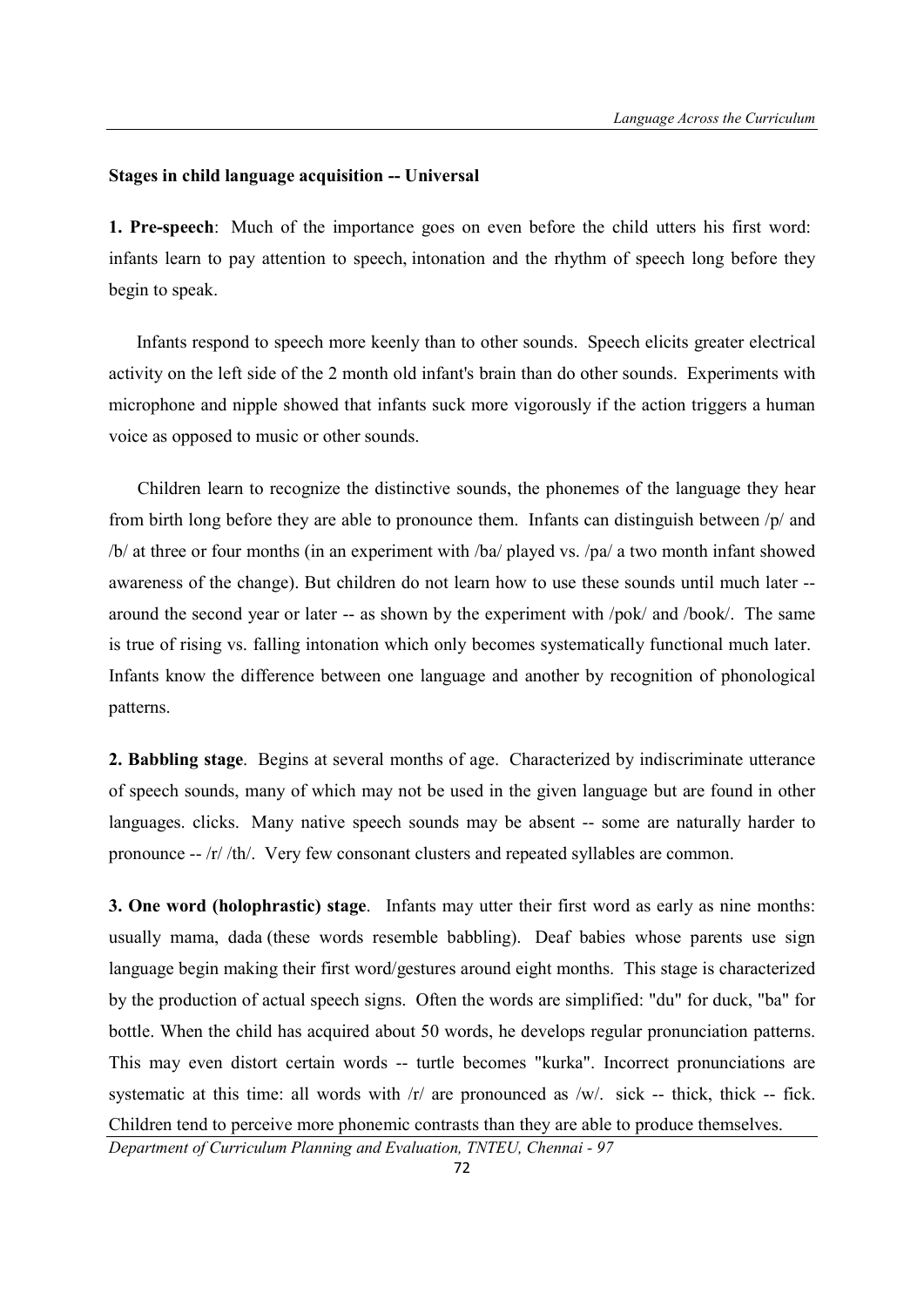**Stages in child language acquisition -- Universal**

**1. Pre-speech**: Much of the importance goes on even before the child utters his first word: infants learn to pay attention to speech, intonation and the rhythm of speech long before they begin to speak.

Infants respond to speech more keenly than to other sounds. Speech elicits greater electrical activity on the left side of the 2 month old infant's brain than do other sounds. Experiments with microphone and nipple showed that infants suck more vigorously if the action triggers a human voice as opposed to music or other sounds.

Children learn to recognize the distinctive sounds, the phonemes of the language they hear from birth long before they are able to pronounce them. Infants can distinguish between /p/ and /b/ at three or four months (in an experiment with /ba/ played vs. /pa/ a two month infant showed awareness of the change). But children do not learn how to use these sounds until much later -- around the second year or later -- as shown by the experiment with /pok/ and /book/. The same is true of rising vs. falling intonation which only becomes systematically functional much later. Infants know the difference between one language and another by recognition of phonological patterns.

**2. Babbling stage**. Begins at several months of age. Characterized by indiscriminate utterance of speech sounds, many of which may not be used in the given language but are found in other languages. clicks. Many native speech sounds may be absent -- some are naturally harder to pronounce -- /r/ /th/. Very few consonant clusters and repeated syllables are common.

**3. One word (holophrastic) stage**. Infants may utter their first word as early as nine months: usually mama, dada (these words resemble babbling). Deaf babies whose parents use sign language begin making their first word/gestures around eight months. This stage is characterized by the production of actual speech signs. Often the words are simplified: "du" for duck, "ba" for bottle. When the child has acquired about 50 words, he develops regular pronunciation patterns. This may even distort certain words -- turtle becomes "kurka". Incorrect pronunciations are systematic at this time: all words with /r/ are pronounced as /w/. sick -- thick, thick -- fick. Children tend to perceive more phonemic contrasts than they are able to produce themselves.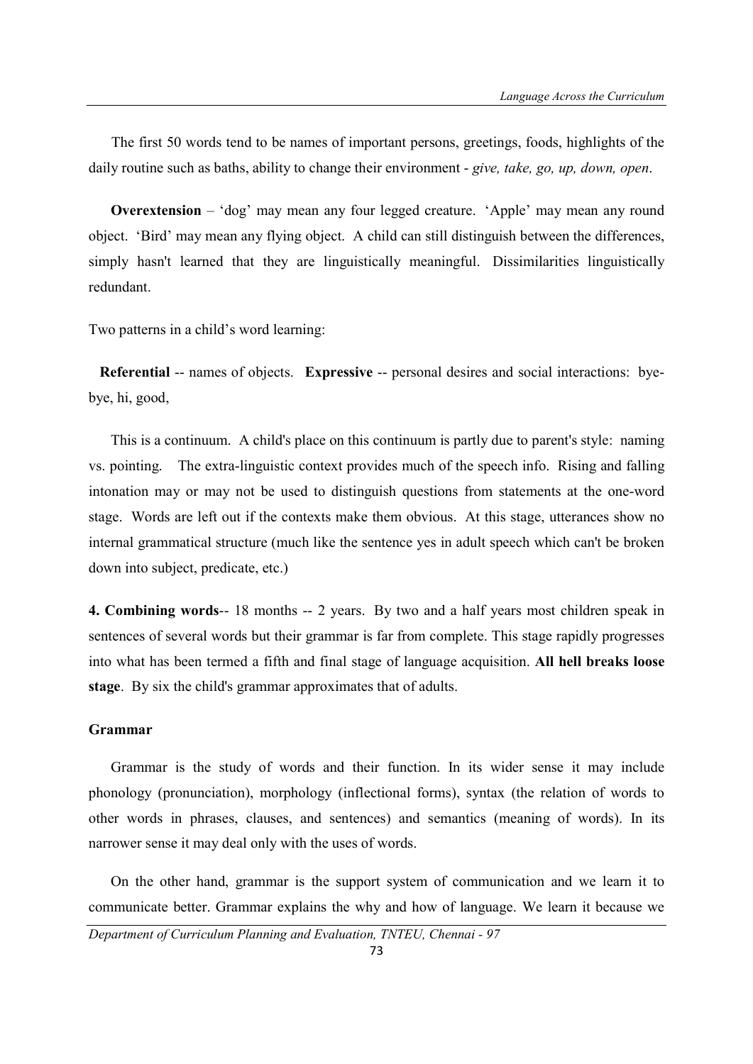The first 50 words tend to be names of important persons, greetings, foods, highlights of the daily routine such as baths, ability to change their environment - *give, take, go, up, down, open*.

**Overextension** – 'dog' may mean any four legged creature. 'Apple' may mean any round object. 'Bird' may mean any flying object. A child can still distinguish between the differences, simply hasn't learned that they are linguistically meaningful. Dissimilarities linguistically redundant.

Two patterns in a child's word learning:

**Referential** -- names of objects. **Expressive** -- personal desires and social interactions: bye-bye, hi, good,

This is a continuum. A child's place on this continuum is partly due to parent's style: naming vs. pointing. The extra-linguistic context provides much of the speech info. Rising and falling intonation may or may not be used to distinguish questions from statements at the one-word stage. Words are left out if the contexts make them obvious. At this stage, utterances show no internal grammatical structure (much like the sentence yes in adult speech which can't be broken down into subject, predicate, etc.)

**4. Combining words**-- 18 months -- 2 years. By two and a half years most children speak in sentences of several words but their grammar is far from complete. This stage rapidly progresses into what has been termed a fifth and final stage of language acquisition. **All hell breaks loose stage**. By six the child's grammar approximates that of adults.

### Grammar

Grammar is the study of words and their function. In its wider sense it may include phonology (pronunciation), morphology (inflectional forms), syntax (the relation of words to other words in phrases, clauses, and sentences) and semantics (meaning of words). In its narrower sense it may deal only with the uses of words.

On the other hand, grammar is the support system of communication and we learn it to communicate better. Grammar explains the why and how of language. We learn it because we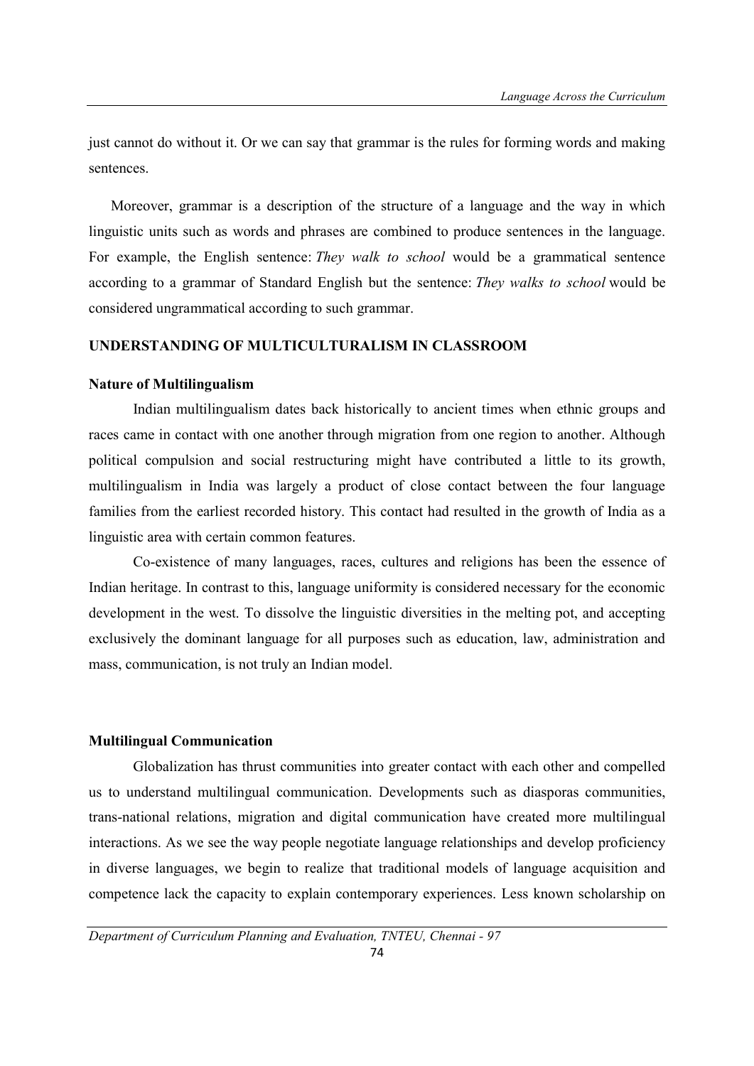just cannot do without it. Or we can say that grammar is the rules for forming words and making sentences.

Moreover, grammar is a description of the structure of a language and the way in which linguistic units such as words and phrases are combined to produce sentences in the language. For example, the English sentence: *They walk to school* would be a grammatical sentence according to a grammar of Standard English but the sentence: *They walks to school* would be considered ungrammatical according to such grammar.

## UNDERSTANDING OF MULTICULTURALISM IN CLASSROOM

### Nature of Multilingualism

Indian multilingualism dates back historically to ancient times when ethnic groups and races came in contact with one another through migration from one region to another. Although political compulsion and social restructuring might have contributed a little to its growth, multilingualism in India was largely a product of close contact between the four language families from the earliest recorded history. This contact had resulted in the growth of India as a linguistic area with certain common features.

Co-existence of many languages, races, cultures and religions has been the essence of Indian heritage. In contrast to this, language uniformity is considered necessary for the economic development in the west. To dissolve the linguistic diversities in the melting pot, and accepting exclusively the dominant language for all purposes such as education, law, administration and mass, communication, is not truly an Indian model.

### Multilingual Communication

Globalization has thrust communities into greater contact with each other and compelled us to understand multilingual communication. Developments such as diasporas communities, trans-national relations, migration and digital communication have created more multilingual interactions. As we see the way people negotiate language relationships and develop proficiency in diverse languages, we begin to realize that traditional models of language acquisition and competence lack the capacity to explain contemporary experiences. Less known scholarship on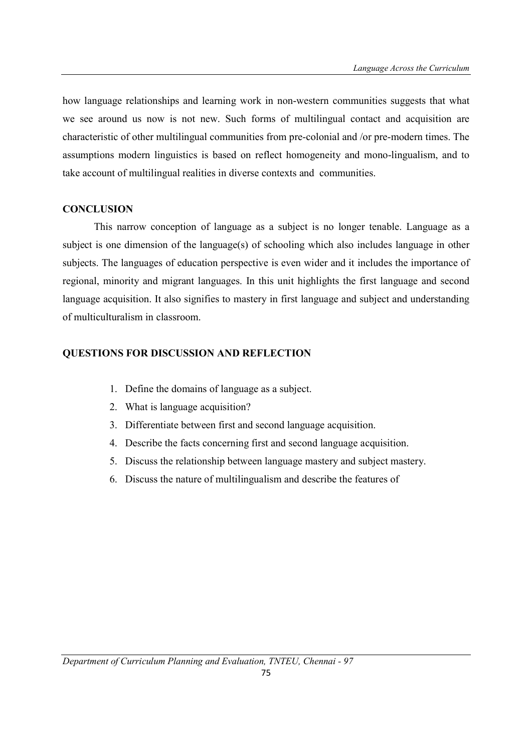how language relationships and learning work in non-western communities suggests that what we see around us now is not new. Such forms of multilingual contact and acquisition are characteristic of other multilingual communities from pre-colonial and /or pre-modern times. The assumptions modern linguistics is based on reflect homogeneity and mono-lingualism, and to take account of multilingual realities in diverse contexts and communities.

## CONCLUSION

This narrow conception of language as a subject is no longer tenable. Language as a subject is one dimension of the language(s) of schooling which also includes language in other subjects. The languages of education perspective is even wider and it includes the importance of regional, minority and migrant languages. In this unit highlights the first language and second language acquisition. It also signifies to mastery in first language and subject and understanding of multiculturalism in classroom.

## QUESTIONS FOR DISCUSSION AND REFLECTION

1. Define the domains of language as a subject.
2. What is language acquisition?
3. Differentiate between first and second language acquisition.
4. Describe the facts concerning first and second language acquisition.
5. Discuss the relationship between language mastery and subject mastery.
6. Discuss the nature of multilingualism and describe the features of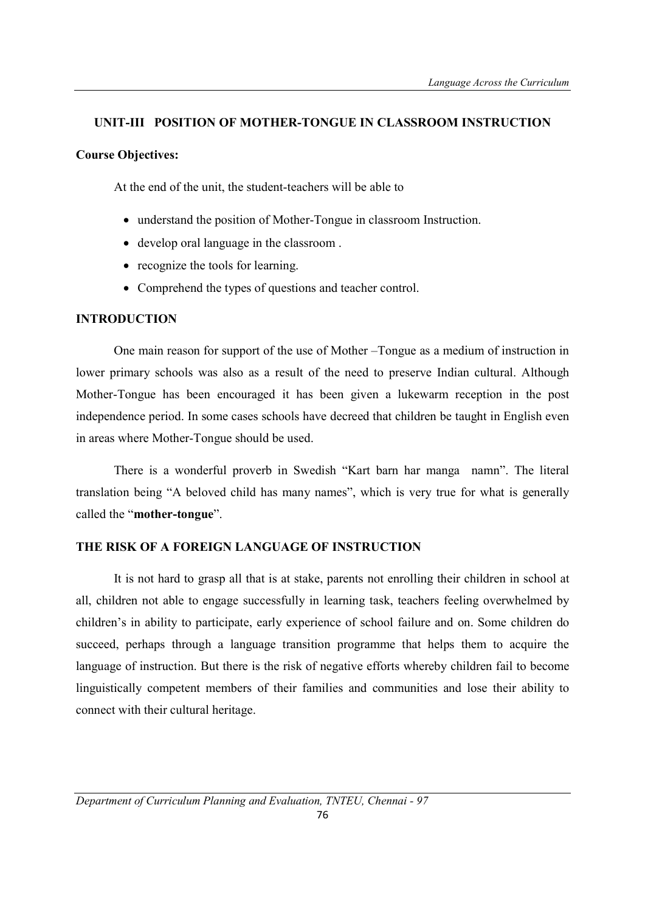## UNIT-III POSITION OF MOTHER-TONGUE IN CLASSROOM INSTRUCTION

**Course Objectives:**

At the end of the unit, the student-teachers will be able to

- understand the position of Mother-Tongue in classroom Instruction.
- develop oral language in the classroom .
- recognize the tools for learning.
- Comprehend the types of questions and teacher control.

### INTRODUCTION

One main reason for support of the use of Mother –Tongue as a medium of instruction in lower primary schools was also as a result of the need to preserve Indian cultural. Although Mother-Tongue has been encouraged it has been given a lukewarm reception in the post independence period. In some cases schools have decreed that children be taught in English even in areas where Mother-Tongue should be used.

There is a wonderful proverb in Swedish "Kart barn har manga namn". The literal translation being "A beloved child has many names", which is very true for what is generally called the "**mother-tongue**".

### THE RISK OF A FOREIGN LANGUAGE OF INSTRUCTION

It is not hard to grasp all that is at stake, parents not enrolling their children in school at all, children not able to engage successfully in learning task, teachers feeling overwhelmed by children's in ability to participate, early experience of school failure and on. Some children do succeed, perhaps through a language transition programme that helps them to acquire the language of instruction. But there is the risk of negative efforts whereby children fail to become linguistically competent members of their families and communities and lose their ability to connect with their cultural heritage.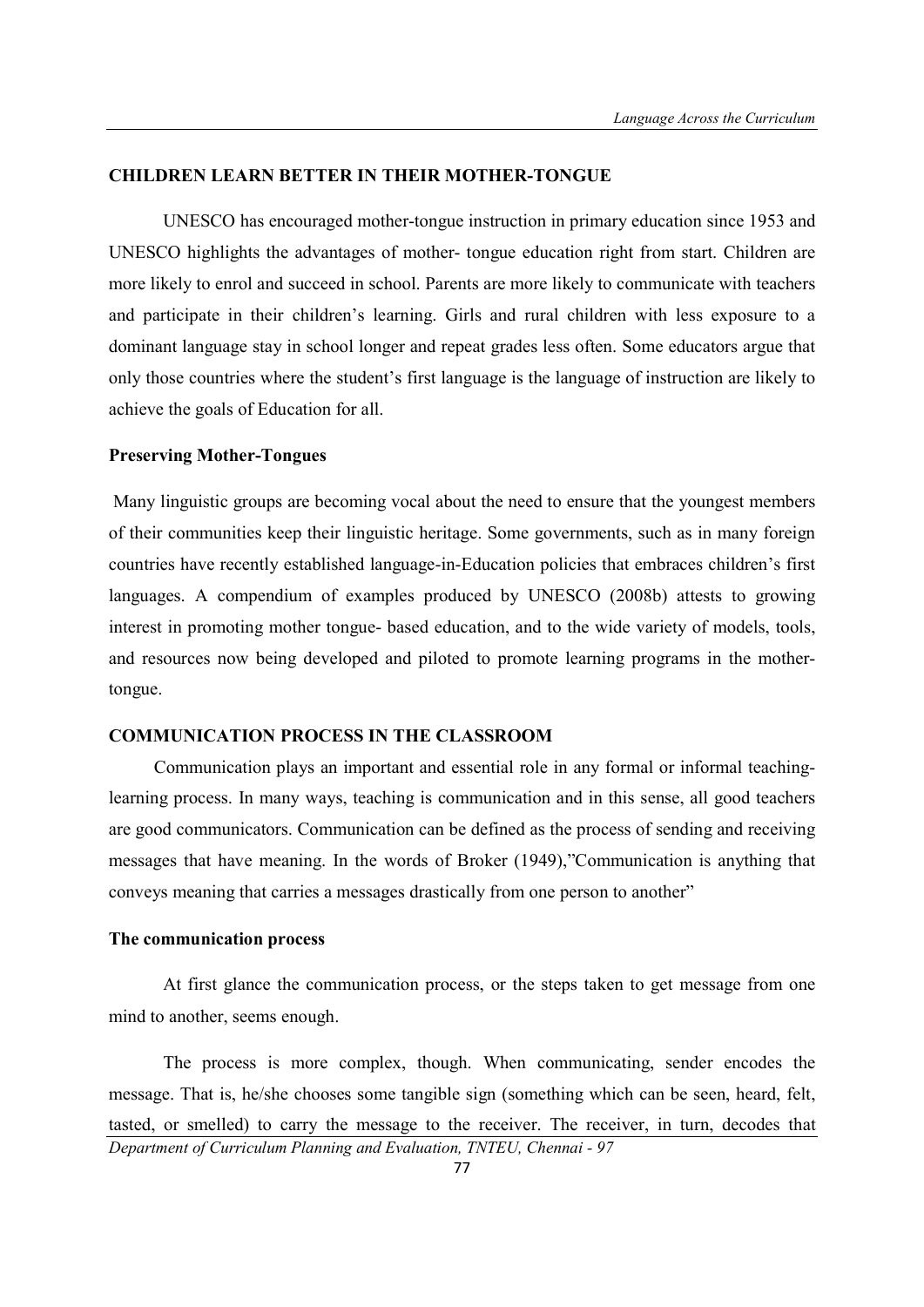## CHILDREN LEARN BETTER IN THEIR MOTHER-TONGUE

UNESCO has encouraged mother-tongue instruction in primary education since 1953 and UNESCO highlights the advantages of mother- tongue education right from start. Children are more likely to enrol and succeed in school. Parents are more likely to communicate with teachers and participate in their children's learning. Girls and rural children with less exposure to a dominant language stay in school longer and repeat grades less often. Some educators argue that only those countries where the student's first language is the language of instruction are likely to achieve the goals of Education for all.

### Preserving Mother-Tongues

Many linguistic groups are becoming vocal about the need to ensure that the youngest members of their communities keep their linguistic heritage. Some governments, such as in many foreign countries have recently established language-in-Education policies that embraces children's first languages. A compendium of examples produced by UNESCO (2008b) attests to growing interest in promoting mother tongue- based education, and to the wide variety of models, tools, and resources now being developed and piloted to promote learning programs in the mother-tongue.

## COMMUNICATION PROCESS IN THE CLASSROOM

Communication plays an important and essential role in any formal or informal teaching-learning process. In many ways, teaching is communication and in this sense, all good teachers are good communicators. Communication can be defined as the process of sending and receiving messages that have meaning. In the words of Broker (1949),"Communication is anything that conveys meaning that carries a messages drastically from one person to another"

### The communication process

At first glance the communication process, or the steps taken to get message from one mind to another, seems enough.

The process is more complex, though. When communicating, sender encodes the message. That is, he/she chooses some tangible sign (something which can be seen, heard, felt, tasted, or smelled) to carry the message to the receiver. The receiver, in turn, decodes that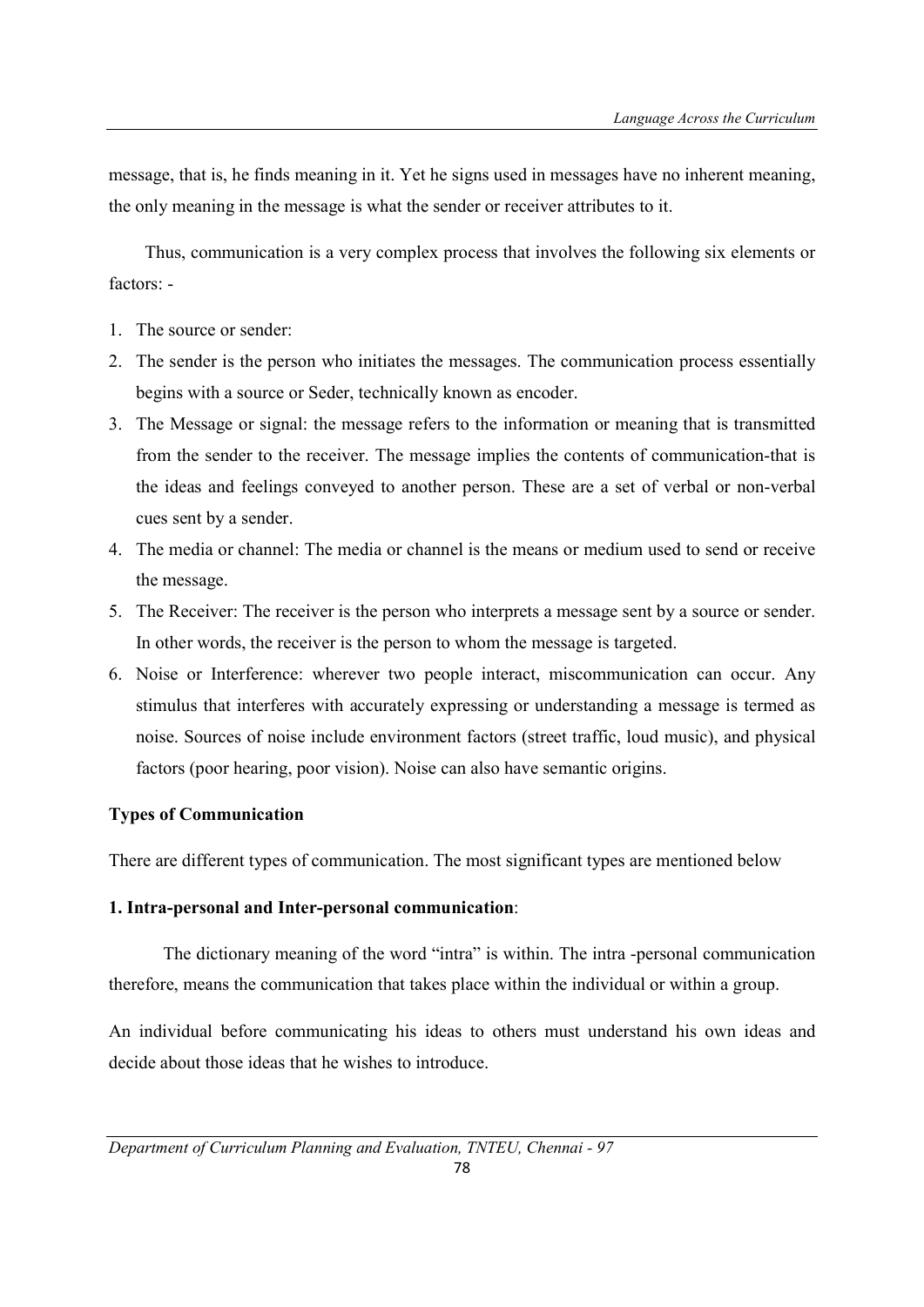message, that is, he finds meaning in it. Yet he signs used in messages have no inherent meaning, the only meaning in the message is what the sender or receiver attributes to it.

Thus, communication is a very complex process that involves the following six elements or factors: -

1. The source or sender:
2. The sender is the person who initiates the messages. The communication process essentially begins with a source or Seder, technically known as encoder.
3. The Message or signal: the message refers to the information or meaning that is transmitted from the sender to the receiver. The message implies the contents of communication-that is the ideas and feelings conveyed to another person. These are a set of verbal or non-verbal cues sent by a sender.
4. The media or channel: The media or channel is the means or medium used to send or receive the message.
5. The Receiver: The receiver is the person who interprets a message sent by a source or sender. In other words, the receiver is the person to whom the message is targeted.
6. Noise or Interference: wherever two people interact, miscommunication can occur. Any stimulus that interferes with accurately expressing or understanding a message is termed as noise. Sources of noise include environment factors (street traffic, loud music), and physical factors (poor hearing, poor vision). Noise can also have semantic origins.

**Types of Communication**

There are different types of communication. The most significant types are mentioned below

**1. Intra-personal and Inter-personal communication**:

The dictionary meaning of the word "intra" is within. The intra -personal communication therefore, means the communication that takes place within the individual or within a group.

An individual before communicating his ideas to others must understand his own ideas and decide about those ideas that he wishes to introduce.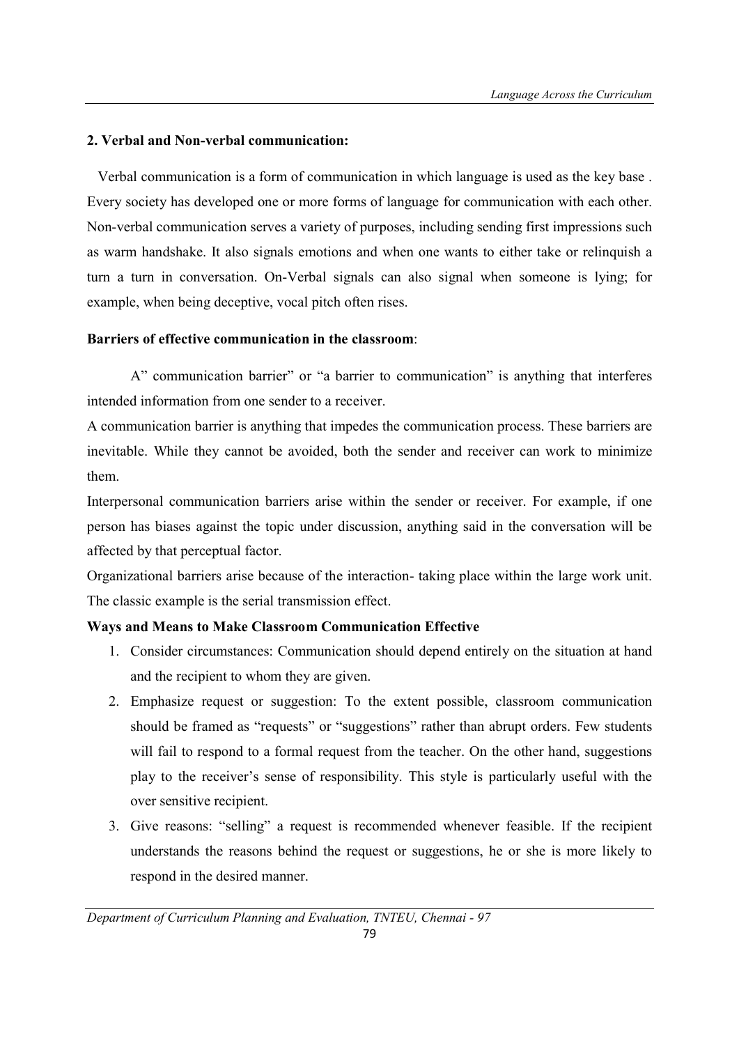**2. Verbal and Non-verbal communication:**

Verbal communication is a form of communication in which language is used as the key base . Every society has developed one or more forms of language for communication with each other. Non-verbal communication serves a variety of purposes, including sending first impressions such as warm handshake. It also signals emotions and when one wants to either take or relinquish a turn a turn in conversation. On-Verbal signals can also signal when someone is lying; for example, when being deceptive, vocal pitch often rises.

**Barriers of effective communication in the classroom**:

A" communication barrier" or "a barrier to communication" is anything that interferes intended information from one sender to a receiver.

A communication barrier is anything that impedes the communication process. These barriers are inevitable. While they cannot be avoided, both the sender and receiver can work to minimize them.

Interpersonal communication barriers arise within the sender or receiver. For example, if one person has biases against the topic under discussion, anything said in the conversation will be affected by that perceptual factor.

Organizational barriers arise because of the interaction- taking place within the large work unit. The classic example is the serial transmission effect.

**Ways and Means to Make Classroom Communication Effective**

1. Consider circumstances: Communication should depend entirely on the situation at hand and the recipient to whom they are given.
2. Emphasize request or suggestion: To the extent possible, classroom communication should be framed as "requests" or "suggestions" rather than abrupt orders. Few students will fail to respond to a formal request from the teacher. On the other hand, suggestions play to the receiver's sense of responsibility. This style is particularly useful with the over sensitive recipient.
3. Give reasons: "selling" a request is recommended whenever feasible. If the recipient understands the reasons behind the request or suggestions, he or she is more likely to respond in the desired manner.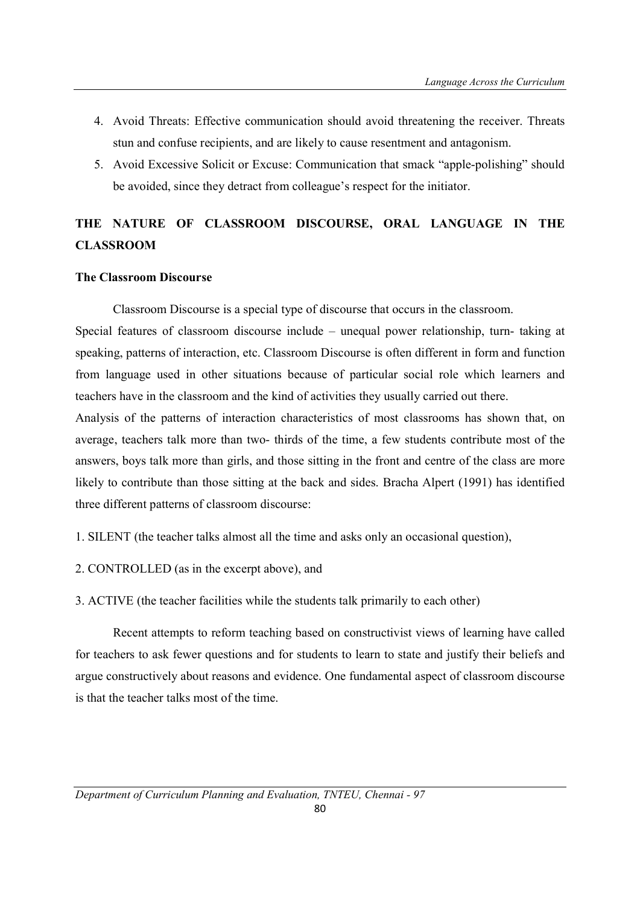4. Avoid Threats: Effective communication should avoid threatening the receiver. Threats stun and confuse recipients, and are likely to cause resentment and antagonism.
5. Avoid Excessive Solicit or Excuse: Communication that smack "apple-polishing" should be avoided, since they detract from colleague's respect for the initiator.

## THE NATURE OF CLASSROOM DISCOURSE, ORAL LANGUAGE IN THE CLASSROOM

### The Classroom Discourse

Classroom Discourse is a special type of discourse that occurs in the classroom.

Special features of classroom discourse include – unequal power relationship, turn- taking at speaking, patterns of interaction, etc. Classroom Discourse is often different in form and function from language used in other situations because of particular social role which learners and teachers have in the classroom and the kind of activities they usually carried out there.

Analysis of the patterns of interaction characteristics of most classrooms has shown that, on average, teachers talk more than two- thirds of the time, a few students contribute most of the answers, boys talk more than girls, and those sitting in the front and centre of the class are more likely to contribute than those sitting at the back and sides. Bracha Alpert (1991) has identified three different patterns of classroom discourse:

1. SILENT (the teacher talks almost all the time and asks only an occasional question),

2. CONTROLLED (as in the excerpt above), and

3. ACTIVE (the teacher facilities while the students talk primarily to each other)

Recent attempts to reform teaching based on constructivist views of learning have called for teachers to ask fewer questions and for students to learn to state and justify their beliefs and argue constructively about reasons and evidence. One fundamental aspect of classroom discourse is that the teacher talks most of the time.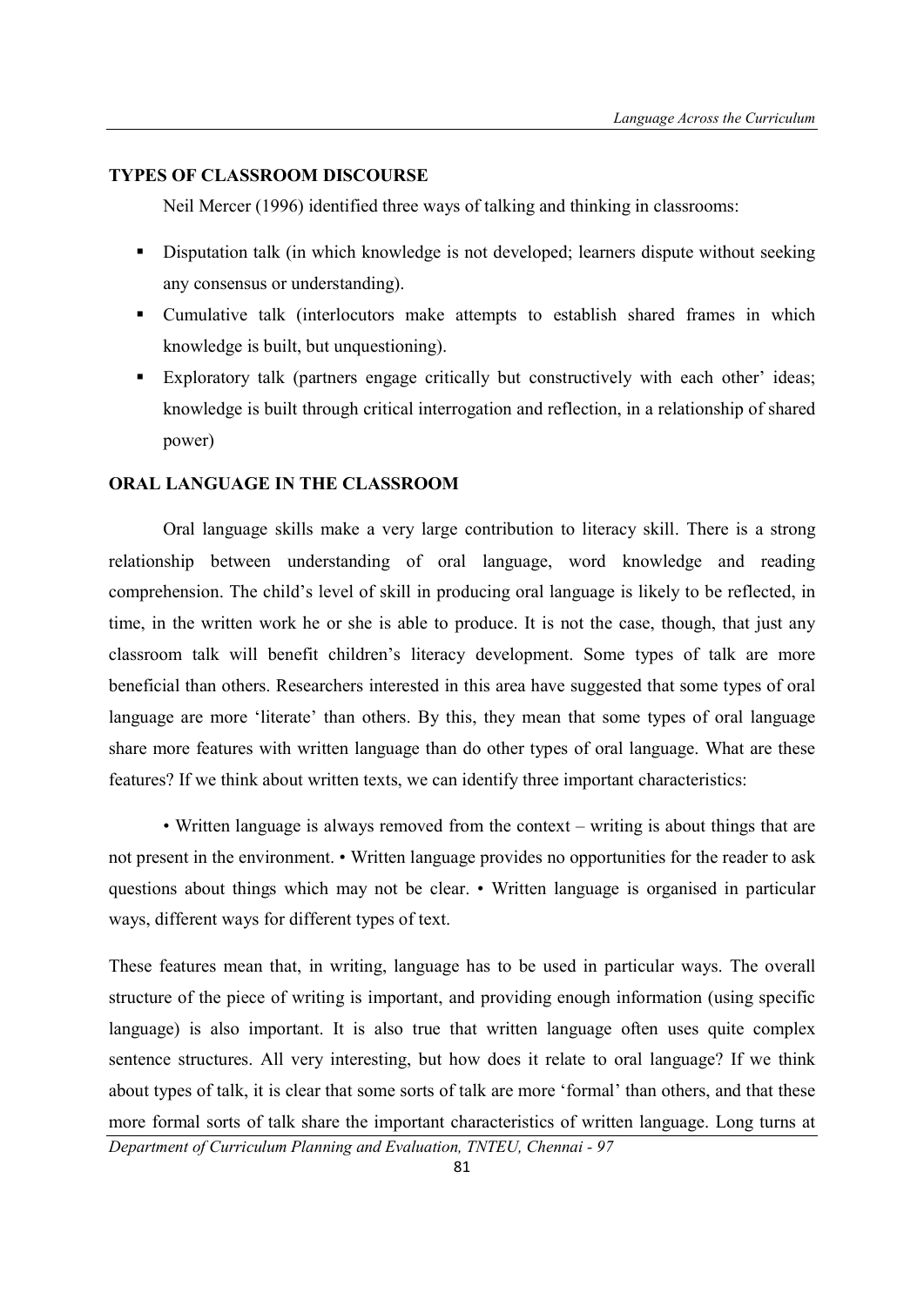## TYPES OF CLASSROOM DISCOURSE

Neil Mercer (1996) identified three ways of talking and thinking in classrooms:

- Disputation talk (in which knowledge is not developed; learners dispute without seeking any consensus or understanding).
- Cumulative talk (interlocutors make attempts to establish shared frames in which knowledge is built, but unquestioning).
- Exploratory talk (partners engage critically but constructively with each other' ideas; knowledge is built through critical interrogation and reflection, in a relationship of shared power)

## ORAL LANGUAGE IN THE CLASSROOM

Oral language skills make a very large contribution to literacy skill. There is a strong relationship between understanding of oral language, word knowledge and reading comprehension. The child's level of skill in producing oral language is likely to be reflected, in time, in the written work he or she is able to produce. It is not the case, though, that just any classroom talk will benefit children's literacy development. Some types of talk are more beneficial than others. Researchers interested in this area have suggested that some types of oral language are more 'literate' than others. By this, they mean that some types of oral language share more features with written language than do other types of oral language. What are these features? If we think about written texts, we can identify three important characteristics:

• Written language is always removed from the context – writing is about things that are not present in the environment. • Written language provides no opportunities for the reader to ask questions about things which may not be clear. • Written language is organised in particular ways, different ways for different types of text.

These features mean that, in writing, language has to be used in particular ways. The overall structure of the piece of writing is important, and providing enough information (using specific language) is also important. It is also true that written language often uses quite complex sentence structures. All very interesting, but how does it relate to oral language? If we think about types of talk, it is clear that some sorts of talk are more 'formal' than others, and that these more formal sorts of talk share the important characteristics of written language. Long turns at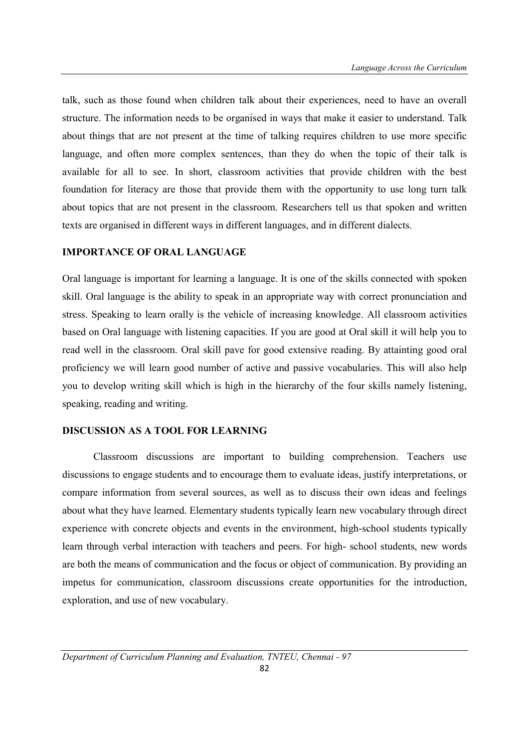talk, such as those found when children talk about their experiences, need to have an overall structure. The information needs to be organised in ways that make it easier to understand. Talk about things that are not present at the time of talking requires children to use more specific language, and often more complex sentences, than they do when the topic of their talk is available for all to see. In short, classroom activities that provide children with the best foundation for literacy are those that provide them with the opportunity to use long turn talk about topics that are not present in the classroom. Researchers tell us that spoken and written texts are organised in different ways in different languages, and in different dialects.

## IMPORTANCE OF ORAL LANGUAGE

Oral language is important for learning a language. It is one of the skills connected with spoken skill. Oral language is the ability to speak in an appropriate way with correct pronunciation and stress. Speaking to learn orally is the vehicle of increasing knowledge. All classroom activities based on Oral language with listening capacities. If you are good at Oral skill it will help you to read well in the classroom. Oral skill pave for good extensive reading. By attainting good oral proficiency we will learn good number of active and passive vocabularies. This will also help you to develop writing skill which is high in the hierarchy of the four skills namely listening, speaking, reading and writing.

## DISCUSSION AS A TOOL FOR LEARNING

Classroom discussions are important to building comprehension. Teachers use discussions to engage students and to encourage them to evaluate ideas, justify interpretations, or compare information from several sources, as well as to discuss their own ideas and feelings about what they have learned. Elementary students typically learn new vocabulary through direct experience with concrete objects and events in the environment, high-school students typically learn through verbal interaction with teachers and peers. For high- school students, new words are both the means of communication and the focus or object of communication. By providing an impetus for communication, classroom discussions create opportunities for the introduction, exploration, and use of new vocabulary.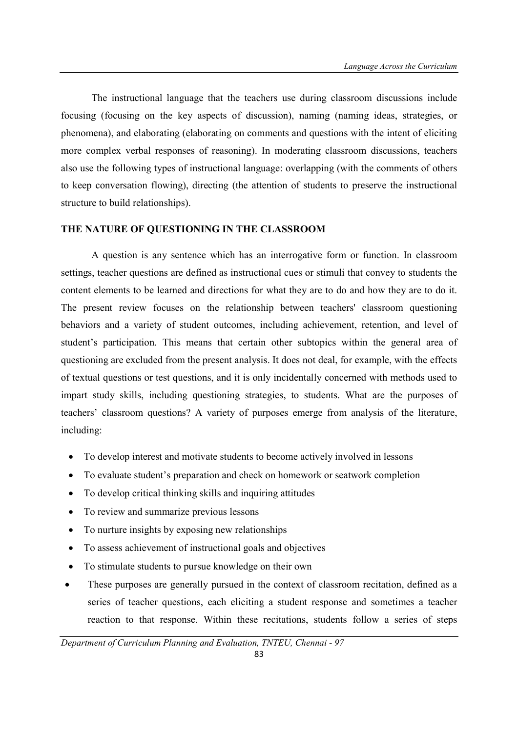The instructional language that the teachers use during classroom discussions include focusing (focusing on the key aspects of discussion), naming (naming ideas, strategies, or phenomena), and elaborating (elaborating on comments and questions with the intent of eliciting more complex verbal responses of reasoning). In moderating classroom discussions, teachers also use the following types of instructional language: overlapping (with the comments of others to keep conversation flowing), directing (the attention of students to preserve the instructional structure to build relationships).

## THE NATURE OF QUESTIONING IN THE CLASSROOM

A question is any sentence which has an interrogative form or function. In classroom settings, teacher questions are defined as instructional cues or stimuli that convey to students the content elements to be learned and directions for what they are to do and how they are to do it. The present review focuses on the relationship between teachers' classroom questioning behaviors and a variety of student outcomes, including achievement, retention, and level of student's participation. This means that certain other subtopics within the general area of questioning are excluded from the present analysis. It does not deal, for example, with the effects of textual questions or test questions, and it is only incidentally concerned with methods used to impart study skills, including questioning strategies, to students. What are the purposes of teachers' classroom questions? A variety of purposes emerge from analysis of the literature, including:

- To develop interest and motivate students to become actively involved in lessons
- To evaluate student's preparation and check on homework or seatwork completion
- To develop critical thinking skills and inquiring attitudes
- To review and summarize previous lessons
- To nurture insights by exposing new relationships
- To assess achievement of instructional goals and objectives
- To stimulate students to pursue knowledge on their own
- These purposes are generally pursued in the context of classroom recitation, defined as a series of teacher questions, each eliciting a student response and sometimes a teacher reaction to that response. Within these recitations, students follow a series of steps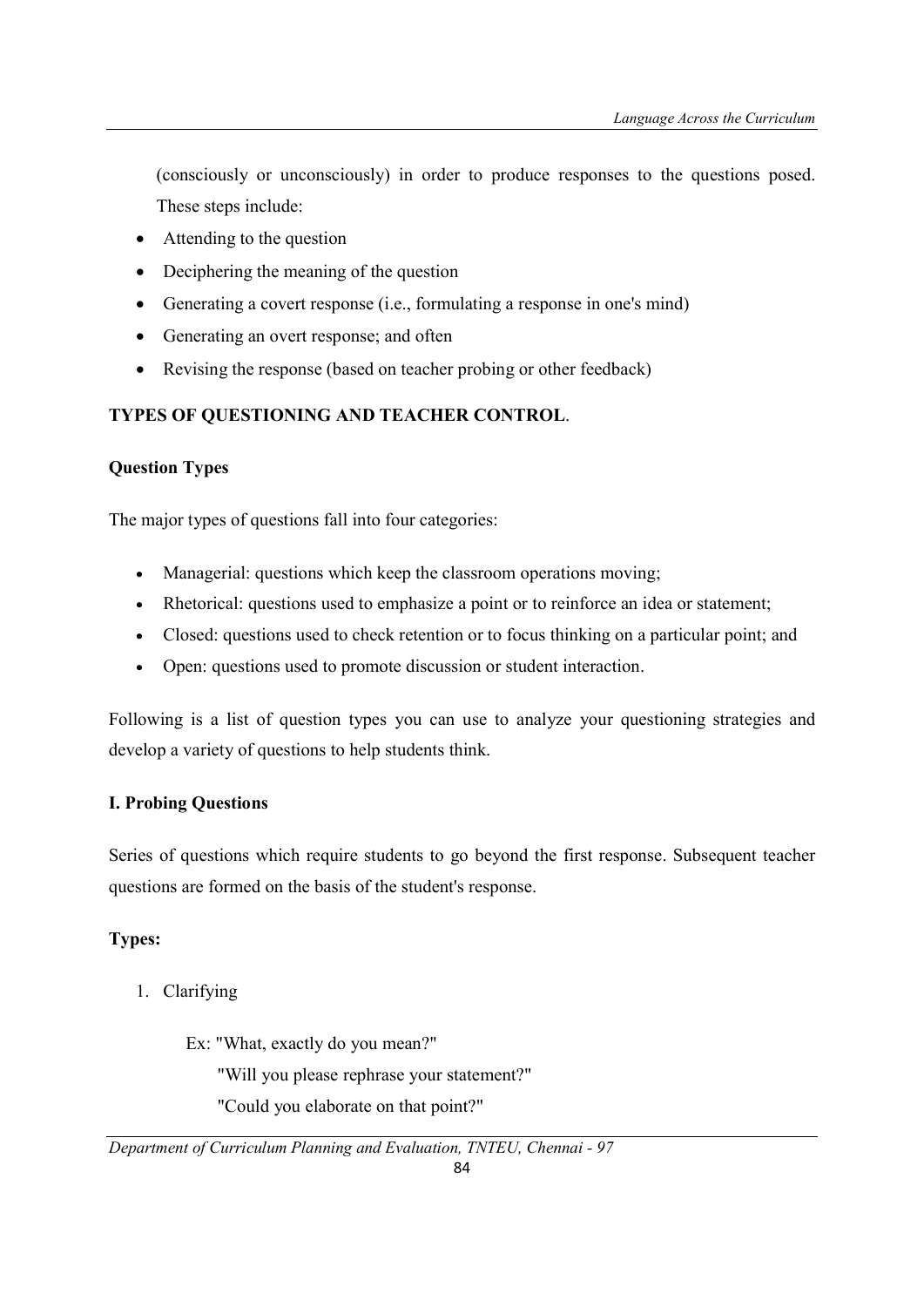(consciously or unconsciously) in order to produce responses to the questions posed. These steps include:

- Attending to the question
- Deciphering the meaning of the question
- Generating a covert response (i.e., formulating a response in one's mind)
- Generating an overt response; and often
- Revising the response (based on teacher probing or other feedback)

**TYPES OF QUESTIONING AND TEACHER CONTROL**.

**Question Types**

The major types of questions fall into four categories:

- Managerial: questions which keep the classroom operations moving;
- Rhetorical: questions used to emphasize a point or to reinforce an idea or statement;
- Closed: questions used to check retention or to focus thinking on a particular point; and
- Open: questions used to promote discussion or student interaction.

Following is a list of question types you can use to analyze your questioning strategies and develop a variety of questions to help students think.

**I. Probing Questions**

Series of questions which require students to go beyond the first response. Subsequent teacher questions are formed on the basis of the student's response.

**Types:**

1. Clarifying

   Ex: "What, exactly do you mean?"
   "Will you please rephrase your statement?"
   "Could you elaborate on that point?"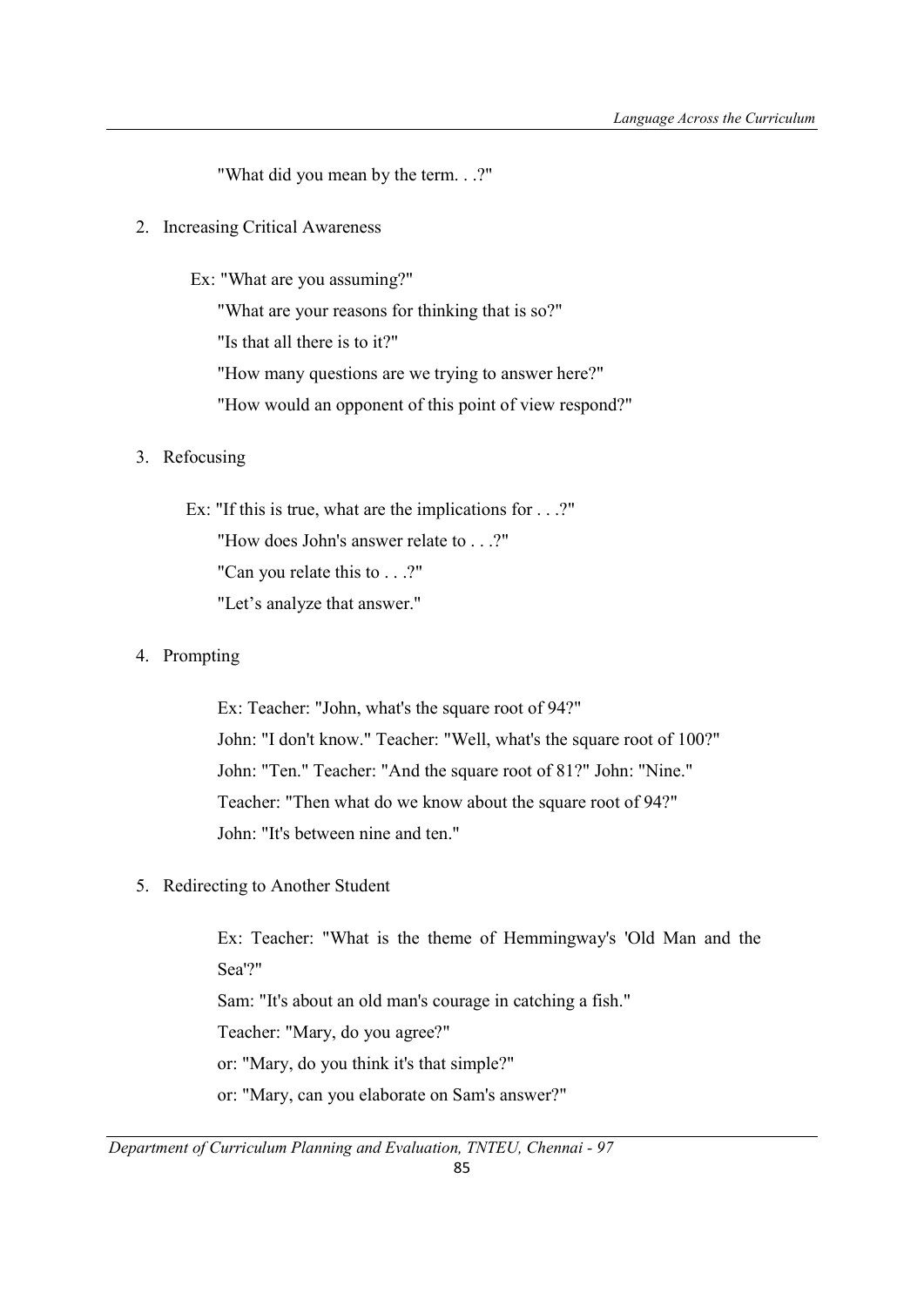"What did you mean by the term. . .?"

2. Increasing Critical Awareness

   Ex: "What are you assuming?"

   "What are your reasons for thinking that is so?"

   "Is that all there is to it?"

   "How many questions are we trying to answer here?"

   "How would an opponent of this point of view respond?"

3. Refocusing

   Ex: "If this is true, what are the implications for . . .?"

   "How does John's answer relate to . . .?"

   "Can you relate this to . . .?"

   "Let's analyze that answer."

4. Prompting

   Ex: Teacher: "John, what's the square root of 94?"

   John: "I don't know." Teacher: "Well, what's the square root of 100?"

   John: "Ten." Teacher: "And the square root of 81?" John: "Nine."

   Teacher: "Then what do we know about the square root of 94?"

   John: "It's between nine and ten."

5. Redirecting to Another Student

   Ex: Teacher: "What is the theme of Hemmingway's 'Old Man and the Sea'?"

   Sam: "It's about an old man's courage in catching a fish."

   Teacher: "Mary, do you agree?"

   or: "Mary, do you think it's that simple?"

   or: "Mary, can you elaborate on Sam's answer?"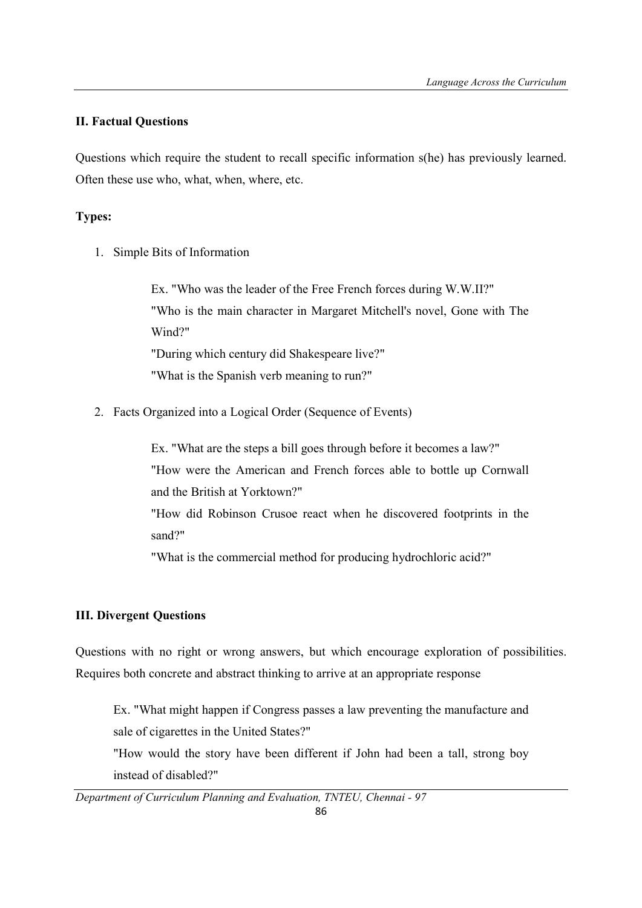## II. Factual Questions

Questions which require the student to recall specific information s(he) has previously learned. Often these use who, what, when, where, etc.

**Types:**

1. Simple Bits of Information

   Ex. "Who was the leader of the Free French forces during W.W.II?"
   "Who is the main character in Margaret Mitchell's novel, Gone with The Wind?"
   "During which century did Shakespeare live?"
   "What is the Spanish verb meaning to run?"

2. Facts Organized into a Logical Order (Sequence of Events)

   Ex. "What are the steps a bill goes through before it becomes a law?"
   "How were the American and French forces able to bottle up Cornwall and the British at Yorktown?"
   "How did Robinson Crusoe react when he discovered footprints in the sand?"
   "What is the commercial method for producing hydrochloric acid?"

## III. Divergent Questions

Questions with no right or wrong answers, but which encourage exploration of possibilities. Requires both concrete and abstract thinking to arrive at an appropriate response

Ex. "What might happen if Congress passes a law preventing the manufacture and sale of cigarettes in the United States?"
"How would the story have been different if John had been a tall, strong boy instead of disabled?"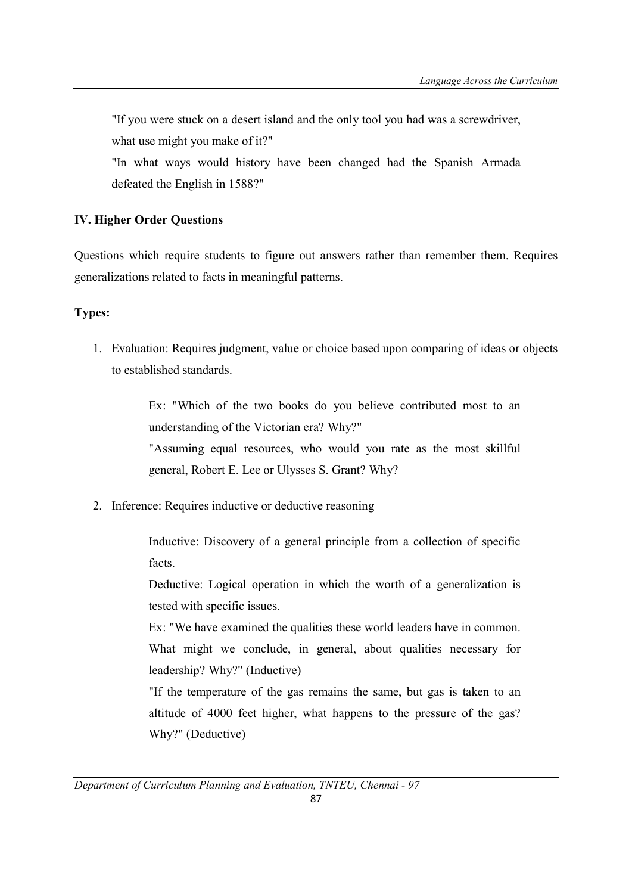"If you were stuck on a desert island and the only tool you had was a screwdriver, what use might you make of it?"

"In what ways would history have been changed had the Spanish Armada defeated the English in 1588?"

**IV. Higher Order Questions**

Questions which require students to figure out answers rather than remember them. Requires generalizations related to facts in meaningful patterns.

**Types:**

1. Evaluation: Requires judgment, value or choice based upon comparing of ideas or objects to established standards.

    Ex: "Which of the two books do you believe contributed most to an understanding of the Victorian era? Why?"

    "Assuming equal resources, who would you rate as the most skillful general, Robert E. Lee or Ulysses S. Grant? Why?

2. Inference: Requires inductive or deductive reasoning

    Inductive: Discovery of a general principle from a collection of specific facts.

    Deductive: Logical operation in which the worth of a generalization is tested with specific issues.

    Ex: "We have examined the qualities these world leaders have in common. What might we conclude, in general, about qualities necessary for leadership? Why?" (Inductive)

    "If the temperature of the gas remains the same, but gas is taken to an altitude of 4000 feet higher, what happens to the pressure of the gas? Why?" (Deductive)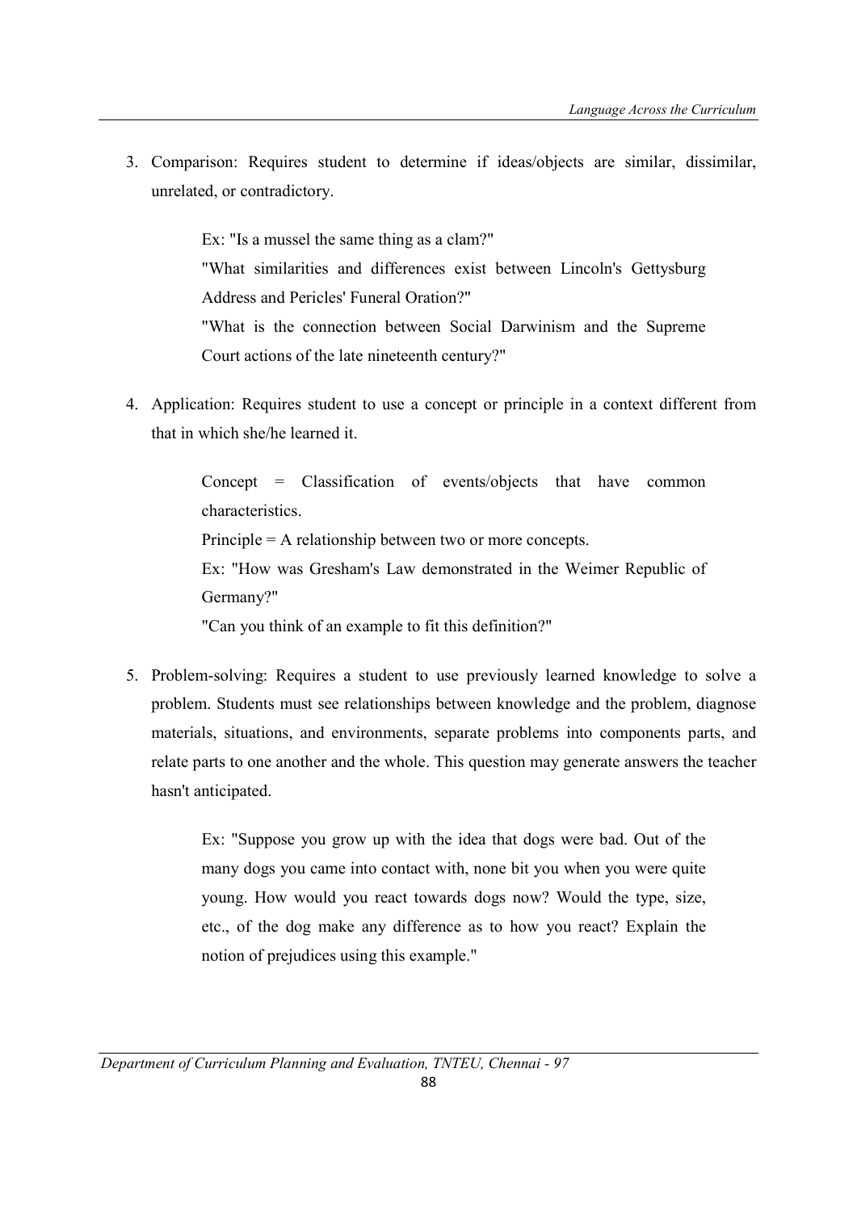3. Comparison: Requires student to determine if ideas/objects are similar, dissimilar, unrelated, or contradictory.

   Ex: "Is a mussel the same thing as a clam?"

   "What similarities and differences exist between Lincoln's Gettysburg Address and Pericles' Funeral Oration?"

   "What is the connection between Social Darwinism and the Supreme Court actions of the late nineteenth century?"

4. Application: Requires student to use a concept or principle in a context different from that in which she/he learned it.

   Concept = Classification of events/objects that have common characteristics.

   Principle = A relationship between two or more concepts.

   Ex: "How was Gresham's Law demonstrated in the Weimer Republic of Germany?"

   "Can you think of an example to fit this definition?"

5. Problem-solving: Requires a student to use previously learned knowledge to solve a problem. Students must see relationships between knowledge and the problem, diagnose materials, situations, and environments, separate problems into components parts, and relate parts to one another and the whole. This question may generate answers the teacher hasn't anticipated.

   Ex: "Suppose you grow up with the idea that dogs were bad. Out of the many dogs you came into contact with, none bit you when you were quite young. How would you react towards dogs now? Would the type, size, etc., of the dog make any difference as to how you react? Explain the notion of prejudices using this example."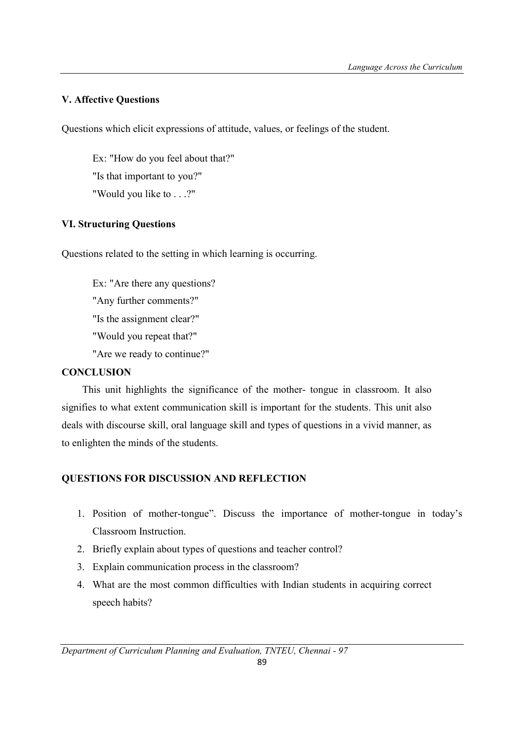### V. Affective Questions

Questions which elicit expressions of attitude, values, or feelings of the student.

Ex: "How do you feel about that?"

"Is that important to you?"

"Would you like to . . .?"

### VI. Structuring Questions

Questions related to the setting in which learning is occurring.

Ex: "Are there any questions?

"Any further comments?"

"Is the assignment clear?"

"Would you repeat that?"

"Are we ready to continue?"

## CONCLUSION

This unit highlights the significance of the mother- tongue in classroom. It also signifies to what extent communication skill is important for the students. This unit also deals with discourse skill, oral language skill and types of questions in a vivid manner, as to enlighten the minds of the students.

## QUESTIONS FOR DISCUSSION AND REFLECTION

1. Position of mother-tongue". Discuss the importance of mother-tongue in today's Classroom Instruction.
2. Briefly explain about types of questions and teacher control?
3. Explain communication process in the classroom?
4. What are the most common difficulties with Indian students in acquiring correct speech habits?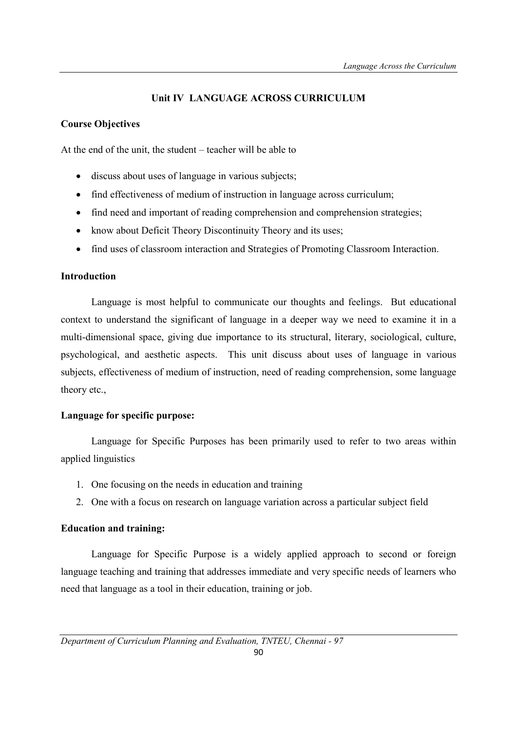# Unit IV LANGUAGE ACROSS CURRICULUM

**Course Objectives**

At the end of the unit, the student – teacher will be able to

- discuss about uses of language in various subjects;
- find effectiveness of medium of instruction in language across curriculum;
- find need and important of reading comprehension and comprehension strategies;
- know about Deficit Theory Discontinuity Theory and its uses;
- find uses of classroom interaction and Strategies of Promoting Classroom Interaction.

**Introduction**

Language is most helpful to communicate our thoughts and feelings. But educational context to understand the significant of language in a deeper way we need to examine it in a multi-dimensional space, giving due importance to its structural, literary, sociological, culture, psychological, and aesthetic aspects. This unit discuss about uses of language in various subjects, effectiveness of medium of instruction, need of reading comprehension, some language theory etc.,

**Language for specific purpose:**

Language for Specific Purposes has been primarily used to refer to two areas within applied linguistics

1. One focusing on the needs in education and training
2. One with a focus on research on language variation across a particular subject field

**Education and training:**

Language for Specific Purpose is a widely applied approach to second or foreign language teaching and training that addresses immediate and very specific needs of learners who need that language as a tool in their education, training or job.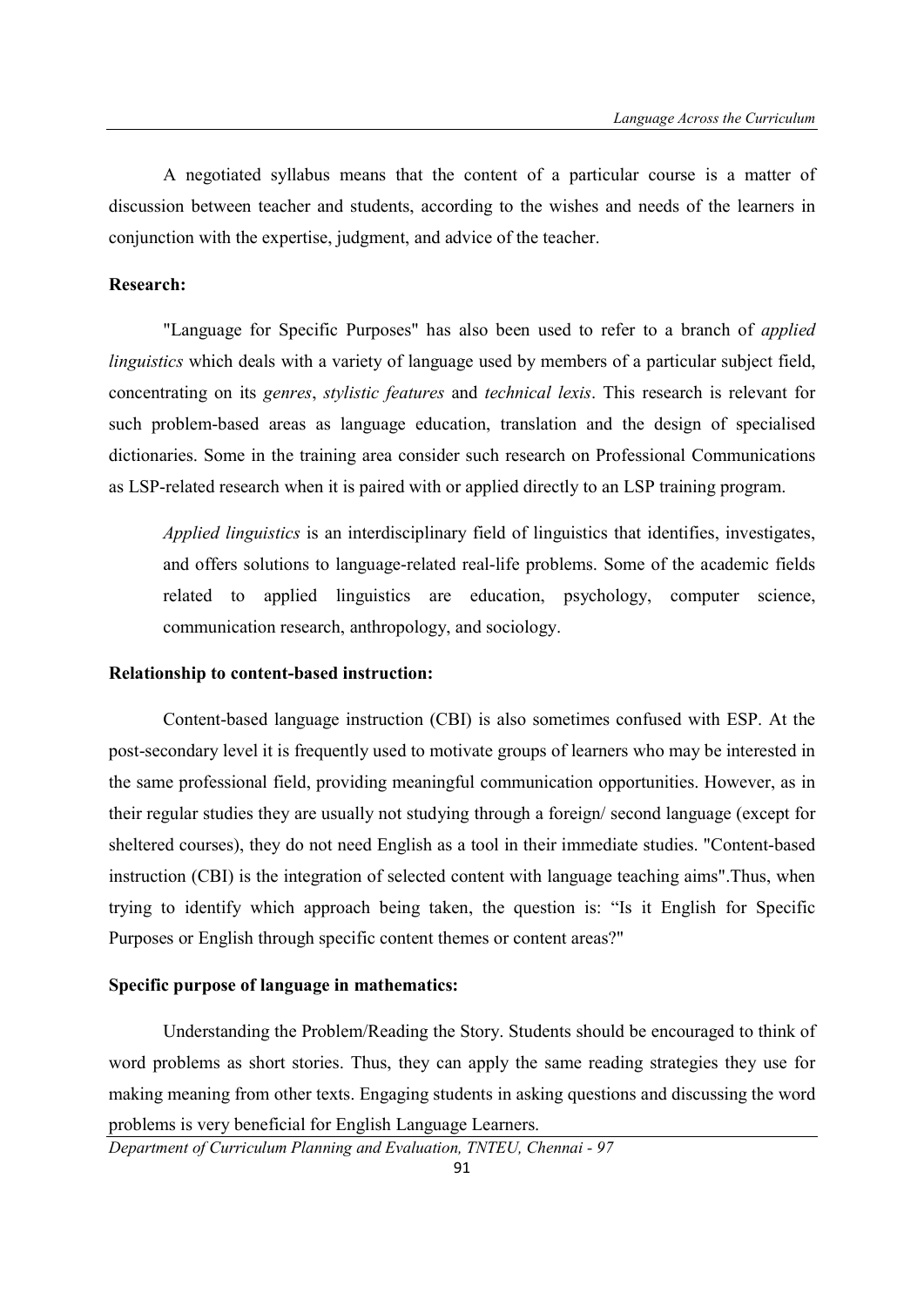A negotiated syllabus means that the content of a particular course is a matter of discussion between teacher and students, according to the wishes and needs of the learners in conjunction with the expertise, judgment, and advice of the teacher.

**Research:**

"Language for Specific Purposes" has also been used to refer to a branch of *applied linguistics* which deals with a variety of language used by members of a particular subject field, concentrating on its *genres*, *stylistic features* and *technical lexis*. This research is relevant for such problem-based areas as language education, translation and the design of specialised dictionaries. Some in the training area consider such research on Professional Communications as LSP-related research when it is paired with or applied directly to an LSP training program.

> *Applied linguistics* is an interdisciplinary field of linguistics that identifies, investigates, and offers solutions to language-related real-life problems. Some of the academic fields related to applied linguistics are education, psychology, computer science, communication research, anthropology, and sociology.

**Relationship to content-based instruction:**

Content-based language instruction (CBI) is also sometimes confused with ESP. At the post-secondary level it is frequently used to motivate groups of learners who may be interested in the same professional field, providing meaningful communication opportunities. However, as in their regular studies they are usually not studying through a foreign/ second language (except for sheltered courses), they do not need English as a tool in their immediate studies. "Content-based instruction (CBI) is the integration of selected content with language teaching aims".Thus, when trying to identify which approach being taken, the question is: "Is it English for Specific Purposes or English through specific content themes or content areas?"

**Specific purpose of language in mathematics:**

Understanding the Problem/Reading the Story. Students should be encouraged to think of word problems as short stories. Thus, they can apply the same reading strategies they use for making meaning from other texts. Engaging students in asking questions and discussing the word problems is very beneficial for English Language Learners.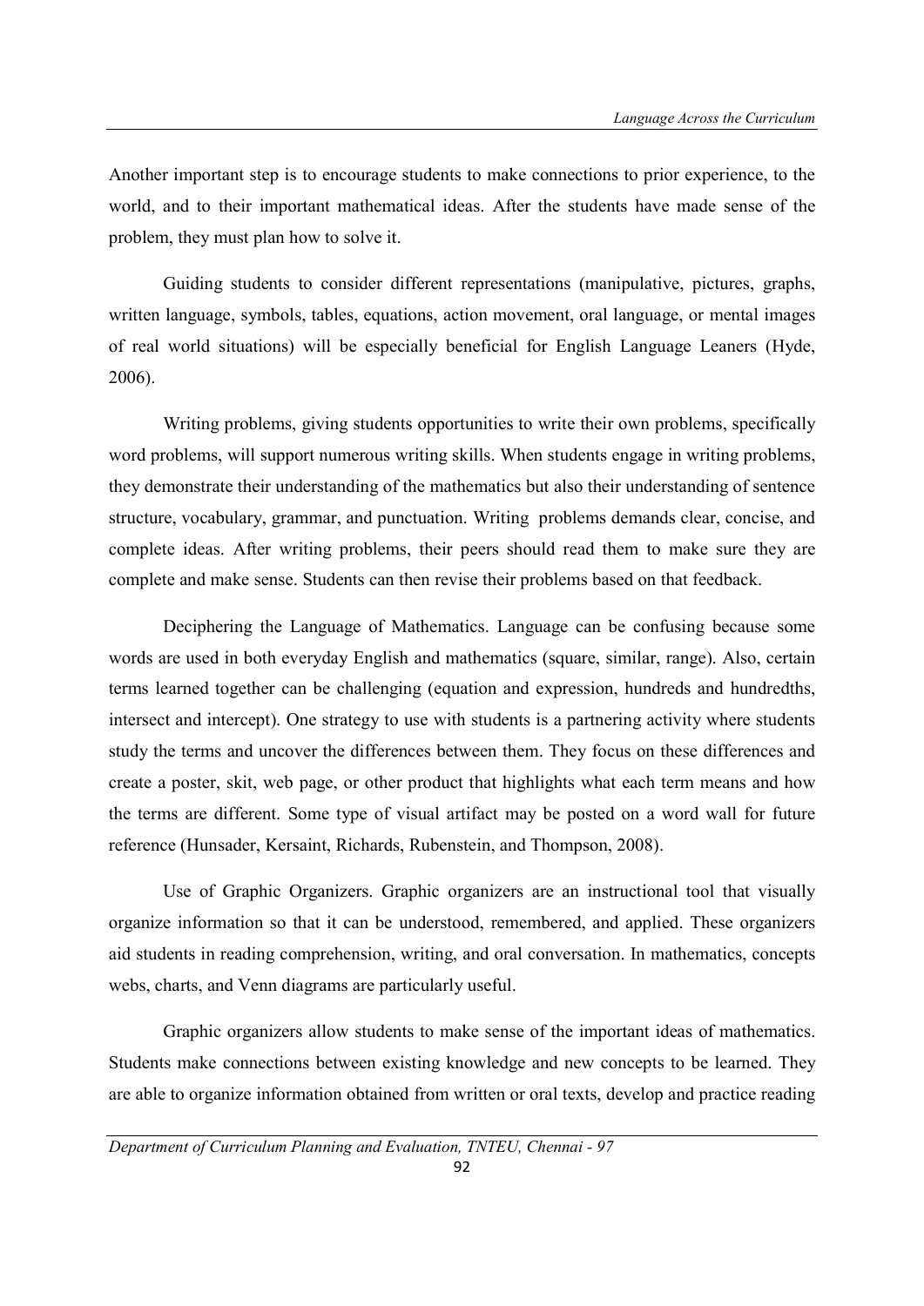Another important step is to encourage students to make connections to prior experience, to the world, and to their important mathematical ideas. After the students have made sense of the problem, they must plan how to solve it.

Guiding students to consider different representations (manipulative, pictures, graphs, written language, symbols, tables, equations, action movement, oral language, or mental images of real world situations) will be especially beneficial for English Language Leaners (Hyde, 2006).

Writing problems, giving students opportunities to write their own problems, specifically word problems, will support numerous writing skills. When students engage in writing problems, they demonstrate their understanding of the mathematics but also their understanding of sentence structure, vocabulary, grammar, and punctuation. Writing problems demands clear, concise, and complete ideas. After writing problems, their peers should read them to make sure they are complete and make sense. Students can then revise their problems based on that feedback.

Deciphering the Language of Mathematics. Language can be confusing because some words are used in both everyday English and mathematics (square, similar, range). Also, certain terms learned together can be challenging (equation and expression, hundreds and hundredths, intersect and intercept). One strategy to use with students is a partnering activity where students study the terms and uncover the differences between them. They focus on these differences and create a poster, skit, web page, or other product that highlights what each term means and how the terms are different. Some type of visual artifact may be posted on a word wall for future reference (Hunsader, Kersaint, Richards, Rubenstein, and Thompson, 2008).

Use of Graphic Organizers. Graphic organizers are an instructional tool that visually organize information so that it can be understood, remembered, and applied. These organizers aid students in reading comprehension, writing, and oral conversation. In mathematics, concepts webs, charts, and Venn diagrams are particularly useful.

Graphic organizers allow students to make sense of the important ideas of mathematics. Students make connections between existing knowledge and new concepts to be learned. They are able to organize information obtained from written or oral texts, develop and practice reading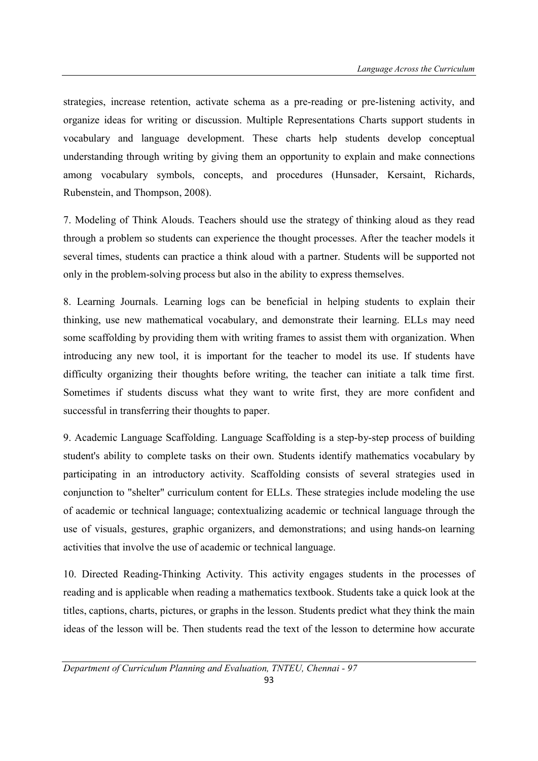strategies, increase retention, activate schema as a pre-reading or pre-listening activity, and organize ideas for writing or discussion. Multiple Representations Charts support students in vocabulary and language development. These charts help students develop conceptual understanding through writing by giving them an opportunity to explain and make connections among vocabulary symbols, concepts, and procedures (Hunsader, Kersaint, Richards, Rubenstein, and Thompson, 2008).

7. Modeling of Think Alouds. Teachers should use the strategy of thinking aloud as they read through a problem so students can experience the thought processes. After the teacher models it several times, students can practice a think aloud with a partner. Students will be supported not only in the problem-solving process but also in the ability to express themselves.

8. Learning Journals. Learning logs can be beneficial in helping students to explain their thinking, use new mathematical vocabulary, and demonstrate their learning. ELLs may need some scaffolding by providing them with writing frames to assist them with organization. When introducing any new tool, it is important for the teacher to model its use. If students have difficulty organizing their thoughts before writing, the teacher can initiate a talk time first. Sometimes if students discuss what they want to write first, they are more confident and successful in transferring their thoughts to paper.

9. Academic Language Scaffolding. Language Scaffolding is a step-by-step process of building student's ability to complete tasks on their own. Students identify mathematics vocabulary by participating in an introductory activity. Scaffolding consists of several strategies used in conjunction to "shelter" curriculum content for ELLs. These strategies include modeling the use of academic or technical language; contextualizing academic or technical language through the use of visuals, gestures, graphic organizers, and demonstrations; and using hands-on learning activities that involve the use of academic or technical language.

10. Directed Reading-Thinking Activity. This activity engages students in the processes of reading and is applicable when reading a mathematics textbook. Students take a quick look at the titles, captions, charts, pictures, or graphs in the lesson. Students predict what they think the main ideas of the lesson will be. Then students read the text of the lesson to determine how accurate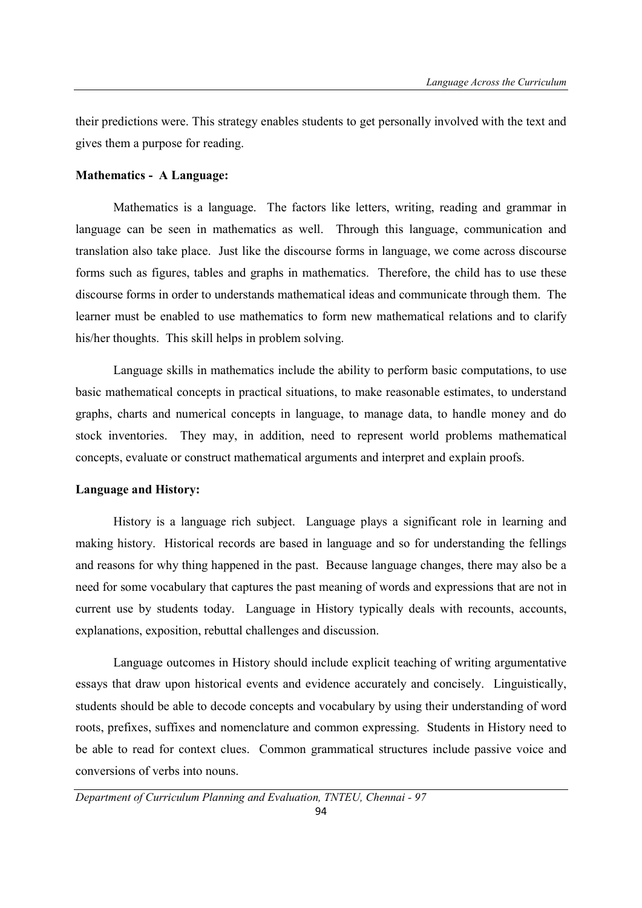their predictions were. This strategy enables students to get personally involved with the text and gives them a purpose for reading.

**Mathematics - A Language:**

Mathematics is a language. The factors like letters, writing, reading and grammar in language can be seen in mathematics as well. Through this language, communication and translation also take place. Just like the discourse forms in language, we come across discourse forms such as figures, tables and graphs in mathematics. Therefore, the child has to use these discourse forms in order to understands mathematical ideas and communicate through them. The learner must be enabled to use mathematics to form new mathematical relations and to clarify his/her thoughts. This skill helps in problem solving.

Language skills in mathematics include the ability to perform basic computations, to use basic mathematical concepts in practical situations, to make reasonable estimates, to understand graphs, charts and numerical concepts in language, to manage data, to handle money and do stock inventories. They may, in addition, need to represent world problems mathematical concepts, evaluate or construct mathematical arguments and interpret and explain proofs.

**Language and History:**

History is a language rich subject. Language plays a significant role in learning and making history. Historical records are based in language and so for understanding the fellings and reasons for why thing happened in the past. Because language changes, there may also be a need for some vocabulary that captures the past meaning of words and expressions that are not in current use by students today. Language in History typically deals with recounts, accounts, explanations, exposition, rebuttal challenges and discussion.

Language outcomes in History should include explicit teaching of writing argumentative essays that draw upon historical events and evidence accurately and concisely. Linguistically, students should be able to decode concepts and vocabulary by using their understanding of word roots, prefixes, suffixes and nomenclature and common expressing. Students in History need to be able to read for context clues. Common grammatical structures include passive voice and conversions of verbs into nouns.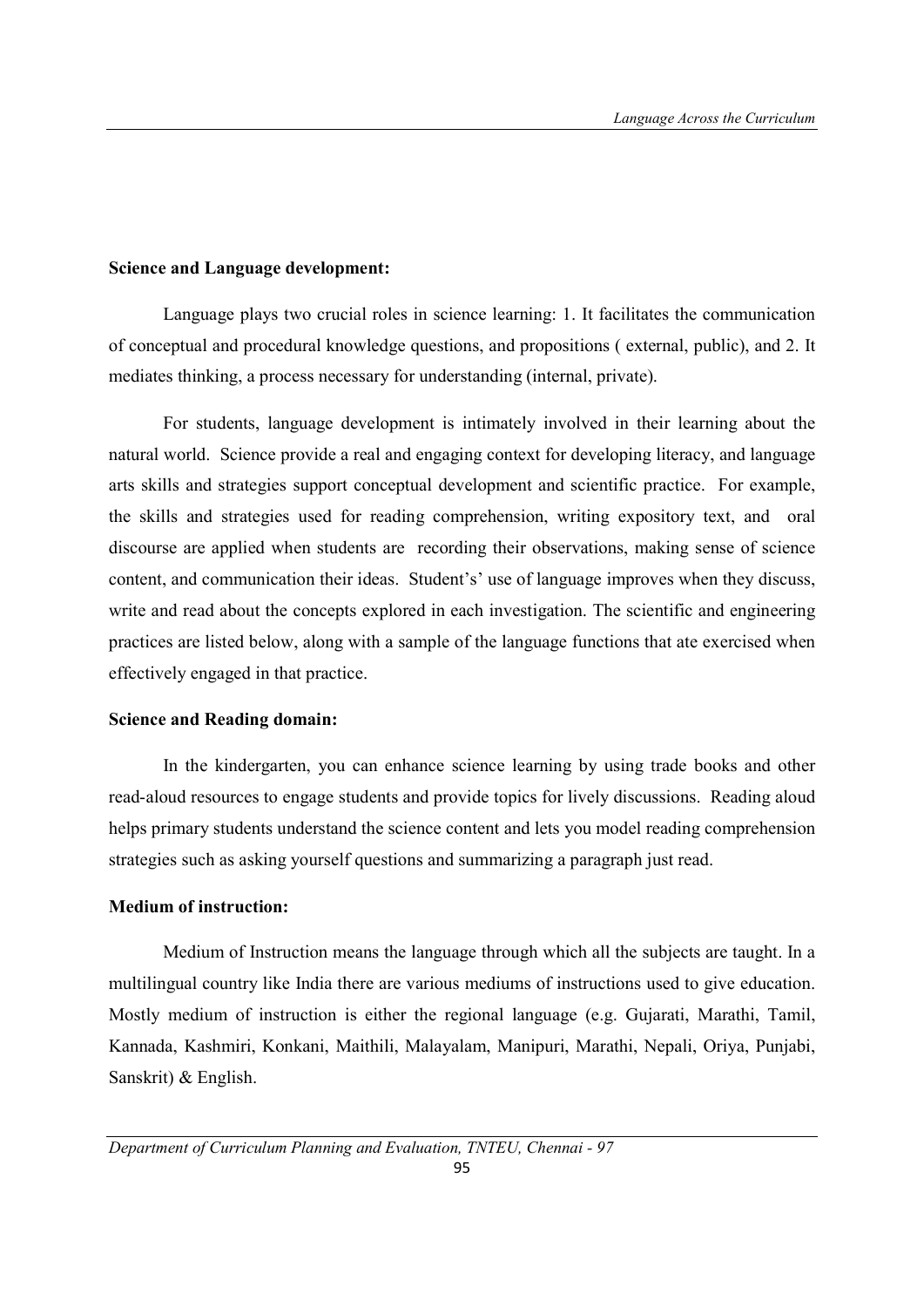**Science and Language development:**

Language plays two crucial roles in science learning: 1. It facilitates the communication of conceptual and procedural knowledge questions, and propositions ( external, public), and 2. It mediates thinking, a process necessary for understanding (internal, private).

For students, language development is intimately involved in their learning about the natural world. Science provide a real and engaging context for developing literacy, and language arts skills and strategies support conceptual development and scientific practice. For example, the skills and strategies used for reading comprehension, writing expository text, and oral discourse are applied when students are recording their observations, making sense of science content, and communication their ideas. Student's' use of language improves when they discuss, write and read about the concepts explored in each investigation. The scientific and engineering practices are listed below, along with a sample of the language functions that ate exercised when effectively engaged in that practice.

**Science and Reading domain:**

In the kindergarten, you can enhance science learning by using trade books and other read-aloud resources to engage students and provide topics for lively discussions. Reading aloud helps primary students understand the science content and lets you model reading comprehension strategies such as asking yourself questions and summarizing a paragraph just read.

**Medium of instruction:**

Medium of Instruction means the language through which all the subjects are taught. In a multilingual country like India there are various mediums of instructions used to give education. Mostly medium of instruction is either the regional language (e.g. Gujarati, Marathi, Tamil, Kannada, Kashmiri, Konkani, Maithili, Malayalam, Manipuri, Marathi, Nepali, Oriya, Punjabi, Sanskrit) & English.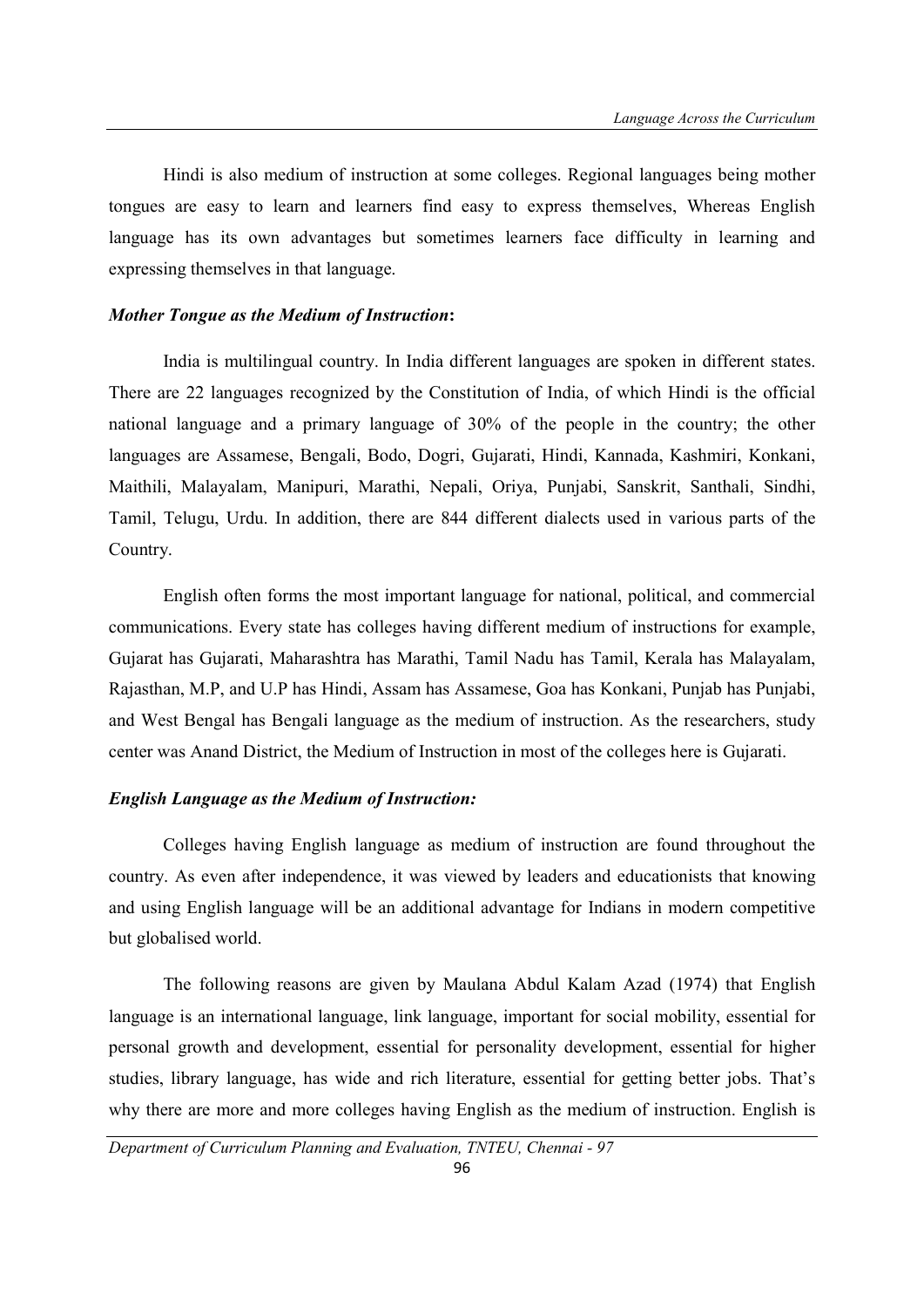Hindi is also medium of instruction at some colleges. Regional languages being mother tongues are easy to learn and learners find easy to express themselves, Whereas English language has its own advantages but sometimes learners face difficulty in learning and expressing themselves in that language.

***Mother Tongue as the Medium of Instruction*:**

India is multilingual country. In India different languages are spoken in different states. There are 22 languages recognized by the Constitution of India, of which Hindi is the official national language and a primary language of 30% of the people in the country; the other languages are Assamese, Bengali, Bodo, Dogri, Gujarati, Hindi, Kannada, Kashmiri, Konkani, Maithili, Malayalam, Manipuri, Marathi, Nepali, Oriya, Punjabi, Sanskrit, Santhali, Sindhi, Tamil, Telugu, Urdu. In addition, there are 844 different dialects used in various parts of the Country.

English often forms the most important language for national, political, and commercial communications. Every state has colleges having different medium of instructions for example, Gujarat has Gujarati, Maharashtra has Marathi, Tamil Nadu has Tamil, Kerala has Malayalam, Rajasthan, M.P, and U.P has Hindi, Assam has Assamese, Goa has Konkani, Punjab has Punjabi, and West Bengal has Bengali language as the medium of instruction. As the researchers, study center was Anand District, the Medium of Instruction in most of the colleges here is Gujarati.

***English Language as the Medium of Instruction:***

Colleges having English language as medium of instruction are found throughout the country. As even after independence, it was viewed by leaders and educationists that knowing and using English language will be an additional advantage for Indians in modern competitive but globalised world.

The following reasons are given by Maulana Abdul Kalam Azad (1974) that English language is an international language, link language, important for social mobility, essential for personal growth and development, essential for personality development, essential for higher studies, library language, has wide and rich literature, essential for getting better jobs. That's why there are more and more colleges having English as the medium of instruction. English is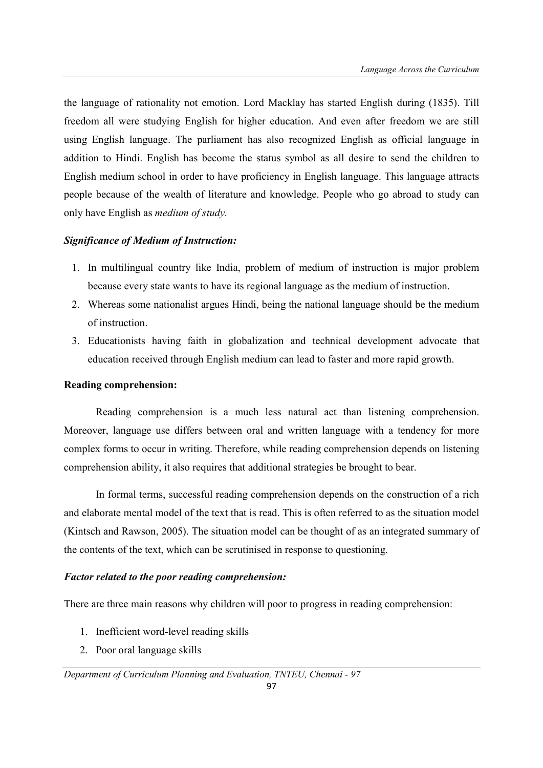the language of rationality not emotion. Lord Macklay has started English during (1835). Till freedom all were studying English for higher education. And even after freedom we are still using English language. The parliament has also recognized English as official language in addition to Hindi. English has become the status symbol as all desire to send the children to English medium school in order to have proficiency in English language. This language attracts people because of the wealth of literature and knowledge. People who go abroad to study can only have English as *medium of study.*

### *Significance of Medium of Instruction:*

1. In multilingual country like India, problem of medium of instruction is major problem because every state wants to have its regional language as the medium of instruction.
2. Whereas some nationalist argues Hindi, being the national language should be the medium of instruction.
3. Educationists having faith in globalization and technical development advocate that education received through English medium can lead to faster and more rapid growth.

### **Reading comprehension:**

Reading comprehension is a much less natural act than listening comprehension. Moreover, language use differs between oral and written language with a tendency for more complex forms to occur in writing. Therefore, while reading comprehension depends on listening comprehension ability, it also requires that additional strategies be brought to bear.

In formal terms, successful reading comprehension depends on the construction of a rich and elaborate mental model of the text that is read. This is often referred to as the situation model (Kintsch and Rawson, 2005). The situation model can be thought of as an integrated summary of the contents of the text, which can be scrutinised in response to questioning.

### *Factor related to the poor reading comprehension:*

There are three main reasons why children will poor to progress in reading comprehension:

1. Inefficient word-level reading skills
2. Poor oral language skills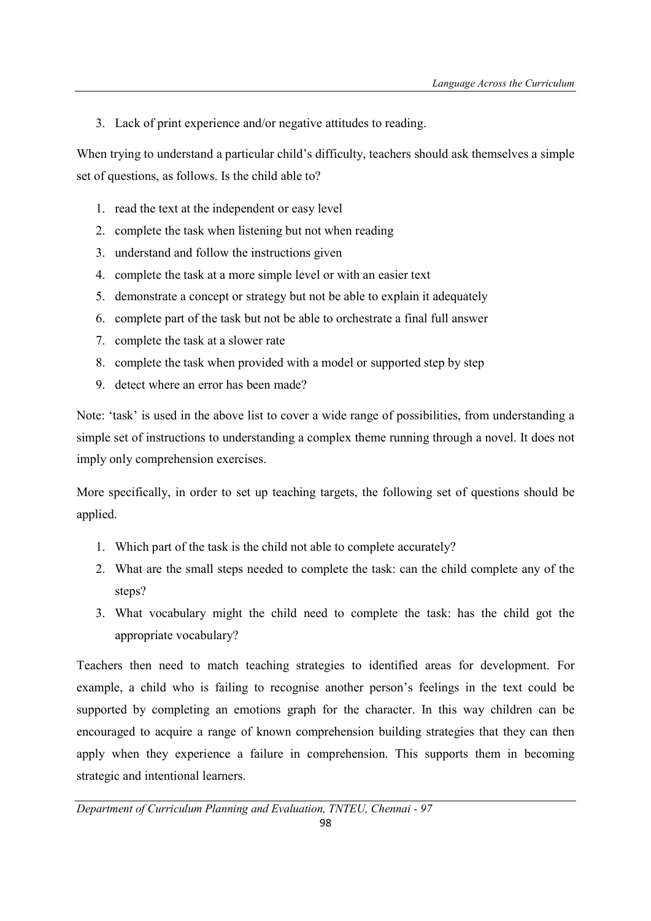3. Lack of print experience and/or negative attitudes to reading.

When trying to understand a particular child's difficulty, teachers should ask themselves a simple set of questions, as follows. Is the child able to?

1. read the text at the independent or easy level
2. complete the task when listening but not when reading
3. understand and follow the instructions given
4. complete the task at a more simple level or with an easier text
5. demonstrate a concept or strategy but not be able to explain it adequately
6. complete part of the task but not be able to orchestrate a final full answer
7. complete the task at a slower rate
8. complete the task when provided with a model or supported step by step
9. detect where an error has been made?

Note: 'task' is used in the above list to cover a wide range of possibilities, from understanding a simple set of instructions to understanding a complex theme running through a novel. It does not imply only comprehension exercises.

More specifically, in order to set up teaching targets, the following set of questions should be applied.

1. Which part of the task is the child not able to complete accurately?
2. What are the small steps needed to complete the task: can the child complete any of the steps?
3. What vocabulary might the child need to complete the task: has the child got the appropriate vocabulary?

Teachers then need to match teaching strategies to identified areas for development. For example, a child who is failing to recognise another person's feelings in the text could be supported by completing an emotions graph for the character. In this way children can be encouraged to acquire a range of known comprehension building strategies that they can then apply when they experience a failure in comprehension. This supports them in becoming strategic and intentional learners.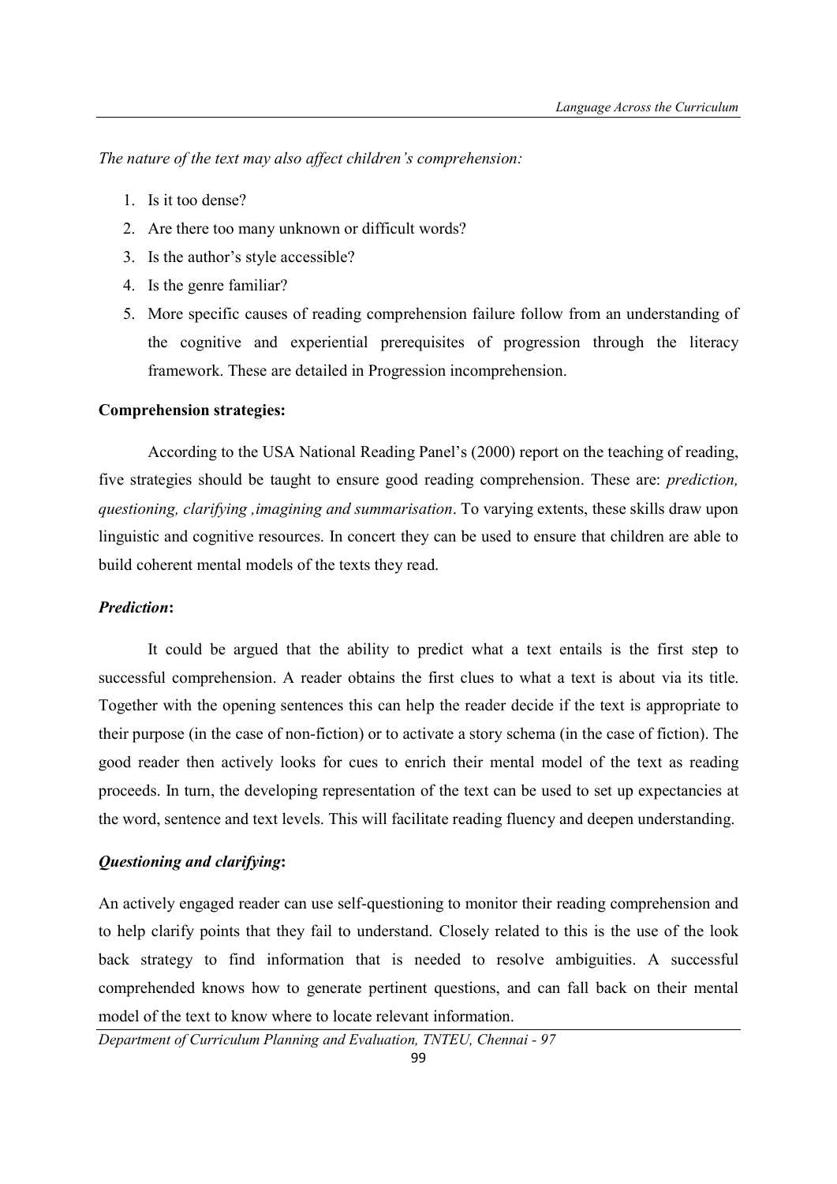*The nature of the text may also affect children's comprehension:*

1. Is it too dense?
2. Are there too many unknown or difficult words?
3. Is the author's style accessible?
4. Is the genre familiar?
5. More specific causes of reading comprehension failure follow from an understanding of the cognitive and experiential prerequisites of progression through the literacy framework. These are detailed in Progression incomprehension.

**Comprehension strategies:**

According to the USA National Reading Panel's (2000) report on the teaching of reading, five strategies should be taught to ensure good reading comprehension. These are: *prediction, questioning, clarifying ,imagining and summarisation*. To varying extents, these skills draw upon linguistic and cognitive resources. In concert they can be used to ensure that children are able to build coherent mental models of the texts they read.

***Prediction*:**

It could be argued that the ability to predict what a text entails is the first step to successful comprehension. A reader obtains the first clues to what a text is about via its title. Together with the opening sentences this can help the reader decide if the text is appropriate to their purpose (in the case of non-fiction) or to activate a story schema (in the case of fiction). The good reader then actively looks for cues to enrich their mental model of the text as reading proceeds. In turn, the developing representation of the text can be used to set up expectancies at the word, sentence and text levels. This will facilitate reading fluency and deepen understanding.

***Questioning and clarifying*:**

An actively engaged reader can use self-questioning to monitor their reading comprehension and to help clarify points that they fail to understand. Closely related to this is the use of the look back strategy to find information that is needed to resolve ambiguities. A successful comprehended knows how to generate pertinent questions, and can fall back on their mental model of the text to know where to locate relevant information.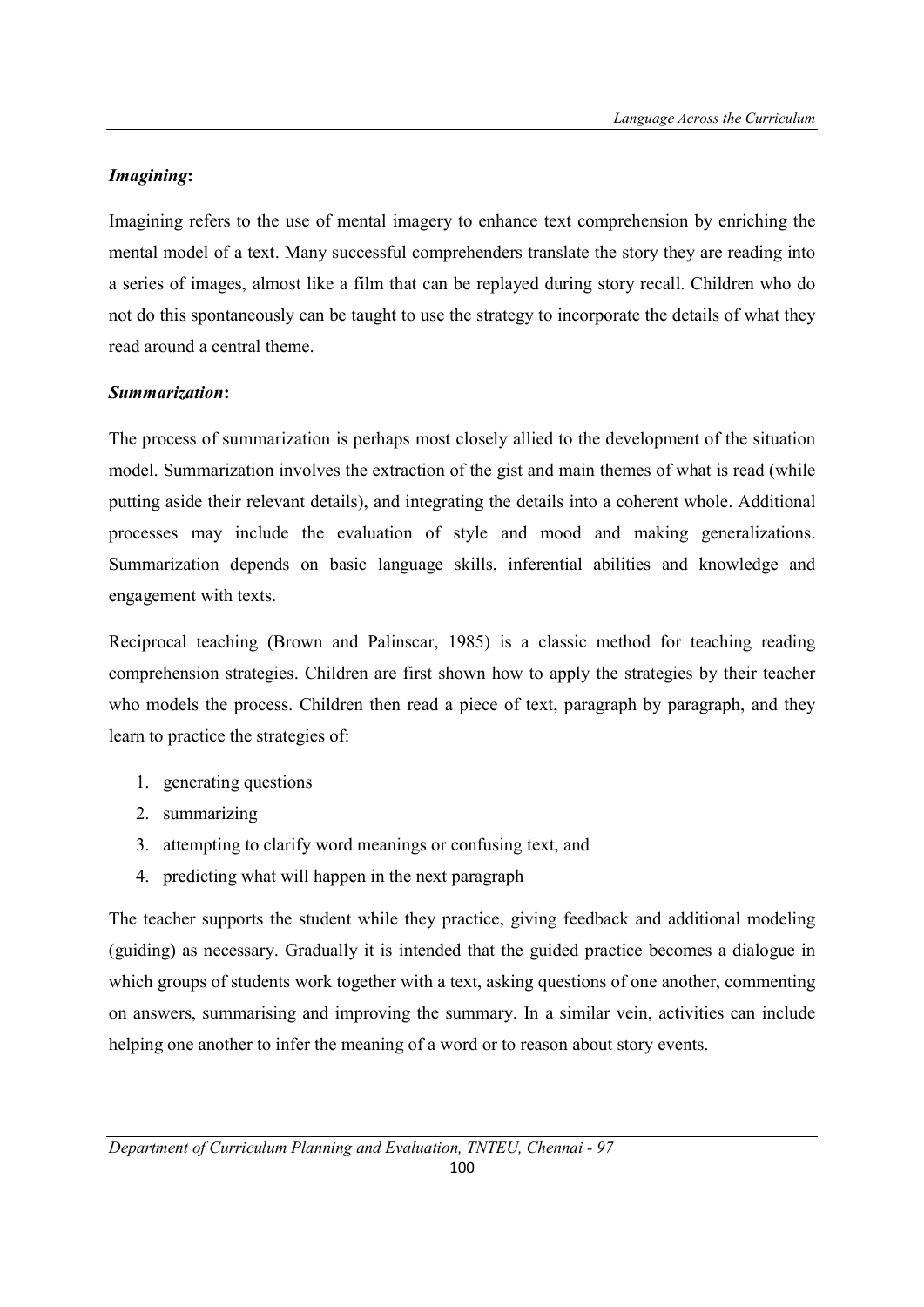***Imagining*:**

Imagining refers to the use of mental imagery to enhance text comprehension by enriching the mental model of a text. Many successful comprehenders translate the story they are reading into a series of images, almost like a film that can be replayed during story recall. Children who do not do this spontaneously can be taught to use the strategy to incorporate the details of what they read around a central theme.

***Summarization*:**

The process of summarization is perhaps most closely allied to the development of the situation model. Summarization involves the extraction of the gist and main themes of what is read (while putting aside their relevant details), and integrating the details into a coherent whole. Additional processes may include the evaluation of style and mood and making generalizations. Summarization depends on basic language skills, inferential abilities and knowledge and engagement with texts.

Reciprocal teaching (Brown and Palinscar, 1985) is a classic method for teaching reading comprehension strategies. Children are first shown how to apply the strategies by their teacher who models the process. Children then read a piece of text, paragraph by paragraph, and they learn to practice the strategies of:

1. generating questions
2. summarizing
3. attempting to clarify word meanings or confusing text, and
4. predicting what will happen in the next paragraph

The teacher supports the student while they practice, giving feedback and additional modeling (guiding) as necessary. Gradually it is intended that the guided practice becomes a dialogue in which groups of students work together with a text, asking questions of one another, commenting on answers, summarising and improving the summary. In a similar vein, activities can include helping one another to infer the meaning of a word or to reason about story events.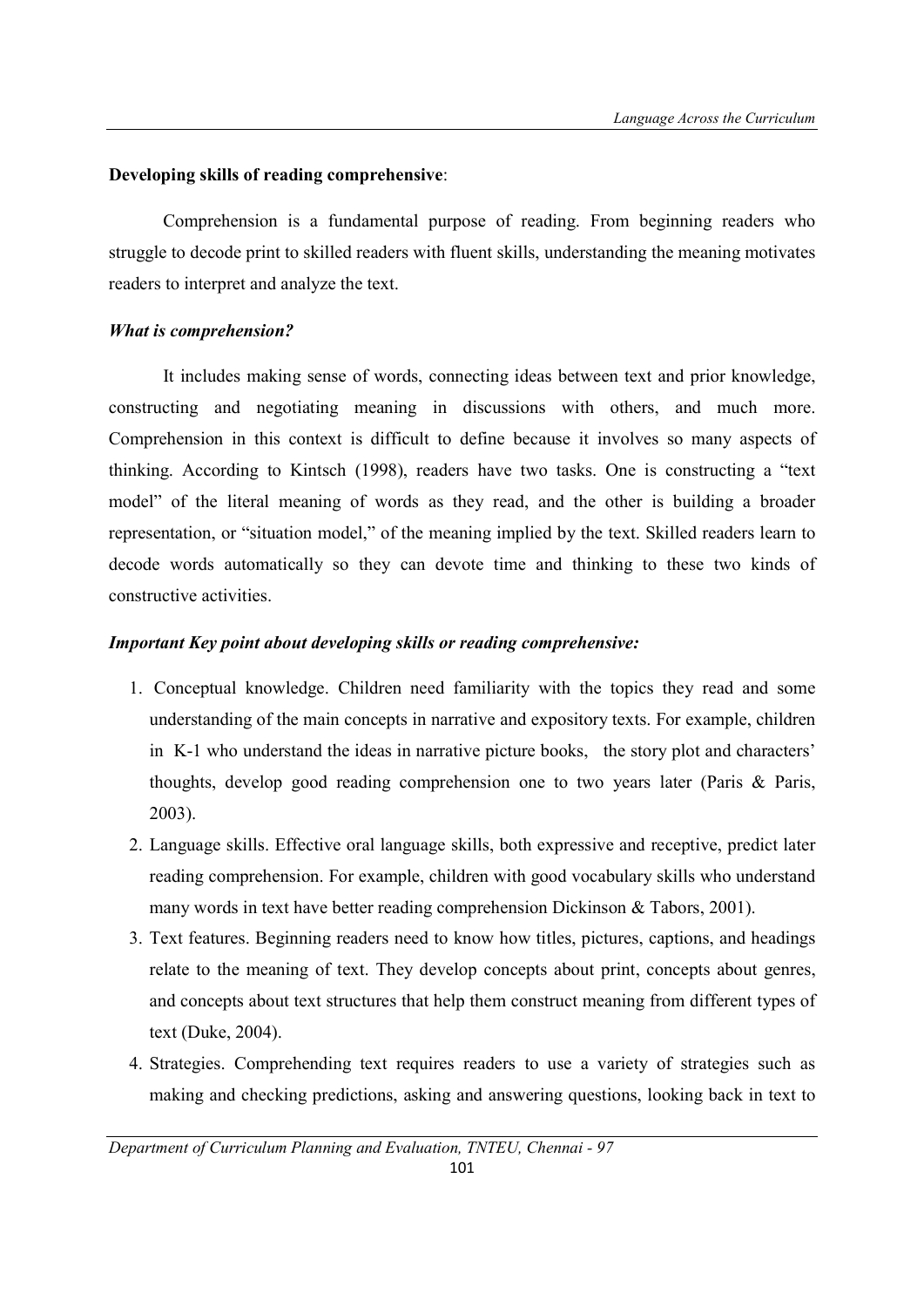**Developing skills of reading comprehensive**:

Comprehension is a fundamental purpose of reading. From beginning readers who struggle to decode print to skilled readers with fluent skills, understanding the meaning motivates readers to interpret and analyze the text.

***What is comprehension?***

It includes making sense of words, connecting ideas between text and prior knowledge, constructing and negotiating meaning in discussions with others, and much more. Comprehension in this context is difficult to define because it involves so many aspects of thinking. According to Kintsch (1998), readers have two tasks. One is constructing a "text model" of the literal meaning of words as they read, and the other is building a broader representation, or "situation model," of the meaning implied by the text. Skilled readers learn to decode words automatically so they can devote time and thinking to these two kinds of constructive activities.

***Important Key point about developing skills or reading comprehensive:***

1. Conceptual knowledge. Children need familiarity with the topics they read and some understanding of the main concepts in narrative and expository texts. For example, children in K-1 who understand the ideas in narrative picture books, the story plot and characters' thoughts, develop good reading comprehension one to two years later (Paris & Paris, 2003).
2. Language skills. Effective oral language skills, both expressive and receptive, predict later reading comprehension. For example, children with good vocabulary skills who understand many words in text have better reading comprehension Dickinson & Tabors, 2001).
3. Text features. Beginning readers need to know how titles, pictures, captions, and headings relate to the meaning of text. They develop concepts about print, concepts about genres, and concepts about text structures that help them construct meaning from different types of text (Duke, 2004).
4. Strategies. Comprehending text requires readers to use a variety of strategies such as making and checking predictions, asking and answering questions, looking back in text to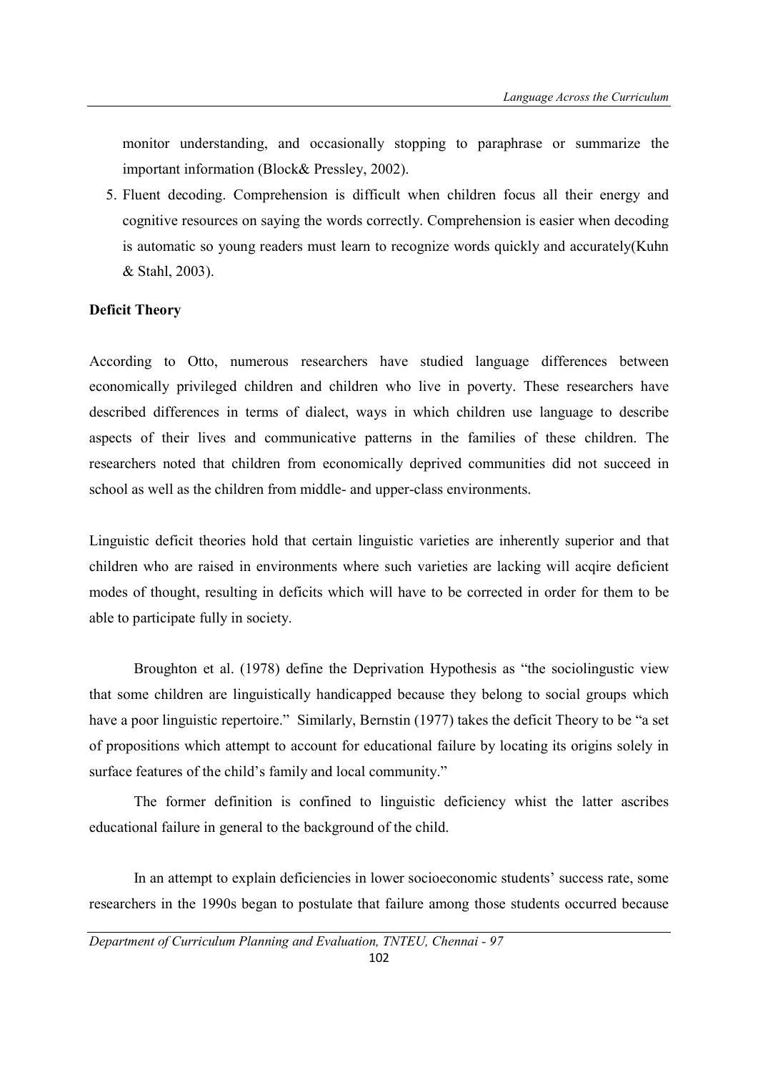monitor understanding, and occasionally stopping to paraphrase or summarize the important information (Block& Pressley, 2002).

5. Fluent decoding. Comprehension is difficult when children focus all their energy and cognitive resources on saying the words correctly. Comprehension is easier when decoding is automatic so young readers must learn to recognize words quickly and accurately(Kuhn & Stahl, 2003).

**Deficit Theory**

According to Otto, numerous researchers have studied language differences between economically privileged children and children who live in poverty. These researchers have described differences in terms of dialect, ways in which children use language to describe aspects of their lives and communicative patterns in the families of these children. The researchers noted that children from economically deprived communities did not succeed in school as well as the children from middle- and upper-class environments.

Linguistic deficit theories hold that certain linguistic varieties are inherently superior and that children who are raised in environments where such varieties are lacking will acqire deficient modes of thought, resulting in deficits which will have to be corrected in order for them to be able to participate fully in society.

Broughton et al. (1978) define the Deprivation Hypothesis as "the sociolingustic view that some children are linguistically handicapped because they belong to social groups which have a poor linguistic repertoire." Similarly, Bernstin (1977) takes the deficit Theory to be "a set of propositions which attempt to account for educational failure by locating its origins solely in surface features of the child's family and local community."

The former definition is confined to linguistic deficiency whist the latter ascribes educational failure in general to the background of the child.

In an attempt to explain deficiencies in lower socioeconomic students' success rate, some researchers in the 1990s began to postulate that failure among those students occurred because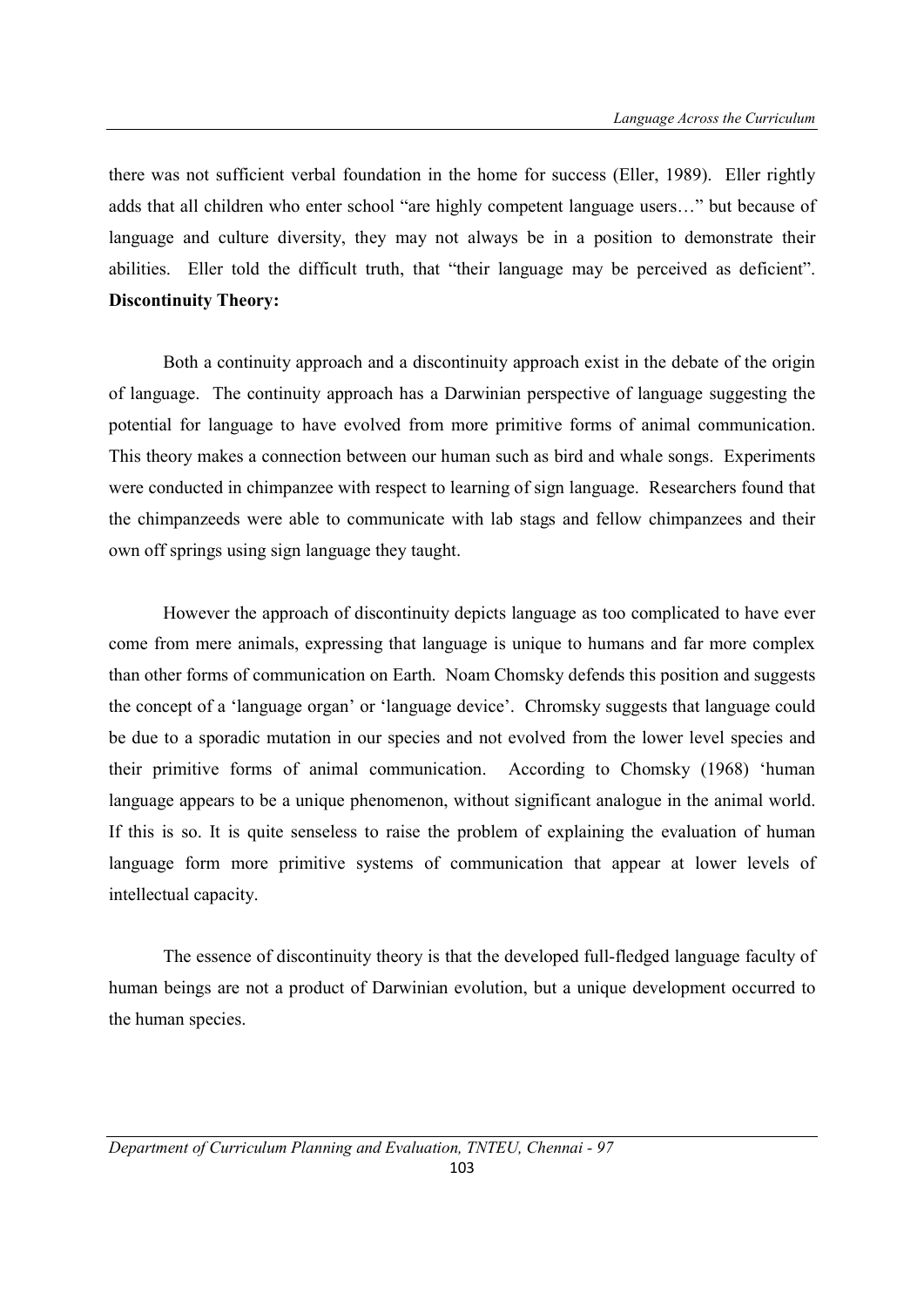there was not sufficient verbal foundation in the home for success (Eller, 1989). Eller rightly adds that all children who enter school "are highly competent language users…" but because of language and culture diversity, they may not always be in a position to demonstrate their abilities. Eller told the difficult truth, that "their language may be perceived as deficient".

**Discontinuity Theory:**

Both a continuity approach and a discontinuity approach exist in the debate of the origin of language. The continuity approach has a Darwinian perspective of language suggesting the potential for language to have evolved from more primitive forms of animal communication. This theory makes a connection between our human such as bird and whale songs. Experiments were conducted in chimpanzee with respect to learning of sign language. Researchers found that the chimpanzeeds were able to communicate with lab stags and fellow chimpanzees and their own off springs using sign language they taught.

However the approach of discontinuity depicts language as too complicated to have ever come from mere animals, expressing that language is unique to humans and far more complex than other forms of communication on Earth. Noam Chomsky defends this position and suggests the concept of a 'language organ' or 'language device'. Chromsky suggests that language could be due to a sporadic mutation in our species and not evolved from the lower level species and their primitive forms of animal communication. According to Chomsky (1968) 'human language appears to be a unique phenomenon, without significant analogue in the animal world. If this is so. It is quite senseless to raise the problem of explaining the evaluation of human language form more primitive systems of communication that appear at lower levels of intellectual capacity.

The essence of discontinuity theory is that the developed full-fledged language faculty of human beings are not a product of Darwinian evolution, but a unique development occurred to the human species.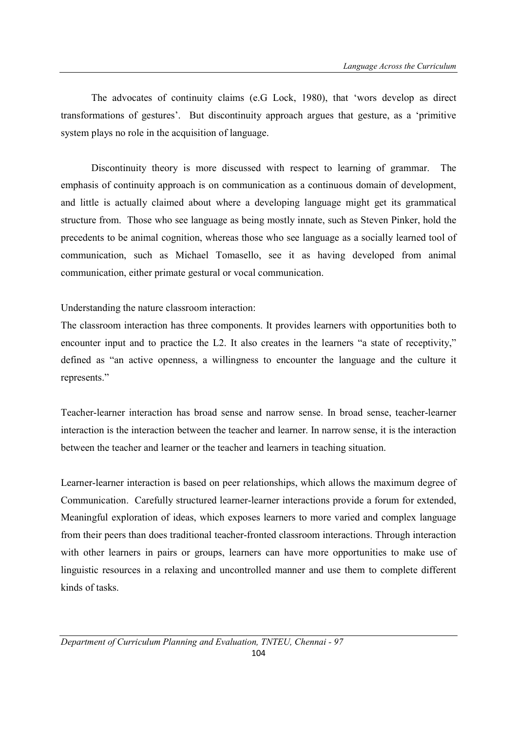The advocates of continuity claims (e.G Lock, 1980), that 'wors develop as direct transformations of gestures'. But discontinuity approach argues that gesture, as a 'primitive system plays no role in the acquisition of language.

Discontinuity theory is more discussed with respect to learning of grammar. The emphasis of continuity approach is on communication as a continuous domain of development, and little is actually claimed about where a developing language might get its grammatical structure from. Those who see language as being mostly innate, such as Steven Pinker, hold the precedents to be animal cognition, whereas those who see language as a socially learned tool of communication, such as Michael Tomasello, see it as having developed from animal communication, either primate gestural or vocal communication.

Understanding the nature classroom interaction:

The classroom interaction has three components. It provides learners with opportunities both to encounter input and to practice the L2. It also creates in the learners "a state of receptivity," defined as "an active openness, a willingness to encounter the language and the culture it represents."

Teacher-learner interaction has broad sense and narrow sense. In broad sense, teacher-learner interaction is the interaction between the teacher and learner. In narrow sense, it is the interaction between the teacher and learner or the teacher and learners in teaching situation.

Learner-learner interaction is based on peer relationships, which allows the maximum degree of Communication. Carefully structured learner-learner interactions provide a forum for extended, Meaningful exploration of ideas, which exposes learners to more varied and complex language from their peers than does traditional teacher-fronted classroom interactions. Through interaction with other learners in pairs or groups, learners can have more opportunities to make use of linguistic resources in a relaxing and uncontrolled manner and use them to complete different kinds of tasks.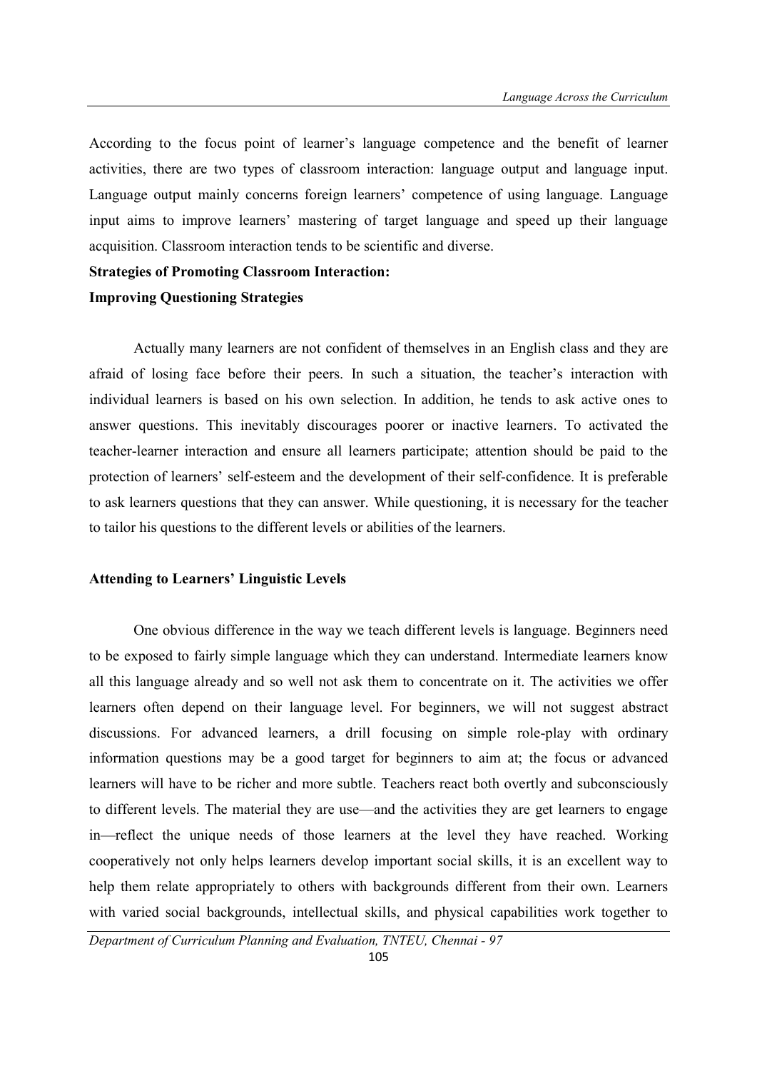According to the focus point of learner's language competence and the benefit of learner activities, there are two types of classroom interaction: language output and language input. Language output mainly concerns foreign learners' competence of using language. Language input aims to improve learners' mastering of target language and speed up their language acquisition. Classroom interaction tends to be scientific and diverse.

**Strategies of Promoting Classroom Interaction:**

**Improving Questioning Strategies**

Actually many learners are not confident of themselves in an English class and they are afraid of losing face before their peers. In such a situation, the teacher's interaction with individual learners is based on his own selection. In addition, he tends to ask active ones to answer questions. This inevitably discourages poorer or inactive learners. To activated the teacher-learner interaction and ensure all learners participate; attention should be paid to the protection of learners' self-esteem and the development of their self-confidence. It is preferable to ask learners questions that they can answer. While questioning, it is necessary for the teacher to tailor his questions to the different levels or abilities of the learners.

**Attending to Learners' Linguistic Levels**

One obvious difference in the way we teach different levels is language. Beginners need to be exposed to fairly simple language which they can understand. Intermediate learners know all this language already and so well not ask them to concentrate on it. The activities we offer learners often depend on their language level. For beginners, we will not suggest abstract discussions. For advanced learners, a drill focusing on simple role-play with ordinary information questions may be a good target for beginners to aim at; the focus or advanced learners will have to be richer and more subtle. Teachers react both overtly and subconsciously to different levels. The material they are use—and the activities they are get learners to engage in—reflect the unique needs of those learners at the level they have reached. Working cooperatively not only helps learners develop important social skills, it is an excellent way to help them relate appropriately to others with backgrounds different from their own. Learners with varied social backgrounds, intellectual skills, and physical capabilities work together to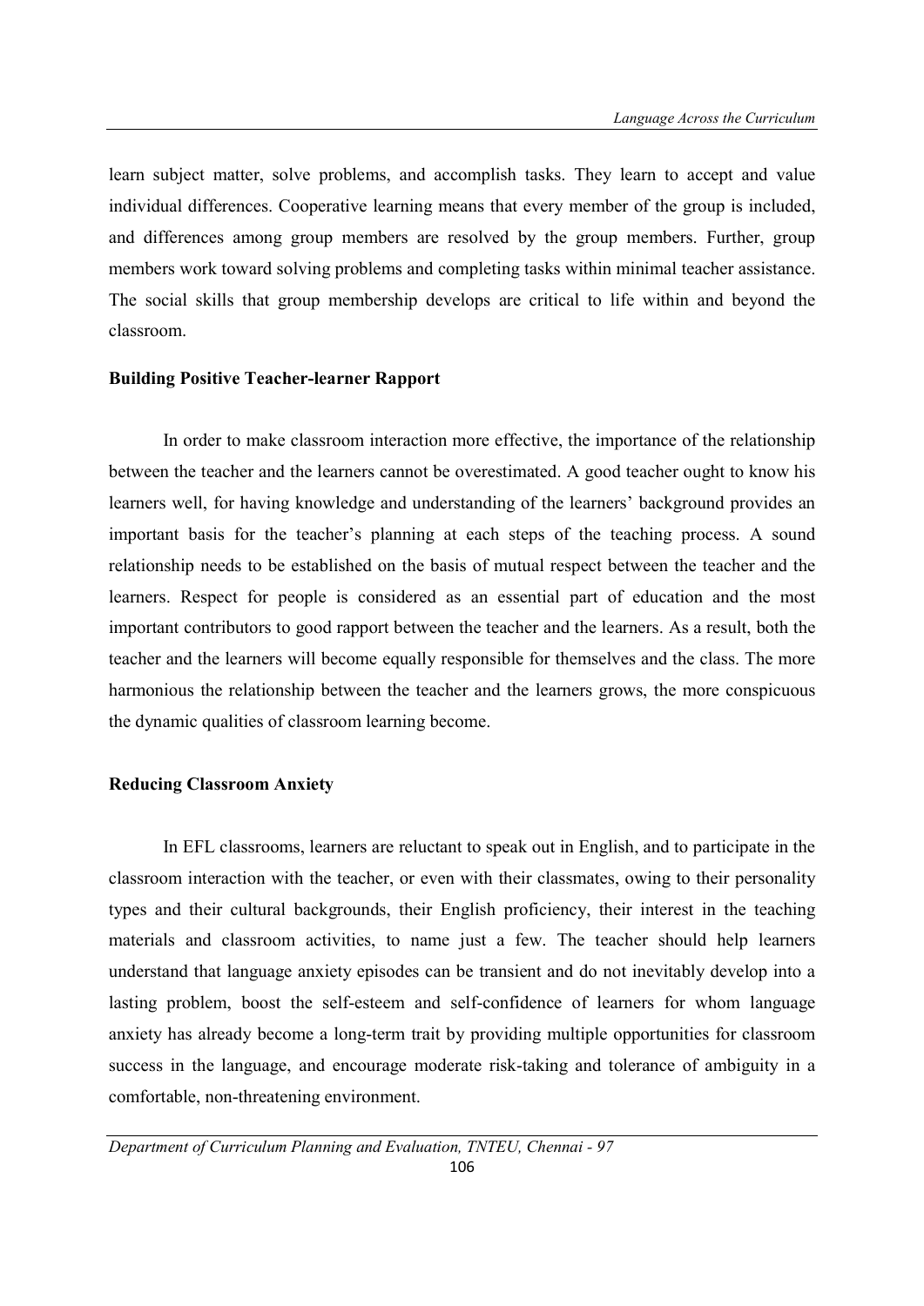learn subject matter, solve problems, and accomplish tasks. They learn to accept and value individual differences. Cooperative learning means that every member of the group is included, and differences among group members are resolved by the group members. Further, group members work toward solving problems and completing tasks within minimal teacher assistance. The social skills that group membership develops are critical to life within and beyond the classroom.

**Building Positive Teacher-learner Rapport**

In order to make classroom interaction more effective, the importance of the relationship between the teacher and the learners cannot be overestimated. A good teacher ought to know his learners well, for having knowledge and understanding of the learners' background provides an important basis for the teacher's planning at each steps of the teaching process. A sound relationship needs to be established on the basis of mutual respect between the teacher and the learners. Respect for people is considered as an essential part of education and the most important contributors to good rapport between the teacher and the learners. As a result, both the teacher and the learners will become equally responsible for themselves and the class. The more harmonious the relationship between the teacher and the learners grows, the more conspicuous the dynamic qualities of classroom learning become.

**Reducing Classroom Anxiety**

In EFL classrooms, learners are reluctant to speak out in English, and to participate in the classroom interaction with the teacher, or even with their classmates, owing to their personality types and their cultural backgrounds, their English proficiency, their interest in the teaching materials and classroom activities, to name just a few. The teacher should help learners understand that language anxiety episodes can be transient and do not inevitably develop into a lasting problem, boost the self-esteem and self-confidence of learners for whom language anxiety has already become a long-term trait by providing multiple opportunities for classroom success in the language, and encourage moderate risk-taking and tolerance of ambiguity in a comfortable, non-threatening environment.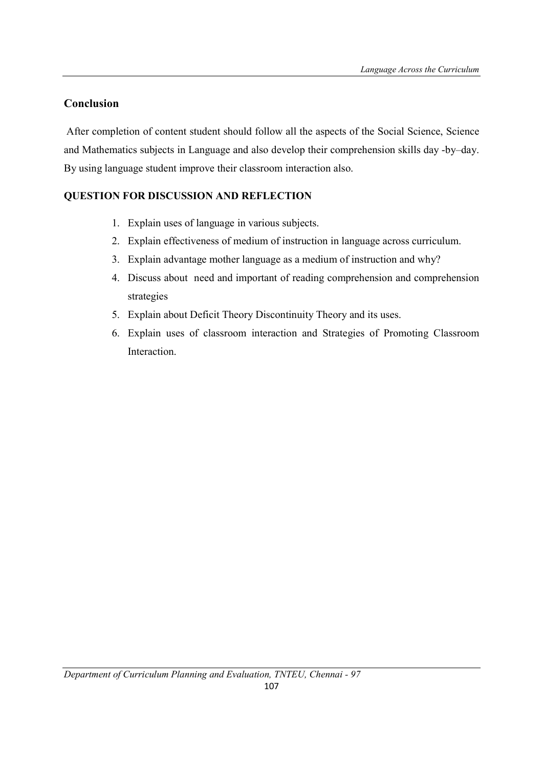## Conclusion

After completion of content student should follow all the aspects of the Social Science, Science and Mathematics subjects in Language and also develop their comprehension skills day -by–day. By using language student improve their classroom interaction also.

### QUESTION FOR DISCUSSION AND REFLECTION

1. Explain uses of language in various subjects.
2. Explain effectiveness of medium of instruction in language across curriculum.
3. Explain advantage mother language as a medium of instruction and why?
4. Discuss about need and important of reading comprehension and comprehension strategies
5. Explain about Deficit Theory Discontinuity Theory and its uses.
6. Explain uses of classroom interaction and Strategies of Promoting Classroom Interaction.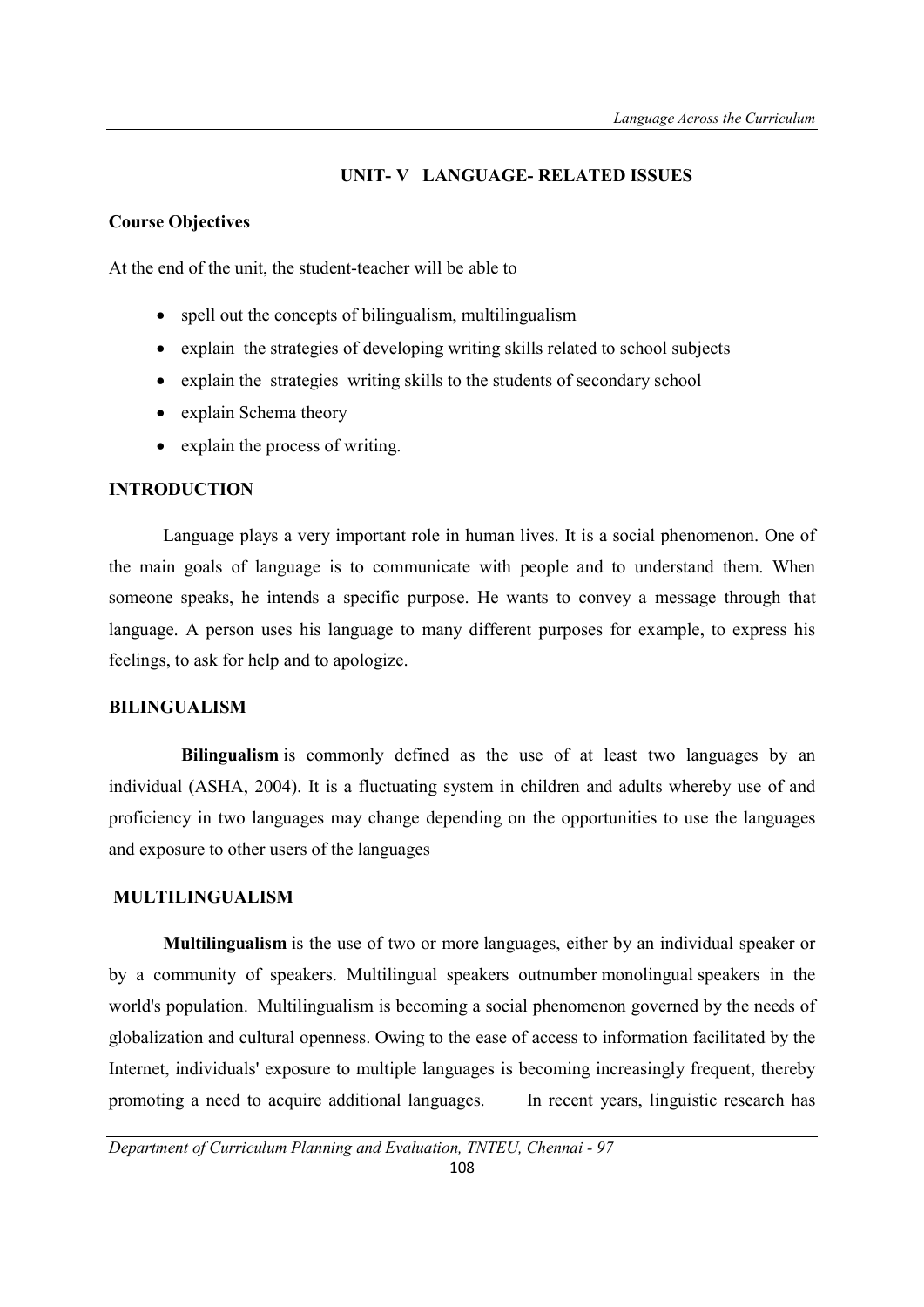## UNIT- V LANGUAGE- RELATED ISSUES

**Course Objectives**

At the end of the unit, the student-teacher will be able to

- spell out the concepts of bilingualism, multilingualism
- explain the strategies of developing writing skills related to school subjects
- explain the strategies writing skills to the students of secondary school
- explain Schema theory
- explain the process of writing.

**INTRODUCTION**

Language plays a very important role in human lives. It is a social phenomenon. One of the main goals of language is to communicate with people and to understand them. When someone speaks, he intends a specific purpose. He wants to convey a message through that language. A person uses his language to many different purposes for example, to express his feelings, to ask for help and to apologize.

**BILINGUALISM**

**Bilingualism** is commonly defined as the use of at least two languages by an individual (ASHA, 2004). It is a fluctuating system in children and adults whereby use of and proficiency in two languages may change depending on the opportunities to use the languages and exposure to other users of the languages

**MULTILINGUALISM**

**Multilingualism** is the use of two or more languages, either by an individual speaker or by a community of speakers. Multilingual speakers outnumber monolingual speakers in the world's population. Multilingualism is becoming a social phenomenon governed by the needs of globalization and cultural openness. Owing to the ease of access to information facilitated by the Internet, individuals' exposure to multiple languages is becoming increasingly frequent, thereby promoting a need to acquire additional languages. In recent years, linguistic research has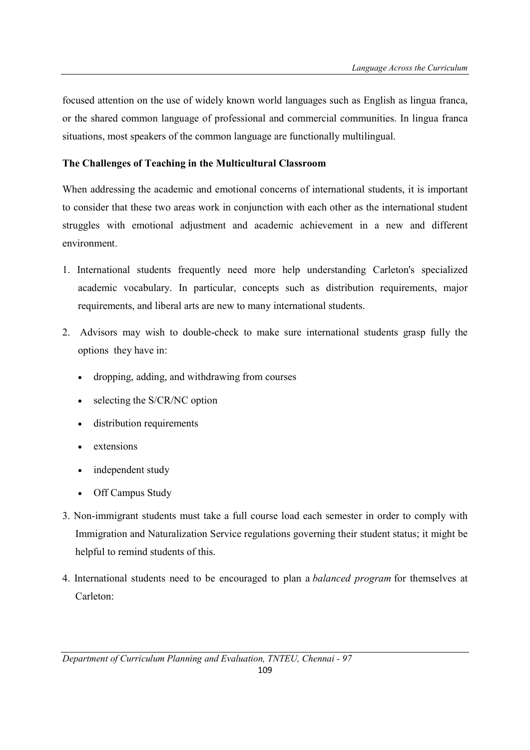focused attention on the use of widely known world languages such as English as lingua franca, or the shared common language of professional and commercial communities. In lingua franca situations, most speakers of the common language are functionally multilingual.

**The Challenges of Teaching in the Multicultural Classroom**

When addressing the academic and emotional concerns of international students, it is important to consider that these two areas work in conjunction with each other as the international student struggles with emotional adjustment and academic achievement in a new and different environment.

1. International students frequently need more help understanding Carleton's specialized academic vocabulary. In particular, concepts such as distribution requirements, major requirements, and liberal arts are new to many international students.
2. Advisors may wish to double-check to make sure international students grasp fully the options they have in:
   - dropping, adding, and withdrawing from courses
   - selecting the S/CR/NC option
   - distribution requirements
   - extensions
   - independent study
   - Off Campus Study
3. Non-immigrant students must take a full course load each semester in order to comply with Immigration and Naturalization Service regulations governing their student status; it might be helpful to remind students of this.
4. International students need to be encouraged to plan a *balanced program* for themselves at Carleton: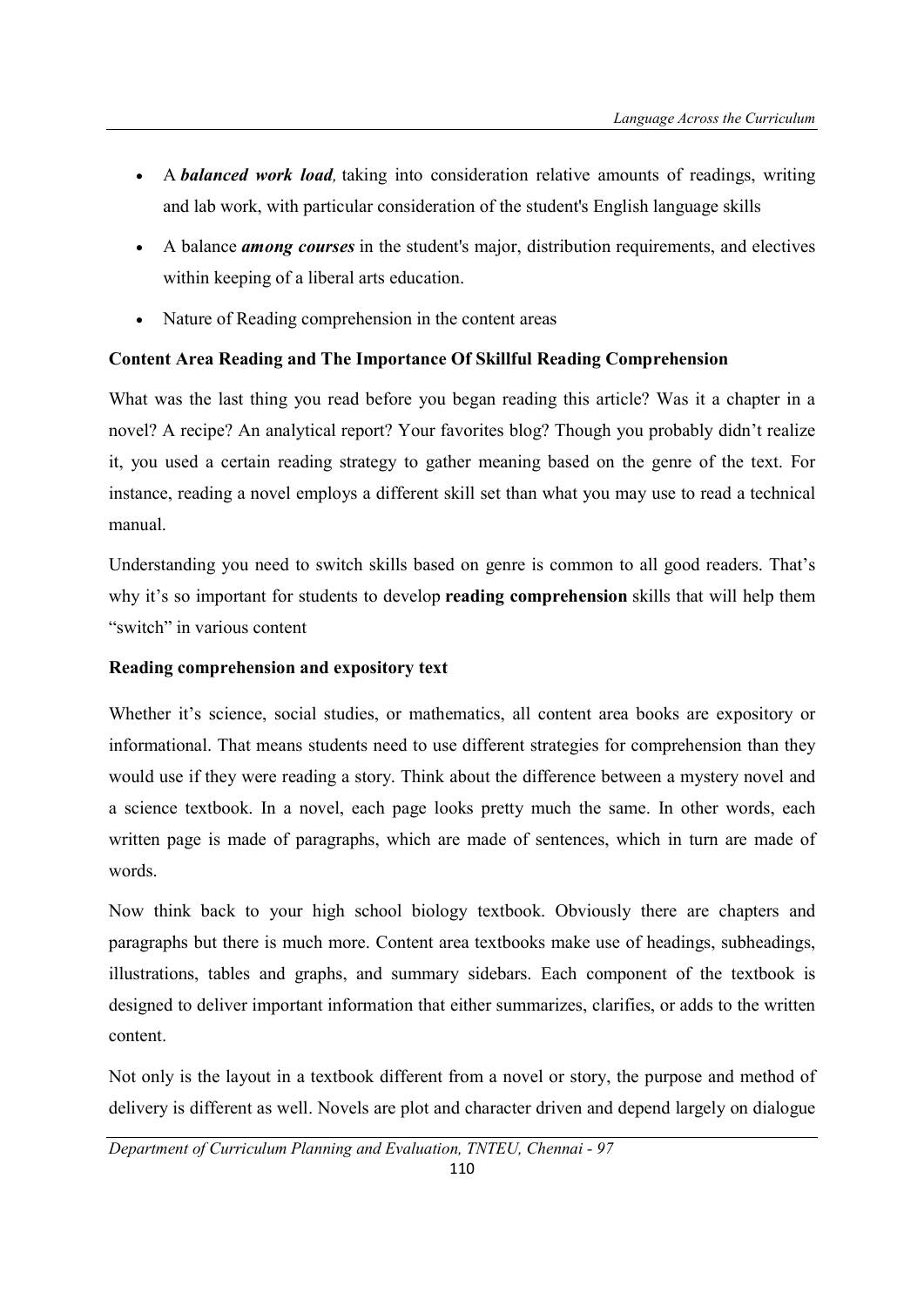- A ***balanced work load****,* taking into consideration relative amounts of readings, writing and lab work, with particular consideration of the student's English language skills
- A balance ***among courses*** in the student's major, distribution requirements, and electives within keeping of a liberal arts education.
- Nature of Reading comprehension in the content areas

**Content Area Reading and The Importance Of Skillful Reading Comprehension**

What was the last thing you read before you began reading this article? Was it a chapter in a novel? A recipe? An analytical report? Your favorites blog? Though you probably didn't realize it, you used a certain reading strategy to gather meaning based on the genre of the text. For instance, reading a novel employs a different skill set than what you may use to read a technical manual.

Understanding you need to switch skills based on genre is common to all good readers. That's why it's so important for students to develop **reading comprehension** skills that will help them "switch" in various content

**Reading comprehension and expository text**

Whether it's science, social studies, or mathematics, all content area books are expository or informational. That means students need to use different strategies for comprehension than they would use if they were reading a story. Think about the difference between a mystery novel and a science textbook. In a novel, each page looks pretty much the same. In other words, each written page is made of paragraphs, which are made of sentences, which in turn are made of words.

Now think back to your high school biology textbook. Obviously there are chapters and paragraphs but there is much more. Content area textbooks make use of headings, subheadings, illustrations, tables and graphs, and summary sidebars. Each component of the textbook is designed to deliver important information that either summarizes, clarifies, or adds to the written content.

Not only is the layout in a textbook different from a novel or story, the purpose and method of delivery is different as well. Novels are plot and character driven and depend largely on dialogue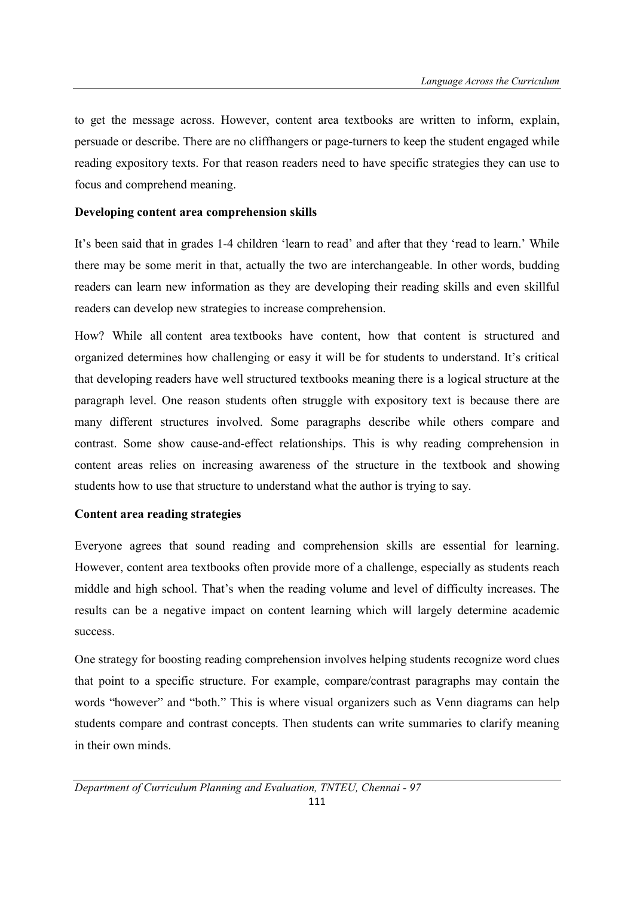to get the message across. However, content area textbooks are written to inform, explain, persuade or describe. There are no cliffhangers or page-turners to keep the student engaged while reading expository texts. For that reason readers need to have specific strategies they can use to focus and comprehend meaning.

**Developing content area comprehension skills**

It's been said that in grades 1-4 children 'learn to read' and after that they 'read to learn.' While there may be some merit in that, actually the two are interchangeable. In other words, budding readers can learn new information as they are developing their reading skills and even skillful readers can develop new strategies to increase comprehension.

How? While all content area textbooks have content, how that content is structured and organized determines how challenging or easy it will be for students to understand. It's critical that developing readers have well structured textbooks meaning there is a logical structure at the paragraph level. One reason students often struggle with expository text is because there are many different structures involved. Some paragraphs describe while others compare and contrast. Some show cause-and-effect relationships. This is why reading comprehension in content areas relies on increasing awareness of the structure in the textbook and showing students how to use that structure to understand what the author is trying to say.

**Content area reading strategies**

Everyone agrees that sound reading and comprehension skills are essential for learning. However, content area textbooks often provide more of a challenge, especially as students reach middle and high school. That's when the reading volume and level of difficulty increases. The results can be a negative impact on content learning which will largely determine academic success.

One strategy for boosting reading comprehension involves helping students recognize word clues that point to a specific structure. For example, compare/contrast paragraphs may contain the words "however" and "both." This is where visual organizers such as Venn diagrams can help students compare and contrast concepts. Then students can write summaries to clarify meaning in their own minds.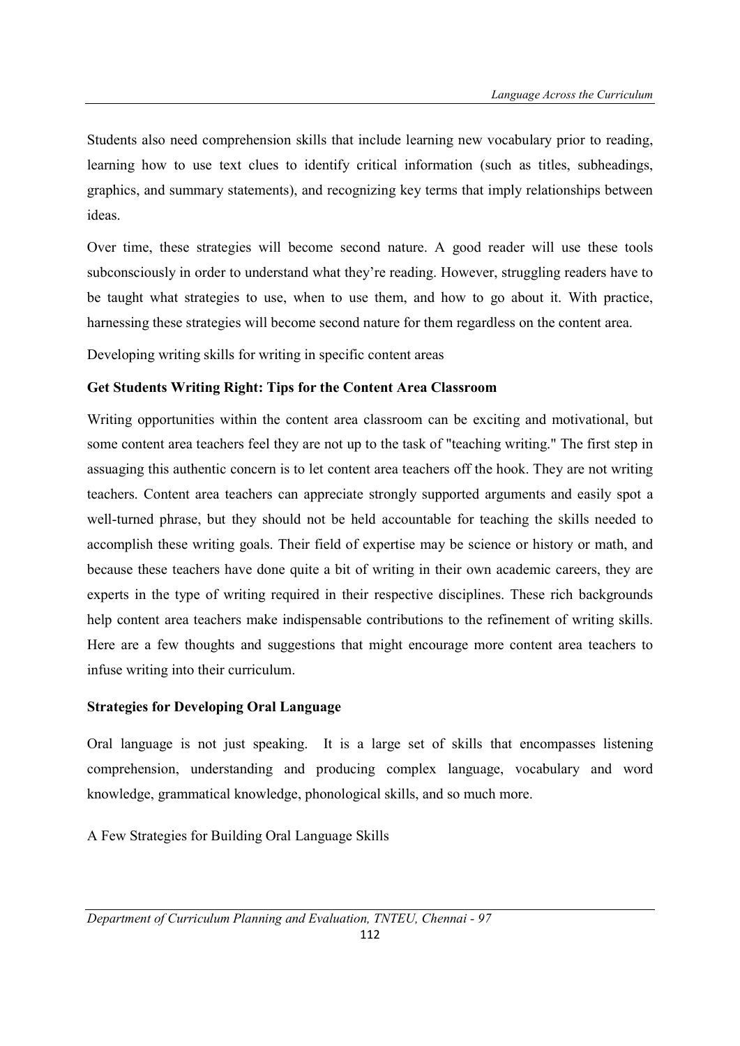Students also need comprehension skills that include learning new vocabulary prior to reading, learning how to use text clues to identify critical information (such as titles, subheadings, graphics, and summary statements), and recognizing key terms that imply relationships between ideas.

Over time, these strategies will become second nature. A good reader will use these tools subconsciously in order to understand what they're reading. However, struggling readers have to be taught what strategies to use, when to use them, and how to go about it. With practice, harnessing these strategies will become second nature for them regardless on the content area.

Developing writing skills for writing in specific content areas

**Get Students Writing Right: Tips for the Content Area Classroom**

Writing opportunities within the content area classroom can be exciting and motivational, but some content area teachers feel they are not up to the task of "teaching writing." The first step in assuaging this authentic concern is to let content area teachers off the hook. They are not writing teachers. Content area teachers can appreciate strongly supported arguments and easily spot a well-turned phrase, but they should not be held accountable for teaching the skills needed to accomplish these writing goals. Their field of expertise may be science or history or math, and because these teachers have done quite a bit of writing in their own academic careers, they are experts in the type of writing required in their respective disciplines. These rich backgrounds help content area teachers make indispensable contributions to the refinement of writing skills. Here are a few thoughts and suggestions that might encourage more content area teachers to infuse writing into their curriculum.

**Strategies for Developing Oral Language**

Oral language is not just speaking. It is a large set of skills that encompasses listening comprehension, understanding and producing complex language, vocabulary and word knowledge, grammatical knowledge, phonological skills, and so much more.

A Few Strategies for Building Oral Language Skills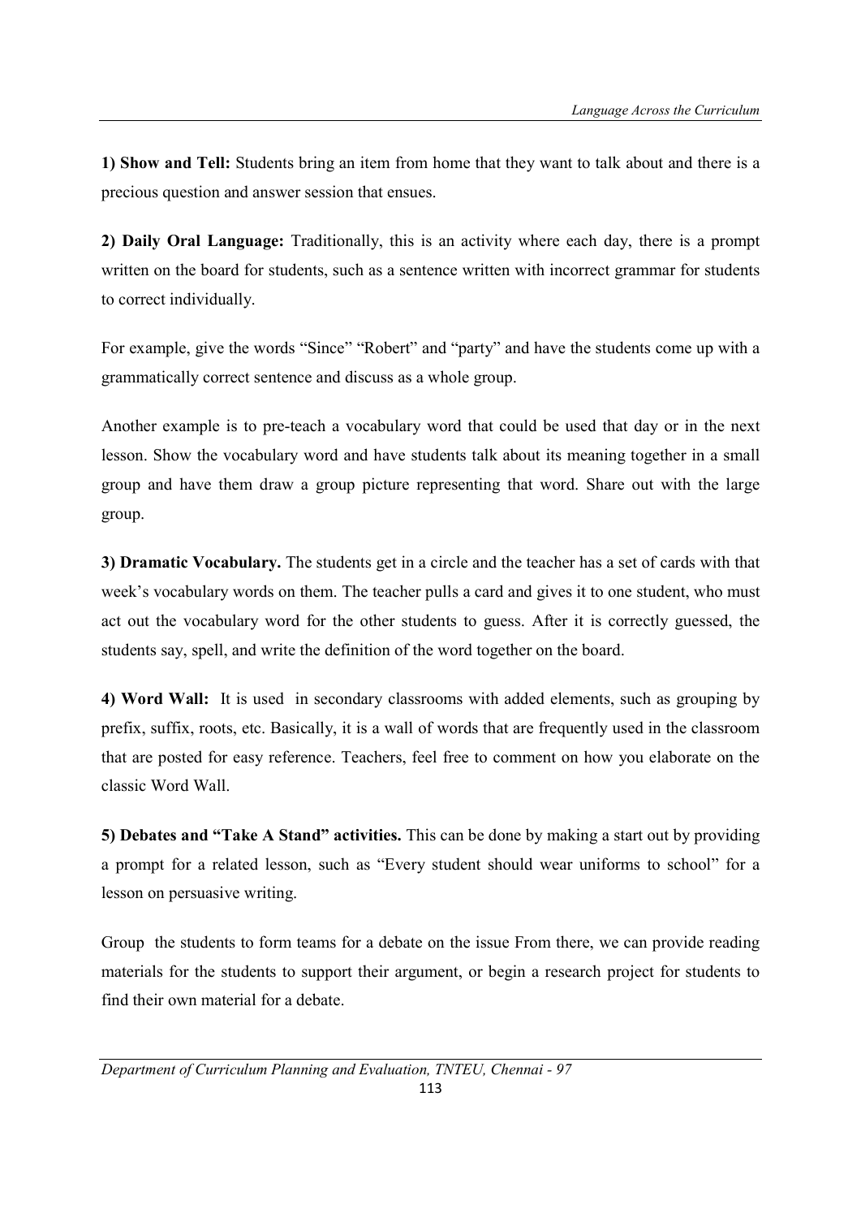**1) Show and Tell:** Students bring an item from home that they want to talk about and there is a precious question and answer session that ensues.

**2) Daily Oral Language:** Traditionally, this is an activity where each day, there is a prompt written on the board for students, such as a sentence written with incorrect grammar for students to correct individually.

For example, give the words "Since" "Robert" and "party" and have the students come up with a grammatically correct sentence and discuss as a whole group.

Another example is to pre-teach a vocabulary word that could be used that day or in the next lesson. Show the vocabulary word and have students talk about its meaning together in a small group and have them draw a group picture representing that word. Share out with the large group.

**3) Dramatic Vocabulary.** The students get in a circle and the teacher has a set of cards with that week's vocabulary words on them. The teacher pulls a card and gives it to one student, who must act out the vocabulary word for the other students to guess. After it is correctly guessed, the students say, spell, and write the definition of the word together on the board.

**4) Word Wall:** It is used in secondary classrooms with added elements, such as grouping by prefix, suffix, roots, etc. Basically, it is a wall of words that are frequently used in the classroom that are posted for easy reference. Teachers, feel free to comment on how you elaborate on the classic Word Wall.

**5) Debates and "Take A Stand" activities.** This can be done by making a start out by providing a prompt for a related lesson, such as "Every student should wear uniforms to school" for a lesson on persuasive writing.

Group the students to form teams for a debate on the issue From there, we can provide reading materials for the students to support their argument, or begin a research project for students to find their own material for a debate.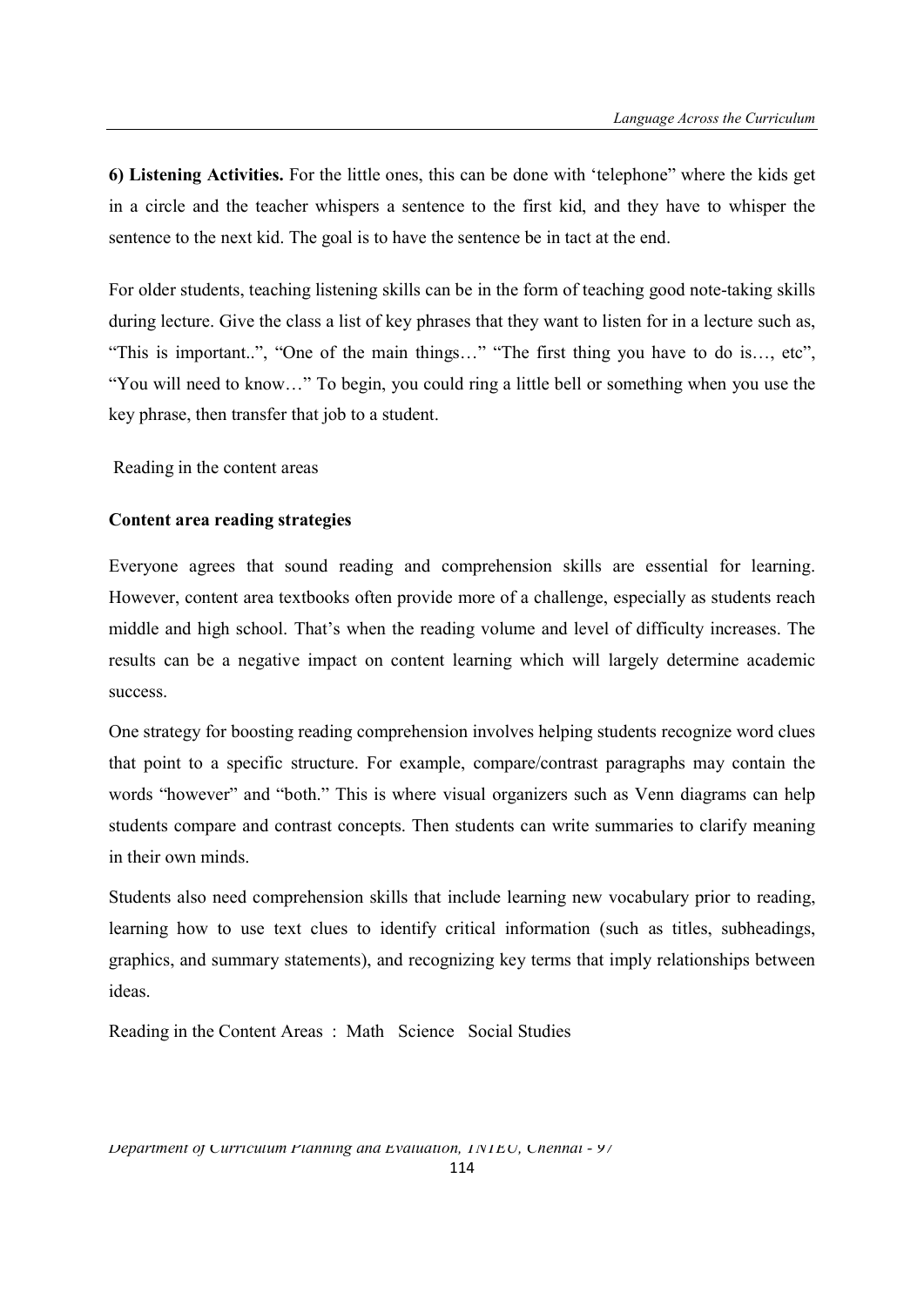**6) Listening Activities.** For the little ones, this can be done with 'telephone" where the kids get in a circle and the teacher whispers a sentence to the first kid, and they have to whisper the sentence to the next kid. The goal is to have the sentence be in tact at the end.

For older students, teaching listening skills can be in the form of teaching good note-taking skills during lecture. Give the class a list of key phrases that they want to listen for in a lecture such as, "This is important..", "One of the main things…" "The first thing you have to do is…, etc", "You will need to know…" To begin, you could ring a little bell or something when you use the key phrase, then transfer that job to a student.

Reading in the content areas

**Content area reading strategies**

Everyone agrees that sound reading and comprehension skills are essential for learning. However, content area textbooks often provide more of a challenge, especially as students reach middle and high school. That's when the reading volume and level of difficulty increases. The results can be a negative impact on content learning which will largely determine academic success.

One strategy for boosting reading comprehension involves helping students recognize word clues that point to a specific structure. For example, compare/contrast paragraphs may contain the words "however" and "both." This is where visual organizers such as Venn diagrams can help students compare and contrast concepts. Then students can write summaries to clarify meaning in their own minds.

Students also need comprehension skills that include learning new vocabulary prior to reading, learning how to use text clues to identify critical information (such as titles, subheadings, graphics, and summary statements), and recognizing key terms that imply relationships between ideas.

Reading in the Content Areas : Math Science Social Studies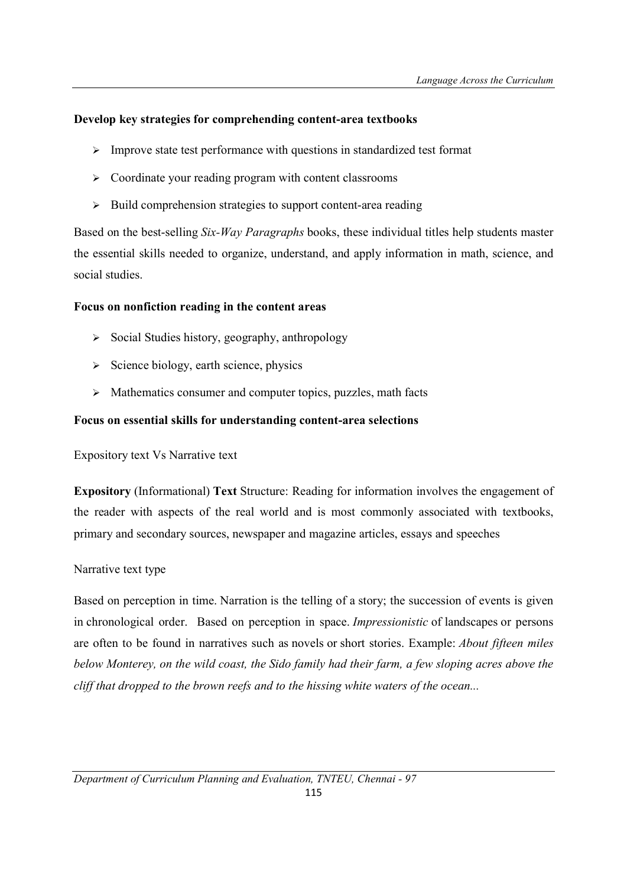**Develop key strategies for comprehending content-area textbooks**

- Improve state test performance with questions in standardized test format
- Coordinate your reading program with content classrooms
- Build comprehension strategies to support content-area reading

Based on the best-selling *Six-Way Paragraphs* books, these individual titles help students master the essential skills needed to organize, understand, and apply information in math, science, and social studies.

**Focus on nonfiction reading in the content areas**

- Social Studies history, geography, anthropology
- Science biology, earth science, physics
- Mathematics consumer and computer topics, puzzles, math facts

**Focus on essential skills for understanding content-area selections**

Expository text Vs Narrative text

**Expository** (Informational) **Text** Structure: Reading for information involves the engagement of the reader with aspects of the real world and is most commonly associated with textbooks, primary and secondary sources, newspaper and magazine articles, essays and speeches

Narrative text type

Based on perception in time. Narration is the telling of a story; the succession of events is given in chronological order. Based on perception in space. *Impressionistic* of landscapes or persons are often to be found in narratives such as novels or short stories. Example: *About fifteen miles below Monterey, on the wild coast, the Sido family had their farm, a few sloping acres above the cliff that dropped to the brown reefs and to the hissing white waters of the ocean...*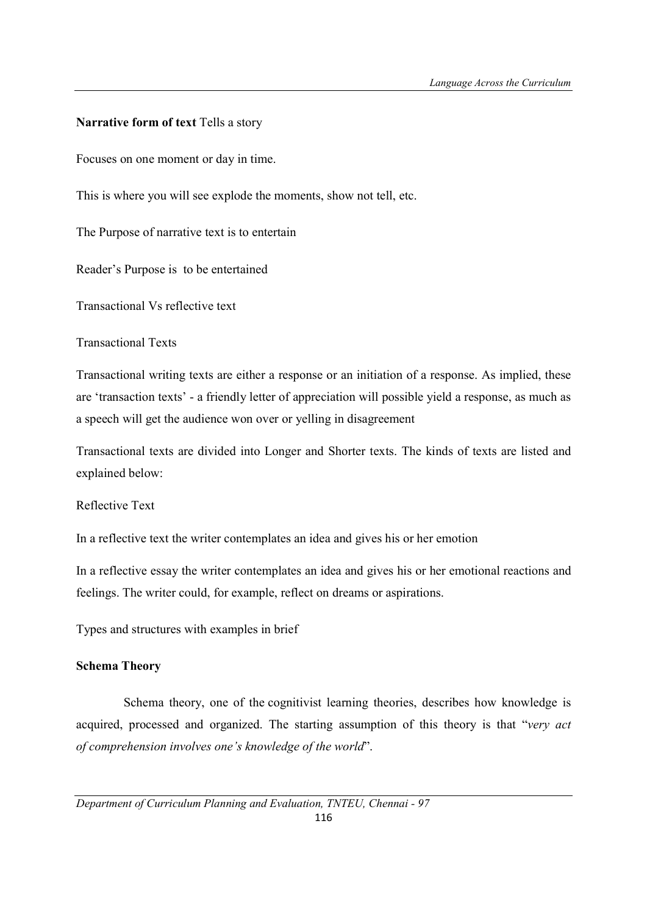**Narrative form of text** Tells a story

Focuses on one moment or day in time.

This is where you will see explode the moments, show not tell, etc.

The Purpose of narrative text is to entertain

Reader's Purpose is to be entertained

Transactional Vs reflective text

Transactional Texts

Transactional writing texts are either a response or an initiation of a response. As implied, these are 'transaction texts' - a friendly letter of appreciation will possible yield a response, as much as a speech will get the audience won over or yelling in disagreement

Transactional texts are divided into Longer and Shorter texts. The kinds of texts are listed and explained below:

Reflective Text

In a reflective text the writer contemplates an idea and gives his or her emotion

In a reflective essay the writer contemplates an idea and gives his or her emotional reactions and feelings. The writer could, for example, reflect on dreams or aspirations.

Types and structures with examples in brief

**Schema Theory**

Schema theory, one of the cognitivist learning theories, describes how knowledge is acquired, processed and organized. The starting assumption of this theory is that "*very act of comprehension involves one's knowledge of the world*".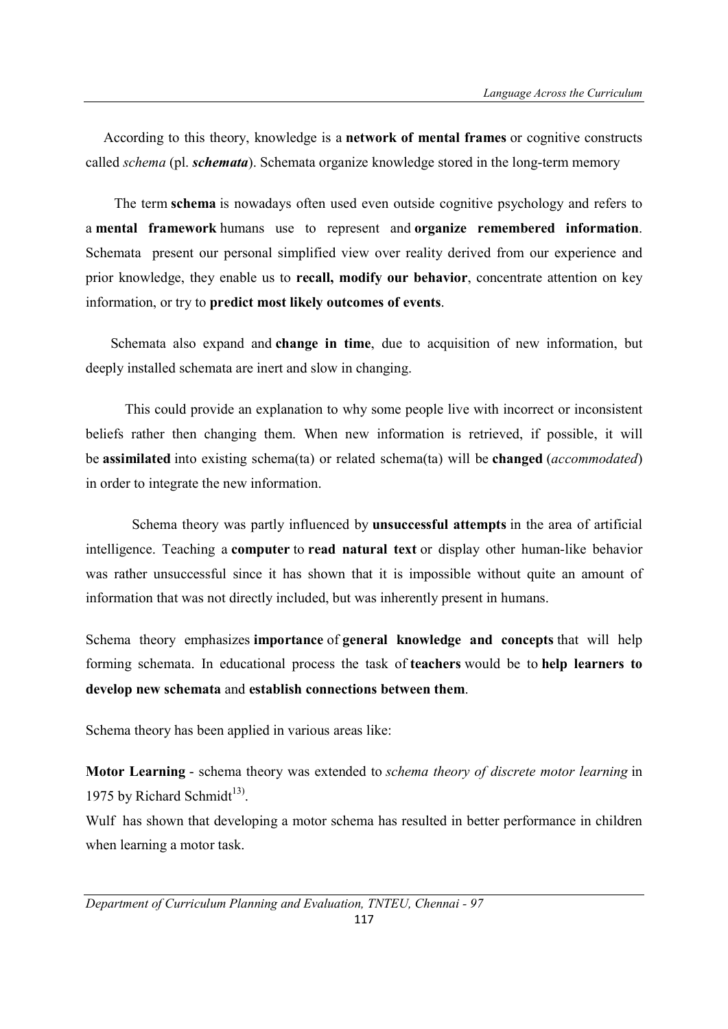According to this theory, knowledge is a **network of mental frames** or cognitive constructs called *schema* (pl. ***schemata***). Schemata organize knowledge stored in the long-term memory

The term **schema** is nowadays often used even outside cognitive psychology and refers to a **mental framework** humans use to represent and **organize remembered information**. Schemata present our personal simplified view over reality derived from our experience and prior knowledge, they enable us to **recall, modify our behavior**, concentrate attention on key information, or try to **predict most likely outcomes of events**.

Schemata also expand and **change in time**, due to acquisition of new information, but deeply installed schemata are inert and slow in changing.

This could provide an explanation to why some people live with incorrect or inconsistent beliefs rather then changing them. When new information is retrieved, if possible, it will be **assimilated** into existing schema(ta) or related schema(ta) will be **changed** (*accommodated*) in order to integrate the new information.

Schema theory was partly influenced by **unsuccessful attempts** in the area of artificial intelligence. Teaching a **computer** to **read natural text** or display other human-like behavior was rather unsuccessful since it has shown that it is impossible without quite an amount of information that was not directly included, but was inherently present in humans.

Schema theory emphasizes **importance** of **general knowledge and concepts** that will help forming schemata. In educational process the task of **teachers** would be to **help learners to develop new schemata** and **establish connections between them**.

Schema theory has been applied in various areas like:

**Motor Learning** - schema theory was extended to *schema theory of discrete motor learning* in 1975 by Richard Schmidt[13)].

Wulf has shown that developing a motor schema has resulted in better performance in children when learning a motor task.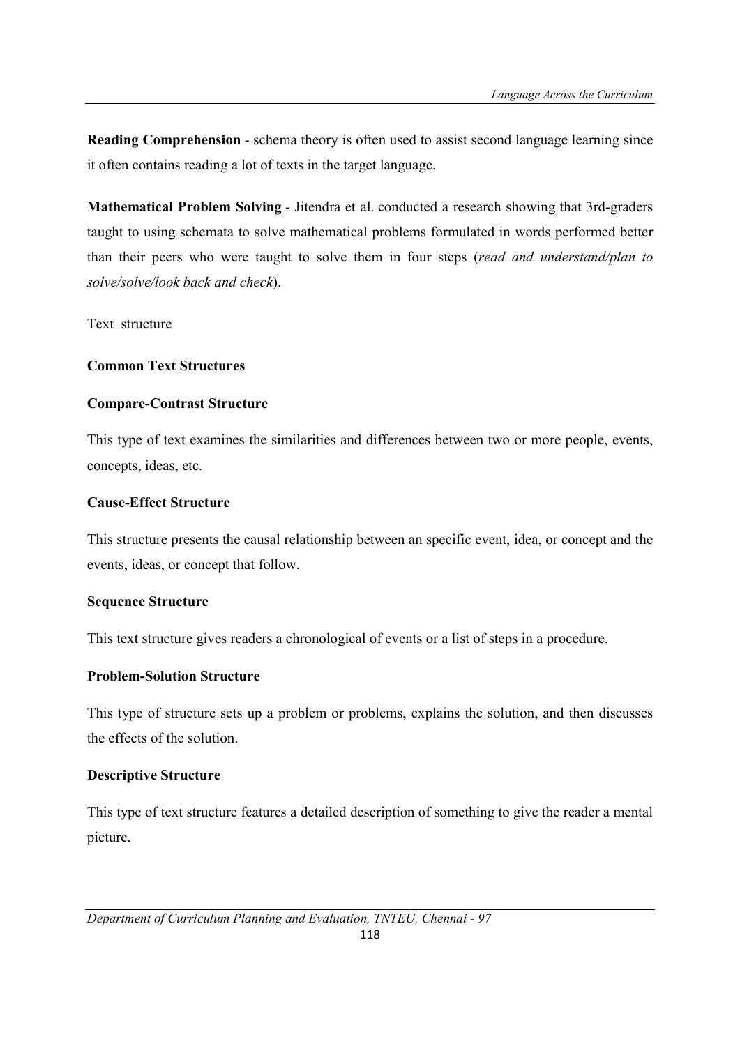**Reading Comprehension** - schema theory is often used to assist second language learning since it often contains reading a lot of texts in the target language.

**Mathematical Problem Solving** - Jitendra et al. conducted a research showing that 3rd-graders taught to using schemata to solve mathematical problems formulated in words performed better than their peers who were taught to solve them in four steps (*read and understand/plan to solve/solve/look back and check*).

Text structure

**Common Text Structures**

**Compare-Contrast Structure**

This type of text examines the similarities and differences between two or more people, events, concepts, ideas, etc.

**Cause-Effect Structure**

This structure presents the causal relationship between an specific event, idea, or concept and the events, ideas, or concept that follow.

**Sequence Structure**

This text structure gives readers a chronological of events or a list of steps in a procedure.

**Problem-Solution Structure**

This type of structure sets up a problem or problems, explains the solution, and then discusses the effects of the solution.

**Descriptive Structure**

This type of text structure features a detailed description of something to give the reader a mental picture.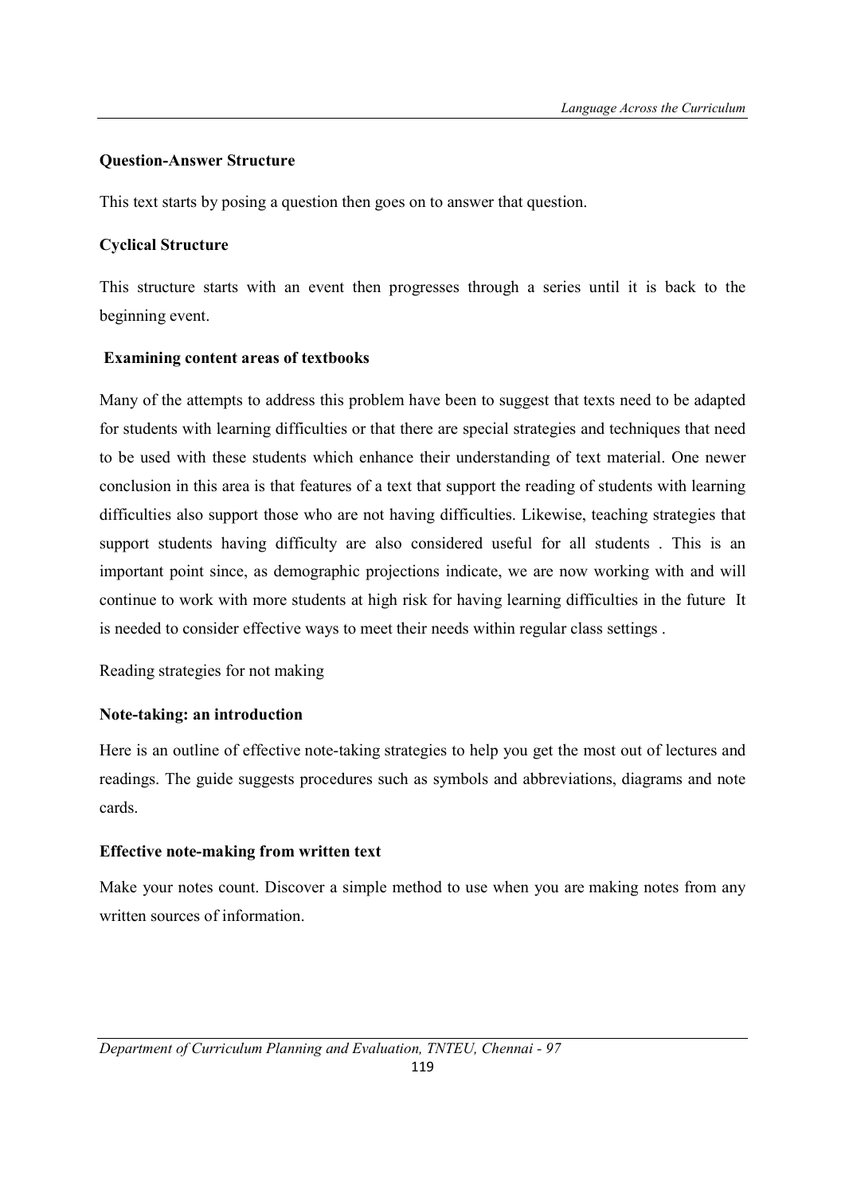**Question-Answer Structure**

This text starts by posing a question then goes on to answer that question.

**Cyclical Structure**

This structure starts with an event then progresses through a series until it is back to the beginning event.

**Examining content areas of textbooks**

Many of the attempts to address this problem have been to suggest that texts need to be adapted for students with learning difficulties or that there are special strategies and techniques that need to be used with these students which enhance their understanding of text material. One newer conclusion in this area is that features of a text that support the reading of students with learning difficulties also support those who are not having difficulties. Likewise, teaching strategies that support students having difficulty are also considered useful for all students . This is an important point since, as demographic projections indicate, we are now working with and will continue to work with more students at high risk for having learning difficulties in the future It is needed to consider effective ways to meet their needs within regular class settings .

Reading strategies for not making

**Note-taking: an introduction**

Here is an outline of effective note-taking strategies to help you get the most out of lectures and readings. The guide suggests procedures such as symbols and abbreviations, diagrams and note cards.

**Effective note-making from written text**

Make your notes count. Discover a simple method to use when you are making notes from any written sources of information.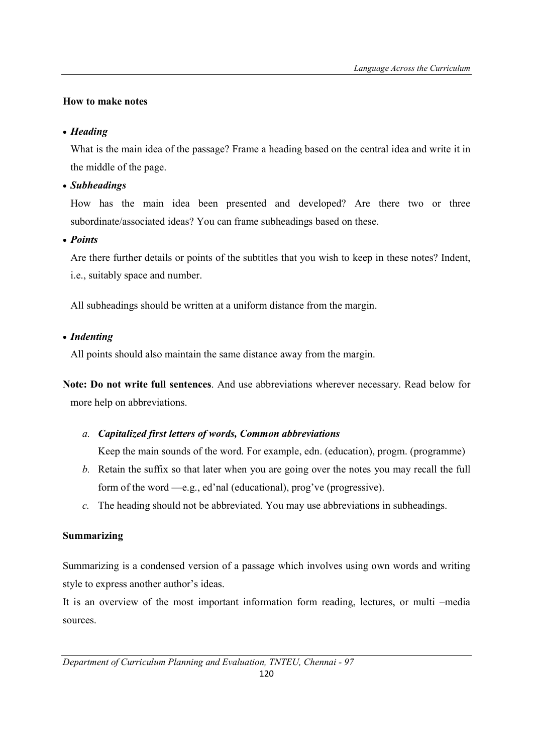### How to make notes

- ***Heading***

  What is the main idea of the passage? Frame a heading based on the central idea and write it in the middle of the page.

- ***Subheadings***

  How has the main idea been presented and developed? Are there two or three subordinate/associated ideas? You can frame subheadings based on these.

- ***Points***

  Are there further details or points of the subtitles that you wish to keep in these notes? Indent, i.e., suitably space and number.

  All subheadings should be written at a uniform distance from the margin.

- ***Indenting***

  All points should also maintain the same distance away from the margin.

**Note: Do not write full sentences**. And use abbreviations wherever necessary. Read below for more help on abbreviations.

a. ***Capitalized first letters of words, Common abbreviations***

   Keep the main sounds of the word. For example, edn. (education), progm. (programme)

b. Retain the suffix so that later when you are going over the notes you may recall the full form of the word —e.g., ed'nal (educational), prog've (progressive).

c. The heading should not be abbreviated. You may use abbreviations in subheadings.

### Summarizing

Summarizing is a condensed version of a passage which involves using own words and writing style to express another author's ideas.

It is an overview of the most important information form reading, lectures, or multi –media sources.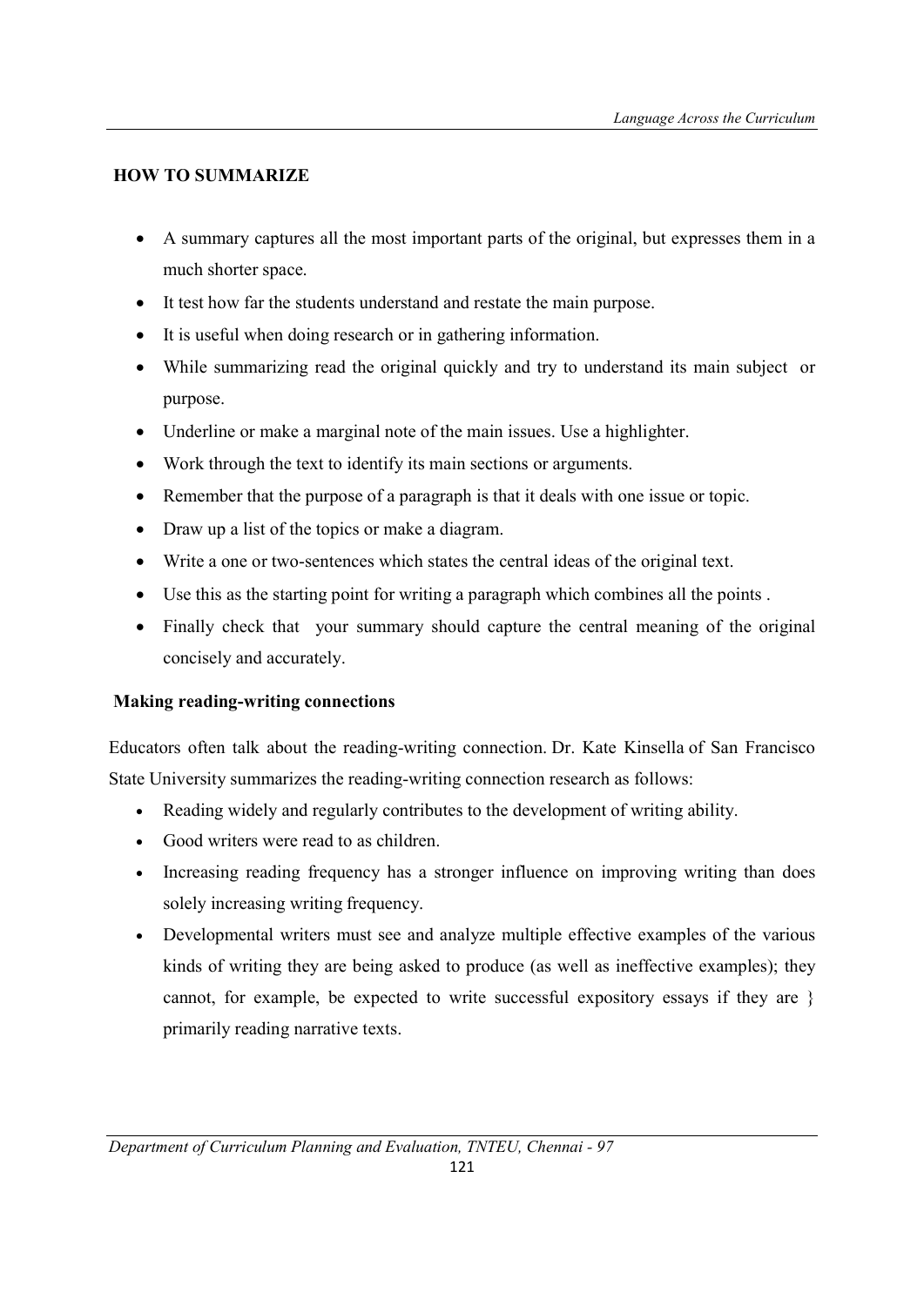## HOW TO SUMMARIZE

- A summary captures all the most important parts of the original, but expresses them in a much shorter space.
- It test how far the students understand and restate the main purpose.
- It is useful when doing research or in gathering information.
- While summarizing read the original quickly and try to understand its main subject or purpose.
- Underline or make a marginal note of the main issues. Use a highlighter.
- Work through the text to identify its main sections or arguments.
- Remember that the purpose of a paragraph is that it deals with one issue or topic.
- Draw up a list of the topics or make a diagram.
- Write a one or two-sentences which states the central ideas of the original text.
- Use this as the starting point for writing a paragraph which combines all the points .
- Finally check that your summary should capture the central meaning of the original concisely and accurately.

### Making reading-writing connections

Educators often talk about the reading-writing connection. Dr. Kate Kinsella of San Francisco State University summarizes the reading-writing connection research as follows:

- Reading widely and regularly contributes to the development of writing ability.
- Good writers were read to as children.
- Increasing reading frequency has a stronger influence on improving writing than does solely increasing writing frequency.
- Developmental writers must see and analyze multiple effective examples of the various kinds of writing they are being asked to produce (as well as ineffective examples); they cannot, for example, be expected to write successful expository essays if they are } primarily reading narrative texts.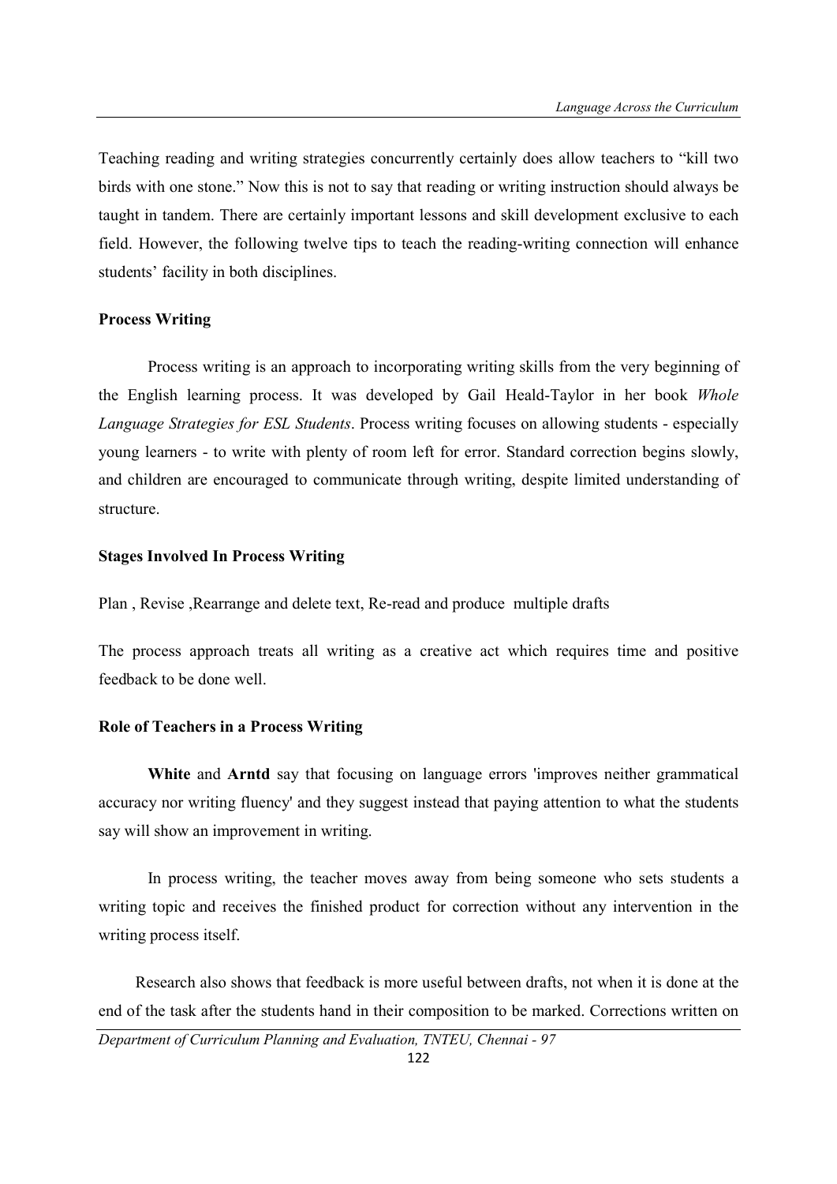Teaching reading and writing strategies concurrently certainly does allow teachers to "kill two birds with one stone." Now this is not to say that reading or writing instruction should always be taught in tandem. There are certainly important lessons and skill development exclusive to each field. However, the following twelve tips to teach the reading-writing connection will enhance students' facility in both disciplines.

**Process Writing**

Process writing is an approach to incorporating writing skills from the very beginning of the English learning process. It was developed by Gail Heald-Taylor in her book *Whole Language Strategies for ESL Students*. Process writing focuses on allowing students - especially young learners - to write with plenty of room left for error. Standard correction begins slowly, and children are encouraged to communicate through writing, despite limited understanding of structure.

**Stages Involved In Process Writing**

Plan , Revise ,Rearrange and delete text, Re-read and produce multiple drafts

The process approach treats all writing as a creative act which requires time and positive feedback to be done well.

**Role of Teachers in a Process Writing**

**White** and **Arntd** say that focusing on language errors 'improves neither grammatical accuracy nor writing fluency' and they suggest instead that paying attention to what the students say will show an improvement in writing.

In process writing, the teacher moves away from being someone who sets students a writing topic and receives the finished product for correction without any intervention in the writing process itself.

Research also shows that feedback is more useful between drafts, not when it is done at the end of the task after the students hand in their composition to be marked. Corrections written on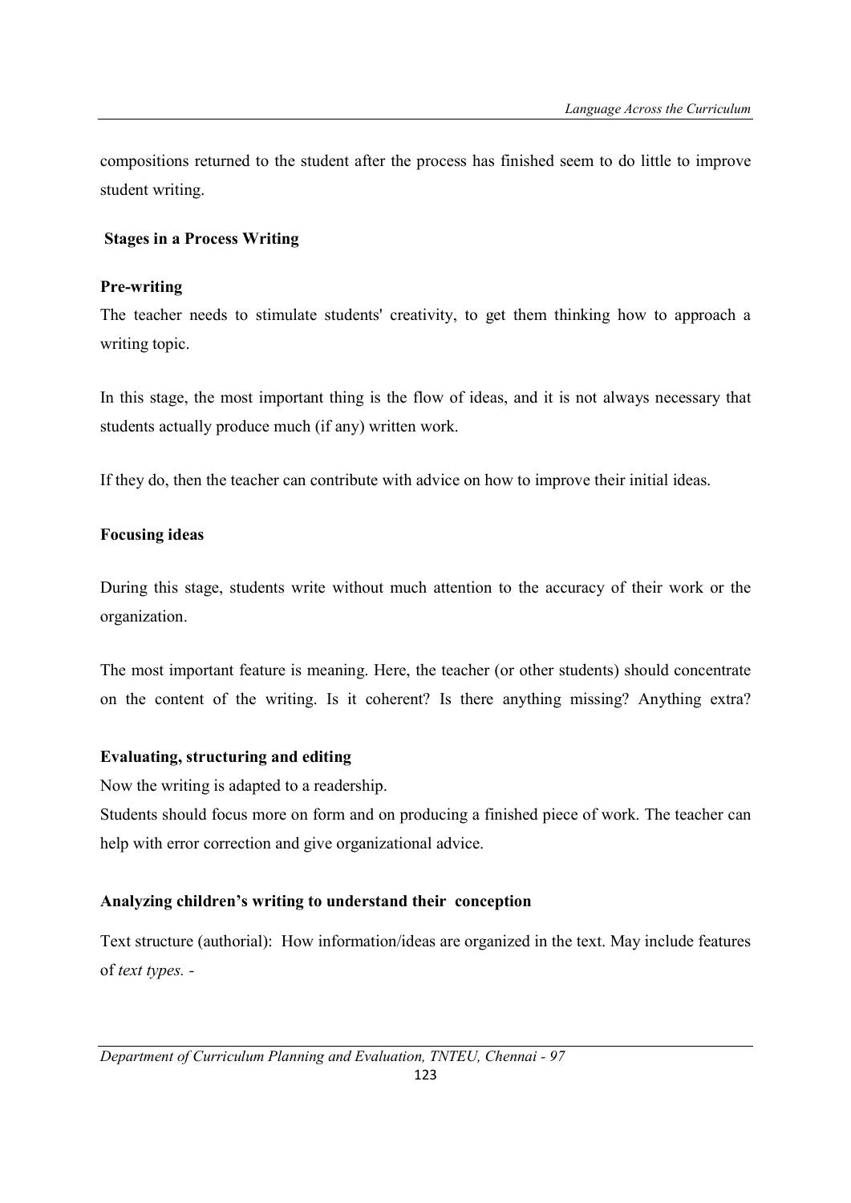compositions returned to the student after the process has finished seem to do little to improve student writing.

### Stages in a Process Writing

#### Pre-writing

The teacher needs to stimulate students' creativity, to get them thinking how to approach a writing topic.

In this stage, the most important thing is the flow of ideas, and it is not always necessary that students actually produce much (if any) written work.

If they do, then the teacher can contribute with advice on how to improve their initial ideas.

#### Focusing ideas

During this stage, students write without much attention to the accuracy of their work or the organization.

The most important feature is meaning. Here, the teacher (or other students) should concentrate on the content of the writing. Is it coherent? Is there anything missing? Anything extra?

#### Evaluating, structuring and editing

Now the writing is adapted to a readership.

Students should focus more on form and on producing a finished piece of work. The teacher can help with error correction and give organizational advice.

### Analyzing children's writing to understand their conception

Text structure (authorial): How information/ideas are organized in the text. May include features of *text types*. -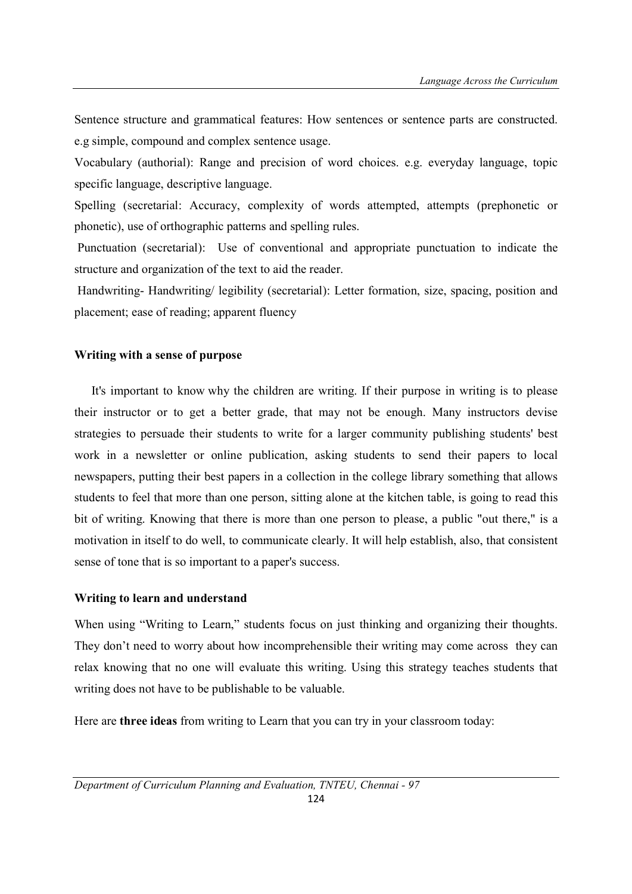Sentence structure and grammatical features: How sentences or sentence parts are constructed. e.g simple, compound and complex sentence usage.

Vocabulary (authorial): Range and precision of word choices. e.g. everyday language, topic specific language, descriptive language.

Spelling (secretarial: Accuracy, complexity of words attempted, attempts (prephonetic or phonetic), use of orthographic patterns and spelling rules.

Punctuation (secretarial): Use of conventional and appropriate punctuation to indicate the structure and organization of the text to aid the reader.

Handwriting- Handwriting/ legibility (secretarial): Letter formation, size, spacing, position and placement; ease of reading; apparent fluency

**Writing with a sense of purpose**

It's important to know why the children are writing. If their purpose in writing is to please their instructor or to get a better grade, that may not be enough. Many instructors devise strategies to persuade their students to write for a larger community publishing students' best work in a newsletter or online publication, asking students to send their papers to local newspapers, putting their best papers in a collection in the college library something that allows students to feel that more than one person, sitting alone at the kitchen table, is going to read this bit of writing. Knowing that there is more than one person to please, a public "out there," is a motivation in itself to do well, to communicate clearly. It will help establish, also, that consistent sense of tone that is so important to a paper's success.

**Writing to learn and understand**

When using "Writing to Learn," students focus on just thinking and organizing their thoughts. They don't need to worry about how incomprehensible their writing may come across they can relax knowing that no one will evaluate this writing. Using this strategy teaches students that writing does not have to be publishable to be valuable.

Here are **three ideas** from writing to Learn that you can try in your classroom today: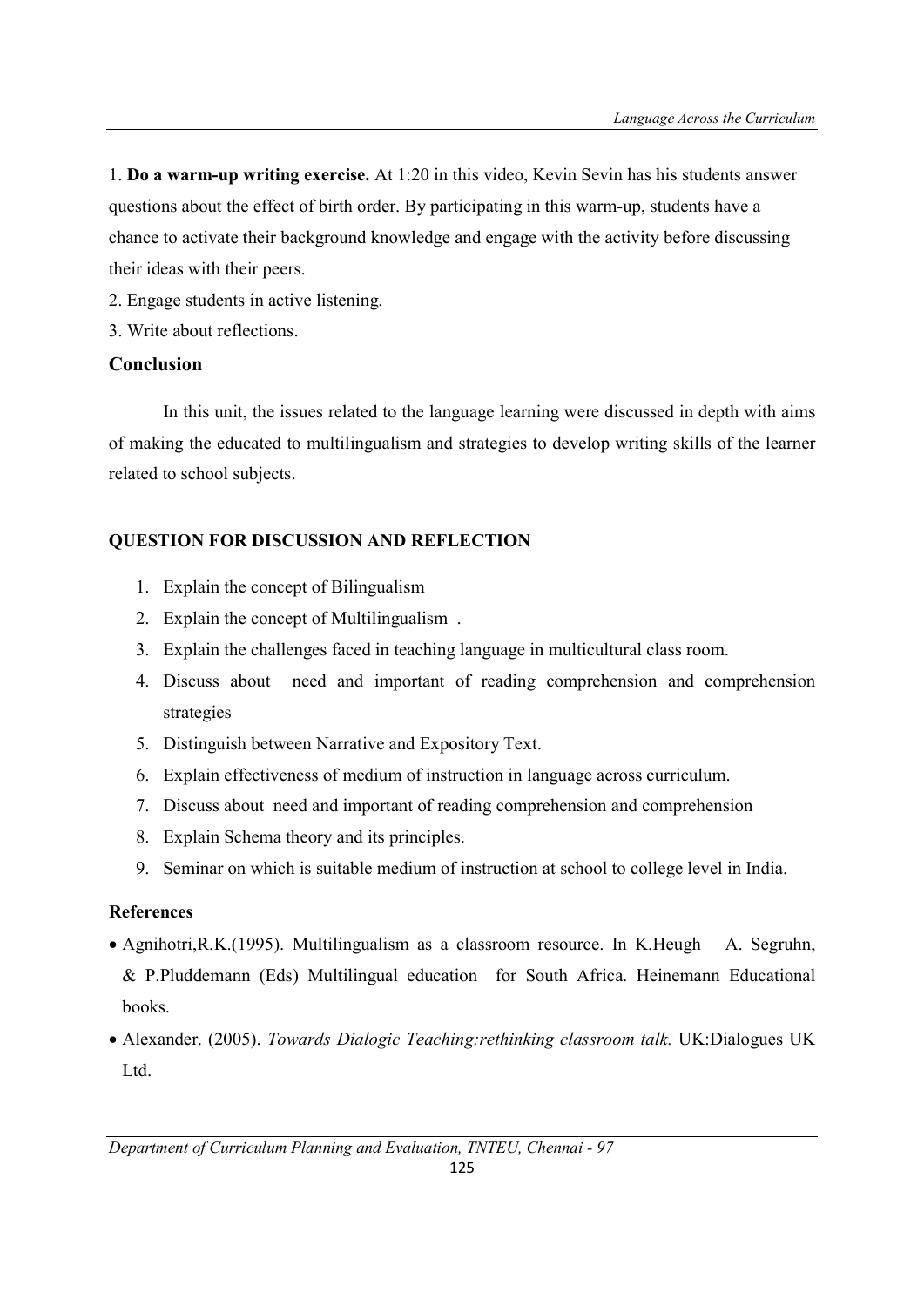1. **Do a warm-up writing exercise.** At 1:20 in this video, Kevin Sevin has his students answer questions about the effect of birth order. By participating in this warm-up, students have a chance to activate their background knowledge and engage with the activity before discussing their ideas with their peers.
2. Engage students in active listening.
3. Write about reflections.

### Conclusion

In this unit, the issues related to the language learning were discussed in depth with aims of making the educated to multilingualism and strategies to develop writing skills of the learner related to school subjects.

### QUESTION FOR DISCUSSION AND REFLECTION

1. Explain the concept of Bilingualism
2. Explain the concept of Multilingualism .
3. Explain the challenges faced in teaching language in multicultural class room.
4. Discuss about need and important of reading comprehension and comprehension strategies
5. Distinguish between Narrative and Expository Text.
6. Explain effectiveness of medium of instruction in language across curriculum.
7. Discuss about need and important of reading comprehension and comprehension
8. Explain Schema theory and its principles.
9. Seminar on which is suitable medium of instruction at school to college level in India.

### References

- Agnihotri,R.K.(1995). Multilingualism as a classroom resource. In K.Heugh A. Segruhn, & P.Pluddemann (Eds) Multilingual education for South Africa. Heinemann Educational books.
- Alexander. (2005). *Towards Dialogic Teaching:rethinking classroom talk.* UK:Dialogues UK Ltd.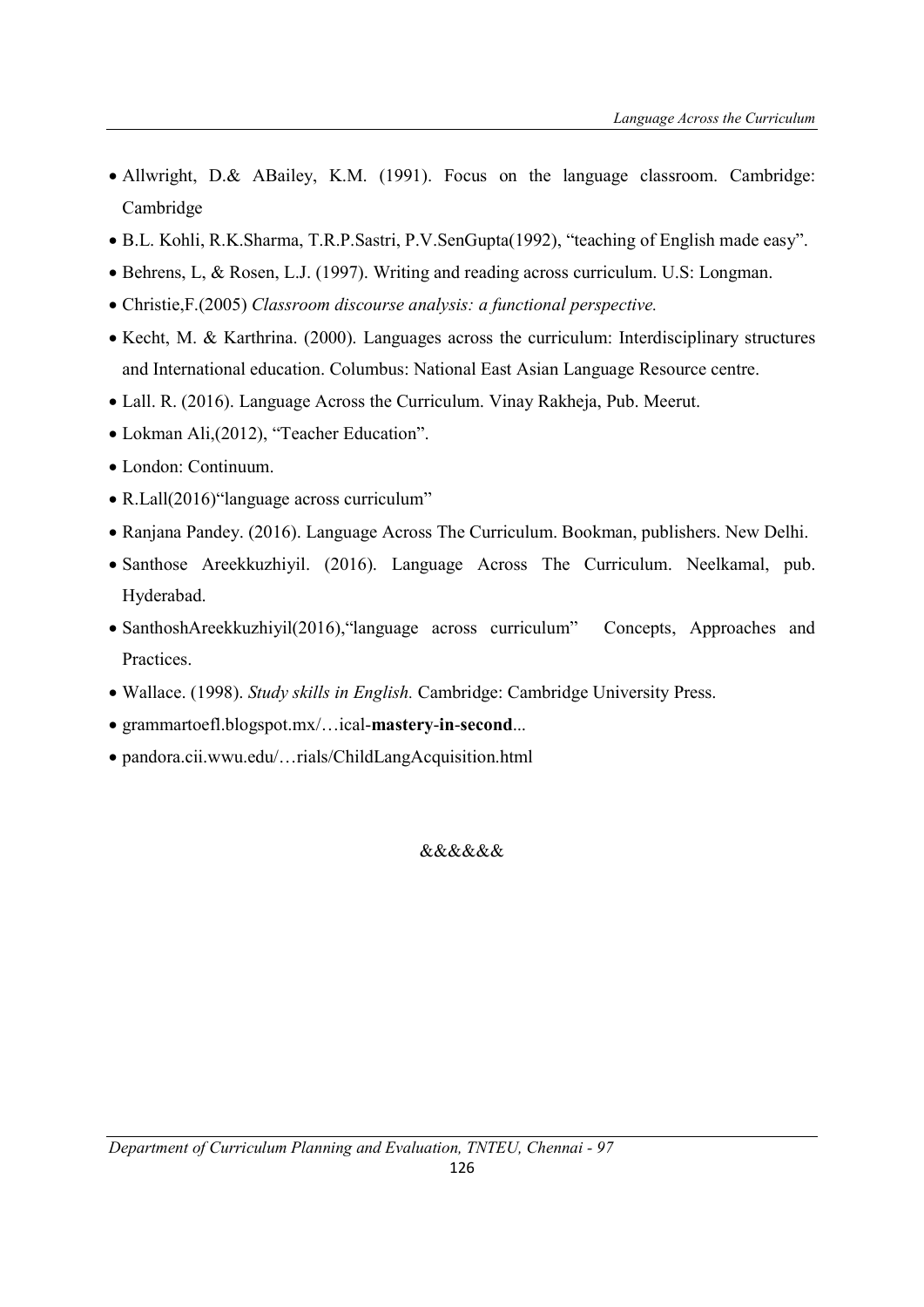- Allwright, D.& ABailey, K.M. (1991). Focus on the language classroom. Cambridge: Cambridge
- B.L. Kohli, R.K.Sharma, T.R.P.Sastri, P.V.SenGupta(1992), "teaching of English made easy".
- Behrens, L, & Rosen, L.J. (1997). Writing and reading across curriculum. U.S: Longman.
- Christie,F.(2005) *Classroom discourse analysis: a functional perspective.*
- Kecht, M. & Karthrina. (2000). Languages across the curriculum: Interdisciplinary structures and International education. Columbus: National East Asian Language Resource centre.
- Lall. R. (2016). Language Across the Curriculum. Vinay Rakheja, Pub. Meerut.
- Lokman Ali,(2012), "Teacher Education".
- London: Continuum.
- R.Lall(2016)"language across curriculum"
- Ranjana Pandey. (2016). Language Across The Curriculum. Bookman, publishers. New Delhi.
- Santhose Areekkuzhiyil. (2016). Language Across The Curriculum. Neelkamal, pub. Hyderabad.
- SanthoshAreekkuzhiyil(2016),"language across curriculum" Concepts, Approaches and Practices.
- Wallace. (1998). *Study skills in English.* Cambridge: Cambridge University Press.
- grammartoefl.blogspot.mx/…ical-**mastery**-**in**-**second**...
- pandora.cii.wwu.edu/…rials/ChildLangAcquisition.html

&&&&&&